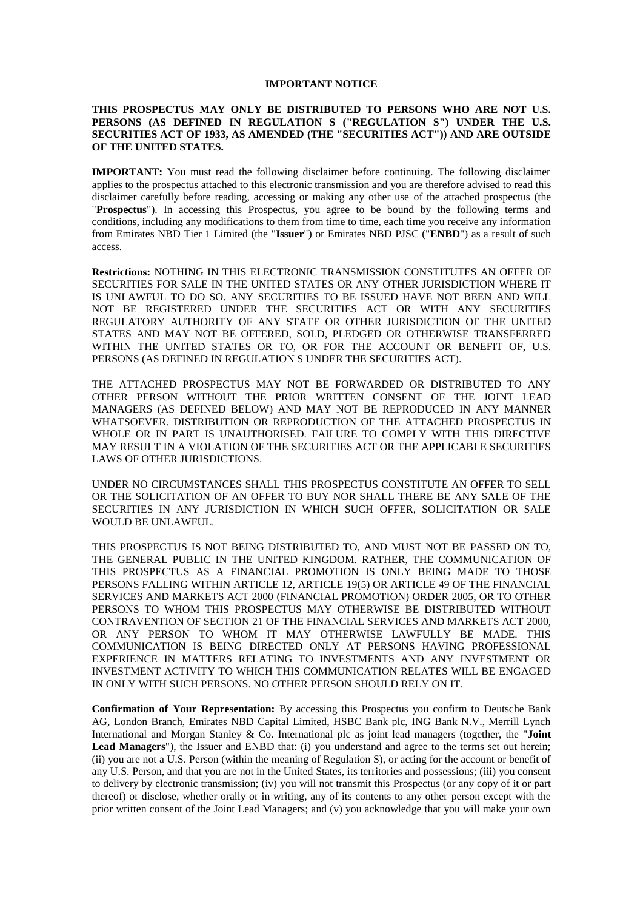# IMPORTANT NOTICE

**THIS PROSPECTUS MAY ONLY BE DISTRIBUTED TO PERSONS WHO ARE NOT U.S. PERSONS (AS DEFINED IN REGULATION S ("REGULATION S") UNDER THE U.S. SECURITIES ACT OF 1933, AS AMENDED (THE "SECURITIES ACT")) AND ARE OUTSIDE OF THE UNITED STATES.**

**IMPORTANT:** You must read the following disclaimer before continuing. The following disclaimer applies to the prospectus attached to this electronic transmission and you are therefore advised to read this disclaimer carefully before reading, accessing or making any other use of the attached prospectus (the "**Prospectus**"). In accessing this Prospectus, you agree to be bound by the following terms and conditions, including any modifications to them from time to time, each time you receive any information from Emirates NBD Tier 1 Limited (the "**Issuer**") or Emirates NBD PJSC ("**ENBD**") as a result of such access.

**Restrictions:** NOTHING IN THIS ELECTRONIC TRANSMISSION CONSTITUTES AN OFFER OF SECURITIES FOR SALE IN THE UNITED STATES OR ANY OTHER JURISDICTION WHERE IT IS UNLAWFUL TO DO SO. ANY SECURITIES TO BE ISSUED HAVE NOT BEEN AND WILL NOT BE REGISTERED UNDER THE SECURITIES ACT OR WITH ANY SECURITIES REGULATORY AUTHORITY OF ANY STATE OR OTHER JURISDICTION OF THE UNITED STATES AND MAY NOT BE OFFERED, SOLD, PLEDGED OR OTHERWISE TRANSFERRED WITHIN THE UNITED STATES OR TO, OR FOR THE ACCOUNT OR BENEFIT OF, U.S. PERSONS (AS DEFINED IN REGULATION S UNDER THE SECURITIES ACT).

THE ATTACHED PROSPECTUS MAY NOT BE FORWARDED OR DISTRIBUTED TO ANY OTHER PERSON WITHOUT THE PRIOR WRITTEN CONSENT OF THE JOINT LEAD MANAGERS (AS DEFINED BELOW) AND MAY NOT BE REPRODUCED IN ANY MANNER WHATSOEVER. DISTRIBUTION OR REPRODUCTION OF THE ATTACHED PROSPECTUS IN WHOLE OR IN PART IS UNAUTHORISED. FAILURE TO COMPLY WITH THIS DIRECTIVE MAY RESULT IN A VIOLATION OF THE SECURITIES ACT OR THE APPLICABLE SECURITIES LAWS OF OTHER JURISDICTIONS.

UNDER NO CIRCUMSTANCES SHALL THIS PROSPECTUS CONSTITUTE AN OFFER TO SELL OR THE SOLICITATION OF AN OFFER TO BUY NOR SHALL THERE BE ANY SALE OF THE SECURITIES IN ANY JURISDICTION IN WHICH SUCH OFFER, SOLICITATION OR SALE WOULD BE UNLAWFUL.

THIS PROSPECTUS IS NOT BEING DISTRIBUTED TO, AND MUST NOT BE PASSED ON TO, THE GENERAL PUBLIC IN THE UNITED KINGDOM. RATHER, THE COMMUNICATION OF THIS PROSPECTUS AS A FINANCIAL PROMOTION IS ONLY BEING MADE TO THOSE PERSONS FALLING WITHIN ARTICLE 12, ARTICLE 19(5) OR ARTICLE 49 OF THE FINANCIAL SERVICES AND MARKETS ACT 2000 (FINANCIAL PROMOTION) ORDER 2005, OR TO OTHER PERSONS TO WHOM THIS PROSPECTUS MAY OTHERWISE BE DISTRIBUTED WITHOUT CONTRAVENTION OF SECTION 21 OF THE FINANCIAL SERVICES AND MARKETS ACT 2000, OR ANY PERSON TO WHOM IT MAY OTHERWISE LAWFULLY BE MADE. THIS COMMUNICATION IS BEING DIRECTED ONLY AT PERSONS HAVING PROFESSIONAL EXPERIENCE IN MATTERS RELATING TO INVESTMENTS AND ANY INVESTMENT OR INVESTMENT ACTIVITY TO WHICH THIS COMMUNICATION RELATES WILL BE ENGAGED IN ONLY WITH SUCH PERSONS. NO OTHER PERSON SHOULD RELY ON IT.

**Confirmation of Your Representation:** By accessing this Prospectus you confirm to Deutsche Bank AG, London Branch, Emirates NBD Capital Limited, HSBC Bank plc, ING Bank N.V., Merrill Lynch International and Morgan Stanley & Co. International plc as joint lead managers (together, the "**Joint Lead Managers**"), the Issuer and ENBD that: (i) you understand and agree to the terms set out herein; (ii) you are not a U.S. Person (within the meaning of Regulation S), or acting for the account or benefit of any U.S. Person, and that you are not in the United States, its territories and possessions; (iii) you consent to delivery by electronic transmission; (iv) you will not transmit this Prospectus (or any copy of it or part thereof) or disclose, whether orally or in writing, any of its contents to any other person except with the prior written consent of the Joint Lead Managers; and (v) you acknowledge that you will make your own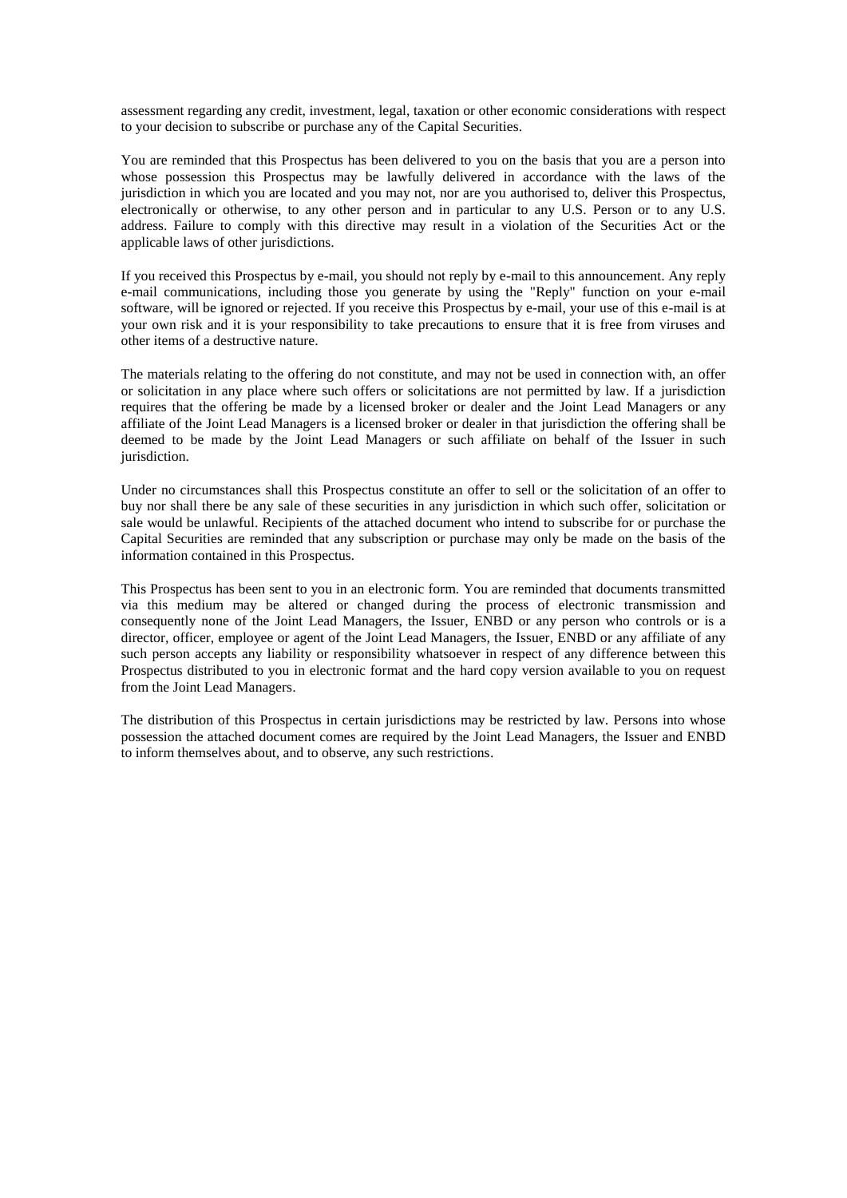assessment regarding any credit, investment, legal, taxation or other economic considerations with respect to your decision to subscribe or purchase any of the Capital Securities.

You are reminded that this Prospectus has been delivered to you on the basis that you are a person into whose possession this Prospectus may be lawfully delivered in accordance with the laws of the jurisdiction in which you are located and you may not, nor are you authorised to, deliver this Prospectus, electronically or otherwise, to any other person and in particular to any U.S. Person or to any U.S. address. Failure to comply with this directive may result in a violation of the Securities Act or the applicable laws of other jurisdictions.

If you received this Prospectus by e-mail, you should not reply by e-mail to this announcement. Any reply e-mail communications, including those you generate by using the "Reply" function on your e-mail software, will be ignored or rejected. If you receive this Prospectus by e-mail, your use of this e-mail is at your own risk and it is your responsibility to take precautions to ensure that it is free from viruses and other items of a destructive nature.

The materials relating to the offering do not constitute, and may not be used in connection with, an offer or solicitation in any place where such offers or solicitations are not permitted by law. If a jurisdiction requires that the offering be made by a licensed broker or dealer and the Joint Lead Managers or any affiliate of the Joint Lead Managers is a licensed broker or dealer in that jurisdiction the offering shall be deemed to be made by the Joint Lead Managers or such affiliate on behalf of the Issuer in such jurisdiction.

Under no circumstances shall this Prospectus constitute an offer to sell or the solicitation of an offer to buy nor shall there be any sale of these securities in any jurisdiction in which such offer, solicitation or sale would be unlawful. Recipients of the attached document who intend to subscribe for or purchase the Capital Securities are reminded that any subscription or purchase may only be made on the basis of the information contained in this Prospectus.

This Prospectus has been sent to you in an electronic form. You are reminded that documents transmitted via this medium may be altered or changed during the process of electronic transmission and consequently none of the Joint Lead Managers, the Issuer, ENBD or any person who controls or is a director, officer, employee or agent of the Joint Lead Managers, the Issuer, ENBD or any affiliate of any such person accepts any liability or responsibility whatsoever in respect of any difference between this Prospectus distributed to you in electronic format and the hard copy version available to you on request from the Joint Lead Managers.

The distribution of this Prospectus in certain jurisdictions may be restricted by law. Persons into whose possession the attached document comes are required by the Joint Lead Managers, the Issuer and ENBD to inform themselves about, and to observe, any such restrictions.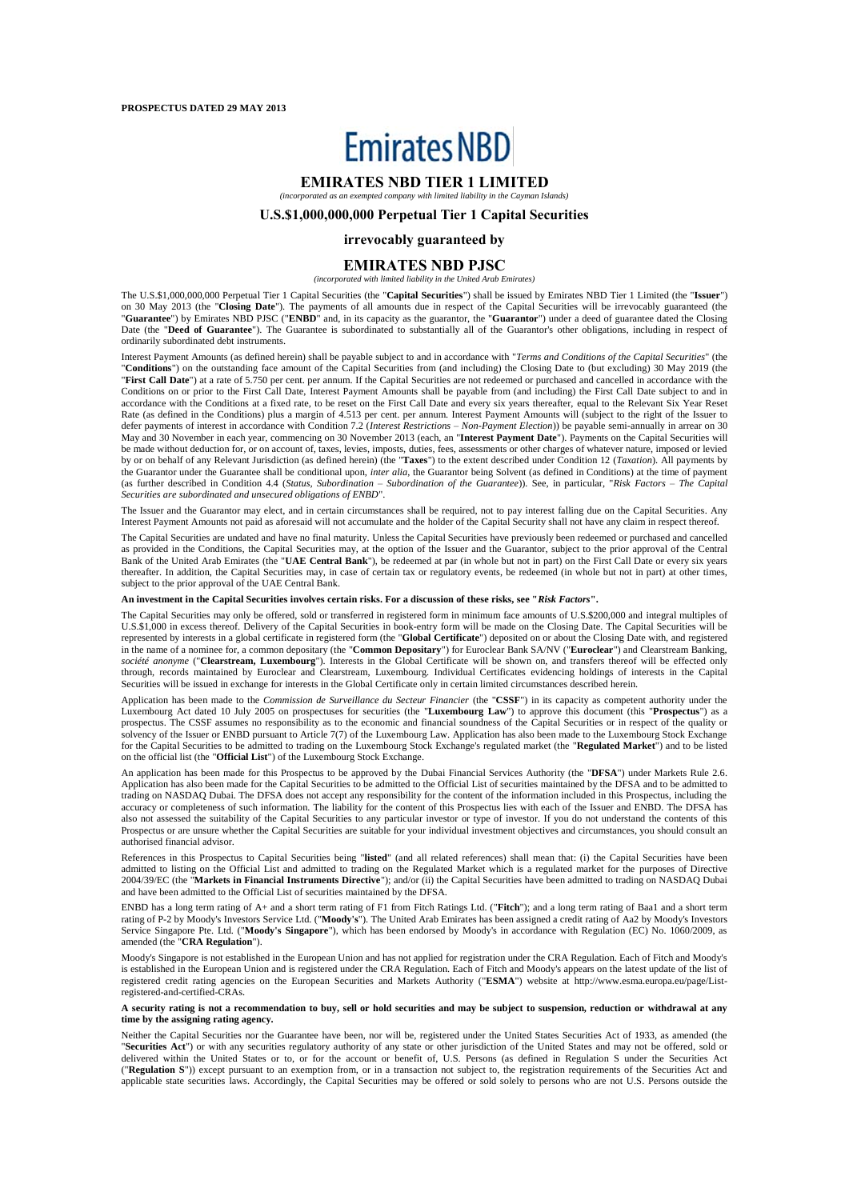**PROSPECTUS DATED 29 MAY 2013**

# Emirates NBD

## EMIRATES NBD TIER 1 LIMITED

*(incorporated as an exempted company with limited liability in the Cayman Islands)*

## U.S.$1,000,000,000 Perpetual Tier 1 Capital Securities

### irrevocably guaranteed by

## EMIRATES NBD PJSC

*(incorporated with limited liability in the United Arab Emirates)*

The U.S.$1,000,000,000 Perpetual Tier 1 Capital Securities (the "**Capital Securities**") shall be issued by Emirates NBD Tier 1 Limited (the "**Issuer**") on 30 May 2013 (the "**Closing Date**"). The payments of all amounts due in respect of the Capital Securities will be irrevocably guaranteed (the "**Guarantee**") by Emirates NBD PJSC ("**ENBD**" and, in its capacity as the guarantor, the "**Guarantor**") under a deed of guarantee dated the Closing Date (the "**Deed of Guarantee**"). The Guarantee is subordinated to substantially all of the Guarantor's other obligations, including in respect of ordinarily subordinated debt instruments.

Interest Payment Amounts (as defined herein) shall be payable subject to and in accordance with "*Terms and Conditions of the Capital Securities*" (the "**Conditions**") on the outstanding face amount of the Capital Securities from (and including) the Closing Date to (but excluding) 30 May 2019 (the "**First Call Date**") at a rate of 5.750 per cent. per annum. If the Capital Securities are not redeemed or purchased and cancelled in accordance with the Conditions on or prior to the First Call Date, Interest Payment Amounts shall be payable from (and including) the First Call Date subject to and in accordance with the Conditions at a fixed rate, to be reset on the First Call Date and every six years thereafter, equal to the Relevant Six Year Reset Rate (as defined in the Conditions) plus a margin of 4.513 per cent. per annum. Interest Payment Amounts will (subject to the right of the Issuer to defer payments of interest in accordance with Condition 7.2 (*Interest Restrictions – Non-Payment Election*)) be payable semi-annually in arrear on 30 May and 30 November in each year, commencing on 30 November 2013 (each, an "**Interest Payment Date**"). Payments on the Capital Securities will be made without deduction for, or on account of, taxes, levies, imposts, duties, fees, assessments or other charges of whatever nature, imposed or levied by or on behalf of any Relevant Jurisdiction (as defined herein) (the "**Taxes**") to the extent described under Condition 12 (*Taxation*). All payments by the Guarantor under the Guarantee shall be conditional upon, *inter alia*, the Guarantor being Solvent (as defined in Conditions) at the time of payment (as further described in Condition 4.4 (*Status, Subordination – Subordination of the Guarantee*)). See, in particular, "*Risk Factors – The Capital Securities are subordinated and unsecured obligations of ENBD*".

The Issuer and the Guarantor may elect, and in certain circumstances shall be required, not to pay interest falling due on the Capital Securities. Any Interest Payment Amounts not paid as aforesaid will not accumulate and the holder of the Capital Security shall not have any claim in respect thereof.

The Capital Securities are undated and have no final maturity. Unless the Capital Securities have previously been redeemed or purchased and cancelled as provided in the Conditions, the Capital Securities may, at the option of the Issuer and the Guarantor, subject to the prior approval of the Central Bank of the United Arab Emirates (the "**UAE Central Bank**"), be redeemed at par (in whole but not in part) on the First Call Date or every six years thereafter. In addition, the Capital Securities may, in case of certain tax or regulatory events, be redeemed (in whole but not in part) at other times, subject to the prior approval of the UAE Central Bank.

**An investment in the Capital Securities involves certain risks. For a discussion of these risks, see "*Risk Factors*".**

The Capital Securities may only be offered, sold or transferred in registered form in minimum face amounts of U.S.$200,000 and integral multiples of U.S.$1,000 in excess thereof. Delivery of the Capital Securities in book-entry form will be made on the Closing Date. The Capital Securities will be represented by interests in a global certificate in registered form (the "**Global Certificate**") deposited on or about the Closing Date with, and registered in the name of a nominee for, a common depositary (the "**Common Depositary**") for Euroclear Bank SA/NV ("**Euroclear**") and Clearstream Banking, *société anonyme* ("**Clearstream, Luxembourg**"). Interests in the Global Certificate will be shown on, and transfers thereof will be effected only through, records maintained by Euroclear and Clearstream, Luxembourg. Individual Certificates evidencing holdings of interests in the Capital Securities will be issued in exchange for interests in the Global Certificate only in certain limited circumstances described herein.

Application has been made to the *Commission de Surveillance du Secteur Financier* (the "**CSSF**") in its capacity as competent authority under the Luxembourg Act dated 10 July 2005 on prospectuses for securities (the "**Luxembourg Law**") to approve this document (this "**Prospectus**") as a prospectus. The CSSF assumes no responsibility as to the economic and financial soundness of the Capital Securities or in respect of the quality or solvency of the Issuer or ENBD pursuant to Article 7(7) of the Luxembourg Law. Application has also been made to the Luxembourg Stock Exchange for the Capital Securities to be admitted to trading on the Luxembourg Stock Exchange's regulated market (the "**Regulated Market**") and to be listed on the official list (the "**Official List**") of the Luxembourg Stock Exchange.

An application has been made for this Prospectus to be approved by the Dubai Financial Services Authority (the "**DFSA**") under Markets Rule 2.6. Application has also been made for the Capital Securities to be admitted to the Official List of securities maintained by the DFSA and to be admitted to trading on NASDAQ Dubai. The DFSA does not accept any responsibility for the content of the information included in this Prospectus, including the accuracy or completeness of such information. The liability for the content of this Prospectus lies with each of the Issuer and ENBD. The DFSA has also not assessed the suitability of the Capital Securities to any particular investor or type of investor. If you do not understand the contents of this Prospectus or are unsure whether the Capital Securities are suitable for your individual investment objectives and circumstances, you should consult an authorised financial advisor.

References in this Prospectus to Capital Securities being "**listed**" (and all related references) shall mean that: (i) the Capital Securities have been admitted to listing on the Official List and admitted to trading on the Regulated Market which is a regulated market for the purposes of Directive 2004/39/EC (the "**Markets in Financial Instruments Directive**"); and/or (ii) the Capital Securities have been admitted to trading on NASDAQ Dubai and have been admitted to the Official List of securities maintained by the DFSA.

ENBD has a long term rating of A+ and a short term rating of F1 from Fitch Ratings Ltd. ("**Fitch**"); and a long term rating of Baa1 and a short term rating of P-2 by Moody's Investors Service Ltd. ("**Moody's**"). The United Arab Emirates has been assigned a credit rating of Aa2 by Moody's Investors Service Singapore Pte. Ltd. ("**Moody's Singapore**"), which has been endorsed by Moody's in accordance with Regulation (EC) No. 1060/2009, as amended (the "**CRA Regulation**").

Moody's Singapore is not established in the European Union and has not applied for registration under the CRA Regulation. Each of Fitch and Moody's is established in the European Union and is registered under the CRA Regulation. Each of Fitch and Moody's appears on the latest update of the list of registered credit rating agencies on the European Securities and Markets Authority ("**ESMA**") website at http://www.esma.europa.eu/page/List-registered-and-certified-CRAs.

**A security rating is not a recommendation to buy, sell or hold securities and may be subject to suspension, reduction or withdrawal at any time by the assigning rating agency.**

Neither the Capital Securities nor the Guarantee have been, nor will be, registered under the United States Securities Act of 1933, as amended (the "**Securities Act**") or with any securities regulatory authority of any state or other jurisdiction of the United States and may not be offered, sold or delivered within the United States or to, or for the account or benefit of, U.S. Persons (as defined in Regulation S under the Securities Act ("**Regulation S**")) except pursuant to an exemption from, or in a transaction not subject to, the registration requirements of the Securities Act and applicable state securities laws. Accordingly, the Capital Securities may be offered or sold solely to persons who are not U.S. Persons outside the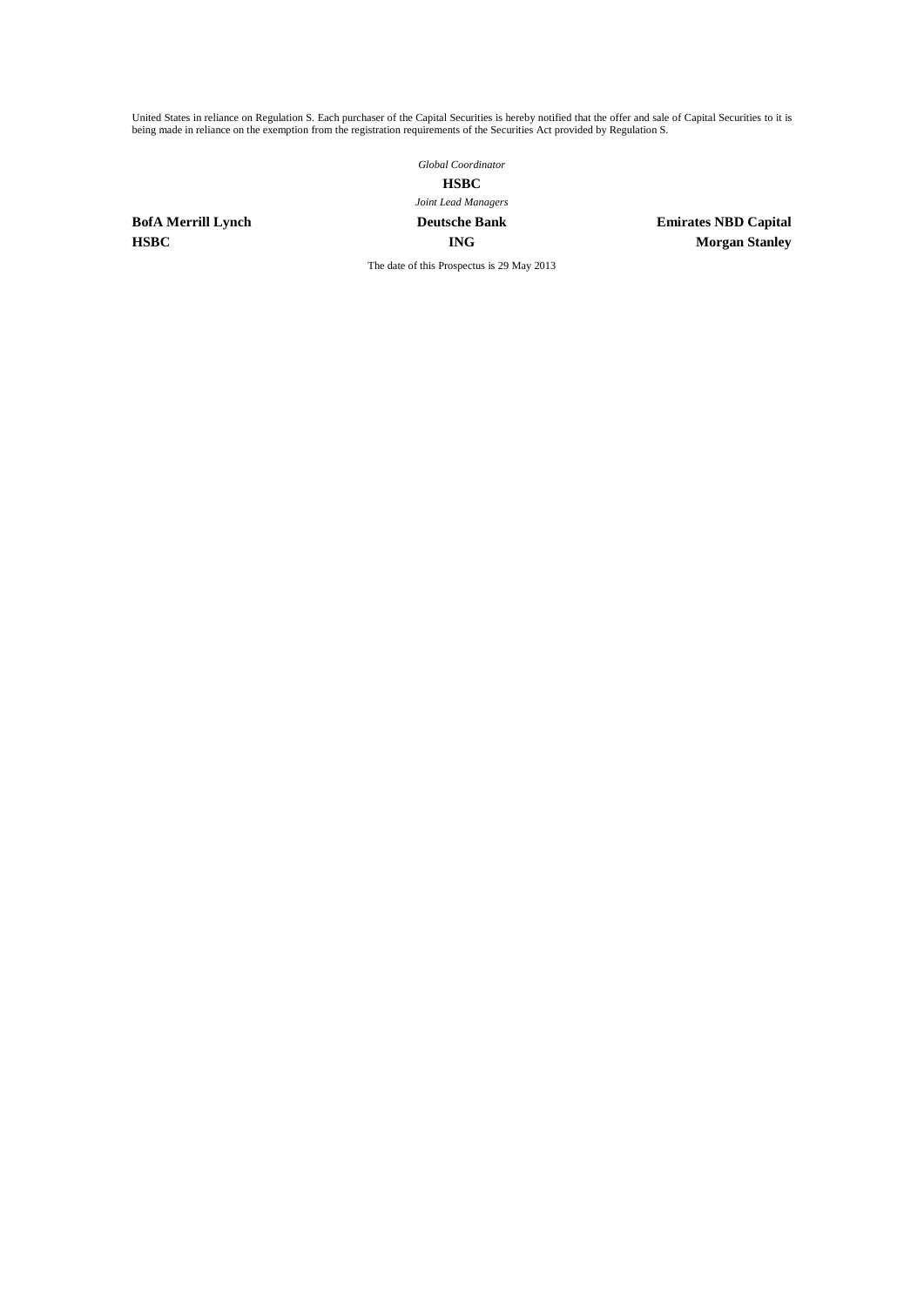United States in reliance on Regulation S. Each purchaser of the Capital Securities is hereby notified that the offer and sale of Capital Securities to it is being made in reliance on the exemption from the registration requirements of the Securities Act provided by Regulation S.

*Global Coordinator*

**HSBC**

*Joint Lead Managers*

| | | |
|---|---|---|
| **BofA Merrill Lynch** | **Deutsche Bank** | **Emirates NBD Capital** |
| **HSBC** | **ING** | **Morgan Stanley** |

The date of this Prospectus is 29 May 2013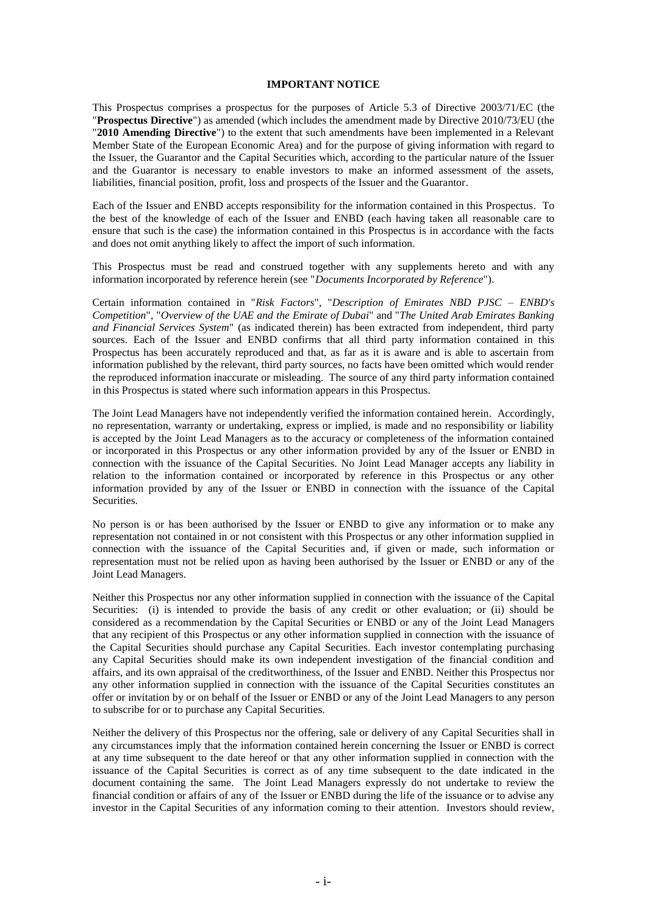## IMPORTANT NOTICE

This Prospectus comprises a prospectus for the purposes of Article 5.3 of Directive 2003/71/EC (the "**Prospectus Directive**") as amended (which includes the amendment made by Directive 2010/73/EU (the "**2010 Amending Directive**") to the extent that such amendments have been implemented in a Relevant Member State of the European Economic Area) and for the purpose of giving information with regard to the Issuer, the Guarantor and the Capital Securities which, according to the particular nature of the Issuer and the Guarantor is necessary to enable investors to make an informed assessment of the assets, liabilities, financial position, profit, loss and prospects of the Issuer and the Guarantor.

Each of the Issuer and ENBD accepts responsibility for the information contained in this Prospectus. To the best of the knowledge of each of the Issuer and ENBD (each having taken all reasonable care to ensure that such is the case) the information contained in this Prospectus is in accordance with the facts and does not omit anything likely to affect the import of such information.

This Prospectus must be read and construed together with any supplements hereto and with any information incorporated by reference herein (see "*Documents Incorporated by Reference*").

Certain information contained in "*Risk Factors*", "*Description of Emirates NBD PJSC – ENBD's Competition*", "*Overview of the UAE and the Emirate of Dubai*" and "*The United Arab Emirates Banking and Financial Services System*" (as indicated therein) has been extracted from independent, third party sources. Each of the Issuer and ENBD confirms that all third party information contained in this Prospectus has been accurately reproduced and that, as far as it is aware and is able to ascertain from information published by the relevant, third party sources, no facts have been omitted which would render the reproduced information inaccurate or misleading. The source of any third party information contained in this Prospectus is stated where such information appears in this Prospectus.

The Joint Lead Managers have not independently verified the information contained herein. Accordingly, no representation, warranty or undertaking, express or implied, is made and no responsibility or liability is accepted by the Joint Lead Managers as to the accuracy or completeness of the information contained or incorporated in this Prospectus or any other information provided by any of the Issuer or ENBD in connection with the issuance of the Capital Securities. No Joint Lead Manager accepts any liability in relation to the information contained or incorporated by reference in this Prospectus or any other information provided by any of the Issuer or ENBD in connection with the issuance of the Capital Securities.

No person is or has been authorised by the Issuer or ENBD to give any information or to make any representation not contained in or not consistent with this Prospectus or any other information supplied in connection with the issuance of the Capital Securities and, if given or made, such information or representation must not be relied upon as having been authorised by the Issuer or ENBD or any of the Joint Lead Managers.

Neither this Prospectus nor any other information supplied in connection with the issuance of the Capital Securities: (i) is intended to provide the basis of any credit or other evaluation; or (ii) should be considered as a recommendation by the Capital Securities or ENBD or any of the Joint Lead Managers that any recipient of this Prospectus or any other information supplied in connection with the issuance of the Capital Securities should purchase any Capital Securities. Each investor contemplating purchasing any Capital Securities should make its own independent investigation of the financial condition and affairs, and its own appraisal of the creditworthiness, of the Issuer and ENBD. Neither this Prospectus nor any other information supplied in connection with the issuance of the Capital Securities constitutes an offer or invitation by or on behalf of the Issuer or ENBD or any of the Joint Lead Managers to any person to subscribe for or to purchase any Capital Securities.

Neither the delivery of this Prospectus nor the offering, sale or delivery of any Capital Securities shall in any circumstances imply that the information contained herein concerning the Issuer or ENBD is correct at any time subsequent to the date hereof or that any other information supplied in connection with the issuance of the Capital Securities is correct as of any time subsequent to the date indicated in the document containing the same. The Joint Lead Managers expressly do not undertake to review the financial condition or affairs of any of the Issuer or ENBD during the life of the issuance or to advise any investor in the Capital Securities of any information coming to their attention. Investors should review,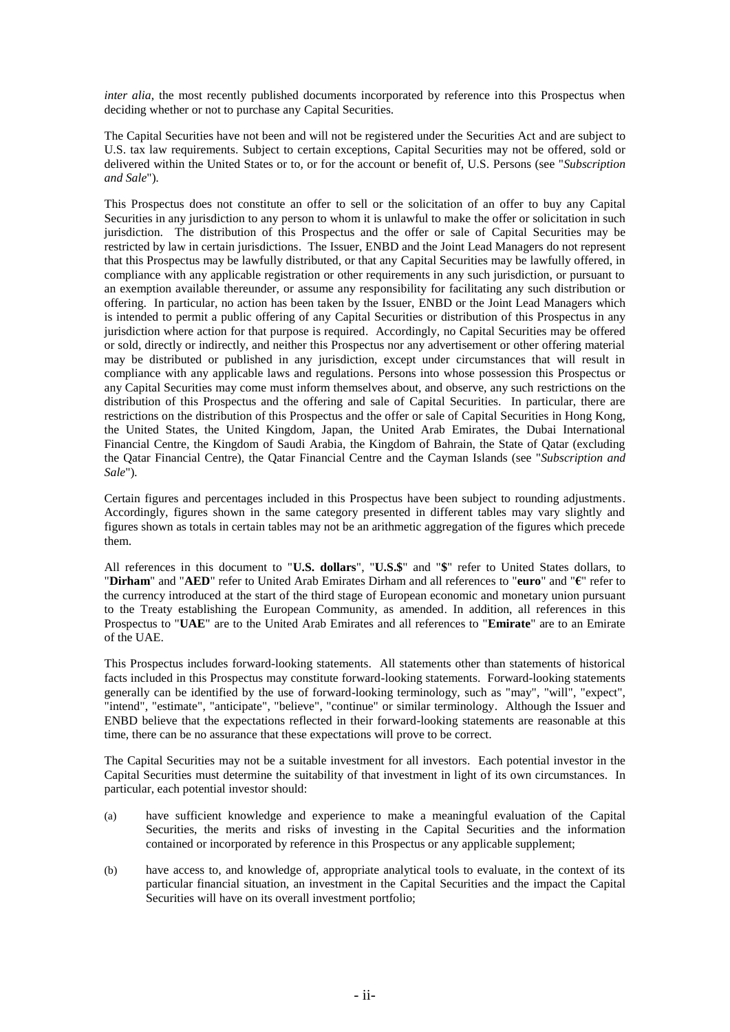*inter alia*, the most recently published documents incorporated by reference into this Prospectus when deciding whether or not to purchase any Capital Securities.

The Capital Securities have not been and will not be registered under the Securities Act and are subject to U.S. tax law requirements. Subject to certain exceptions, Capital Securities may not be offered, sold or delivered within the United States or to, or for the account or benefit of, U.S. Persons (see "*Subscription and Sale*").

This Prospectus does not constitute an offer to sell or the solicitation of an offer to buy any Capital Securities in any jurisdiction to any person to whom it is unlawful to make the offer or solicitation in such jurisdiction. The distribution of this Prospectus and the offer or sale of Capital Securities may be restricted by law in certain jurisdictions. The Issuer, ENBD and the Joint Lead Managers do not represent that this Prospectus may be lawfully distributed, or that any Capital Securities may be lawfully offered, in compliance with any applicable registration or other requirements in any such jurisdiction, or pursuant to an exemption available thereunder, or assume any responsibility for facilitating any such distribution or offering. In particular, no action has been taken by the Issuer, ENBD or the Joint Lead Managers which is intended to permit a public offering of any Capital Securities or distribution of this Prospectus in any jurisdiction where action for that purpose is required. Accordingly, no Capital Securities may be offered or sold, directly or indirectly, and neither this Prospectus nor any advertisement or other offering material may be distributed or published in any jurisdiction, except under circumstances that will result in compliance with any applicable laws and regulations. Persons into whose possession this Prospectus or any Capital Securities may come must inform themselves about, and observe, any such restrictions on the distribution of this Prospectus and the offering and sale of Capital Securities. In particular, there are restrictions on the distribution of this Prospectus and the offer or sale of Capital Securities in Hong Kong, the United States, the United Kingdom, Japan, the United Arab Emirates, the Dubai International Financial Centre, the Kingdom of Saudi Arabia, the Kingdom of Bahrain, the State of Qatar (excluding the Qatar Financial Centre), the Qatar Financial Centre and the Cayman Islands (see "*Subscription and Sale*").

Certain figures and percentages included in this Prospectus have been subject to rounding adjustments. Accordingly, figures shown in the same category presented in different tables may vary slightly and figures shown as totals in certain tables may not be an arithmetic aggregation of the figures which precede them.

All references in this document to "**U.S. dollars**", "**U.S.$**" and "**$**" refer to United States dollars, to "**Dirham**" and "**AED**" refer to United Arab Emirates Dirham and all references to "**euro**" and "**€**" refer to the currency introduced at the start of the third stage of European economic and monetary union pursuant to the Treaty establishing the European Community, as amended. In addition, all references in this Prospectus to "**UAE**" are to the United Arab Emirates and all references to "**Emirate**" are to an Emirate of the UAE.

This Prospectus includes forward-looking statements. All statements other than statements of historical facts included in this Prospectus may constitute forward-looking statements. Forward-looking statements generally can be identified by the use of forward-looking terminology, such as "may", "will", "expect", "intend", "estimate", "anticipate", "believe", "continue" or similar terminology. Although the Issuer and ENBD believe that the expectations reflected in their forward-looking statements are reasonable at this time, there can be no assurance that these expectations will prove to be correct.

The Capital Securities may not be a suitable investment for all investors. Each potential investor in the Capital Securities must determine the suitability of that investment in light of its own circumstances. In particular, each potential investor should:

(a) have sufficient knowledge and experience to make a meaningful evaluation of the Capital Securities, the merits and risks of investing in the Capital Securities and the information contained or incorporated by reference in this Prospectus or any applicable supplement;

(b) have access to, and knowledge of, appropriate analytical tools to evaluate, in the context of its particular financial situation, an investment in the Capital Securities and the impact the Capital Securities will have on its overall investment portfolio;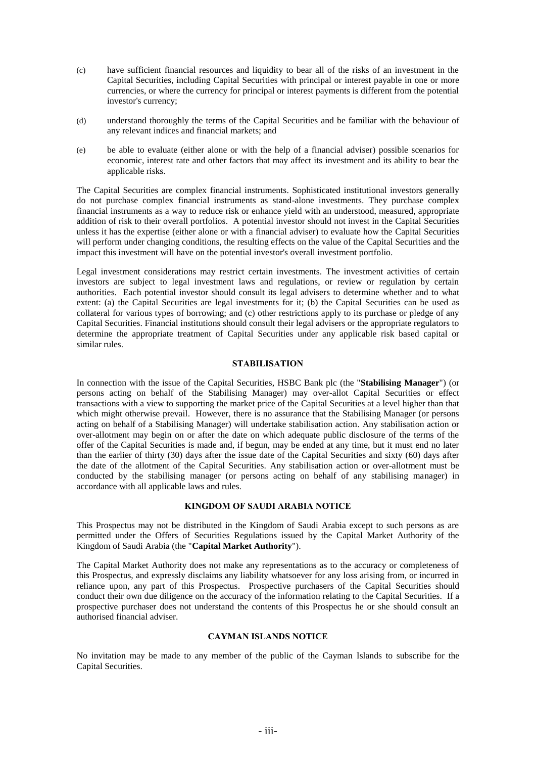(c) have sufficient financial resources and liquidity to bear all of the risks of an investment in the Capital Securities, including Capital Securities with principal or interest payable in one or more currencies, or where the currency for principal or interest payments is different from the potential investor's currency;

(d) understand thoroughly the terms of the Capital Securities and be familiar with the behaviour of any relevant indices and financial markets; and

(e) be able to evaluate (either alone or with the help of a financial adviser) possible scenarios for economic, interest rate and other factors that may affect its investment and its ability to bear the applicable risks.

The Capital Securities are complex financial instruments. Sophisticated institutional investors generally do not purchase complex financial instruments as stand-alone investments. They purchase complex financial instruments as a way to reduce risk or enhance yield with an understood, measured, appropriate addition of risk to their overall portfolios. A potential investor should not invest in the Capital Securities unless it has the expertise (either alone or with a financial adviser) to evaluate how the Capital Securities will perform under changing conditions, the resulting effects on the value of the Capital Securities and the impact this investment will have on the potential investor's overall investment portfolio.

Legal investment considerations may restrict certain investments. The investment activities of certain investors are subject to legal investment laws and regulations, or review or regulation by certain authorities. Each potential investor should consult its legal advisers to determine whether and to what extent: (a) the Capital Securities are legal investments for it; (b) the Capital Securities can be used as collateral for various types of borrowing; and (c) other restrictions apply to its purchase or pledge of any Capital Securities. Financial institutions should consult their legal advisers or the appropriate regulators to determine the appropriate treatment of Capital Securities under any applicable risk based capital or similar rules.

## STABILISATION

In connection with the issue of the Capital Securities, HSBC Bank plc (the "**Stabilising Manager**") (or persons acting on behalf of the Stabilising Manager) may over-allot Capital Securities or effect transactions with a view to supporting the market price of the Capital Securities at a level higher than that which might otherwise prevail. However, there is no assurance that the Stabilising Manager (or persons acting on behalf of a Stabilising Manager) will undertake stabilisation action. Any stabilisation action or over-allotment may begin on or after the date on which adequate public disclosure of the terms of the offer of the Capital Securities is made and, if begun, may be ended at any time, but it must end no later than the earlier of thirty (30) days after the issue date of the Capital Securities and sixty (60) days after the date of the allotment of the Capital Securities. Any stabilisation action or over-allotment must be conducted by the stabilising manager (or persons acting on behalf of any stabilising manager) in accordance with all applicable laws and rules.

## KINGDOM OF SAUDI ARABIA NOTICE

This Prospectus may not be distributed in the Kingdom of Saudi Arabia except to such persons as are permitted under the Offers of Securities Regulations issued by the Capital Market Authority of the Kingdom of Saudi Arabia (the "**Capital Market Authority**").

The Capital Market Authority does not make any representations as to the accuracy or completeness of this Prospectus, and expressly disclaims any liability whatsoever for any loss arising from, or incurred in reliance upon, any part of this Prospectus. Prospective purchasers of the Capital Securities should conduct their own due diligence on the accuracy of the information relating to the Capital Securities. If a prospective purchaser does not understand the contents of this Prospectus he or she should consult an authorised financial adviser.

## CAYMAN ISLANDS NOTICE

No invitation may be made to any member of the public of the Cayman Islands to subscribe for the Capital Securities.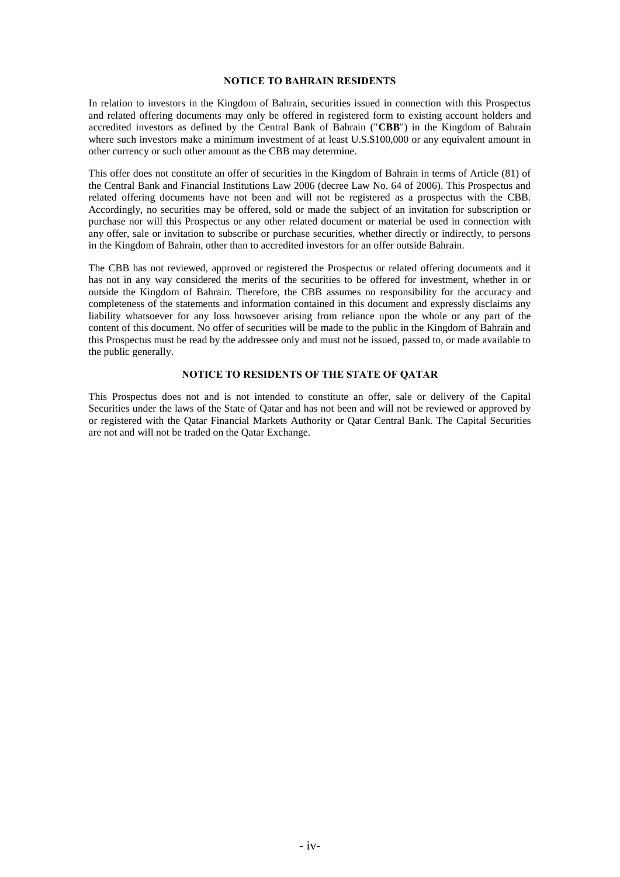## NOTICE TO BAHRAIN RESIDENTS

In relation to investors in the Kingdom of Bahrain, securities issued in connection with this Prospectus and related offering documents may only be offered in registered form to existing account holders and accredited investors as defined by the Central Bank of Bahrain ("**CBB**") in the Kingdom of Bahrain where such investors make a minimum investment of at least U.S.$100,000 or any equivalent amount in other currency or such other amount as the CBB may determine.

This offer does not constitute an offer of securities in the Kingdom of Bahrain in terms of Article (81) of the Central Bank and Financial Institutions Law 2006 (decree Law No. 64 of 2006). This Prospectus and related offering documents have not been and will not be registered as a prospectus with the CBB. Accordingly, no securities may be offered, sold or made the subject of an invitation for subscription or purchase nor will this Prospectus or any other related document or material be used in connection with any offer, sale or invitation to subscribe or purchase securities, whether directly or indirectly, to persons in the Kingdom of Bahrain, other than to accredited investors for an offer outside Bahrain.

The CBB has not reviewed, approved or registered the Prospectus or related offering documents and it has not in any way considered the merits of the securities to be offered for investment, whether in or outside the Kingdom of Bahrain. Therefore, the CBB assumes no responsibility for the accuracy and completeness of the statements and information contained in this document and expressly disclaims any liability whatsoever for any loss howsoever arising from reliance upon the whole or any part of the content of this document. No offer of securities will be made to the public in the Kingdom of Bahrain and this Prospectus must be read by the addressee only and must not be issued, passed to, or made available to the public generally.

## NOTICE TO RESIDENTS OF THE STATE OF QATAR

This Prospectus does not and is not intended to constitute an offer, sale or delivery of the Capital Securities under the laws of the State of Qatar and has not been and will not be reviewed or approved by or registered with the Qatar Financial Markets Authority or Qatar Central Bank. The Capital Securities are not and will not be traded on the Qatar Exchange.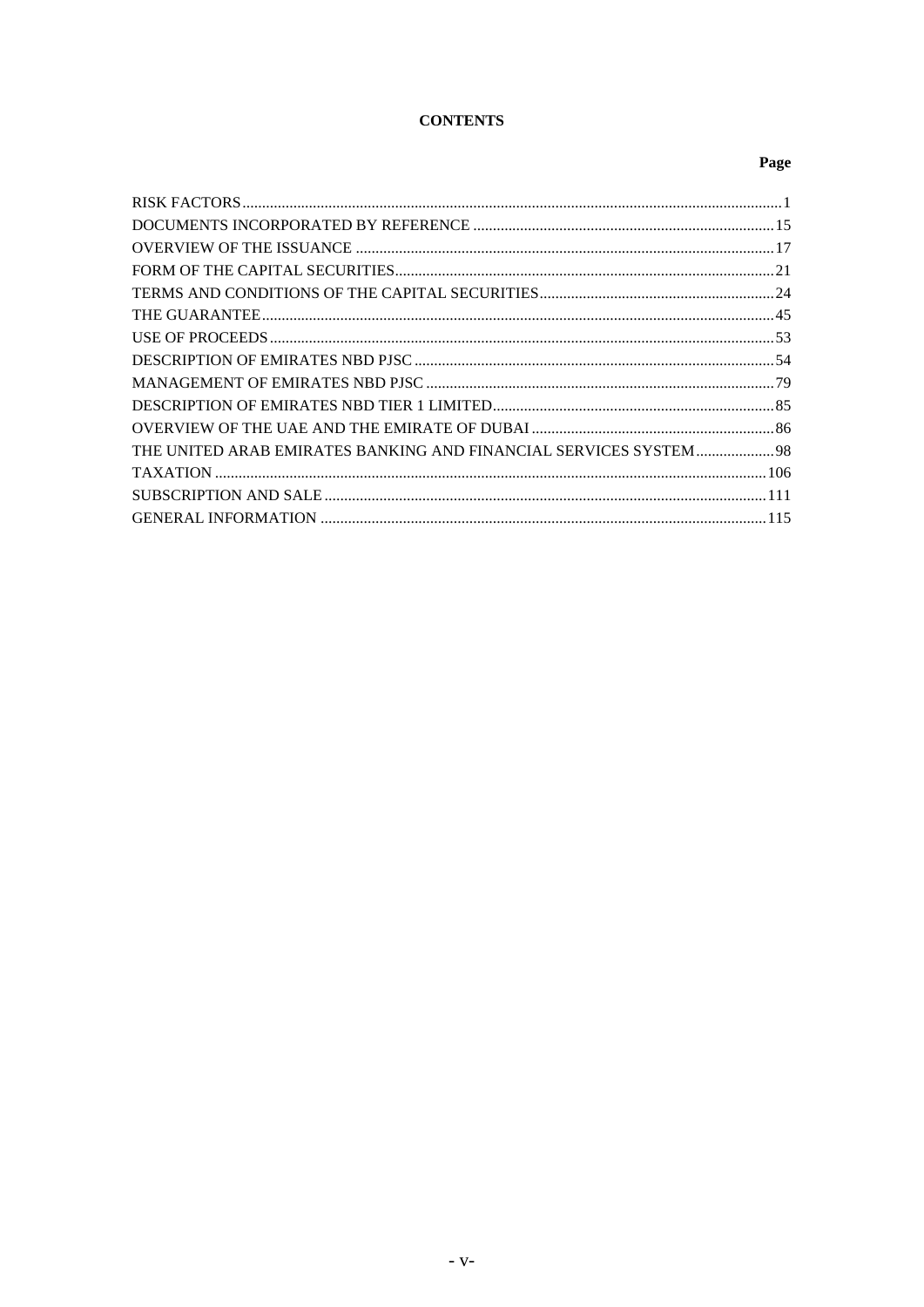# CONTENTS

| | Page |
|---|---|
| RISK FACTORS | 1 |
| DOCUMENTS INCORPORATED BY REFERENCE | 15 |
| OVERVIEW OF THE ISSUANCE | 17 |
| FORM OF THE CAPITAL SECURITIES | 21 |
| TERMS AND CONDITIONS OF THE CAPITAL SECURITIES | 24 |
| THE GUARANTEE | 45 |
| USE OF PROCEEDS | 53 |
| DESCRIPTION OF EMIRATES NBD PJSC | 54 |
| MANAGEMENT OF EMIRATES NBD PJSC | 79 |
| DESCRIPTION OF EMIRATES NBD TIER 1 LIMITED | 85 |
| OVERVIEW OF THE UAE AND THE EMIRATE OF DUBAI | 86 |
| THE UNITED ARAB EMIRATES BANKING AND FINANCIAL SERVICES SYSTEM | 98 |
| TAXATION | 106 |
| SUBSCRIPTION AND SALE | 111 |
| GENERAL INFORMATION | 115 |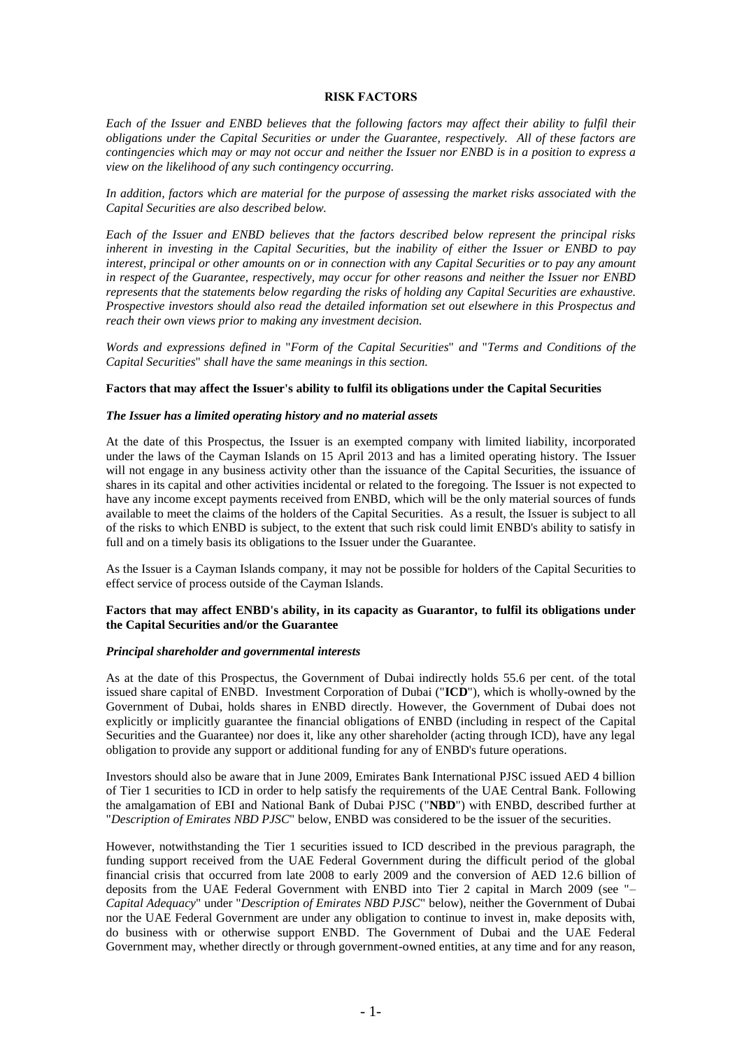# RISK FACTORS

*Each of the Issuer and ENBD believes that the following factors may affect their ability to fulfil their obligations under the Capital Securities or under the Guarantee, respectively. All of these factors are contingencies which may or may not occur and neither the Issuer nor ENBD is in a position to express a view on the likelihood of any such contingency occurring.*

*In addition, factors which are material for the purpose of assessing the market risks associated with the Capital Securities are also described below.*

*Each of the Issuer and ENBD believes that the factors described below represent the principal risks inherent in investing in the Capital Securities, but the inability of either the Issuer or ENBD to pay interest, principal or other amounts on or in connection with any Capital Securities or to pay any amount in respect of the Guarantee, respectively, may occur for other reasons and neither the Issuer nor ENBD represents that the statements below regarding the risks of holding any Capital Securities are exhaustive. Prospective investors should also read the detailed information set out elsewhere in this Prospectus and reach their own views prior to making any investment decision.*

*Words and expressions defined in "Form of the Capital Securities" and "Terms and Conditions of the Capital Securities" shall have the same meanings in this section.*

## Factors that may affect the Issuer's ability to fulfil its obligations under the Capital Securities

### *The Issuer has a limited operating history and no material assets*

At the date of this Prospectus, the Issuer is an exempted company with limited liability, incorporated under the laws of the Cayman Islands on 15 April 2013 and has a limited operating history. The Issuer will not engage in any business activity other than the issuance of the Capital Securities, the issuance of shares in its capital and other activities incidental or related to the foregoing. The Issuer is not expected to have any income except payments received from ENBD, which will be the only material sources of funds available to meet the claims of the holders of the Capital Securities. As a result, the Issuer is subject to all of the risks to which ENBD is subject, to the extent that such risk could limit ENBD's ability to satisfy in full and on a timely basis its obligations to the Issuer under the Guarantee.

As the Issuer is a Cayman Islands company, it may not be possible for holders of the Capital Securities to effect service of process outside of the Cayman Islands.

## Factors that may affect ENBD's ability, in its capacity as Guarantor, to fulfil its obligations under the Capital Securities and/or the Guarantee

### *Principal shareholder and governmental interests*

As at the date of this Prospectus, the Government of Dubai indirectly holds 55.6 per cent. of the total issued share capital of ENBD. Investment Corporation of Dubai ("**ICD**"), which is wholly-owned by the Government of Dubai, holds shares in ENBD directly. However, the Government of Dubai does not explicitly or implicitly guarantee the financial obligations of ENBD (including in respect of the Capital Securities and the Guarantee) nor does it, like any other shareholder (acting through ICD), have any legal obligation to provide any support or additional funding for any of ENBD's future operations.

Investors should also be aware that in June 2009, Emirates Bank International PJSC issued AED 4 billion of Tier 1 securities to ICD in order to help satisfy the requirements of the UAE Central Bank. Following the amalgamation of EBI and National Bank of Dubai PJSC ("**NBD**") with ENBD, described further at "*Description of Emirates NBD PJSC*" below, ENBD was considered to be the issuer of the securities.

However, notwithstanding the Tier 1 securities issued to ICD described in the previous paragraph, the funding support received from the UAE Federal Government during the difficult period of the global financial crisis that occurred from late 2008 to early 2009 and the conversion of AED 12.6 billion of deposits from the UAE Federal Government with ENBD into Tier 2 capital in March 2009 (see "*– Capital Adequacy*" under "*Description of Emirates NBD PJSC*" below), neither the Government of Dubai nor the UAE Federal Government are under any obligation to continue to invest in, make deposits with, do business with or otherwise support ENBD. The Government of Dubai and the UAE Federal Government may, whether directly or through government-owned entities, at any time and for any reason,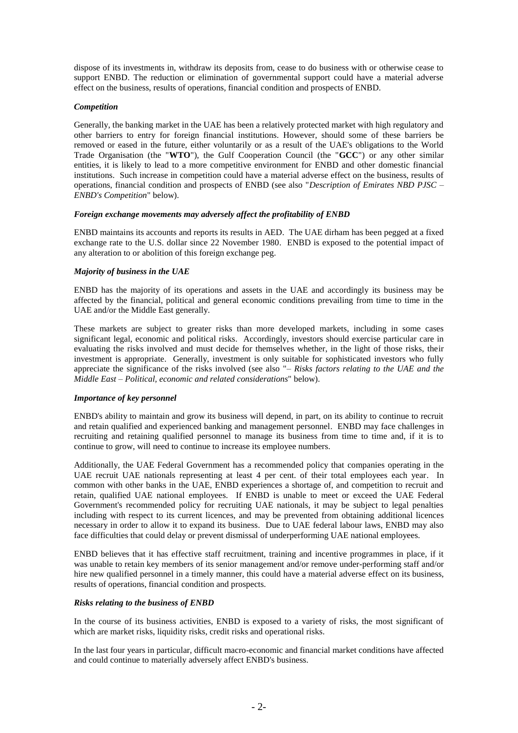dispose of its investments in, withdraw its deposits from, cease to do business with or otherwise cease to support ENBD. The reduction or elimination of governmental support could have a material adverse effect on the business, results of operations, financial condition and prospects of ENBD.

### *Competition*

Generally, the banking market in the UAE has been a relatively protected market with high regulatory and other barriers to entry for foreign financial institutions. However, should some of these barriers be removed or eased in the future, either voluntarily or as a result of the UAE's obligations to the World Trade Organisation (the "**WTO**"), the Gulf Cooperation Council (the "**GCC**") or any other similar entities, it is likely to lead to a more competitive environment for ENBD and other domestic financial institutions. Such increase in competition could have a material adverse effect on the business, results of operations, financial condition and prospects of ENBD (see also "*Description of Emirates NBD PJSC – ENBD's Competition*" below).

### *Foreign exchange movements may adversely affect the profitability of ENBD*

ENBD maintains its accounts and reports its results in AED. The UAE dirham has been pegged at a fixed exchange rate to the U.S. dollar since 22 November 1980. ENBD is exposed to the potential impact of any alteration to or abolition of this foreign exchange peg.

### *Majority of business in the UAE*

ENBD has the majority of its operations and assets in the UAE and accordingly its business may be affected by the financial, political and general economic conditions prevailing from time to time in the UAE and/or the Middle East generally.

These markets are subject to greater risks than more developed markets, including in some cases significant legal, economic and political risks. Accordingly, investors should exercise particular care in evaluating the risks involved and must decide for themselves whether, in the light of those risks, their investment is appropriate. Generally, investment is only suitable for sophisticated investors who fully appreciate the significance of the risks involved (see also "*– Risks factors relating to the UAE and the Middle East – Political, economic and related considerations*" below).

### *Importance of key personnel*

ENBD's ability to maintain and grow its business will depend, in part, on its ability to continue to recruit and retain qualified and experienced banking and management personnel. ENBD may face challenges in recruiting and retaining qualified personnel to manage its business from time to time and, if it is to continue to grow, will need to continue to increase its employee numbers.

Additionally, the UAE Federal Government has a recommended policy that companies operating in the UAE recruit UAE nationals representing at least 4 per cent. of their total employees each year. In common with other banks in the UAE, ENBD experiences a shortage of, and competition to recruit and retain, qualified UAE national employees. If ENBD is unable to meet or exceed the UAE Federal Government's recommended policy for recruiting UAE nationals, it may be subject to legal penalties including with respect to its current licences, and may be prevented from obtaining additional licences necessary in order to allow it to expand its business. Due to UAE federal labour laws, ENBD may also face difficulties that could delay or prevent dismissal of underperforming UAE national employees.

ENBD believes that it has effective staff recruitment, training and incentive programmes in place, if it was unable to retain key members of its senior management and/or remove under-performing staff and/or hire new qualified personnel in a timely manner, this could have a material adverse effect on its business, results of operations, financial condition and prospects.

### *Risks relating to the business of ENBD*

In the course of its business activities, ENBD is exposed to a variety of risks, the most significant of which are market risks, liquidity risks, credit risks and operational risks.

In the last four years in particular, difficult macro-economic and financial market conditions have affected and could continue to materially adversely affect ENBD's business.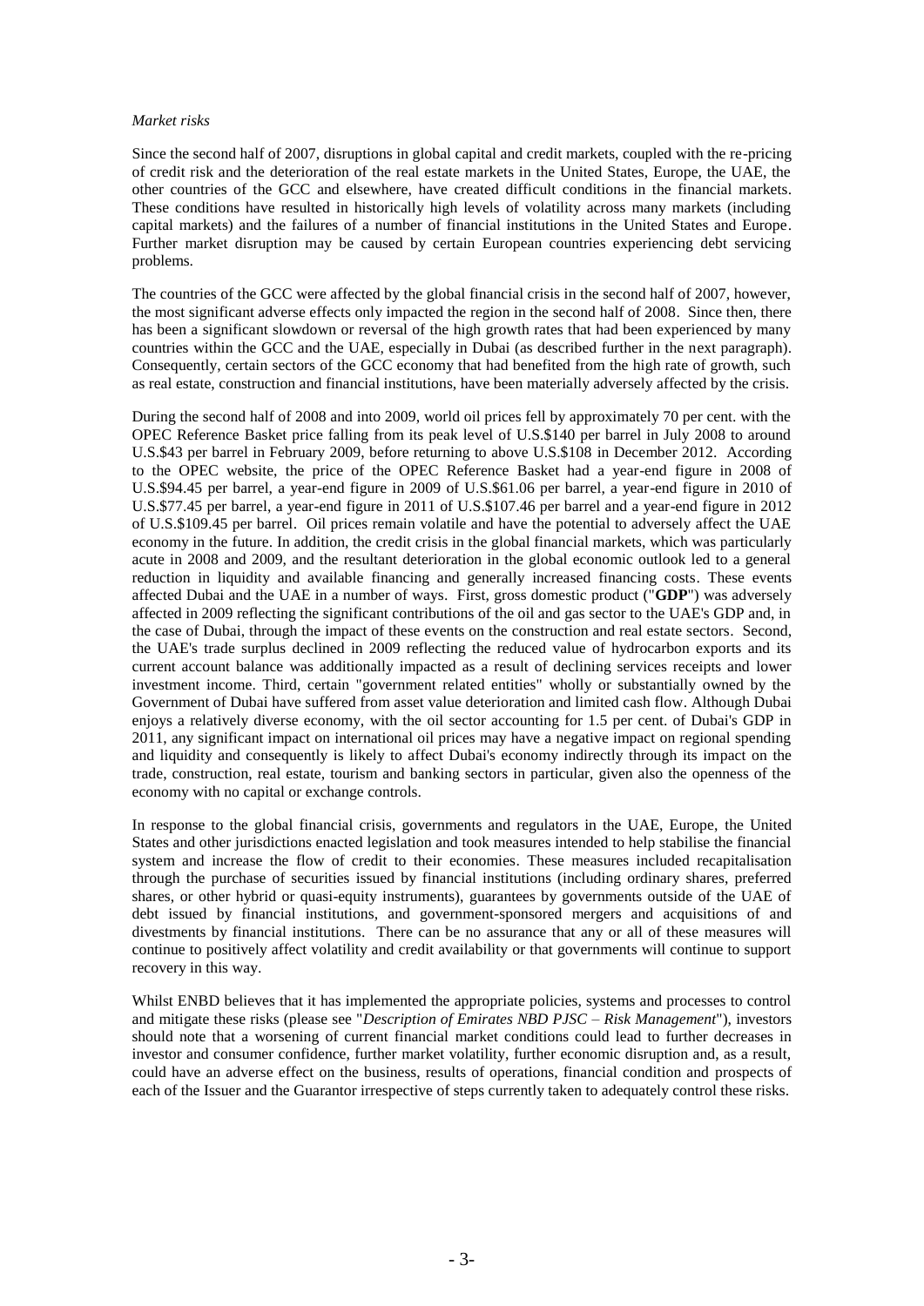*Market risks*

Since the second half of 2007, disruptions in global capital and credit markets, coupled with the re-pricing of credit risk and the deterioration of the real estate markets in the United States, Europe, the UAE, the other countries of the GCC and elsewhere, have created difficult conditions in the financial markets. These conditions have resulted in historically high levels of volatility across many markets (including capital markets) and the failures of a number of financial institutions in the United States and Europe. Further market disruption may be caused by certain European countries experiencing debt servicing problems.

The countries of the GCC were affected by the global financial crisis in the second half of 2007, however, the most significant adverse effects only impacted the region in the second half of 2008. Since then, there has been a significant slowdown or reversal of the high growth rates that had been experienced by many countries within the GCC and the UAE, especially in Dubai (as described further in the next paragraph). Consequently, certain sectors of the GCC economy that had benefited from the high rate of growth, such as real estate, construction and financial institutions, have been materially adversely affected by the crisis.

During the second half of 2008 and into 2009, world oil prices fell by approximately 70 per cent. with the OPEC Reference Basket price falling from its peak level of U.S.$140 per barrel in July 2008 to around U.S.$43 per barrel in February 2009, before returning to above U.S.$108 in December 2012. According to the OPEC website, the price of the OPEC Reference Basket had a year-end figure in 2008 of U.S.$94.45 per barrel, a year-end figure in 2009 of U.S.$61.06 per barrel, a year-end figure in 2010 of U.S.$77.45 per barrel, a year-end figure in 2011 of U.S.$107.46 per barrel and a year-end figure in 2012 of U.S.$109.45 per barrel. Oil prices remain volatile and have the potential to adversely affect the UAE economy in the future. In addition, the credit crisis in the global financial markets, which was particularly acute in 2008 and 2009, and the resultant deterioration in the global economic outlook led to a general reduction in liquidity and available financing and generally increased financing costs. These events affected Dubai and the UAE in a number of ways. First, gross domestic product ("**GDP**") was adversely affected in 2009 reflecting the significant contributions of the oil and gas sector to the UAE's GDP and, in the case of Dubai, through the impact of these events on the construction and real estate sectors. Second, the UAE's trade surplus declined in 2009 reflecting the reduced value of hydrocarbon exports and its current account balance was additionally impacted as a result of declining services receipts and lower investment income. Third, certain "government related entities" wholly or substantially owned by the Government of Dubai have suffered from asset value deterioration and limited cash flow. Although Dubai enjoys a relatively diverse economy, with the oil sector accounting for 1.5 per cent. of Dubai's GDP in 2011, any significant impact on international oil prices may have a negative impact on regional spending and liquidity and consequently is likely to affect Dubai's economy indirectly through its impact on the trade, construction, real estate, tourism and banking sectors in particular, given also the openness of the economy with no capital or exchange controls.

In response to the global financial crisis, governments and regulators in the UAE, Europe, the United States and other jurisdictions enacted legislation and took measures intended to help stabilise the financial system and increase the flow of credit to their economies. These measures included recapitalisation through the purchase of securities issued by financial institutions (including ordinary shares, preferred shares, or other hybrid or quasi-equity instruments), guarantees by governments outside of the UAE of debt issued by financial institutions, and government-sponsored mergers and acquisitions of and divestments by financial institutions. There can be no assurance that any or all of these measures will continue to positively affect volatility and credit availability or that governments will continue to support recovery in this way.

Whilst ENBD believes that it has implemented the appropriate policies, systems and processes to control and mitigate these risks (please see "*Description of Emirates NBD PJSC – Risk Management*"), investors should note that a worsening of current financial market conditions could lead to further decreases in investor and consumer confidence, further market volatility, further economic disruption and, as a result, could have an adverse effect on the business, results of operations, financial condition and prospects of each of the Issuer and the Guarantor irrespective of steps currently taken to adequately control these risks.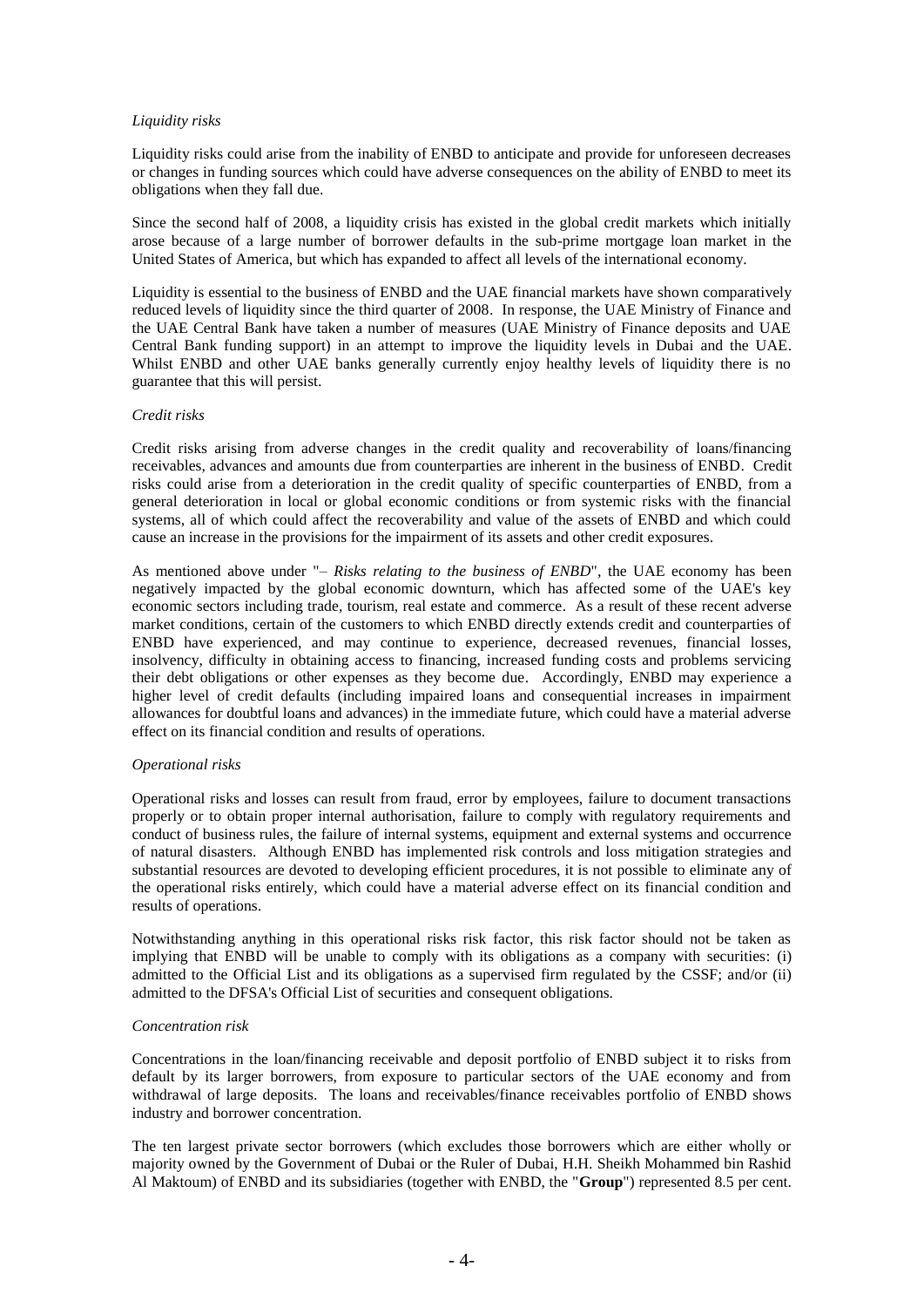*Liquidity risks*

Liquidity risks could arise from the inability of ENBD to anticipate and provide for unforeseen decreases or changes in funding sources which could have adverse consequences on the ability of ENBD to meet its obligations when they fall due.

Since the second half of 2008, a liquidity crisis has existed in the global credit markets which initially arose because of a large number of borrower defaults in the sub-prime mortgage loan market in the United States of America, but which has expanded to affect all levels of the international economy.

Liquidity is essential to the business of ENBD and the UAE financial markets have shown comparatively reduced levels of liquidity since the third quarter of 2008. In response, the UAE Ministry of Finance and the UAE Central Bank have taken a number of measures (UAE Ministry of Finance deposits and UAE Central Bank funding support) in an attempt to improve the liquidity levels in Dubai and the UAE. Whilst ENBD and other UAE banks generally currently enjoy healthy levels of liquidity there is no guarantee that this will persist.

*Credit risks*

Credit risks arising from adverse changes in the credit quality and recoverability of loans/financing receivables, advances and amounts due from counterparties are inherent in the business of ENBD. Credit risks could arise from a deterioration in the credit quality of specific counterparties of ENBD, from a general deterioration in local or global economic conditions or from systemic risks with the financial systems, all of which could affect the recoverability and value of the assets of ENBD and which could cause an increase in the provisions for the impairment of its assets and other credit exposures.

As mentioned above under "*– Risks relating to the business of ENBD*", the UAE economy has been negatively impacted by the global economic downturn, which has affected some of the UAE's key economic sectors including trade, tourism, real estate and commerce. As a result of these recent adverse market conditions, certain of the customers to which ENBD directly extends credit and counterparties of ENBD have experienced, and may continue to experience, decreased revenues, financial losses, insolvency, difficulty in obtaining access to financing, increased funding costs and problems servicing their debt obligations or other expenses as they become due. Accordingly, ENBD may experience a higher level of credit defaults (including impaired loans and consequential increases in impairment allowances for doubtful loans and advances) in the immediate future, which could have a material adverse effect on its financial condition and results of operations.

*Operational risks*

Operational risks and losses can result from fraud, error by employees, failure to document transactions properly or to obtain proper internal authorisation, failure to comply with regulatory requirements and conduct of business rules, the failure of internal systems, equipment and external systems and occurrence of natural disasters. Although ENBD has implemented risk controls and loss mitigation strategies and substantial resources are devoted to developing efficient procedures, it is not possible to eliminate any of the operational risks entirely, which could have a material adverse effect on its financial condition and results of operations.

Notwithstanding anything in this operational risks risk factor, this risk factor should not be taken as implying that ENBD will be unable to comply with its obligations as a company with securities: (i) admitted to the Official List and its obligations as a supervised firm regulated by the CSSF; and/or (ii) admitted to the DFSA's Official List of securities and consequent obligations.

*Concentration risk*

Concentrations in the loan/financing receivable and deposit portfolio of ENBD subject it to risks from default by its larger borrowers, from exposure to particular sectors of the UAE economy and from withdrawal of large deposits. The loans and receivables/finance receivables portfolio of ENBD shows industry and borrower concentration.

The ten largest private sector borrowers (which excludes those borrowers which are either wholly or majority owned by the Government of Dubai or the Ruler of Dubai, H.H. Sheikh Mohammed bin Rashid Al Maktoum) of ENBD and its subsidiaries (together with ENBD, the "**Group**") represented 8.5 per cent.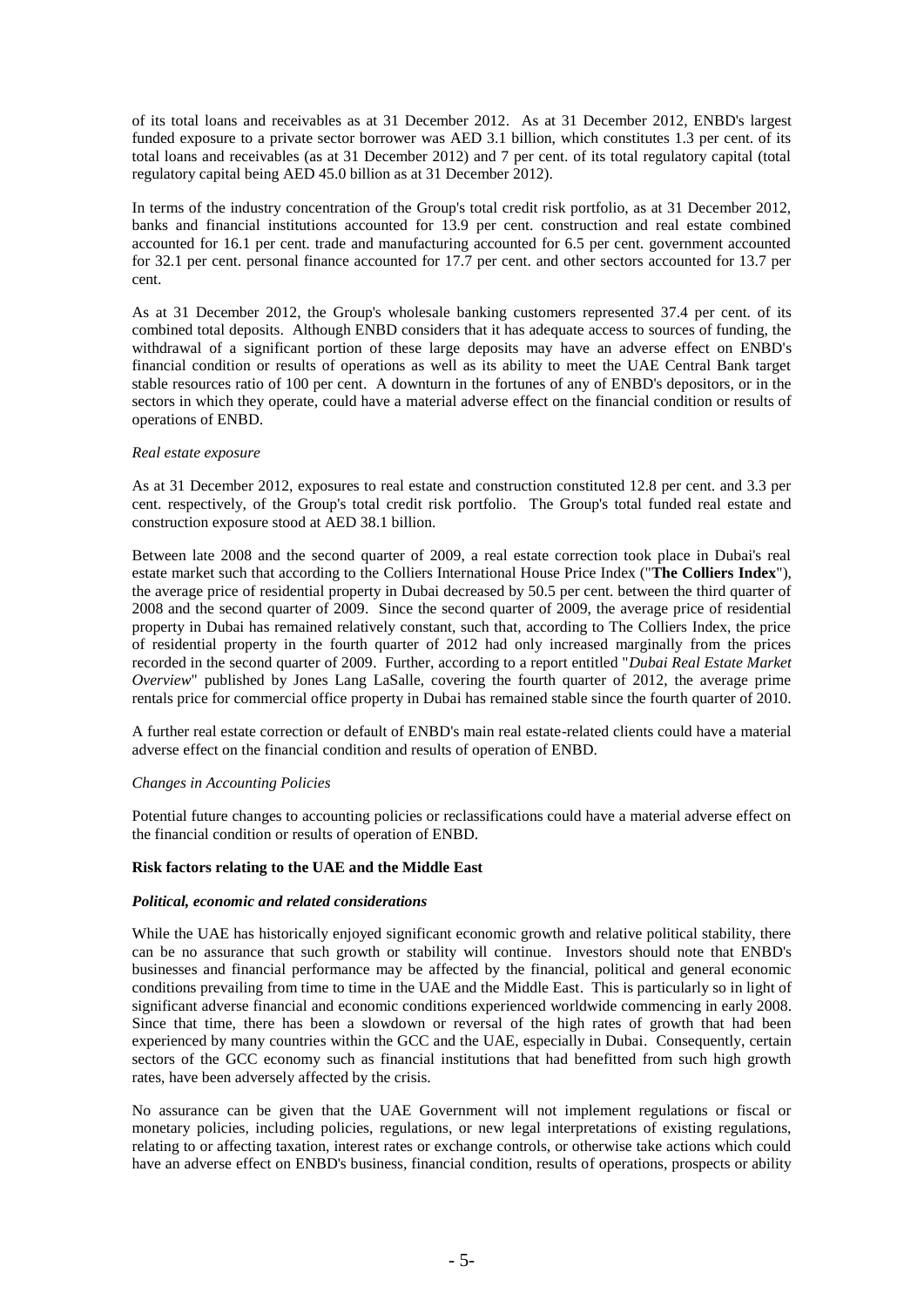of its total loans and receivables as at 31 December 2012. As at 31 December 2012, ENBD's largest funded exposure to a private sector borrower was AED 3.1 billion, which constitutes 1.3 per cent. of its total loans and receivables (as at 31 December 2012) and 7 per cent. of its total regulatory capital (total regulatory capital being AED 45.0 billion as at 31 December 2012).

In terms of the industry concentration of the Group's total credit risk portfolio, as at 31 December 2012, banks and financial institutions accounted for 13.9 per cent. construction and real estate combined accounted for 16.1 per cent. trade and manufacturing accounted for 6.5 per cent. government accounted for 32.1 per cent. personal finance accounted for 17.7 per cent. and other sectors accounted for 13.7 per cent.

As at 31 December 2012, the Group's wholesale banking customers represented 37.4 per cent. of its combined total deposits. Although ENBD considers that it has adequate access to sources of funding, the withdrawal of a significant portion of these large deposits may have an adverse effect on ENBD's financial condition or results of operations as well as its ability to meet the UAE Central Bank target stable resources ratio of 100 per cent. A downturn in the fortunes of any of ENBD's depositors, or in the sectors in which they operate, could have a material adverse effect on the financial condition or results of operations of ENBD.

*Real estate exposure*

As at 31 December 2012, exposures to real estate and construction constituted 12.8 per cent. and 3.3 per cent. respectively, of the Group's total credit risk portfolio. The Group's total funded real estate and construction exposure stood at AED 38.1 billion.

Between late 2008 and the second quarter of 2009, a real estate correction took place in Dubai's real estate market such that according to the Colliers International House Price Index ("**The Colliers Index**"), the average price of residential property in Dubai decreased by 50.5 per cent. between the third quarter of 2008 and the second quarter of 2009. Since the second quarter of 2009, the average price of residential property in Dubai has remained relatively constant, such that, according to The Colliers Index, the price of residential property in the fourth quarter of 2012 had only increased marginally from the prices recorded in the second quarter of 2009. Further, according to a report entitled "*Dubai Real Estate Market Overview*" published by Jones Lang LaSalle, covering the fourth quarter of 2012, the average prime rentals price for commercial office property in Dubai has remained stable since the fourth quarter of 2010.

A further real estate correction or default of ENBD's main real estate-related clients could have a material adverse effect on the financial condition and results of operation of ENBD.

*Changes in Accounting Policies*

Potential future changes to accounting policies or reclassifications could have a material adverse effect on the financial condition or results of operation of ENBD.

**Risk factors relating to the UAE and the Middle East**

***Political, economic and related considerations***

While the UAE has historically enjoyed significant economic growth and relative political stability, there can be no assurance that such growth or stability will continue. Investors should note that ENBD's businesses and financial performance may be affected by the financial, political and general economic conditions prevailing from time to time in the UAE and the Middle East. This is particularly so in light of significant adverse financial and economic conditions experienced worldwide commencing in early 2008. Since that time, there has been a slowdown or reversal of the high rates of growth that had been experienced by many countries within the GCC and the UAE, especially in Dubai. Consequently, certain sectors of the GCC economy such as financial institutions that had benefitted from such high growth rates, have been adversely affected by the crisis.

No assurance can be given that the UAE Government will not implement regulations or fiscal or monetary policies, including policies, regulations, or new legal interpretations of existing regulations, relating to or affecting taxation, interest rates or exchange controls, or otherwise take actions which could have an adverse effect on ENBD's business, financial condition, results of operations, prospects or ability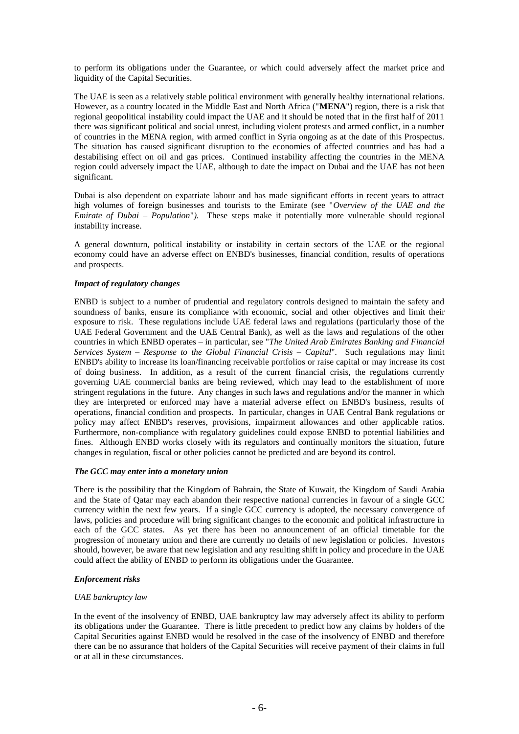to perform its obligations under the Guarantee, or which could adversely affect the market price and liquidity of the Capital Securities.

The UAE is seen as a relatively stable political environment with generally healthy international relations. However, as a country located in the Middle East and North Africa ("**MENA**") region, there is a risk that regional geopolitical instability could impact the UAE and it should be noted that in the first half of 2011 there was significant political and social unrest, including violent protests and armed conflict, in a number of countries in the MENA region, with armed conflict in Syria ongoing as at the date of this Prospectus. The situation has caused significant disruption to the economies of affected countries and has had a destabilising effect on oil and gas prices. Continued instability affecting the countries in the MENA region could adversely impact the UAE, although to date the impact on Dubai and the UAE has not been significant.

Dubai is also dependent on expatriate labour and has made significant efforts in recent years to attract high volumes of foreign businesses and tourists to the Emirate (see "*Overview of the UAE and the Emirate of Dubai – Population*"*)*. These steps make it potentially more vulnerable should regional instability increase.

A general downturn, political instability or instability in certain sectors of the UAE or the regional economy could have an adverse effect on ENBD's businesses, financial condition, results of operations and prospects.

***Impact of regulatory changes***

ENBD is subject to a number of prudential and regulatory controls designed to maintain the safety and soundness of banks, ensure its compliance with economic, social and other objectives and limit their exposure to risk. These regulations include UAE federal laws and regulations (particularly those of the UAE Federal Government and the UAE Central Bank), as well as the laws and regulations of the other countries in which ENBD operates – in particular, see "*The United Arab Emirates Banking and Financial Services System – Response to the Global Financial Crisis – Capital*". Such regulations may limit ENBD's ability to increase its loan/financing receivable portfolios or raise capital or may increase its cost of doing business. In addition, as a result of the current financial crisis, the regulations currently governing UAE commercial banks are being reviewed, which may lead to the establishment of more stringent regulations in the future. Any changes in such laws and regulations and/or the manner in which they are interpreted or enforced may have a material adverse effect on ENBD's business, results of operations, financial condition and prospects. In particular, changes in UAE Central Bank regulations or policy may affect ENBD's reserves, provisions, impairment allowances and other applicable ratios. Furthermore, non-compliance with regulatory guidelines could expose ENBD to potential liabilities and fines. Although ENBD works closely with its regulators and continually monitors the situation, future changes in regulation, fiscal or other policies cannot be predicted and are beyond its control.

***The GCC may enter into a monetary union***

There is the possibility that the Kingdom of Bahrain, the State of Kuwait, the Kingdom of Saudi Arabia and the State of Qatar may each abandon their respective national currencies in favour of a single GCC currency within the next few years. If a single GCC currency is adopted, the necessary convergence of laws, policies and procedure will bring significant changes to the economic and political infrastructure in each of the GCC states. As yet there has been no announcement of an official timetable for the progression of monetary union and there are currently no details of new legislation or policies. Investors should, however, be aware that new legislation and any resulting shift in policy and procedure in the UAE could affect the ability of ENBD to perform its obligations under the Guarantee.

***Enforcement risks***

*UAE bankruptcy law*

In the event of the insolvency of ENBD, UAE bankruptcy law may adversely affect its ability to perform its obligations under the Guarantee. There is little precedent to predict how any claims by holders of the Capital Securities against ENBD would be resolved in the case of the insolvency of ENBD and therefore there can be no assurance that holders of the Capital Securities will receive payment of their claims in full or at all in these circumstances.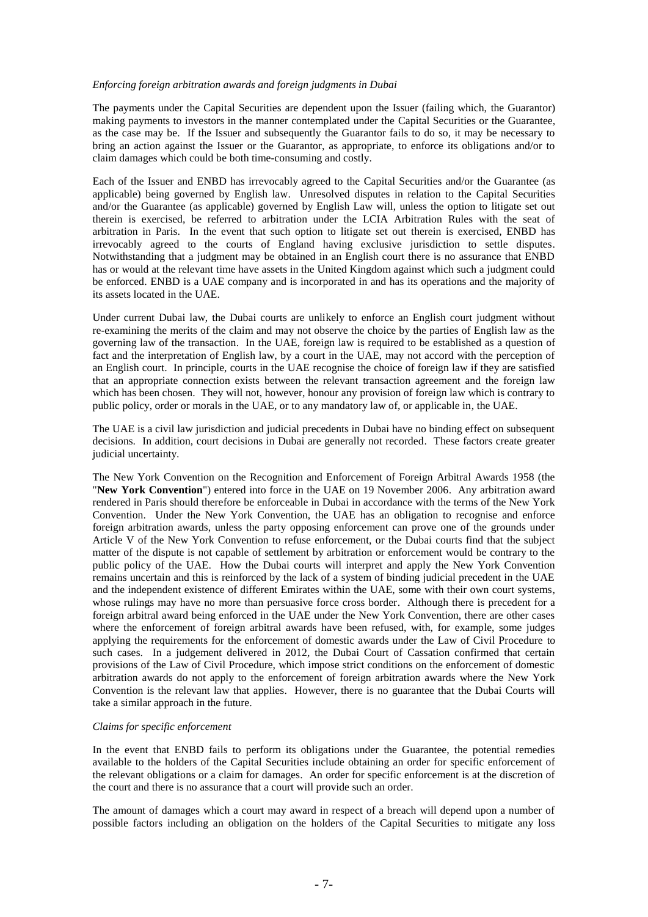*Enforcing foreign arbitration awards and foreign judgments in Dubai*

The payments under the Capital Securities are dependent upon the Issuer (failing which, the Guarantor) making payments to investors in the manner contemplated under the Capital Securities or the Guarantee, as the case may be. If the Issuer and subsequently the Guarantor fails to do so, it may be necessary to bring an action against the Issuer or the Guarantor, as appropriate, to enforce its obligations and/or to claim damages which could be both time-consuming and costly.

Each of the Issuer and ENBD has irrevocably agreed to the Capital Securities and/or the Guarantee (as applicable) being governed by English law. Unresolved disputes in relation to the Capital Securities and/or the Guarantee (as applicable) governed by English Law will, unless the option to litigate set out therein is exercised, be referred to arbitration under the LCIA Arbitration Rules with the seat of arbitration in Paris. In the event that such option to litigate set out therein is exercised, ENBD has irrevocably agreed to the courts of England having exclusive jurisdiction to settle disputes. Notwithstanding that a judgment may be obtained in an English court there is no assurance that ENBD has or would at the relevant time have assets in the United Kingdom against which such a judgment could be enforced. ENBD is a UAE company and is incorporated in and has its operations and the majority of its assets located in the UAE.

Under current Dubai law, the Dubai courts are unlikely to enforce an English court judgment without re-examining the merits of the claim and may not observe the choice by the parties of English law as the governing law of the transaction. In the UAE, foreign law is required to be established as a question of fact and the interpretation of English law, by a court in the UAE, may not accord with the perception of an English court. In principle, courts in the UAE recognise the choice of foreign law if they are satisfied that an appropriate connection exists between the relevant transaction agreement and the foreign law which has been chosen. They will not, however, honour any provision of foreign law which is contrary to public policy, order or morals in the UAE, or to any mandatory law of, or applicable in, the UAE.

The UAE is a civil law jurisdiction and judicial precedents in Dubai have no binding effect on subsequent decisions. In addition, court decisions in Dubai are generally not recorded. These factors create greater judicial uncertainty.

The New York Convention on the Recognition and Enforcement of Foreign Arbitral Awards 1958 (the "**New York Convention**") entered into force in the UAE on 19 November 2006. Any arbitration award rendered in Paris should therefore be enforceable in Dubai in accordance with the terms of the New York Convention. Under the New York Convention, the UAE has an obligation to recognise and enforce foreign arbitration awards, unless the party opposing enforcement can prove one of the grounds under Article V of the New York Convention to refuse enforcement, or the Dubai courts find that the subject matter of the dispute is not capable of settlement by arbitration or enforcement would be contrary to the public policy of the UAE. How the Dubai courts will interpret and apply the New York Convention remains uncertain and this is reinforced by the lack of a system of binding judicial precedent in the UAE and the independent existence of different Emirates within the UAE, some with their own court systems, whose rulings may have no more than persuasive force cross border. Although there is precedent for a foreign arbitral award being enforced in the UAE under the New York Convention, there are other cases where the enforcement of foreign arbitral awards have been refused, with, for example, some judges applying the requirements for the enforcement of domestic awards under the Law of Civil Procedure to such cases. In a judgement delivered in 2012, the Dubai Court of Cassation confirmed that certain provisions of the Law of Civil Procedure, which impose strict conditions on the enforcement of domestic arbitration awards do not apply to the enforcement of foreign arbitration awards where the New York Convention is the relevant law that applies. However, there is no guarantee that the Dubai Courts will take a similar approach in the future.

*Claims for specific enforcement*

In the event that ENBD fails to perform its obligations under the Guarantee, the potential remedies available to the holders of the Capital Securities include obtaining an order for specific enforcement of the relevant obligations or a claim for damages. An order for specific enforcement is at the discretion of the court and there is no assurance that a court will provide such an order.

The amount of damages which a court may award in respect of a breach will depend upon a number of possible factors including an obligation on the holders of the Capital Securities to mitigate any loss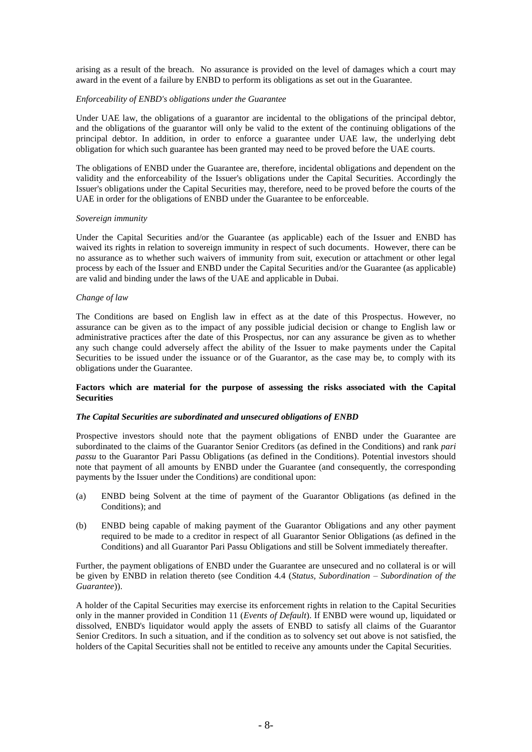arising as a result of the breach. No assurance is provided on the level of damages which a court may award in the event of a failure by ENBD to perform its obligations as set out in the Guarantee.

*Enforceability of ENBD's obligations under the Guarantee*

Under UAE law, the obligations of a guarantor are incidental to the obligations of the principal debtor, and the obligations of the guarantor will only be valid to the extent of the continuing obligations of the principal debtor. In addition, in order to enforce a guarantee under UAE law, the underlying debt obligation for which such guarantee has been granted may need to be proved before the UAE courts.

The obligations of ENBD under the Guarantee are, therefore, incidental obligations and dependent on the validity and the enforceability of the Issuer's obligations under the Capital Securities. Accordingly the Issuer's obligations under the Capital Securities may, therefore, need to be proved before the courts of the UAE in order for the obligations of ENBD under the Guarantee to be enforceable.

*Sovereign immunity*

Under the Capital Securities and/or the Guarantee (as applicable) each of the Issuer and ENBD has waived its rights in relation to sovereign immunity in respect of such documents. However, there can be no assurance as to whether such waivers of immunity from suit, execution or attachment or other legal process by each of the Issuer and ENBD under the Capital Securities and/or the Guarantee (as applicable) are valid and binding under the laws of the UAE and applicable in Dubai.

*Change of law*

The Conditions are based on English law in effect as at the date of this Prospectus. However, no assurance can be given as to the impact of any possible judicial decision or change to English law or administrative practices after the date of this Prospectus, nor can any assurance be given as to whether any such change could adversely affect the ability of the Issuer to make payments under the Capital Securities to be issued under the issuance or of the Guarantor, as the case may be, to comply with its obligations under the Guarantee.

**Factors which are material for the purpose of assessing the risks associated with the Capital Securities**

***The Capital Securities are subordinated and unsecured obligations of ENBD***

Prospective investors should note that the payment obligations of ENBD under the Guarantee are subordinated to the claims of the Guarantor Senior Creditors (as defined in the Conditions) and rank *pari passu* to the Guarantor Pari Passu Obligations (as defined in the Conditions). Potential investors should note that payment of all amounts by ENBD under the Guarantee (and consequently, the corresponding payments by the Issuer under the Conditions) are conditional upon:

(a) ENBD being Solvent at the time of payment of the Guarantor Obligations (as defined in the Conditions); and

(b) ENBD being capable of making payment of the Guarantor Obligations and any other payment required to be made to a creditor in respect of all Guarantor Senior Obligations (as defined in the Conditions) and all Guarantor Pari Passu Obligations and still be Solvent immediately thereafter.

Further, the payment obligations of ENBD under the Guarantee are unsecured and no collateral is or will be given by ENBD in relation thereto (see Condition 4.4 (*Status, Subordination – Subordination of the Guarantee*)).

A holder of the Capital Securities may exercise its enforcement rights in relation to the Capital Securities only in the manner provided in Condition 11 (*Events of Default*). If ENBD were wound up, liquidated or dissolved, ENBD's liquidator would apply the assets of ENBD to satisfy all claims of the Guarantor Senior Creditors. In such a situation, and if the condition as to solvency set out above is not satisfied, the holders of the Capital Securities shall not be entitled to receive any amounts under the Capital Securities.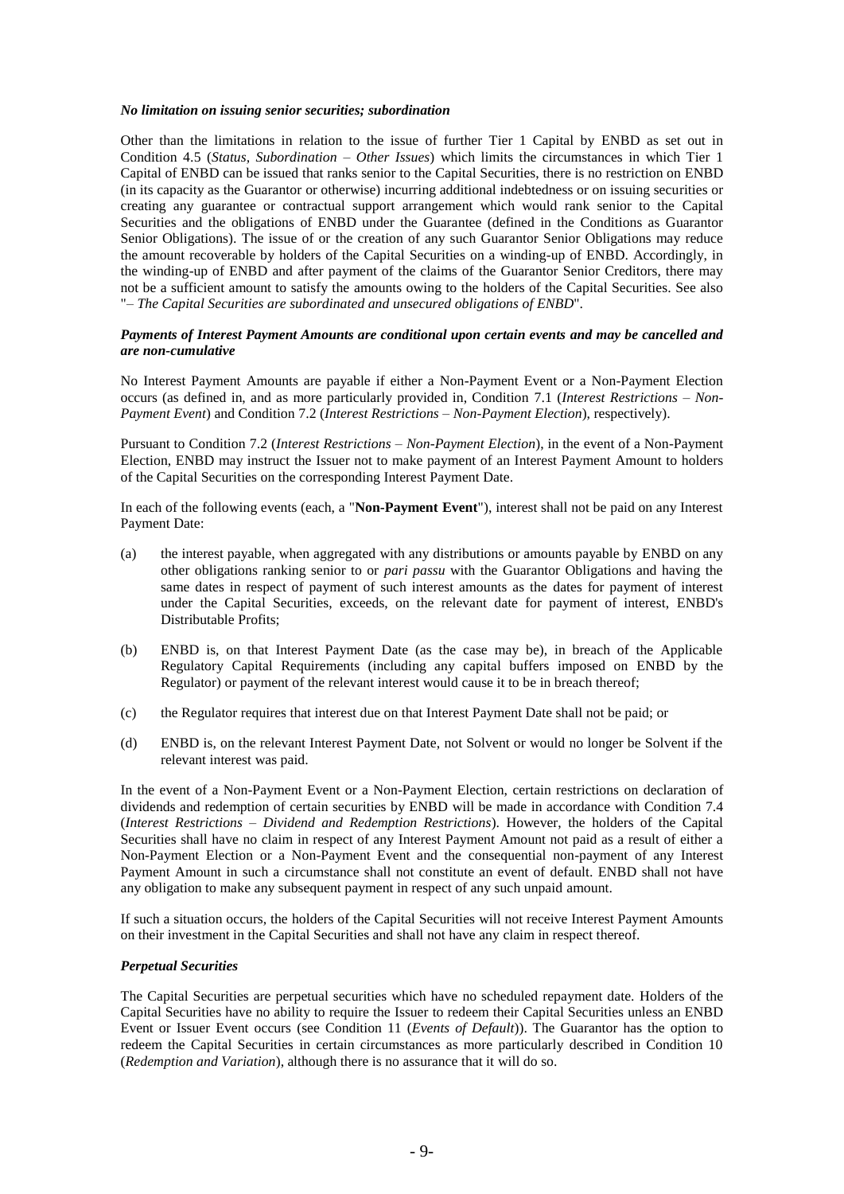***No limitation on issuing senior securities; subordination***

Other than the limitations in relation to the issue of further Tier 1 Capital by ENBD as set out in Condition 4.5 (*Status, Subordination – Other Issues*) which limits the circumstances in which Tier 1 Capital of ENBD can be issued that ranks senior to the Capital Securities, there is no restriction on ENBD (in its capacity as the Guarantor or otherwise) incurring additional indebtedness or on issuing securities or creating any guarantee or contractual support arrangement which would rank senior to the Capital Securities and the obligations of ENBD under the Guarantee (defined in the Conditions as Guarantor Senior Obligations). The issue of or the creation of any such Guarantor Senior Obligations may reduce the amount recoverable by holders of the Capital Securities on a winding-up of ENBD. Accordingly, in the winding-up of ENBD and after payment of the claims of the Guarantor Senior Creditors, there may not be a sufficient amount to satisfy the amounts owing to the holders of the Capital Securities. See also "*– The Capital Securities are subordinated and unsecured obligations of ENBD*".

***Payments of Interest Payment Amounts are conditional upon certain events and may be cancelled and are non-cumulative***

No Interest Payment Amounts are payable if either a Non-Payment Event or a Non-Payment Election occurs (as defined in, and as more particularly provided in, Condition 7.1 (*Interest Restrictions – Non-Payment Event*) and Condition 7.2 (*Interest Restrictions – Non-Payment Election*), respectively).

Pursuant to Condition 7.2 (*Interest Restrictions – Non-Payment Election*), in the event of a Non-Payment Election, ENBD may instruct the Issuer not to make payment of an Interest Payment Amount to holders of the Capital Securities on the corresponding Interest Payment Date.

In each of the following events (each, a "**Non-Payment Event**"), interest shall not be paid on any Interest Payment Date:

(a) the interest payable, when aggregated with any distributions or amounts payable by ENBD on any other obligations ranking senior to or *pari passu* with the Guarantor Obligations and having the same dates in respect of payment of such interest amounts as the dates for payment of interest under the Capital Securities, exceeds, on the relevant date for payment of interest, ENBD's Distributable Profits;

(b) ENBD is, on that Interest Payment Date (as the case may be), in breach of the Applicable Regulatory Capital Requirements (including any capital buffers imposed on ENBD by the Regulator) or payment of the relevant interest would cause it to be in breach thereof;

(c) the Regulator requires that interest due on that Interest Payment Date shall not be paid; or

(d) ENBD is, on the relevant Interest Payment Date, not Solvent or would no longer be Solvent if the relevant interest was paid.

In the event of a Non-Payment Event or a Non-Payment Election, certain restrictions on declaration of dividends and redemption of certain securities by ENBD will be made in accordance with Condition 7.4 (*Interest Restrictions – Dividend and Redemption Restrictions*). However, the holders of the Capital Securities shall have no claim in respect of any Interest Payment Amount not paid as a result of either a Non-Payment Election or a Non-Payment Event and the consequential non-payment of any Interest Payment Amount in such a circumstance shall not constitute an event of default. ENBD shall not have any obligation to make any subsequent payment in respect of any such unpaid amount.

If such a situation occurs, the holders of the Capital Securities will not receive Interest Payment Amounts on their investment in the Capital Securities and shall not have any claim in respect thereof.

***Perpetual Securities***

The Capital Securities are perpetual securities which have no scheduled repayment date. Holders of the Capital Securities have no ability to require the Issuer to redeem their Capital Securities unless an ENBD Event or Issuer Event occurs (see Condition 11 (*Events of Default*)). The Guarantor has the option to redeem the Capital Securities in certain circumstances as more particularly described in Condition 10 (*Redemption and Variation*), although there is no assurance that it will do so.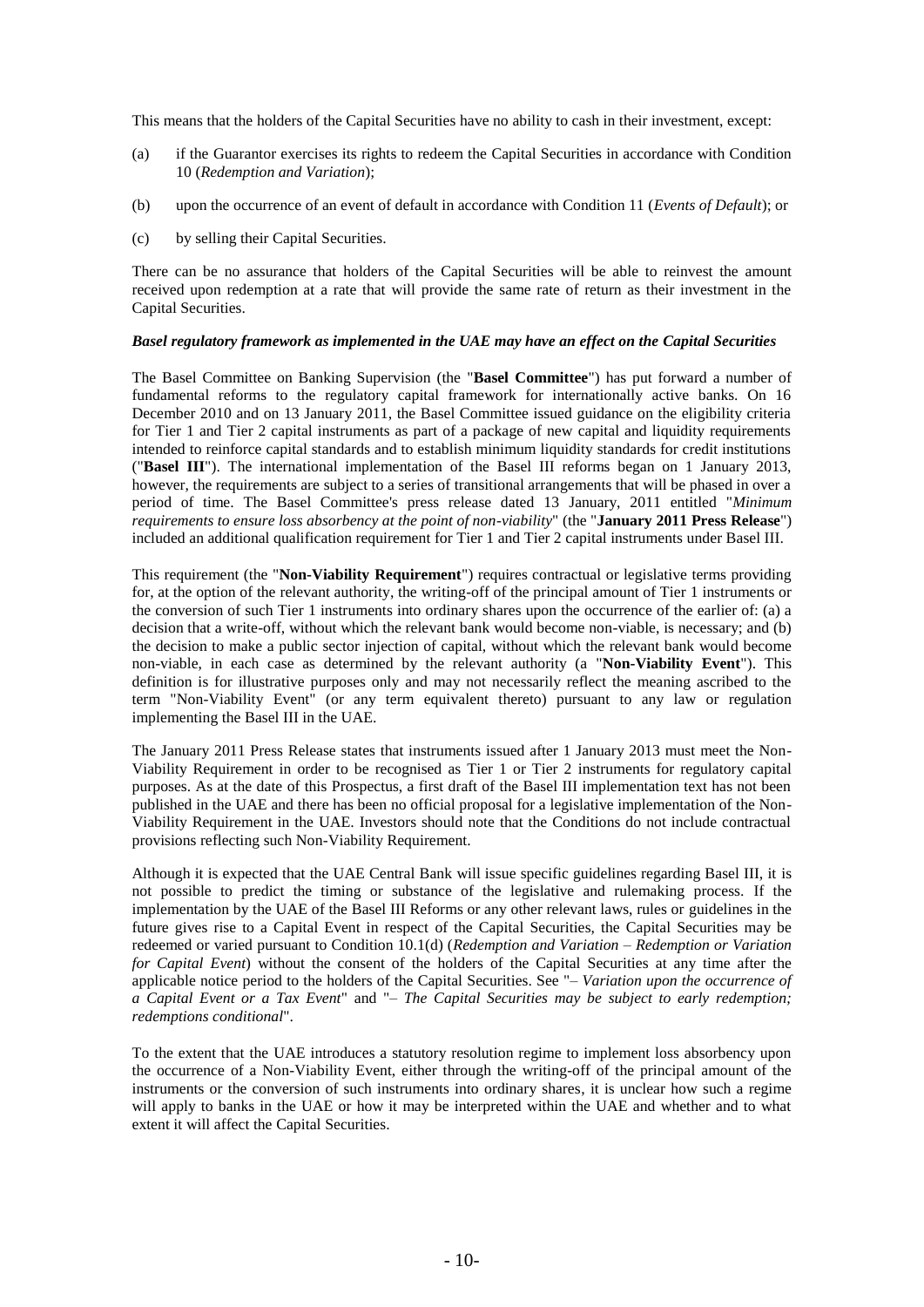This means that the holders of the Capital Securities have no ability to cash in their investment, except:

(a) if the Guarantor exercises its rights to redeem the Capital Securities in accordance with Condition 10 (*Redemption and Variation*);

(b) upon the occurrence of an event of default in accordance with Condition 11 (*Events of Default*); or

(c) by selling their Capital Securities.

There can be no assurance that holders of the Capital Securities will be able to reinvest the amount received upon redemption at a rate that will provide the same rate of return as their investment in the Capital Securities.

***Basel regulatory framework as implemented in the UAE may have an effect on the Capital Securities***

The Basel Committee on Banking Supervision (the "**Basel Committee**") has put forward a number of fundamental reforms to the regulatory capital framework for internationally active banks. On 16 December 2010 and on 13 January 2011, the Basel Committee issued guidance on the eligibility criteria for Tier 1 and Tier 2 capital instruments as part of a package of new capital and liquidity requirements intended to reinforce capital standards and to establish minimum liquidity standards for credit institutions ("**Basel III**"). The international implementation of the Basel III reforms began on 1 January 2013, however, the requirements are subject to a series of transitional arrangements that will be phased in over a period of time. The Basel Committee's press release dated 13 January, 2011 entitled "*Minimum requirements to ensure loss absorbency at the point of non-viability*" (the "**January 2011 Press Release**") included an additional qualification requirement for Tier 1 and Tier 2 capital instruments under Basel III.

This requirement (the "**Non-Viability Requirement**") requires contractual or legislative terms providing for, at the option of the relevant authority, the writing-off of the principal amount of Tier 1 instruments or the conversion of such Tier 1 instruments into ordinary shares upon the occurrence of the earlier of: (a) a decision that a write-off, without which the relevant bank would become non-viable, is necessary; and (b) the decision to make a public sector injection of capital, without which the relevant bank would become non-viable, in each case as determined by the relevant authority (a "**Non-Viability Event**"). This definition is for illustrative purposes only and may not necessarily reflect the meaning ascribed to the term "Non-Viability Event" (or any term equivalent thereto) pursuant to any law or regulation implementing the Basel III in the UAE.

The January 2011 Press Release states that instruments issued after 1 January 2013 must meet the Non-Viability Requirement in order to be recognised as Tier 1 or Tier 2 instruments for regulatory capital purposes. As at the date of this Prospectus, a first draft of the Basel III implementation text has not been published in the UAE and there has been no official proposal for a legislative implementation of the Non-Viability Requirement in the UAE. Investors should note that the Conditions do not include contractual provisions reflecting such Non-Viability Requirement.

Although it is expected that the UAE Central Bank will issue specific guidelines regarding Basel III, it is not possible to predict the timing or substance of the legislative and rulemaking process. If the implementation by the UAE of the Basel III Reforms or any other relevant laws, rules or guidelines in the future gives rise to a Capital Event in respect of the Capital Securities, the Capital Securities may be redeemed or varied pursuant to Condition 10.1(d) (*Redemption and Variation – Redemption or Variation for Capital Event*) without the consent of the holders of the Capital Securities at any time after the applicable notice period to the holders of the Capital Securities. See "*– Variation upon the occurrence of a Capital Event or a Tax Event*" and "*– The Capital Securities may be subject to early redemption; redemptions conditional*".

To the extent that the UAE introduces a statutory resolution regime to implement loss absorbency upon the occurrence of a Non-Viability Event, either through the writing-off of the principal amount of the instruments or the conversion of such instruments into ordinary shares, it is unclear how such a regime will apply to banks in the UAE or how it may be interpreted within the UAE and whether and to what extent it will affect the Capital Securities.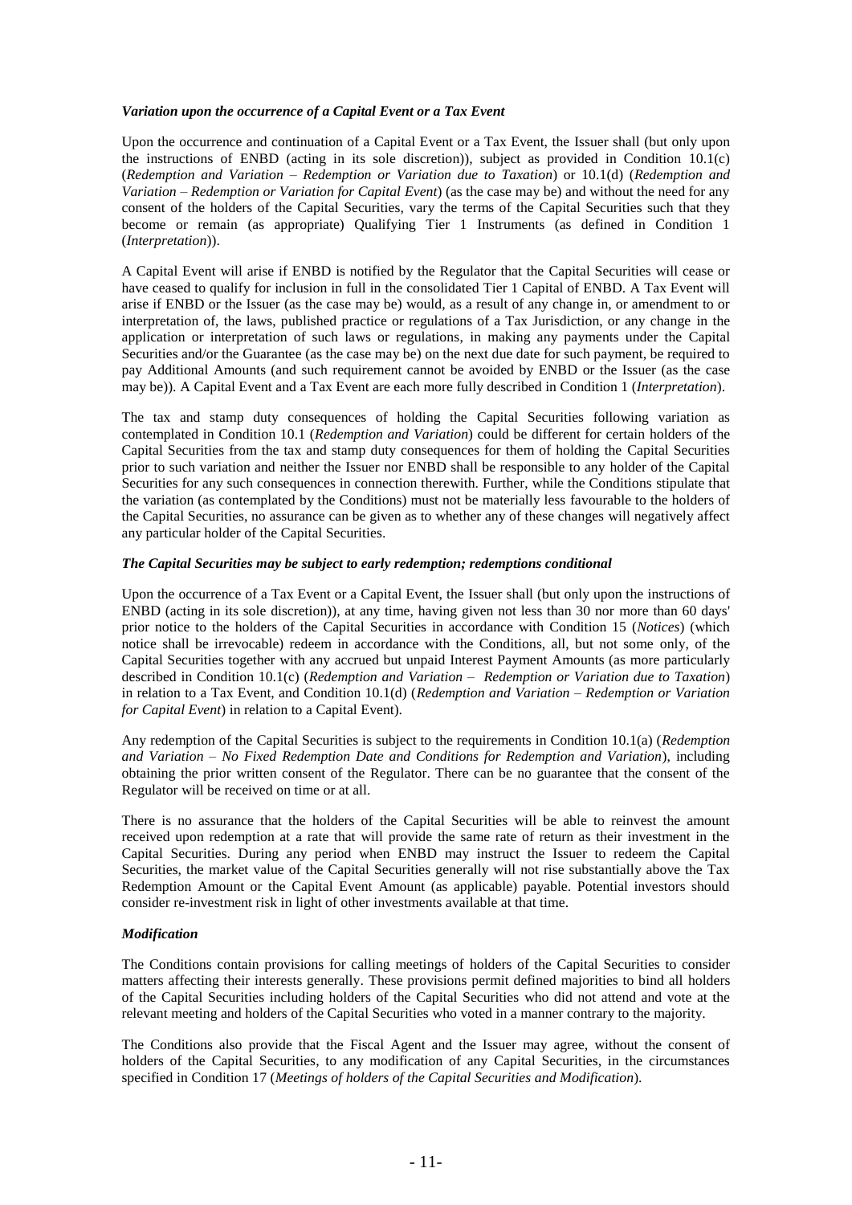*Variation upon the occurrence of a Capital Event or a Tax Event*

Upon the occurrence and continuation of a Capital Event or a Tax Event, the Issuer shall (but only upon the instructions of ENBD (acting in its sole discretion)), subject as provided in Condition 10.1(c) (*Redemption and Variation – Redemption or Variation due to Taxation*) or 10.1(d) (*Redemption and Variation – Redemption or Variation for Capital Event*) (as the case may be) and without the need for any consent of the holders of the Capital Securities, vary the terms of the Capital Securities such that they become or remain (as appropriate) Qualifying Tier 1 Instruments (as defined in Condition 1 (*Interpretation*)).

A Capital Event will arise if ENBD is notified by the Regulator that the Capital Securities will cease or have ceased to qualify for inclusion in full in the consolidated Tier 1 Capital of ENBD. A Tax Event will arise if ENBD or the Issuer (as the case may be) would, as a result of any change in, or amendment to or interpretation of, the laws, published practice or regulations of a Tax Jurisdiction, or any change in the application or interpretation of such laws or regulations, in making any payments under the Capital Securities and/or the Guarantee (as the case may be) on the next due date for such payment, be required to pay Additional Amounts (and such requirement cannot be avoided by ENBD or the Issuer (as the case may be)). A Capital Event and a Tax Event are each more fully described in Condition 1 (*Interpretation*).

The tax and stamp duty consequences of holding the Capital Securities following variation as contemplated in Condition 10.1 (*Redemption and Variation*) could be different for certain holders of the Capital Securities from the tax and stamp duty consequences for them of holding the Capital Securities prior to such variation and neither the Issuer nor ENBD shall be responsible to any holder of the Capital Securities for any such consequences in connection therewith. Further, while the Conditions stipulate that the variation (as contemplated by the Conditions) must not be materially less favourable to the holders of the Capital Securities, no assurance can be given as to whether any of these changes will negatively affect any particular holder of the Capital Securities.

*The Capital Securities may be subject to early redemption; redemptions conditional*

Upon the occurrence of a Tax Event or a Capital Event, the Issuer shall (but only upon the instructions of ENBD (acting in its sole discretion)), at any time, having given not less than 30 nor more than 60 days' prior notice to the holders of the Capital Securities in accordance with Condition 15 (*Notices*) (which notice shall be irrevocable) redeem in accordance with the Conditions, all, but not some only, of the Capital Securities together with any accrued but unpaid Interest Payment Amounts (as more particularly described in Condition 10.1(c) (*Redemption and Variation – Redemption or Variation due to Taxation*) in relation to a Tax Event, and Condition 10.1(d) (*Redemption and Variation – Redemption or Variation for Capital Event*) in relation to a Capital Event).

Any redemption of the Capital Securities is subject to the requirements in Condition 10.1(a) (*Redemption and Variation – No Fixed Redemption Date and Conditions for Redemption and Variation*), including obtaining the prior written consent of the Regulator. There can be no guarantee that the consent of the Regulator will be received on time or at all.

There is no assurance that the holders of the Capital Securities will be able to reinvest the amount received upon redemption at a rate that will provide the same rate of return as their investment in the Capital Securities. During any period when ENBD may instruct the Issuer to redeem the Capital Securities, the market value of the Capital Securities generally will not rise substantially above the Tax Redemption Amount or the Capital Event Amount (as applicable) payable. Potential investors should consider re-investment risk in light of other investments available at that time.

*Modification*

The Conditions contain provisions for calling meetings of holders of the Capital Securities to consider matters affecting their interests generally. These provisions permit defined majorities to bind all holders of the Capital Securities including holders of the Capital Securities who did not attend and vote at the relevant meeting and holders of the Capital Securities who voted in a manner contrary to the majority.

The Conditions also provide that the Fiscal Agent and the Issuer may agree, without the consent of holders of the Capital Securities, to any modification of any Capital Securities, in the circumstances specified in Condition 17 (*Meetings of holders of the Capital Securities and Modification*).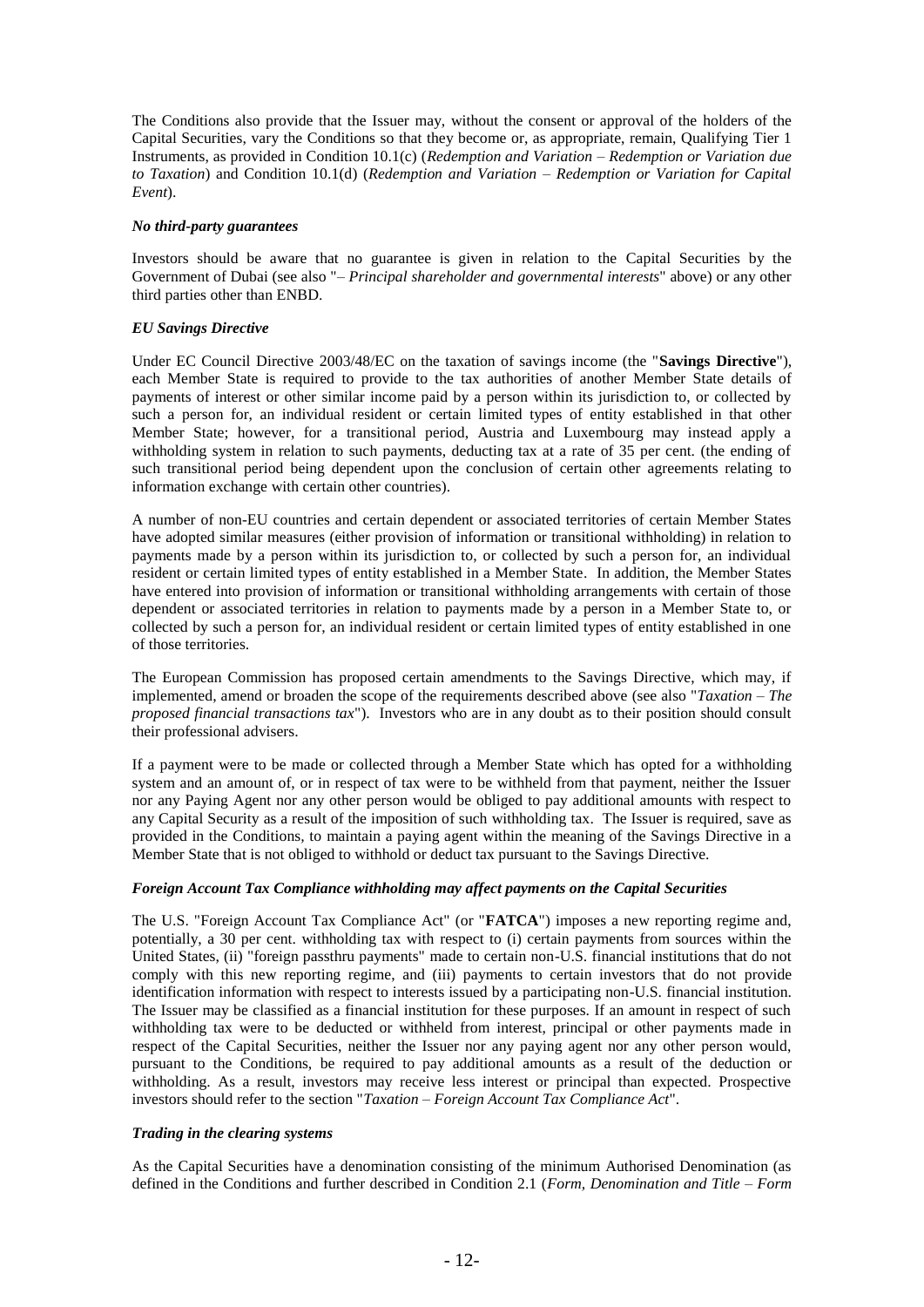The Conditions also provide that the Issuer may, without the consent or approval of the holders of the Capital Securities, vary the Conditions so that they become or, as appropriate, remain, Qualifying Tier 1 Instruments, as provided in Condition 10.1(c) (*Redemption and Variation – Redemption or Variation due to Taxation*) and Condition 10.1(d) (*Redemption and Variation – Redemption or Variation for Capital Event*).

### *No third-party guarantees*

Investors should be aware that no guarantee is given in relation to the Capital Securities by the Government of Dubai (see also "*– Principal shareholder and governmental interests*" above) or any other third parties other than ENBD.

### *EU Savings Directive*

Under EC Council Directive 2003/48/EC on the taxation of savings income (the "**Savings Directive**"), each Member State is required to provide to the tax authorities of another Member State details of payments of interest or other similar income paid by a person within its jurisdiction to, or collected by such a person for, an individual resident or certain limited types of entity established in that other Member State; however, for a transitional period, Austria and Luxembourg may instead apply a withholding system in relation to such payments, deducting tax at a rate of 35 per cent. (the ending of such transitional period being dependent upon the conclusion of certain other agreements relating to information exchange with certain other countries).

A number of non-EU countries and certain dependent or associated territories of certain Member States have adopted similar measures (either provision of information or transitional withholding) in relation to payments made by a person within its jurisdiction to, or collected by such a person for, an individual resident or certain limited types of entity established in a Member State. In addition, the Member States have entered into provision of information or transitional withholding arrangements with certain of those dependent or associated territories in relation to payments made by a person in a Member State to, or collected by such a person for, an individual resident or certain limited types of entity established in one of those territories.

The European Commission has proposed certain amendments to the Savings Directive, which may, if implemented, amend or broaden the scope of the requirements described above (see also "*Taxation – The proposed financial transactions tax*"). Investors who are in any doubt as to their position should consult their professional advisers.

If a payment were to be made or collected through a Member State which has opted for a withholding system and an amount of, or in respect of tax were to be withheld from that payment, neither the Issuer nor any Paying Agent nor any other person would be obliged to pay additional amounts with respect to any Capital Security as a result of the imposition of such withholding tax. The Issuer is required, save as provided in the Conditions, to maintain a paying agent within the meaning of the Savings Directive in a Member State that is not obliged to withhold or deduct tax pursuant to the Savings Directive.

### *Foreign Account Tax Compliance withholding may affect payments on the Capital Securities*

The U.S. "Foreign Account Tax Compliance Act" (or "**FATCA**") imposes a new reporting regime and, potentially, a 30 per cent. withholding tax with respect to (i) certain payments from sources within the United States, (ii) "foreign passthru payments" made to certain non-U.S. financial institutions that do not comply with this new reporting regime, and (iii) payments to certain investors that do not provide identification information with respect to interests issued by a participating non-U.S. financial institution. The Issuer may be classified as a financial institution for these purposes. If an amount in respect of such withholding tax were to be deducted or withheld from interest, principal or other payments made in respect of the Capital Securities, neither the Issuer nor any paying agent nor any other person would, pursuant to the Conditions, be required to pay additional amounts as a result of the deduction or withholding. As a result, investors may receive less interest or principal than expected. Prospective investors should refer to the section "*Taxation – Foreign Account Tax Compliance Act*".

### *Trading in the clearing systems*

As the Capital Securities have a denomination consisting of the minimum Authorised Denomination (as defined in the Conditions and further described in Condition 2.1 (*Form, Denomination and Title – Form*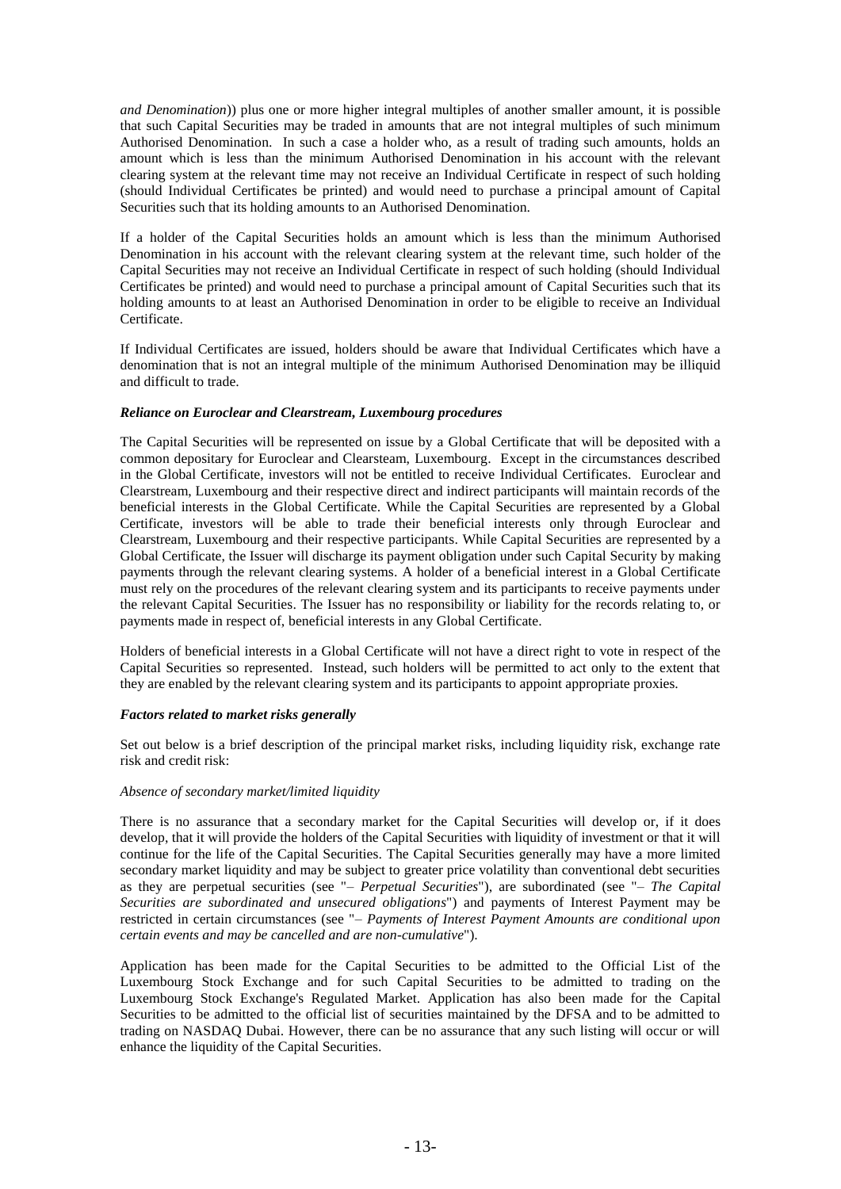*and Denomination*)) plus one or more higher integral multiples of another smaller amount, it is possible that such Capital Securities may be traded in amounts that are not integral multiples of such minimum Authorised Denomination. In such a case a holder who, as a result of trading such amounts, holds an amount which is less than the minimum Authorised Denomination in his account with the relevant clearing system at the relevant time may not receive an Individual Certificate in respect of such holding (should Individual Certificates be printed) and would need to purchase a principal amount of Capital Securities such that its holding amounts to an Authorised Denomination.

If a holder of the Capital Securities holds an amount which is less than the minimum Authorised Denomination in his account with the relevant clearing system at the relevant time, such holder of the Capital Securities may not receive an Individual Certificate in respect of such holding (should Individual Certificates be printed) and would need to purchase a principal amount of Capital Securities such that its holding amounts to at least an Authorised Denomination in order to be eligible to receive an Individual Certificate.

If Individual Certificates are issued, holders should be aware that Individual Certificates which have a denomination that is not an integral multiple of the minimum Authorised Denomination may be illiquid and difficult to trade.

***Reliance on Euroclear and Clearstream, Luxembourg procedures***

The Capital Securities will be represented on issue by a Global Certificate that will be deposited with a common depositary for Euroclear and Clearsteam, Luxembourg. Except in the circumstances described in the Global Certificate, investors will not be entitled to receive Individual Certificates. Euroclear and Clearstream, Luxembourg and their respective direct and indirect participants will maintain records of the beneficial interests in the Global Certificate. While the Capital Securities are represented by a Global Certificate, investors will be able to trade their beneficial interests only through Euroclear and Clearstream, Luxembourg and their respective participants. While Capital Securities are represented by a Global Certificate, the Issuer will discharge its payment obligation under such Capital Security by making payments through the relevant clearing systems. A holder of a beneficial interest in a Global Certificate must rely on the procedures of the relevant clearing system and its participants to receive payments under the relevant Capital Securities. The Issuer has no responsibility or liability for the records relating to, or payments made in respect of, beneficial interests in any Global Certificate.

Holders of beneficial interests in a Global Certificate will not have a direct right to vote in respect of the Capital Securities so represented. Instead, such holders will be permitted to act only to the extent that they are enabled by the relevant clearing system and its participants to appoint appropriate proxies.

***Factors related to market risks generally***

Set out below is a brief description of the principal market risks, including liquidity risk, exchange rate risk and credit risk:

*Absence of secondary market/limited liquidity*

There is no assurance that a secondary market for the Capital Securities will develop or, if it does develop, that it will provide the holders of the Capital Securities with liquidity of investment or that it will continue for the life of the Capital Securities. The Capital Securities generally may have a more limited secondary market liquidity and may be subject to greater price volatility than conventional debt securities as they are perpetual securities (see "– *Perpetual Securities*"), are subordinated (see "– *The Capital Securities are subordinated and unsecured obligations*") and payments of Interest Payment may be restricted in certain circumstances (see "– *Payments of Interest Payment Amounts are conditional upon certain events and may be cancelled and are non-cumulative*").

Application has been made for the Capital Securities to be admitted to the Official List of the Luxembourg Stock Exchange and for such Capital Securities to be admitted to trading on the Luxembourg Stock Exchange's Regulated Market. Application has also been made for the Capital Securities to be admitted to the official list of securities maintained by the DFSA and to be admitted to trading on NASDAQ Dubai. However, there can be no assurance that any such listing will occur or will enhance the liquidity of the Capital Securities.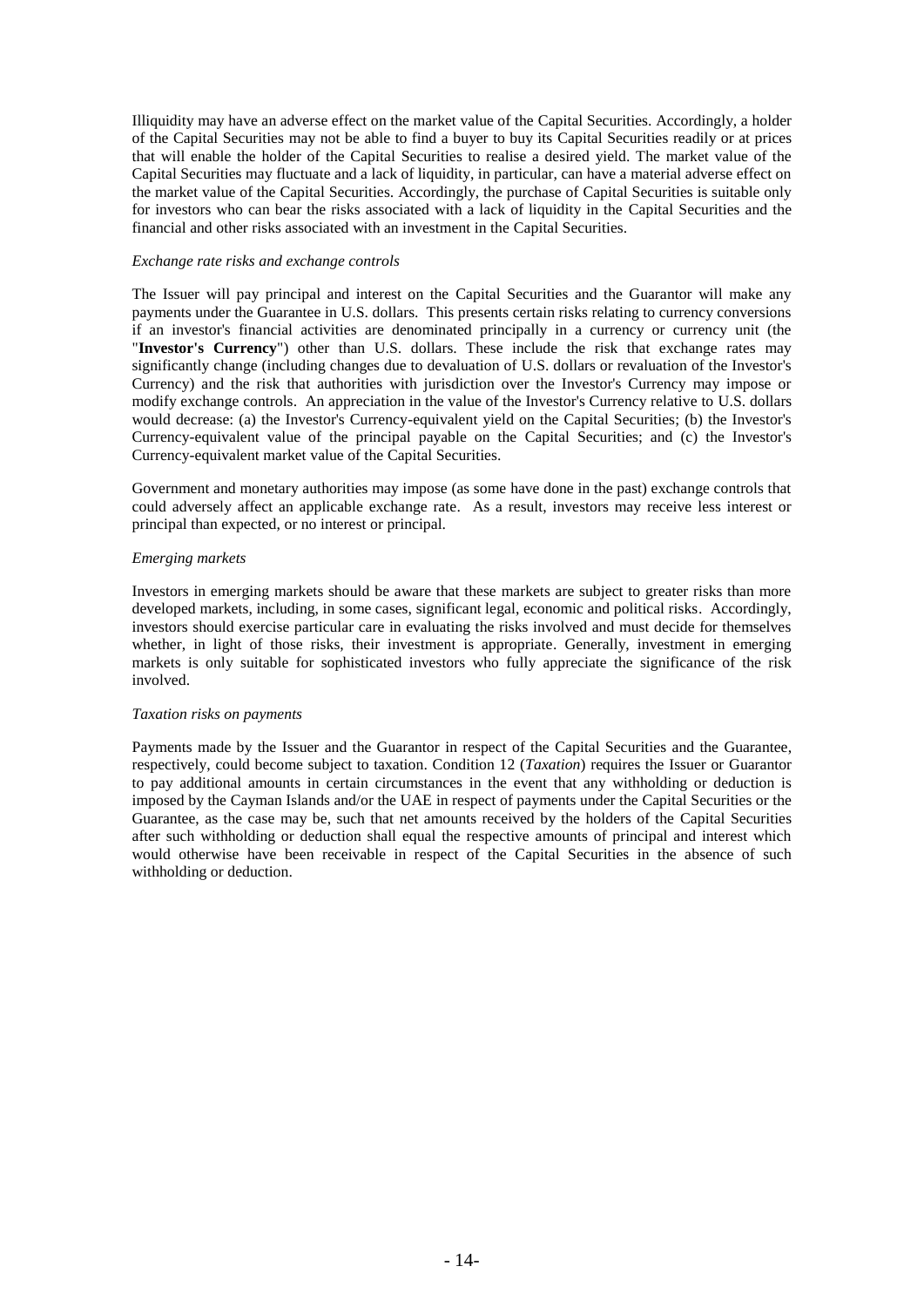Illiquidity may have an adverse effect on the market value of the Capital Securities. Accordingly, a holder of the Capital Securities may not be able to find a buyer to buy its Capital Securities readily or at prices that will enable the holder of the Capital Securities to realise a desired yield. The market value of the Capital Securities may fluctuate and a lack of liquidity, in particular, can have a material adverse effect on the market value of the Capital Securities. Accordingly, the purchase of Capital Securities is suitable only for investors who can bear the risks associated with a lack of liquidity in the Capital Securities and the financial and other risks associated with an investment in the Capital Securities.

*Exchange rate risks and exchange controls*

The Issuer will pay principal and interest on the Capital Securities and the Guarantor will make any payments under the Guarantee in U.S. dollars. This presents certain risks relating to currency conversions if an investor's financial activities are denominated principally in a currency or currency unit (the "**Investor's Currency**") other than U.S. dollars. These include the risk that exchange rates may significantly change (including changes due to devaluation of U.S. dollars or revaluation of the Investor's Currency) and the risk that authorities with jurisdiction over the Investor's Currency may impose or modify exchange controls. An appreciation in the value of the Investor's Currency relative to U.S. dollars would decrease: (a) the Investor's Currency-equivalent yield on the Capital Securities; (b) the Investor's Currency-equivalent value of the principal payable on the Capital Securities; and (c) the Investor's Currency-equivalent market value of the Capital Securities.

Government and monetary authorities may impose (as some have done in the past) exchange controls that could adversely affect an applicable exchange rate. As a result, investors may receive less interest or principal than expected, or no interest or principal.

*Emerging markets*

Investors in emerging markets should be aware that these markets are subject to greater risks than more developed markets, including, in some cases, significant legal, economic and political risks. Accordingly, investors should exercise particular care in evaluating the risks involved and must decide for themselves whether, in light of those risks, their investment is appropriate. Generally, investment in emerging markets is only suitable for sophisticated investors who fully appreciate the significance of the risk involved.

*Taxation risks on payments*

Payments made by the Issuer and the Guarantor in respect of the Capital Securities and the Guarantee, respectively, could become subject to taxation. Condition 12 (*Taxation*) requires the Issuer or Guarantor to pay additional amounts in certain circumstances in the event that any withholding or deduction is imposed by the Cayman Islands and/or the UAE in respect of payments under the Capital Securities or the Guarantee, as the case may be, such that net amounts received by the holders of the Capital Securities after such withholding or deduction shall equal the respective amounts of principal and interest which would otherwise have been receivable in respect of the Capital Securities in the absence of such withholding or deduction.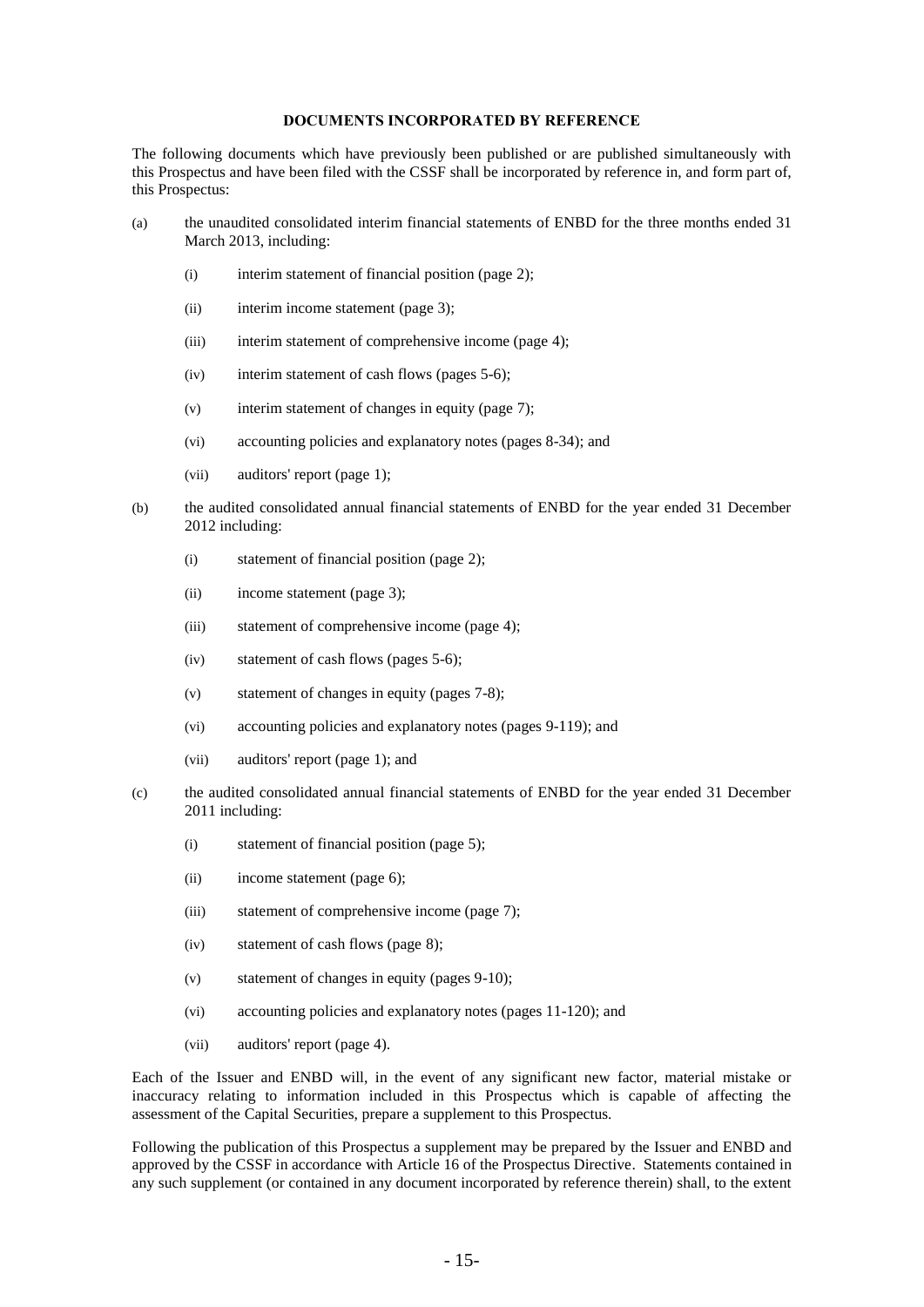## DOCUMENTS INCORPORATED BY REFERENCE

The following documents which have previously been published or are published simultaneously with this Prospectus and have been filed with the CSSF shall be incorporated by reference in, and form part of, this Prospectus:

(a) the unaudited consolidated interim financial statements of ENBD for the three months ended 31 March 2013, including:

    (i) interim statement of financial position (page 2);

    (ii) interim income statement (page 3);

    (iii) interim statement of comprehensive income (page 4);

    (iv) interim statement of cash flows (pages 5-6);

    (v) interim statement of changes in equity (page 7);

    (vi) accounting policies and explanatory notes (pages 8-34); and

    (vii) auditors' report (page 1);

(b) the audited consolidated annual financial statements of ENBD for the year ended 31 December 2012 including:

    (i) statement of financial position (page 2);

    (ii) income statement (page 3);

    (iii) statement of comprehensive income (page 4);

    (iv) statement of cash flows (pages 5-6);

    (v) statement of changes in equity (pages 7-8);

    (vi) accounting policies and explanatory notes (pages 9-119); and

    (vii) auditors' report (page 1); and

(c) the audited consolidated annual financial statements of ENBD for the year ended 31 December 2011 including:

    (i) statement of financial position (page 5);

    (ii) income statement (page 6);

    (iii) statement of comprehensive income (page 7);

    (iv) statement of cash flows (page 8);

    (v) statement of changes in equity (pages 9-10);

    (vi) accounting policies and explanatory notes (pages 11-120); and

    (vii) auditors' report (page 4).

Each of the Issuer and ENBD will, in the event of any significant new factor, material mistake or inaccuracy relating to information included in this Prospectus which is capable of affecting the assessment of the Capital Securities, prepare a supplement to this Prospectus.

Following the publication of this Prospectus a supplement may be prepared by the Issuer and ENBD and approved by the CSSF in accordance with Article 16 of the Prospectus Directive. Statements contained in any such supplement (or contained in any document incorporated by reference therein) shall, to the extent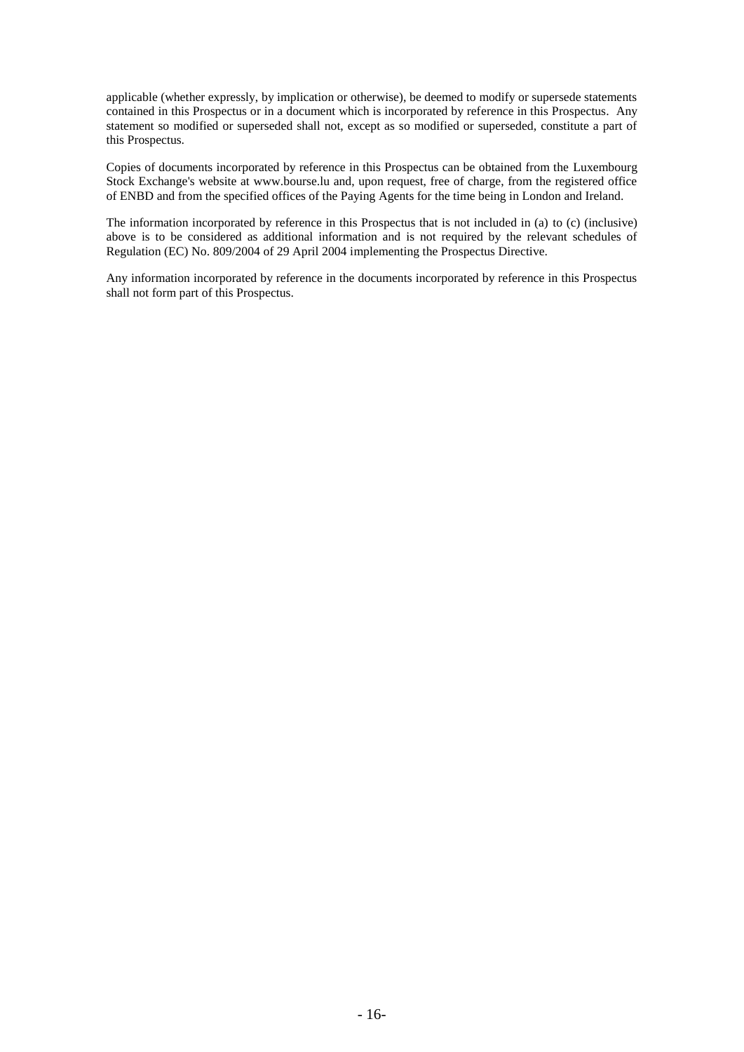applicable (whether expressly, by implication or otherwise), be deemed to modify or supersede statements contained in this Prospectus or in a document which is incorporated by reference in this Prospectus. Any statement so modified or superseded shall not, except as so modified or superseded, constitute a part of this Prospectus.

Copies of documents incorporated by reference in this Prospectus can be obtained from the Luxembourg Stock Exchange's website at www.bourse.lu and, upon request, free of charge, from the registered office of ENBD and from the specified offices of the Paying Agents for the time being in London and Ireland.

The information incorporated by reference in this Prospectus that is not included in (a) to (c) (inclusive) above is to be considered as additional information and is not required by the relevant schedules of Regulation (EC) No. 809/2004 of 29 April 2004 implementing the Prospectus Directive.

Any information incorporated by reference in the documents incorporated by reference in this Prospectus shall not form part of this Prospectus.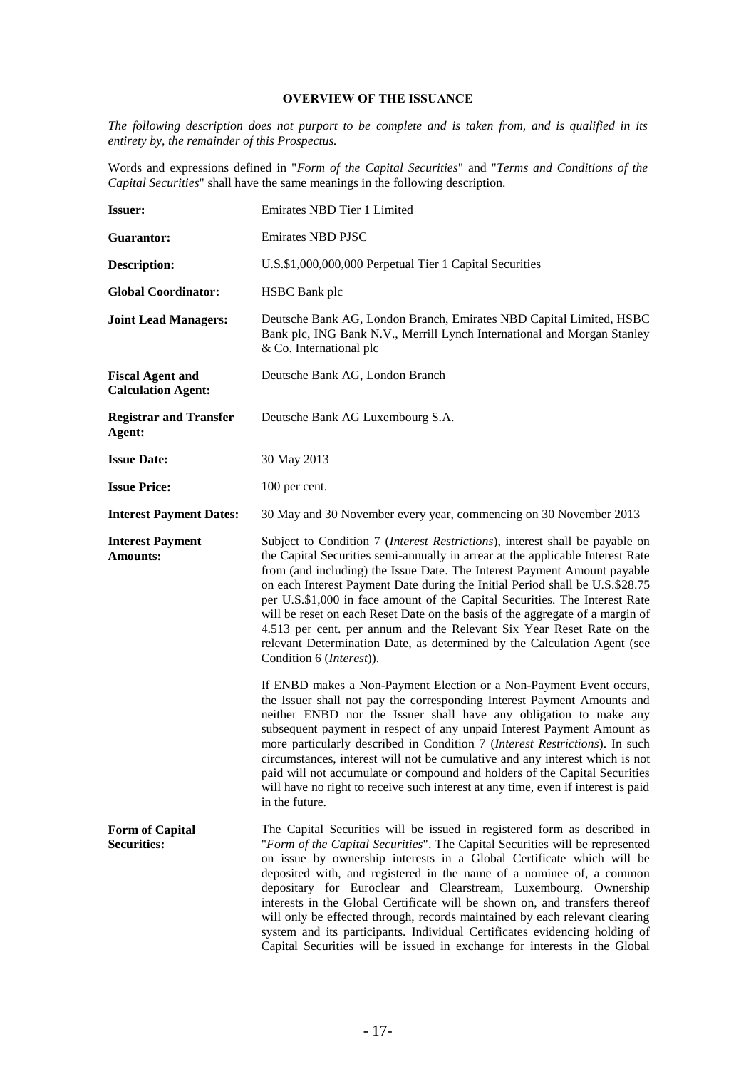## OVERVIEW OF THE ISSUANCE

*The following description does not purport to be complete and is taken from, and is qualified in its entirety by, the remainder of this Prospectus.*

Words and expressions defined in "*Form of the Capital Securities*" and "*Terms and Conditions of the Capital Securities*" shall have the same meanings in the following description.

| | |
|---|---|
| **Issuer:** | Emirates NBD Tier 1 Limited |
| **Guarantor:** | Emirates NBD PJSC |
| **Description:** | U.S.$1,000,000,000 Perpetual Tier 1 Capital Securities |
| **Global Coordinator:** | HSBC Bank plc |
| **Joint Lead Managers:** | Deutsche Bank AG, London Branch, Emirates NBD Capital Limited, HSBC Bank plc, ING Bank N.V., Merrill Lynch International and Morgan Stanley & Co. International plc |
| **Fiscal Agent and Calculation Agent:** | Deutsche Bank AG, London Branch |
| **Registrar and Transfer Agent:** | Deutsche Bank AG Luxembourg S.A. |
| **Issue Date:** | 30 May 2013 |
| **Issue Price:** | 100 per cent. |
| **Interest Payment Dates:** | 30 May and 30 November every year, commencing on 30 November 2013 |
| **Interest Payment Amounts:** | Subject to Condition 7 (*Interest Restrictions*), interest shall be payable on the Capital Securities semi-annually in arrear at the applicable Interest Rate from (and including) the Issue Date. The Interest Payment Amount payable on each Interest Payment Date during the Initial Period shall be U.S.$28.75 per U.S.$1,000 in face amount of the Capital Securities. The Interest Rate will be reset on each Reset Date on the basis of the aggregate of a margin of 4.513 per cent. per annum and the Relevant Six Year Reset Rate on the relevant Determination Date, as determined by the Calculation Agent (see Condition 6 (*Interest*)).<br><br>If ENBD makes a Non-Payment Election or a Non-Payment Event occurs, the Issuer shall not pay the corresponding Interest Payment Amounts and neither ENBD nor the Issuer shall have any obligation to make any subsequent payment in respect of any unpaid Interest Payment Amount as more particularly described in Condition 7 (*Interest Restrictions*). In such circumstances, interest will not be cumulative and any interest which is not paid will not accumulate or compound and holders of the Capital Securities will have no right to receive such interest at any time, even if interest is paid in the future. |
| **Form of Capital Securities:** | The Capital Securities will be issued in registered form as described in "*Form of the Capital Securities*". The Capital Securities will be represented on issue by ownership interests in a Global Certificate which will be deposited with, and registered in the name of a nominee of, a common depositary for Euroclear and Clearstream, Luxembourg. Ownership interests in the Global Certificate will be shown on, and transfers thereof will only be effected through, records maintained by each relevant clearing system and its participants. Individual Certificates evidencing holding of Capital Securities will be issued in exchange for interests in the Global |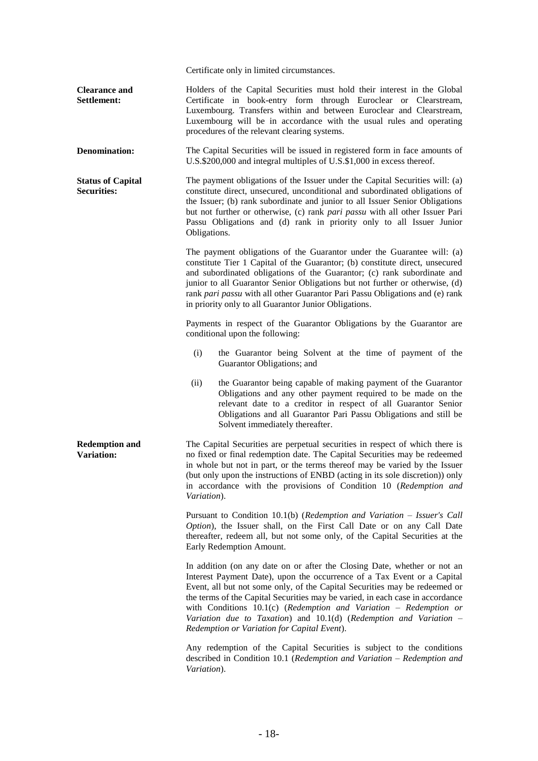Certificate only in limited circumstances.

**Clearance and Settlement:** Holders of the Capital Securities must hold their interest in the Global Certificate in book-entry form through Euroclear or Clearstream, Luxembourg. Transfers within and between Euroclear and Clearstream, Luxembourg will be in accordance with the usual rules and operating procedures of the relevant clearing systems.

**Denomination:** The Capital Securities will be issued in registered form in face amounts of U.S.$200,000 and integral multiples of U.S.$1,000 in excess thereof.

**Status of Capital Securities:** The payment obligations of the Issuer under the Capital Securities will: (a) constitute direct, unsecured, unconditional and subordinated obligations of the Issuer; (b) rank subordinate and junior to all Issuer Senior Obligations but not further or otherwise, (c) rank *pari passu* with all other Issuer Pari Passu Obligations and (d) rank in priority only to all Issuer Junior Obligations.

The payment obligations of the Guarantor under the Guarantee will: (a) constitute Tier 1 Capital of the Guarantor; (b) constitute direct, unsecured and subordinated obligations of the Guarantor; (c) rank subordinate and junior to all Guarantor Senior Obligations but not further or otherwise, (d) rank *pari passu* with all other Guarantor Pari Passu Obligations and (e) rank in priority only to all Guarantor Junior Obligations.

Payments in respect of the Guarantor Obligations by the Guarantor are conditional upon the following:

(i) the Guarantor being Solvent at the time of payment of the Guarantor Obligations; and

(ii) the Guarantor being capable of making payment of the Guarantor Obligations and any other payment required to be made on the relevant date to a creditor in respect of all Guarantor Senior Obligations and all Guarantor Pari Passu Obligations and still be Solvent immediately thereafter.

**Redemption and Variation:** The Capital Securities are perpetual securities in respect of which there is no fixed or final redemption date. The Capital Securities may be redeemed in whole but not in part, or the terms thereof may be varied by the Issuer (but only upon the instructions of ENBD (acting in its sole discretion)) only in accordance with the provisions of Condition 10 (*Redemption and Variation*).

Pursuant to Condition 10.1(b) (*Redemption and Variation – Issuer's Call Option*), the Issuer shall, on the First Call Date or on any Call Date thereafter, redeem all, but not some only, of the Capital Securities at the Early Redemption Amount.

In addition (on any date on or after the Closing Date, whether or not an Interest Payment Date), upon the occurrence of a Tax Event or a Capital Event, all but not some only, of the Capital Securities may be redeemed or the terms of the Capital Securities may be varied, in each case in accordance with Conditions 10.1(c) (*Redemption and Variation – Redemption or Variation due to Taxation*) and 10.1(d) (*Redemption and Variation – Redemption or Variation for Capital Event*).

Any redemption of the Capital Securities is subject to the conditions described in Condition 10.1 (*Redemption and Variation – Redemption and Variation*).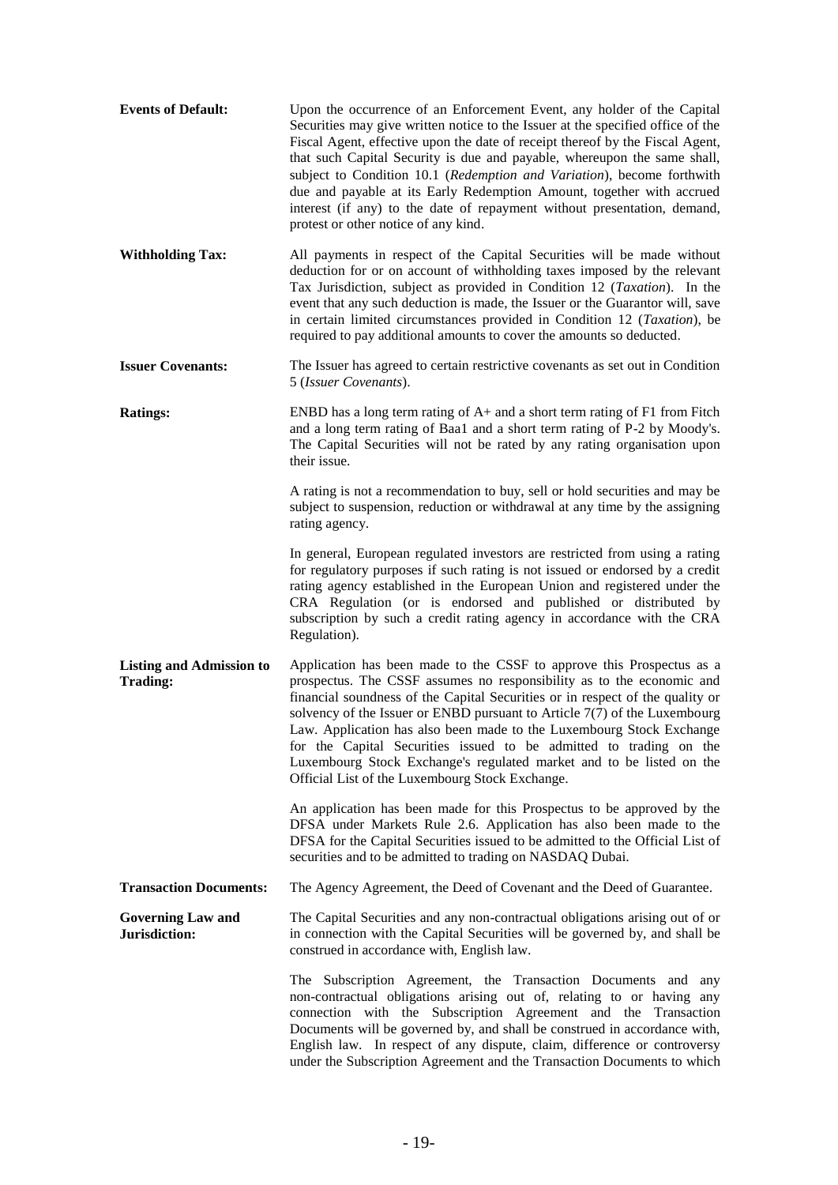**Events of Default:** Upon the occurrence of an Enforcement Event, any holder of the Capital Securities may give written notice to the Issuer at the specified office of the Fiscal Agent, effective upon the date of receipt thereof by the Fiscal Agent, that such Capital Security is due and payable, whereupon the same shall, subject to Condition 10.1 (*Redemption and Variation*), become forthwith due and payable at its Early Redemption Amount, together with accrued interest (if any) to the date of repayment without presentation, demand, protest or other notice of any kind.

**Withholding Tax:** All payments in respect of the Capital Securities will be made without deduction for or on account of withholding taxes imposed by the relevant Tax Jurisdiction, subject as provided in Condition 12 (*Taxation*). In the event that any such deduction is made, the Issuer or the Guarantor will, save in certain limited circumstances provided in Condition 12 (*Taxation*), be required to pay additional amounts to cover the amounts so deducted.

**Issuer Covenants:** The Issuer has agreed to certain restrictive covenants as set out in Condition 5 (*Issuer Covenants*).

**Ratings:** ENBD has a long term rating of A+ and a short term rating of F1 from Fitch and a long term rating of Baa1 and a short term rating of P-2 by Moody's. The Capital Securities will not be rated by any rating organisation upon their issue.

A rating is not a recommendation to buy, sell or hold securities and may be subject to suspension, reduction or withdrawal at any time by the assigning rating agency.

In general, European regulated investors are restricted from using a rating for regulatory purposes if such rating is not issued or endorsed by a credit rating agency established in the European Union and registered under the CRA Regulation (or is endorsed and published or distributed by subscription by such a credit rating agency in accordance with the CRA Regulation).

**Listing and Admission to Trading:** Application has been made to the CSSF to approve this Prospectus as a prospectus. The CSSF assumes no responsibility as to the economic and financial soundness of the Capital Securities or in respect of the quality or solvency of the Issuer or ENBD pursuant to Article 7(7) of the Luxembourg Law. Application has also been made to the Luxembourg Stock Exchange for the Capital Securities issued to be admitted to trading on the Luxembourg Stock Exchange's regulated market and to be listed on the Official List of the Luxembourg Stock Exchange.

An application has been made for this Prospectus to be approved by the DFSA under Markets Rule 2.6. Application has also been made to the DFSA for the Capital Securities issued to be admitted to the Official List of securities and to be admitted to trading on NASDAQ Dubai.

**Transaction Documents:** The Agency Agreement, the Deed of Covenant and the Deed of Guarantee.

**Governing Law and Jurisdiction:** The Capital Securities and any non-contractual obligations arising out of or in connection with the Capital Securities will be governed by, and shall be construed in accordance with, English law.

The Subscription Agreement, the Transaction Documents and any non-contractual obligations arising out of, relating to or having any connection with the Subscription Agreement and the Transaction Documents will be governed by, and shall be construed in accordance with, English law. In respect of any dispute, claim, difference or controversy under the Subscription Agreement and the Transaction Documents to which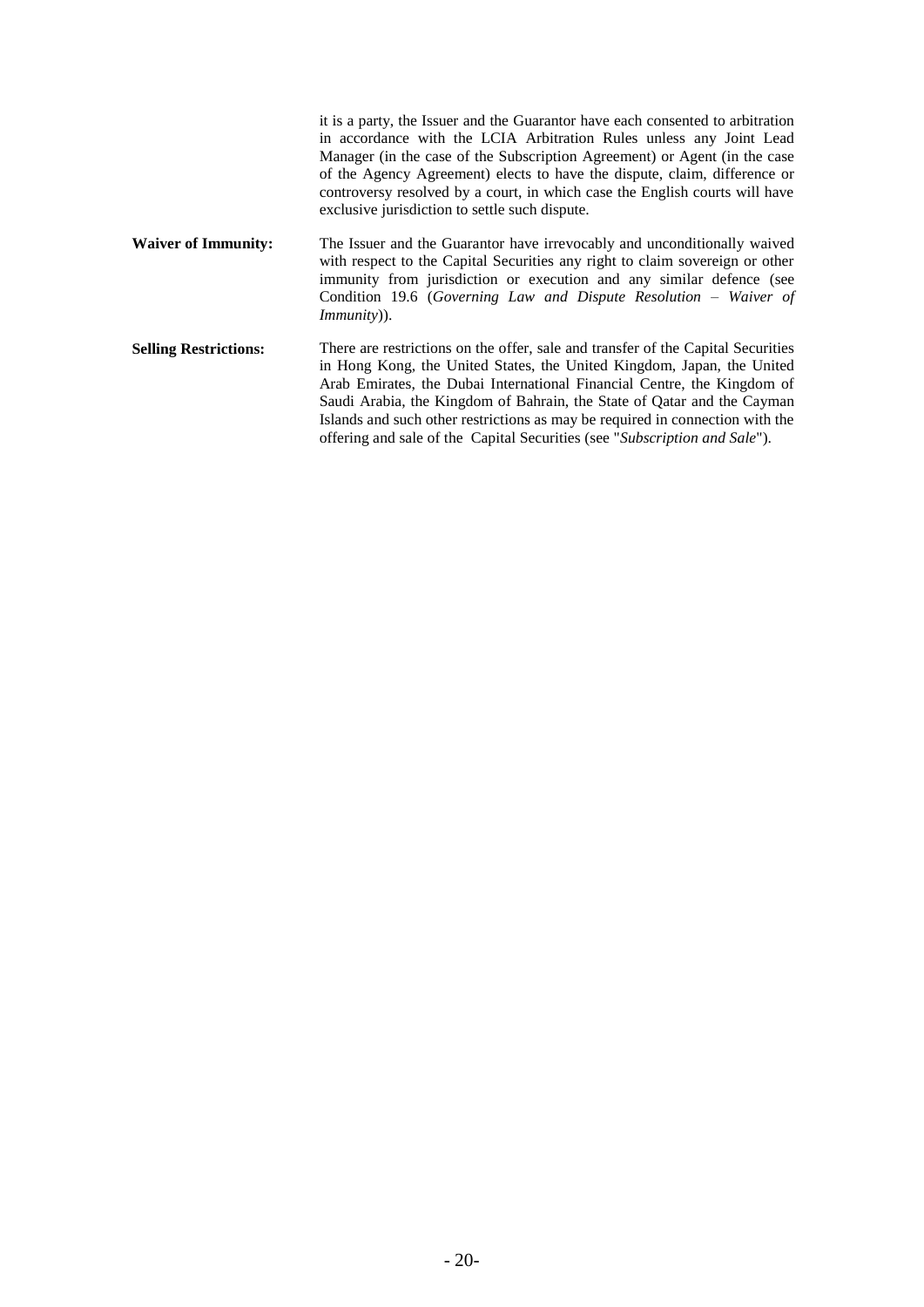| | |
|---|---|
| | it is a party, the Issuer and the Guarantor have each consented to arbitration in accordance with the LCIA Arbitration Rules unless any Joint Lead Manager (in the case of the Subscription Agreement) or Agent (in the case of the Agency Agreement) elects to have the dispute, claim, difference or controversy resolved by a court, in which case the English courts will have exclusive jurisdiction to settle such dispute. |
| **Waiver of Immunity:** | The Issuer and the Guarantor have irrevocably and unconditionally waived with respect to the Capital Securities any right to claim sovereign or other immunity from jurisdiction or execution and any similar defence (see Condition 19.6 (*Governing Law and Dispute Resolution – Waiver of Immunity*)). |
| **Selling Restrictions:** | There are restrictions on the offer, sale and transfer of the Capital Securities in Hong Kong, the United States, the United Kingdom, Japan, the United Arab Emirates, the Dubai International Financial Centre, the Kingdom of Saudi Arabia, the Kingdom of Bahrain, the State of Qatar and the Cayman Islands and such other restrictions as may be required in connection with the offering and sale of the Capital Securities (see "*Subscription and Sale*"). |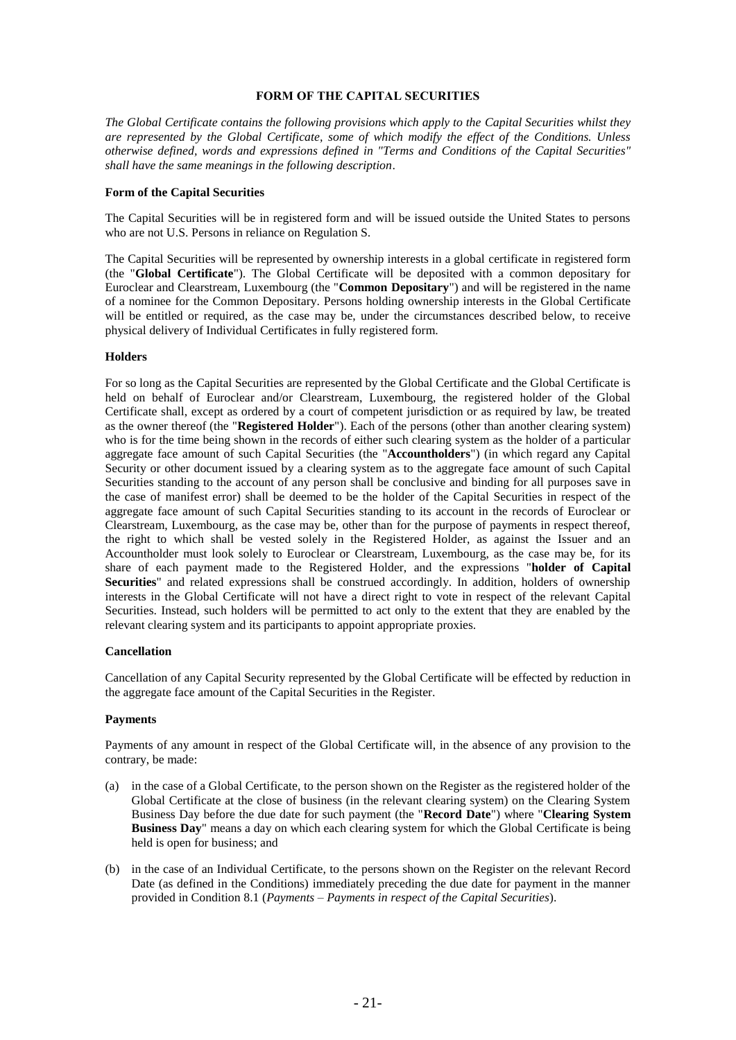## FORM OF THE CAPITAL SECURITIES

*The Global Certificate contains the following provisions which apply to the Capital Securities whilst they are represented by the Global Certificate, some of which modify the effect of the Conditions. Unless otherwise defined, words and expressions defined in "Terms and Conditions of the Capital Securities" shall have the same meanings in the following description*.

### Form of the Capital Securities

The Capital Securities will be in registered form and will be issued outside the United States to persons who are not U.S. Persons in reliance on Regulation S.

The Capital Securities will be represented by ownership interests in a global certificate in registered form (the "**Global Certificate**"). The Global Certificate will be deposited with a common depositary for Euroclear and Clearstream, Luxembourg (the "**Common Depositary**") and will be registered in the name of a nominee for the Common Depositary. Persons holding ownership interests in the Global Certificate will be entitled or required, as the case may be, under the circumstances described below, to receive physical delivery of Individual Certificates in fully registered form.

### Holders

For so long as the Capital Securities are represented by the Global Certificate and the Global Certificate is held on behalf of Euroclear and/or Clearstream, Luxembourg, the registered holder of the Global Certificate shall, except as ordered by a court of competent jurisdiction or as required by law, be treated as the owner thereof (the "**Registered Holder**"). Each of the persons (other than another clearing system) who is for the time being shown in the records of either such clearing system as the holder of a particular aggregate face amount of such Capital Securities (the "**Accountholders**") (in which regard any Capital Security or other document issued by a clearing system as to the aggregate face amount of such Capital Securities standing to the account of any person shall be conclusive and binding for all purposes save in the case of manifest error) shall be deemed to be the holder of the Capital Securities in respect of the aggregate face amount of such Capital Securities standing to its account in the records of Euroclear or Clearstream, Luxembourg, as the case may be, other than for the purpose of payments in respect thereof, the right to which shall be vested solely in the Registered Holder, as against the Issuer and an Accountholder must look solely to Euroclear or Clearstream, Luxembourg, as the case may be, for its share of each payment made to the Registered Holder, and the expressions "**holder of Capital Securities**" and related expressions shall be construed accordingly. In addition, holders of ownership interests in the Global Certificate will not have a direct right to vote in respect of the relevant Capital Securities. Instead, such holders will be permitted to act only to the extent that they are enabled by the relevant clearing system and its participants to appoint appropriate proxies.

### Cancellation

Cancellation of any Capital Security represented by the Global Certificate will be effected by reduction in the aggregate face amount of the Capital Securities in the Register.

### Payments

Payments of any amount in respect of the Global Certificate will, in the absence of any provision to the contrary, be made:

(a) in the case of a Global Certificate, to the person shown on the Register as the registered holder of the Global Certificate at the close of business (in the relevant clearing system) on the Clearing System Business Day before the due date for such payment (the "**Record Date**") where "**Clearing System Business Day**" means a day on which each clearing system for which the Global Certificate is being held is open for business; and

(b) in the case of an Individual Certificate, to the persons shown on the Register on the relevant Record Date (as defined in the Conditions) immediately preceding the due date for payment in the manner provided in Condition 8.1 (*Payments – Payments in respect of the Capital Securities*).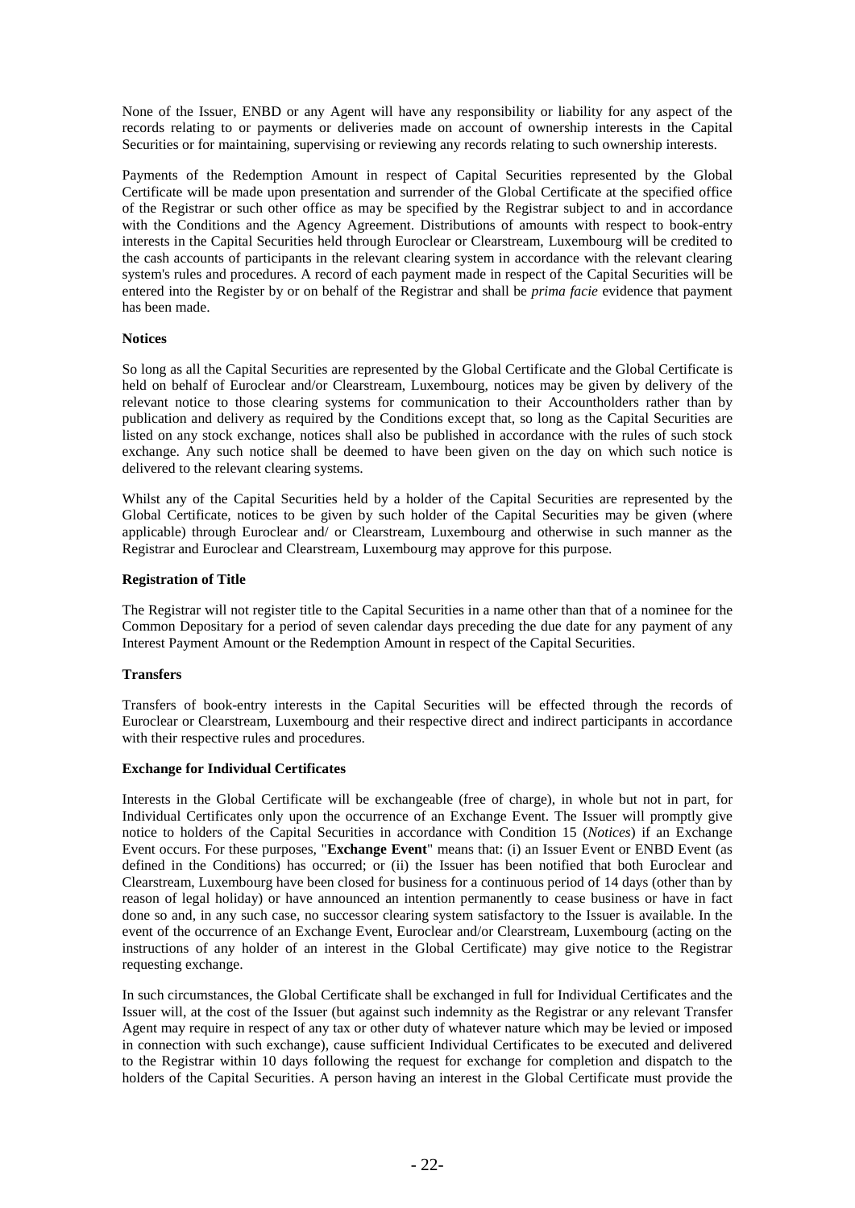None of the Issuer, ENBD or any Agent will have any responsibility or liability for any aspect of the records relating to or payments or deliveries made on account of ownership interests in the Capital Securities or for maintaining, supervising or reviewing any records relating to such ownership interests.

Payments of the Redemption Amount in respect of Capital Securities represented by the Global Certificate will be made upon presentation and surrender of the Global Certificate at the specified office of the Registrar or such other office as may be specified by the Registrar subject to and in accordance with the Conditions and the Agency Agreement. Distributions of amounts with respect to book-entry interests in the Capital Securities held through Euroclear or Clearstream, Luxembourg will be credited to the cash accounts of participants in the relevant clearing system in accordance with the relevant clearing system's rules and procedures. A record of each payment made in respect of the Capital Securities will be entered into the Register by or on behalf of the Registrar and shall be *prima facie* evidence that payment has been made.

**Notices**

So long as all the Capital Securities are represented by the Global Certificate and the Global Certificate is held on behalf of Euroclear and/or Clearstream, Luxembourg, notices may be given by delivery of the relevant notice to those clearing systems for communication to their Accountholders rather than by publication and delivery as required by the Conditions except that, so long as the Capital Securities are listed on any stock exchange, notices shall also be published in accordance with the rules of such stock exchange. Any such notice shall be deemed to have been given on the day on which such notice is delivered to the relevant clearing systems.

Whilst any of the Capital Securities held by a holder of the Capital Securities are represented by the Global Certificate, notices to be given by such holder of the Capital Securities may be given (where applicable) through Euroclear and/ or Clearstream, Luxembourg and otherwise in such manner as the Registrar and Euroclear and Clearstream, Luxembourg may approve for this purpose.

**Registration of Title**

The Registrar will not register title to the Capital Securities in a name other than that of a nominee for the Common Depositary for a period of seven calendar days preceding the due date for any payment of any Interest Payment Amount or the Redemption Amount in respect of the Capital Securities.

**Transfers**

Transfers of book-entry interests in the Capital Securities will be effected through the records of Euroclear or Clearstream, Luxembourg and their respective direct and indirect participants in accordance with their respective rules and procedures.

**Exchange for Individual Certificates**

Interests in the Global Certificate will be exchangeable (free of charge), in whole but not in part, for Individual Certificates only upon the occurrence of an Exchange Event. The Issuer will promptly give notice to holders of the Capital Securities in accordance with Condition 15 (*Notices*) if an Exchange Event occurs. For these purposes, "**Exchange Event**" means that: (i) an Issuer Event or ENBD Event (as defined in the Conditions) has occurred; or (ii) the Issuer has been notified that both Euroclear and Clearstream, Luxembourg have been closed for business for a continuous period of 14 days (other than by reason of legal holiday) or have announced an intention permanently to cease business or have in fact done so and, in any such case, no successor clearing system satisfactory to the Issuer is available. In the event of the occurrence of an Exchange Event, Euroclear and/or Clearstream, Luxembourg (acting on the instructions of any holder of an interest in the Global Certificate) may give notice to the Registrar requesting exchange.

In such circumstances, the Global Certificate shall be exchanged in full for Individual Certificates and the Issuer will, at the cost of the Issuer (but against such indemnity as the Registrar or any relevant Transfer Agent may require in respect of any tax or other duty of whatever nature which may be levied or imposed in connection with such exchange), cause sufficient Individual Certificates to be executed and delivered to the Registrar within 10 days following the request for exchange for completion and dispatch to the holders of the Capital Securities. A person having an interest in the Global Certificate must provide the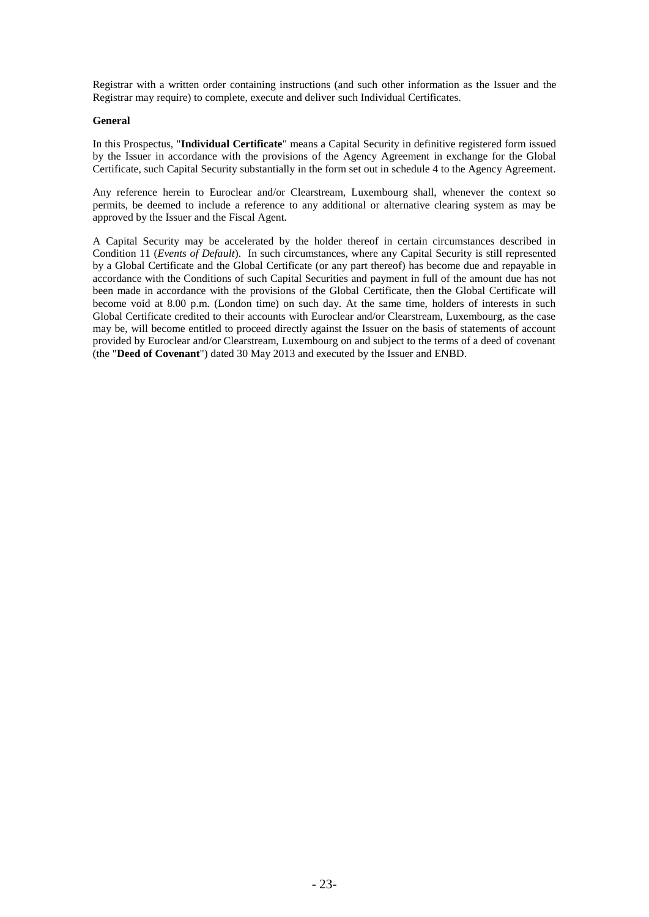Registrar with a written order containing instructions (and such other information as the Issuer and the Registrar may require) to complete, execute and deliver such Individual Certificates.

**General**

In this Prospectus, "**Individual Certificate**" means a Capital Security in definitive registered form issued by the Issuer in accordance with the provisions of the Agency Agreement in exchange for the Global Certificate, such Capital Security substantially in the form set out in schedule 4 to the Agency Agreement.

Any reference herein to Euroclear and/or Clearstream, Luxembourg shall, whenever the context so permits, be deemed to include a reference to any additional or alternative clearing system as may be approved by the Issuer and the Fiscal Agent.

A Capital Security may be accelerated by the holder thereof in certain circumstances described in Condition 11 (*Events of Default*). In such circumstances, where any Capital Security is still represented by a Global Certificate and the Global Certificate (or any part thereof) has become due and repayable in accordance with the Conditions of such Capital Securities and payment in full of the amount due has not been made in accordance with the provisions of the Global Certificate, then the Global Certificate will become void at 8.00 p.m. (London time) on such day. At the same time, holders of interests in such Global Certificate credited to their accounts with Euroclear and/or Clearstream, Luxembourg, as the case may be, will become entitled to proceed directly against the Issuer on the basis of statements of account provided by Euroclear and/or Clearstream, Luxembourg on and subject to the terms of a deed of covenant (the "**Deed of Covenant**") dated 30 May 2013 and executed by the Issuer and ENBD.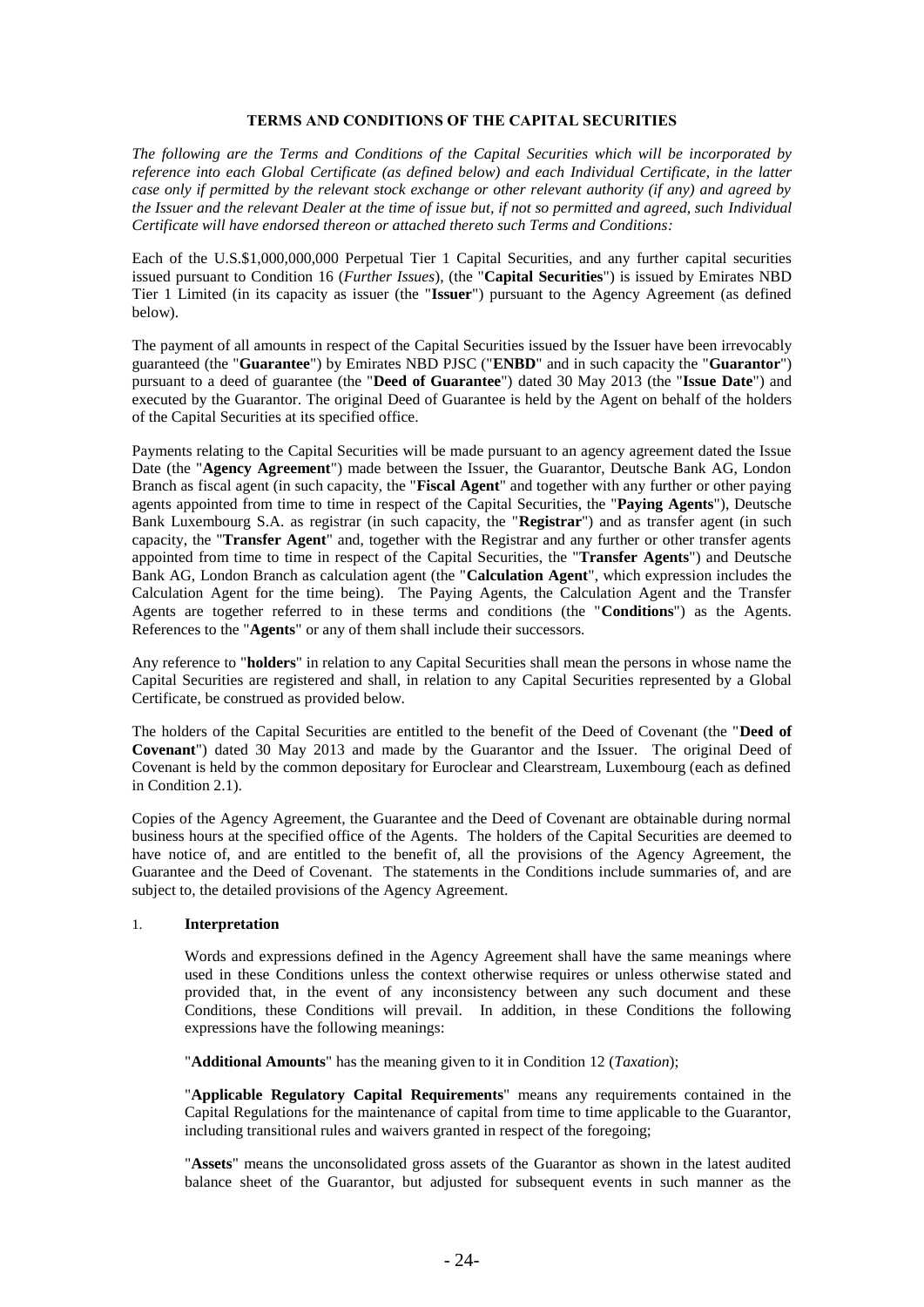# TERMS AND CONDITIONS OF THE CAPITAL SECURITIES

*The following are the Terms and Conditions of the Capital Securities which will be incorporated by reference into each Global Certificate (as defined below) and each Individual Certificate, in the latter case only if permitted by the relevant stock exchange or other relevant authority (if any) and agreed by the Issuer and the relevant Dealer at the time of issue but, if not so permitted and agreed, such Individual Certificate will have endorsed thereon or attached thereto such Terms and Conditions:*

Each of the U.S.$1,000,000,000 Perpetual Tier 1 Capital Securities, and any further capital securities issued pursuant to Condition 16 (*Further Issues*), (the "**Capital Securities**") is issued by Emirates NBD Tier 1 Limited (in its capacity as issuer (the "**Issuer**") pursuant to the Agency Agreement (as defined below).

The payment of all amounts in respect of the Capital Securities issued by the Issuer have been irrevocably guaranteed (the "**Guarantee**") by Emirates NBD PJSC ("**ENBD**" and in such capacity the "**Guarantor**") pursuant to a deed of guarantee (the "**Deed of Guarantee**") dated 30 May 2013 (the "**Issue Date**") and executed by the Guarantor. The original Deed of Guarantee is held by the Agent on behalf of the holders of the Capital Securities at its specified office.

Payments relating to the Capital Securities will be made pursuant to an agency agreement dated the Issue Date (the "**Agency Agreement**") made between the Issuer, the Guarantor, Deutsche Bank AG, London Branch as fiscal agent (in such capacity, the "**Fiscal Agent**" and together with any further or other paying agents appointed from time to time in respect of the Capital Securities, the "**Paying Agents**"), Deutsche Bank Luxembourg S.A. as registrar (in such capacity, the "**Registrar**") and as transfer agent (in such capacity, the "**Transfer Agent**" and, together with the Registrar and any further or other transfer agents appointed from time to time in respect of the Capital Securities, the "**Transfer Agents**") and Deutsche Bank AG, London Branch as calculation agent (the "**Calculation Agent**", which expression includes the Calculation Agent for the time being). The Paying Agents, the Calculation Agent and the Transfer Agents are together referred to in these terms and conditions (the "**Conditions**") as the Agents. References to the "**Agents**" or any of them shall include their successors.

Any reference to "**holders**" in relation to any Capital Securities shall mean the persons in whose name the Capital Securities are registered and shall, in relation to any Capital Securities represented by a Global Certificate, be construed as provided below.

The holders of the Capital Securities are entitled to the benefit of the Deed of Covenant (the "**Deed of Covenant**") dated 30 May 2013 and made by the Guarantor and the Issuer. The original Deed of Covenant is held by the common depositary for Euroclear and Clearstream, Luxembourg (each as defined in Condition 2.1).

Copies of the Agency Agreement, the Guarantee and the Deed of Covenant are obtainable during normal business hours at the specified office of the Agents. The holders of the Capital Securities are deemed to have notice of, and are entitled to the benefit of, all the provisions of the Agency Agreement, the Guarantee and the Deed of Covenant. The statements in the Conditions include summaries of, and are subject to, the detailed provisions of the Agency Agreement.

## 1. Interpretation

Words and expressions defined in the Agency Agreement shall have the same meanings where used in these Conditions unless the context otherwise requires or unless otherwise stated and provided that, in the event of any inconsistency between any such document and these Conditions, these Conditions will prevail. In addition, in these Conditions the following expressions have the following meanings:

"**Additional Amounts**" has the meaning given to it in Condition 12 (*Taxation*);

"**Applicable Regulatory Capital Requirements**" means any requirements contained in the Capital Regulations for the maintenance of capital from time to time applicable to the Guarantor, including transitional rules and waivers granted in respect of the foregoing;

"**Assets**" means the unconsolidated gross assets of the Guarantor as shown in the latest audited balance sheet of the Guarantor, but adjusted for subsequent events in such manner as the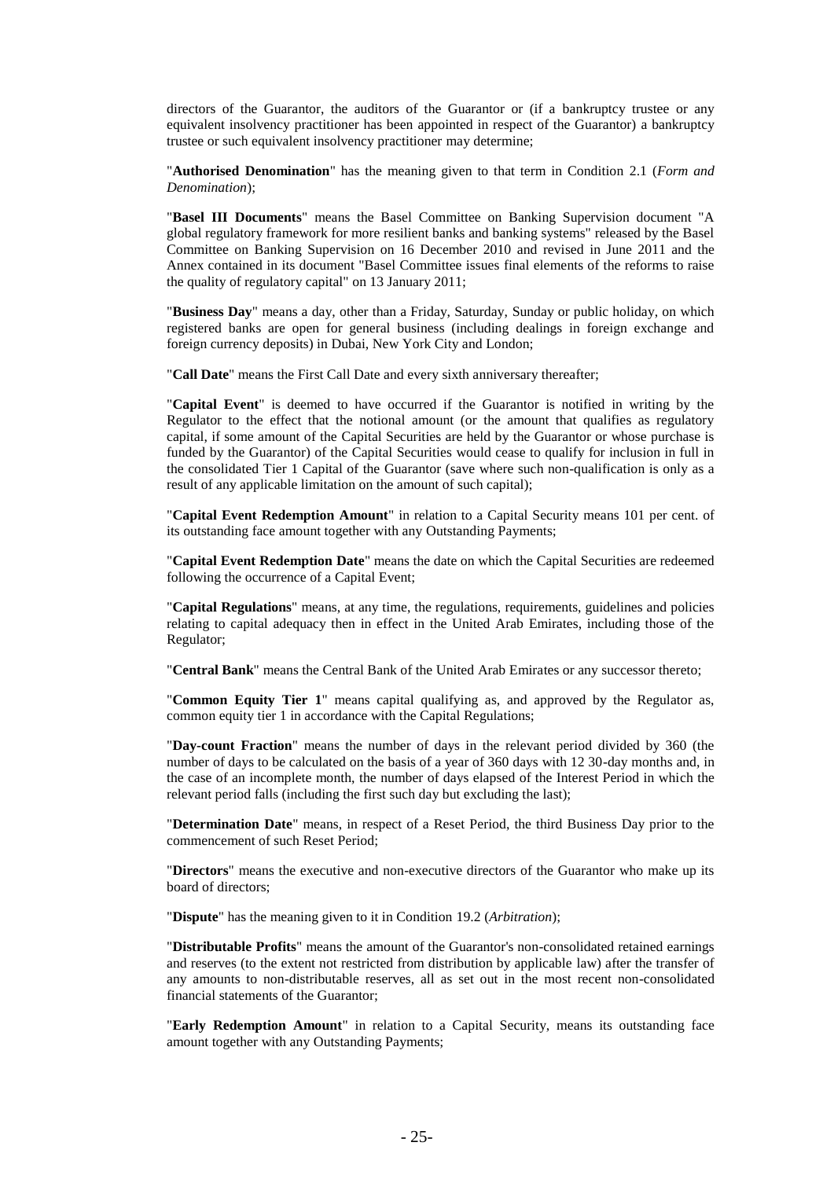directors of the Guarantor, the auditors of the Guarantor or (if a bankruptcy trustee or any equivalent insolvency practitioner has been appointed in respect of the Guarantor) a bankruptcy trustee or such equivalent insolvency practitioner may determine;

"**Authorised Denomination**" has the meaning given to that term in Condition 2.1 (*Form and Denomination*);

"**Basel III Documents**" means the Basel Committee on Banking Supervision document "A global regulatory framework for more resilient banks and banking systems" released by the Basel Committee on Banking Supervision on 16 December 2010 and revised in June 2011 and the Annex contained in its document "Basel Committee issues final elements of the reforms to raise the quality of regulatory capital" on 13 January 2011;

"**Business Day**" means a day, other than a Friday, Saturday, Sunday or public holiday, on which registered banks are open for general business (including dealings in foreign exchange and foreign currency deposits) in Dubai, New York City and London;

"**Call Date**" means the First Call Date and every sixth anniversary thereafter;

"**Capital Event**" is deemed to have occurred if the Guarantor is notified in writing by the Regulator to the effect that the notional amount (or the amount that qualifies as regulatory capital, if some amount of the Capital Securities are held by the Guarantor or whose purchase is funded by the Guarantor) of the Capital Securities would cease to qualify for inclusion in full in the consolidated Tier 1 Capital of the Guarantor (save where such non-qualification is only as a result of any applicable limitation on the amount of such capital);

"**Capital Event Redemption Amount**" in relation to a Capital Security means 101 per cent. of its outstanding face amount together with any Outstanding Payments;

"**Capital Event Redemption Date**" means the date on which the Capital Securities are redeemed following the occurrence of a Capital Event;

"**Capital Regulations**" means, at any time, the regulations, requirements, guidelines and policies relating to capital adequacy then in effect in the United Arab Emirates, including those of the Regulator;

"**Central Bank**" means the Central Bank of the United Arab Emirates or any successor thereto;

"**Common Equity Tier 1**" means capital qualifying as, and approved by the Regulator as, common equity tier 1 in accordance with the Capital Regulations;

"**Day-count Fraction**" means the number of days in the relevant period divided by 360 (the number of days to be calculated on the basis of a year of 360 days with 12 30-day months and, in the case of an incomplete month, the number of days elapsed of the Interest Period in which the relevant period falls (including the first such day but excluding the last);

"**Determination Date**" means, in respect of a Reset Period, the third Business Day prior to the commencement of such Reset Period;

"**Directors**" means the executive and non-executive directors of the Guarantor who make up its board of directors;

"**Dispute**" has the meaning given to it in Condition 19.2 (*Arbitration*);

"**Distributable Profits**" means the amount of the Guarantor's non-consolidated retained earnings and reserves (to the extent not restricted from distribution by applicable law) after the transfer of any amounts to non-distributable reserves, all as set out in the most recent non-consolidated financial statements of the Guarantor;

"**Early Redemption Amount**" in relation to a Capital Security, means its outstanding face amount together with any Outstanding Payments;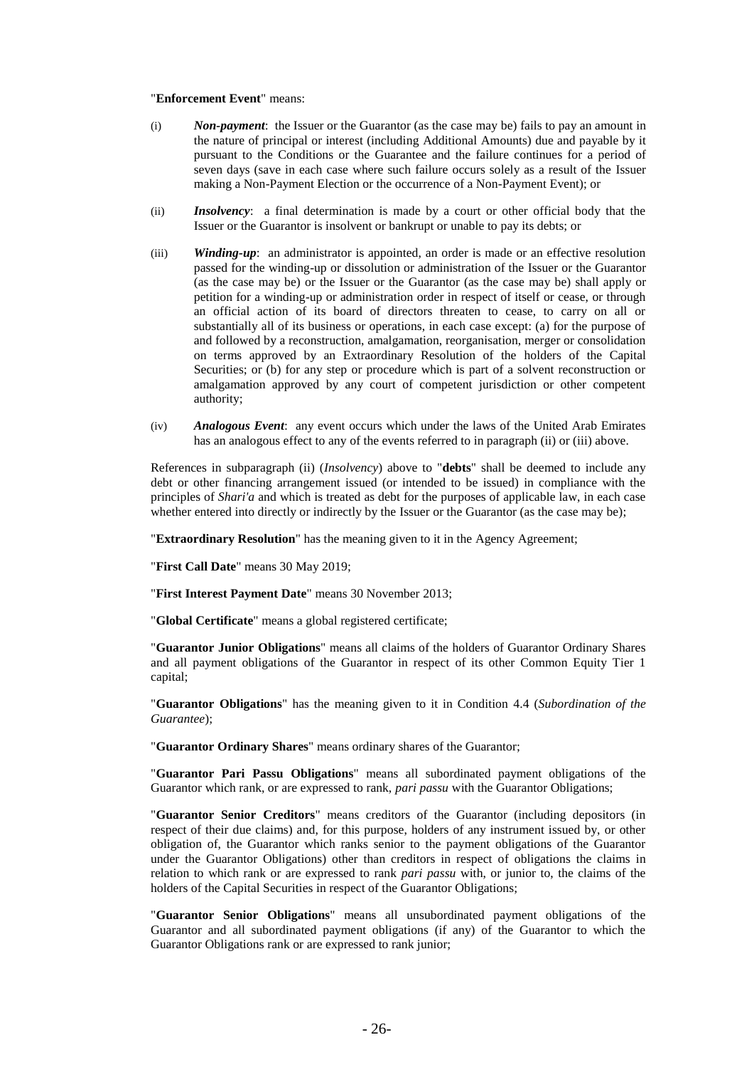"**Enforcement Event**" means:

(i) ***Non-payment***: the Issuer or the Guarantor (as the case may be) fails to pay an amount in the nature of principal or interest (including Additional Amounts) due and payable by it pursuant to the Conditions or the Guarantee and the failure continues for a period of seven days (save in each case where such failure occurs solely as a result of the Issuer making a Non-Payment Election or the occurrence of a Non-Payment Event); or

(ii) ***Insolvency***: a final determination is made by a court or other official body that the Issuer or the Guarantor is insolvent or bankrupt or unable to pay its debts; or

(iii) ***Winding-up***: an administrator is appointed, an order is made or an effective resolution passed for the winding-up or dissolution or administration of the Issuer or the Guarantor (as the case may be) or the Issuer or the Guarantor (as the case may be) shall apply or petition for a winding-up or administration order in respect of itself or cease, or through an official action of its board of directors threaten to cease, to carry on all or substantially all of its business or operations, in each case except: (a) for the purpose of and followed by a reconstruction, amalgamation, reorganisation, merger or consolidation on terms approved by an Extraordinary Resolution of the holders of the Capital Securities; or (b) for any step or procedure which is part of a solvent reconstruction or amalgamation approved by any court of competent jurisdiction or other competent authority;

(iv) ***Analogous Event***: any event occurs which under the laws of the United Arab Emirates has an analogous effect to any of the events referred to in paragraph (ii) or (iii) above.

References in subparagraph (ii) (*Insolvency*) above to "**debts**" shall be deemed to include any debt or other financing arrangement issued (or intended to be issued) in compliance with the principles of *Shari'a* and which is treated as debt for the purposes of applicable law, in each case whether entered into directly or indirectly by the Issuer or the Guarantor (as the case may be);

"**Extraordinary Resolution**" has the meaning given to it in the Agency Agreement;

"**First Call Date**" means 30 May 2019;

"**First Interest Payment Date**" means 30 November 2013;

"**Global Certificate**" means a global registered certificate;

"**Guarantor Junior Obligations**" means all claims of the holders of Guarantor Ordinary Shares and all payment obligations of the Guarantor in respect of its other Common Equity Tier 1 capital;

"**Guarantor Obligations**" has the meaning given to it in Condition 4.4 (*Subordination of the Guarantee*);

"**Guarantor Ordinary Shares**" means ordinary shares of the Guarantor;

"**Guarantor Pari Passu Obligations**" means all subordinated payment obligations of the Guarantor which rank, or are expressed to rank, *pari passu* with the Guarantor Obligations;

"**Guarantor Senior Creditors**" means creditors of the Guarantor (including depositors (in respect of their due claims) and, for this purpose, holders of any instrument issued by, or other obligation of, the Guarantor which ranks senior to the payment obligations of the Guarantor under the Guarantor Obligations) other than creditors in respect of obligations the claims in relation to which rank or are expressed to rank *pari passu* with, or junior to, the claims of the holders of the Capital Securities in respect of the Guarantor Obligations;

"**Guarantor Senior Obligations**" means all unsubordinated payment obligations of the Guarantor and all subordinated payment obligations (if any) of the Guarantor to which the Guarantor Obligations rank or are expressed to rank junior;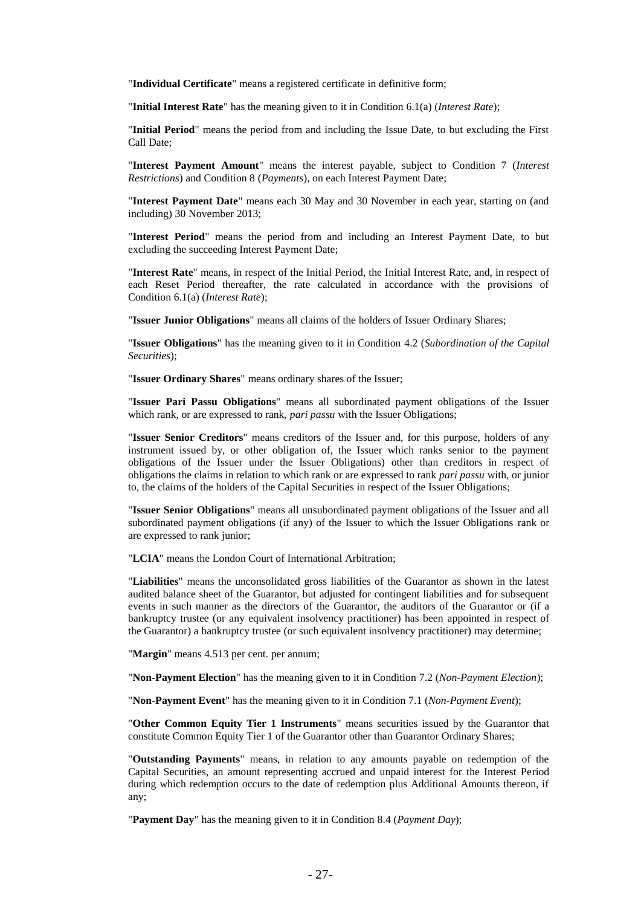"**Individual Certificate**" means a registered certificate in definitive form;

"**Initial Interest Rate**" has the meaning given to it in Condition 6.1(a) (*Interest Rate*);

"**Initial Period**" means the period from and including the Issue Date, to but excluding the First Call Date;

"**Interest Payment Amount**" means the interest payable, subject to Condition 7 (*Interest Restrictions*) and Condition 8 (*Payments*), on each Interest Payment Date;

"**Interest Payment Date**" means each 30 May and 30 November in each year, starting on (and including) 30 November 2013;

"**Interest Period**" means the period from and including an Interest Payment Date, to but excluding the succeeding Interest Payment Date;

"**Interest Rate**" means, in respect of the Initial Period, the Initial Interest Rate, and, in respect of each Reset Period thereafter, the rate calculated in accordance with the provisions of Condition 6.1(a) (*Interest Rate*);

"**Issuer Junior Obligations**" means all claims of the holders of Issuer Ordinary Shares;

"**Issuer Obligations**" has the meaning given to it in Condition 4.2 (*Subordination of the Capital Securities*);

"**Issuer Ordinary Shares**" means ordinary shares of the Issuer;

"**Issuer Pari Passu Obligations**" means all subordinated payment obligations of the Issuer which rank, or are expressed to rank, *pari passu* with the Issuer Obligations;

"**Issuer Senior Creditors**" means creditors of the Issuer and, for this purpose, holders of any instrument issued by, or other obligation of, the Issuer which ranks senior to the payment obligations of the Issuer under the Issuer Obligations) other than creditors in respect of obligations the claims in relation to which rank or are expressed to rank *pari passu* with, or junior to, the claims of the holders of the Capital Securities in respect of the Issuer Obligations;

"**Issuer Senior Obligations**" means all unsubordinated payment obligations of the Issuer and all subordinated payment obligations (if any) of the Issuer to which the Issuer Obligations rank or are expressed to rank junior;

"**LCIA**" means the London Court of International Arbitration;

"**Liabilities**" means the unconsolidated gross liabilities of the Guarantor as shown in the latest audited balance sheet of the Guarantor, but adjusted for contingent liabilities and for subsequent events in such manner as the directors of the Guarantor, the auditors of the Guarantor or (if a bankruptcy trustee (or any equivalent insolvency practitioner) has been appointed in respect of the Guarantor) a bankruptcy trustee (or such equivalent insolvency practitioner) may determine;

"**Margin**" means 4.513 per cent. per annum;

"**Non-Payment Election**" has the meaning given to it in Condition 7.2 (*Non-Payment Election*);

"**Non-Payment Event**" has the meaning given to it in Condition 7.1 (*Non-Payment Event*);

"**Other Common Equity Tier 1 Instruments**" means securities issued by the Guarantor that constitute Common Equity Tier 1 of the Guarantor other than Guarantor Ordinary Shares;

"**Outstanding Payments**" means, in relation to any amounts payable on redemption of the Capital Securities, an amount representing accrued and unpaid interest for the Interest Period during which redemption occurs to the date of redemption plus Additional Amounts thereon, if any;

"**Payment Day**" has the meaning given to it in Condition 8.4 (*Payment Day*);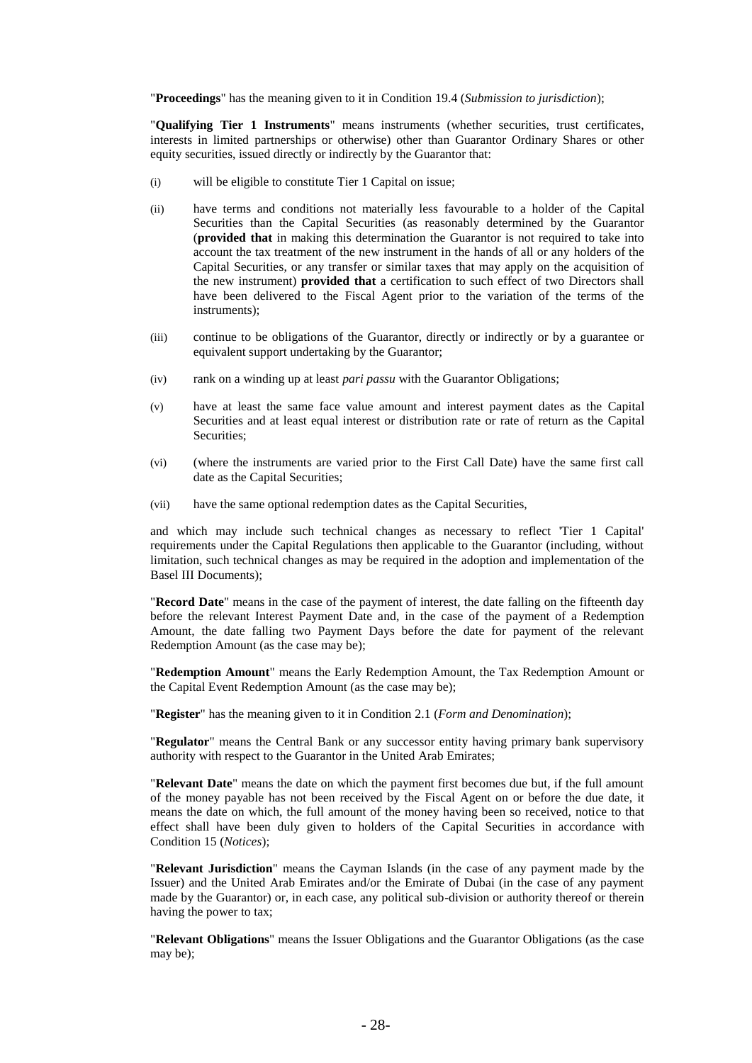"**Proceedings**" has the meaning given to it in Condition 19.4 (*Submission to jurisdiction*);

"**Qualifying Tier 1 Instruments**" means instruments (whether securities, trust certificates, interests in limited partnerships or otherwise) other than Guarantor Ordinary Shares or other equity securities, issued directly or indirectly by the Guarantor that:

(i) will be eligible to constitute Tier 1 Capital on issue;

(ii) have terms and conditions not materially less favourable to a holder of the Capital Securities than the Capital Securities (as reasonably determined by the Guarantor (**provided that** in making this determination the Guarantor is not required to take into account the tax treatment of the new instrument in the hands of all or any holders of the Capital Securities, or any transfer or similar taxes that may apply on the acquisition of the new instrument) **provided that** a certification to such effect of two Directors shall have been delivered to the Fiscal Agent prior to the variation of the terms of the instruments);

(iii) continue to be obligations of the Guarantor, directly or indirectly or by a guarantee or equivalent support undertaking by the Guarantor;

(iv) rank on a winding up at least *pari passu* with the Guarantor Obligations;

(v) have at least the same face value amount and interest payment dates as the Capital Securities and at least equal interest or distribution rate or rate of return as the Capital Securities;

(vi) (where the instruments are varied prior to the First Call Date) have the same first call date as the Capital Securities;

(vii) have the same optional redemption dates as the Capital Securities,

and which may include such technical changes as necessary to reflect 'Tier 1 Capital' requirements under the Capital Regulations then applicable to the Guarantor (including, without limitation, such technical changes as may be required in the adoption and implementation of the Basel III Documents);

"**Record Date**" means in the case of the payment of interest, the date falling on the fifteenth day before the relevant Interest Payment Date and, in the case of the payment of a Redemption Amount, the date falling two Payment Days before the date for payment of the relevant Redemption Amount (as the case may be);

"**Redemption Amount**" means the Early Redemption Amount, the Tax Redemption Amount or the Capital Event Redemption Amount (as the case may be);

"**Register**" has the meaning given to it in Condition 2.1 (*Form and Denomination*);

"**Regulator**" means the Central Bank or any successor entity having primary bank supervisory authority with respect to the Guarantor in the United Arab Emirates;

"**Relevant Date**" means the date on which the payment first becomes due but, if the full amount of the money payable has not been received by the Fiscal Agent on or before the due date, it means the date on which, the full amount of the money having been so received, notice to that effect shall have been duly given to holders of the Capital Securities in accordance with Condition 15 (*Notices*);

"**Relevant Jurisdiction**" means the Cayman Islands (in the case of any payment made by the Issuer) and the United Arab Emirates and/or the Emirate of Dubai (in the case of any payment made by the Guarantor) or, in each case, any political sub-division or authority thereof or therein having the power to tax;

"**Relevant Obligations**" means the Issuer Obligations and the Guarantor Obligations (as the case may be);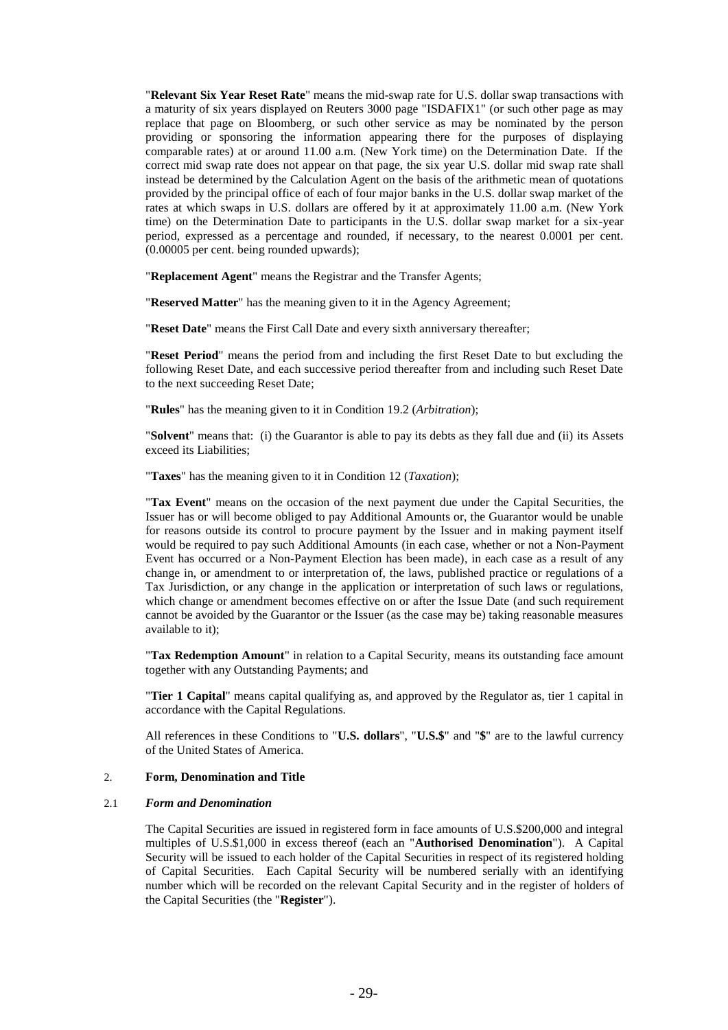"**Relevant Six Year Reset Rate**" means the mid-swap rate for U.S. dollar swap transactions with a maturity of six years displayed on Reuters 3000 page "ISDAFIX1" (or such other page as may replace that page on Bloomberg, or such other service as may be nominated by the person providing or sponsoring the information appearing there for the purposes of displaying comparable rates) at or around 11.00 a.m. (New York time) on the Determination Date. If the correct mid swap rate does not appear on that page, the six year U.S. dollar mid swap rate shall instead be determined by the Calculation Agent on the basis of the arithmetic mean of quotations provided by the principal office of each of four major banks in the U.S. dollar swap market of the rates at which swaps in U.S. dollars are offered by it at approximately 11.00 a.m. (New York time) on the Determination Date to participants in the U.S. dollar swap market for a six-year period, expressed as a percentage and rounded, if necessary, to the nearest 0.0001 per cent. (0.00005 per cent. being rounded upwards);

"**Replacement Agent**" means the Registrar and the Transfer Agents;

"**Reserved Matter**" has the meaning given to it in the Agency Agreement;

"**Reset Date**" means the First Call Date and every sixth anniversary thereafter;

"**Reset Period**" means the period from and including the first Reset Date to but excluding the following Reset Date, and each successive period thereafter from and including such Reset Date to the next succeeding Reset Date;

"**Rules**" has the meaning given to it in Condition 19.2 (*Arbitration*);

"**Solvent**" means that: (i) the Guarantor is able to pay its debts as they fall due and (ii) its Assets exceed its Liabilities;

"**Taxes**" has the meaning given to it in Condition 12 (*Taxation*);

"**Tax Event**" means on the occasion of the next payment due under the Capital Securities, the Issuer has or will become obliged to pay Additional Amounts or, the Guarantor would be unable for reasons outside its control to procure payment by the Issuer and in making payment itself would be required to pay such Additional Amounts (in each case, whether or not a Non-Payment Event has occurred or a Non-Payment Election has been made), in each case as a result of any change in, or amendment to or interpretation of, the laws, published practice or regulations of a Tax Jurisdiction, or any change in the application or interpretation of such laws or regulations, which change or amendment becomes effective on or after the Issue Date (and such requirement cannot be avoided by the Guarantor or the Issuer (as the case may be) taking reasonable measures available to it);

"**Tax Redemption Amount**" in relation to a Capital Security, means its outstanding face amount together with any Outstanding Payments; and

"**Tier 1 Capital**" means capital qualifying as, and approved by the Regulator as, tier 1 capital in accordance with the Capital Regulations.

All references in these Conditions to "**U.S. dollars**", "**U.S.$**" and "**$**" are to the lawful currency of the United States of America.

## 2. Form, Denomination and Title

### 2.1 *Form and Denomination*

The Capital Securities are issued in registered form in face amounts of U.S.$200,000 and integral multiples of U.S.$1,000 in excess thereof (each an "**Authorised Denomination**"). A Capital Security will be issued to each holder of the Capital Securities in respect of its registered holding of Capital Securities. Each Capital Security will be numbered serially with an identifying number which will be recorded on the relevant Capital Security and in the register of holders of the Capital Securities (the "**Register**").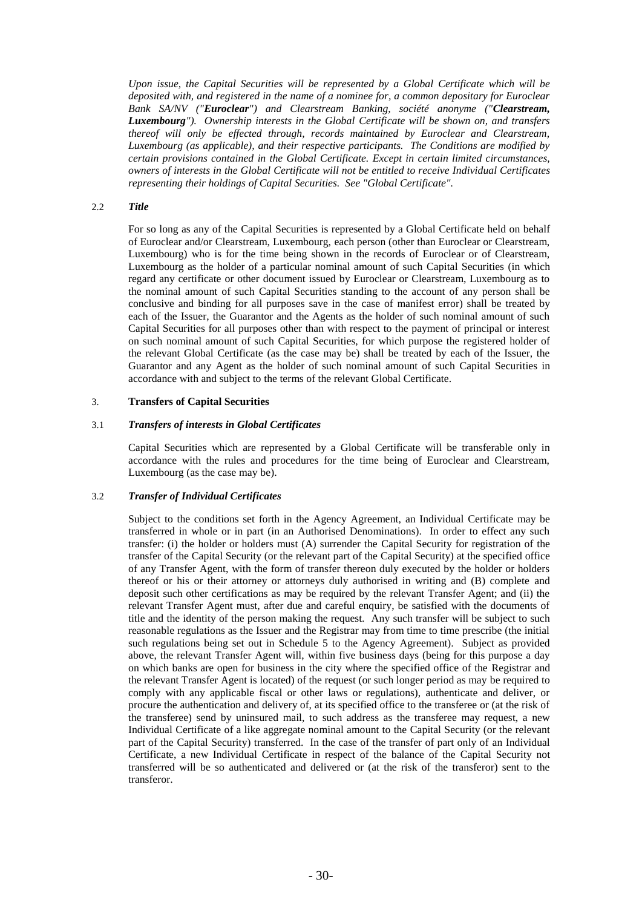*Upon issue, the Capital Securities will be represented by a Global Certificate which will be deposited with, and registered in the name of a nominee for, a common depositary for Euroclear Bank SA/NV ("**Euroclear**") and Clearstream Banking, société anonyme ("**Clearstream, Luxembourg**"). Ownership interests in the Global Certificate will be shown on, and transfers thereof will only be effected through, records maintained by Euroclear and Clearstream, Luxembourg (as applicable), and their respective participants. The Conditions are modified by certain provisions contained in the Global Certificate. Except in certain limited circumstances, owners of interests in the Global Certificate will not be entitled to receive Individual Certificates representing their holdings of Capital Securities. See "Global Certificate".*

2.2 ***Title***

For so long as any of the Capital Securities is represented by a Global Certificate held on behalf of Euroclear and/or Clearstream, Luxembourg, each person (other than Euroclear or Clearstream, Luxembourg) who is for the time being shown in the records of Euroclear or of Clearstream, Luxembourg as the holder of a particular nominal amount of such Capital Securities (in which regard any certificate or other document issued by Euroclear or Clearstream, Luxembourg as to the nominal amount of such Capital Securities standing to the account of any person shall be conclusive and binding for all purposes save in the case of manifest error) shall be treated by each of the Issuer, the Guarantor and the Agents as the holder of such nominal amount of such Capital Securities for all purposes other than with respect to the payment of principal or interest on such nominal amount of such Capital Securities, for which purpose the registered holder of the relevant Global Certificate (as the case may be) shall be treated by each of the Issuer, the Guarantor and any Agent as the holder of such nominal amount of such Capital Securities in accordance with and subject to the terms of the relevant Global Certificate.

3. **Transfers of Capital Securities**

3.1 ***Transfers of interests in Global Certificates***

Capital Securities which are represented by a Global Certificate will be transferable only in accordance with the rules and procedures for the time being of Euroclear and Clearstream, Luxembourg (as the case may be).

3.2 ***Transfer of Individual Certificates***

Subject to the conditions set forth in the Agency Agreement, an Individual Certificate may be transferred in whole or in part (in an Authorised Denominations). In order to effect any such transfer: (i) the holder or holders must (A) surrender the Capital Security for registration of the transfer of the Capital Security (or the relevant part of the Capital Security) at the specified office of any Transfer Agent, with the form of transfer thereon duly executed by the holder or holders thereof or his or their attorney or attorneys duly authorised in writing and (B) complete and deposit such other certifications as may be required by the relevant Transfer Agent; and (ii) the relevant Transfer Agent must, after due and careful enquiry, be satisfied with the documents of title and the identity of the person making the request. Any such transfer will be subject to such reasonable regulations as the Issuer and the Registrar may from time to time prescribe (the initial such regulations being set out in Schedule 5 to the Agency Agreement). Subject as provided above, the relevant Transfer Agent will, within five business days (being for this purpose a day on which banks are open for business in the city where the specified office of the Registrar and the relevant Transfer Agent is located) of the request (or such longer period as may be required to comply with any applicable fiscal or other laws or regulations), authenticate and deliver, or procure the authentication and delivery of, at its specified office to the transferee or (at the risk of the transferee) send by uninsured mail, to such address as the transferee may request, a new Individual Certificate of a like aggregate nominal amount to the Capital Security (or the relevant part of the Capital Security) transferred. In the case of the transfer of part only of an Individual Certificate, a new Individual Certificate in respect of the balance of the Capital Security not transferred will be so authenticated and delivered or (at the risk of the transferor) sent to the transferor.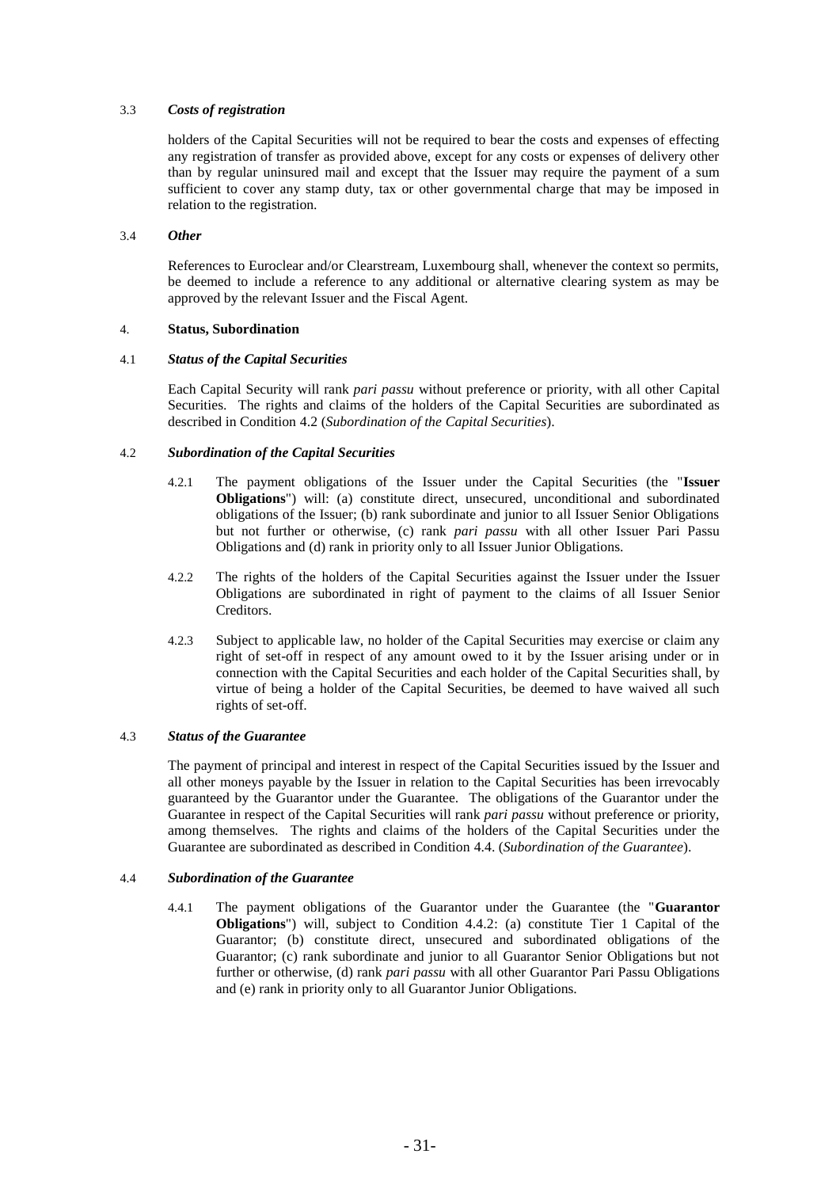### 3.3 *Costs of registration*

holders of the Capital Securities will not be required to bear the costs and expenses of effecting any registration of transfer as provided above, except for any costs or expenses of delivery other than by regular uninsured mail and except that the Issuer may require the payment of a sum sufficient to cover any stamp duty, tax or other governmental charge that may be imposed in relation to the registration.

### 3.4 *Other*

References to Euroclear and/or Clearstream, Luxembourg shall, whenever the context so permits, be deemed to include a reference to any additional or alternative clearing system as may be approved by the relevant Issuer and the Fiscal Agent.

## 4. **Status, Subordination**

### 4.1 *Status of the Capital Securities*

Each Capital Security will rank *pari passu* without preference or priority, with all other Capital Securities. The rights and claims of the holders of the Capital Securities are subordinated as described in Condition 4.2 (*Subordination of the Capital Securities*).

### 4.2 *Subordination of the Capital Securities*

4.2.1 The payment obligations of the Issuer under the Capital Securities (the "**Issuer Obligations**") will: (a) constitute direct, unsecured, unconditional and subordinated obligations of the Issuer; (b) rank subordinate and junior to all Issuer Senior Obligations but not further or otherwise, (c) rank *pari passu* with all other Issuer Pari Passu Obligations and (d) rank in priority only to all Issuer Junior Obligations.

4.2.2 The rights of the holders of the Capital Securities against the Issuer under the Issuer Obligations are subordinated in right of payment to the claims of all Issuer Senior Creditors.

4.2.3 Subject to applicable law, no holder of the Capital Securities may exercise or claim any right of set-off in respect of any amount owed to it by the Issuer arising under or in connection with the Capital Securities and each holder of the Capital Securities shall, by virtue of being a holder of the Capital Securities, be deemed to have waived all such rights of set-off.

### 4.3 *Status of the Guarantee*

The payment of principal and interest in respect of the Capital Securities issued by the Issuer and all other moneys payable by the Issuer in relation to the Capital Securities has been irrevocably guaranteed by the Guarantor under the Guarantee. The obligations of the Guarantor under the Guarantee in respect of the Capital Securities will rank *pari passu* without preference or priority, among themselves. The rights and claims of the holders of the Capital Securities under the Guarantee are subordinated as described in Condition 4.4. (*Subordination of the Guarantee*).

### 4.4 *Subordination of the Guarantee*

4.4.1 The payment obligations of the Guarantor under the Guarantee (the "**Guarantor Obligations**") will, subject to Condition 4.4.2: (a) constitute Tier 1 Capital of the Guarantor; (b) constitute direct, unsecured and subordinated obligations of the Guarantor; (c) rank subordinate and junior to all Guarantor Senior Obligations but not further or otherwise, (d) rank *pari passu* with all other Guarantor Pari Passu Obligations and (e) rank in priority only to all Guarantor Junior Obligations.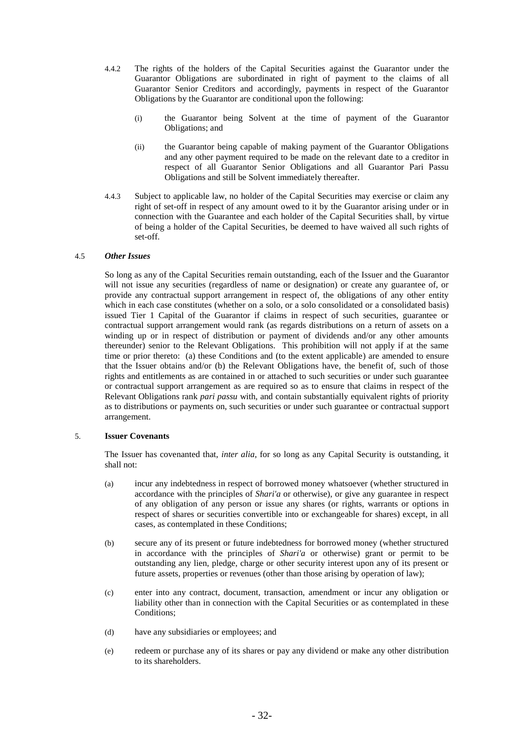4.4.2 The rights of the holders of the Capital Securities against the Guarantor under the Guarantor Obligations are subordinated in right of payment to the claims of all Guarantor Senior Creditors and accordingly, payments in respect of the Guarantor Obligations by the Guarantor are conditional upon the following:

(i) the Guarantor being Solvent at the time of payment of the Guarantor Obligations; and

(ii) the Guarantor being capable of making payment of the Guarantor Obligations and any other payment required to be made on the relevant date to a creditor in respect of all Guarantor Senior Obligations and all Guarantor Pari Passu Obligations and still be Solvent immediately thereafter.

4.4.3 Subject to applicable law, no holder of the Capital Securities may exercise or claim any right of set-off in respect of any amount owed to it by the Guarantor arising under or in connection with the Guarantee and each holder of the Capital Securities shall, by virtue of being a holder of the Capital Securities, be deemed to have waived all such rights of set-off.

4.5 ***Other Issues***

So long as any of the Capital Securities remain outstanding, each of the Issuer and the Guarantor will not issue any securities (regardless of name or designation) or create any guarantee of, or provide any contractual support arrangement in respect of, the obligations of any other entity which in each case constitutes (whether on a solo, or a solo consolidated or a consolidated basis) issued Tier 1 Capital of the Guarantor if claims in respect of such securities, guarantee or contractual support arrangement would rank (as regards distributions on a return of assets on a winding up or in respect of distribution or payment of dividends and/or any other amounts thereunder) senior to the Relevant Obligations. This prohibition will not apply if at the same time or prior thereto: (a) these Conditions and (to the extent applicable) are amended to ensure that the Issuer obtains and/or (b) the Relevant Obligations have, the benefit of, such of those rights and entitlements as are contained in or attached to such securities or under such guarantee or contractual support arrangement as are required so as to ensure that claims in respect of the Relevant Obligations rank *pari passu* with, and contain substantially equivalent rights of priority as to distributions or payments on, such securities or under such guarantee or contractual support arrangement.

5. **Issuer Covenants**

The Issuer has covenanted that, *inter alia*, for so long as any Capital Security is outstanding, it shall not:

(a) incur any indebtedness in respect of borrowed money whatsoever (whether structured in accordance with the principles of *Shari'a* or otherwise), or give any guarantee in respect of any obligation of any person or issue any shares (or rights, warrants or options in respect of shares or securities convertible into or exchangeable for shares) except, in all cases, as contemplated in these Conditions;

(b) secure any of its present or future indebtedness for borrowed money (whether structured in accordance with the principles of *Shari'a* or otherwise) grant or permit to be outstanding any lien, pledge, charge or other security interest upon any of its present or future assets, properties or revenues (other than those arising by operation of law);

(c) enter into any contract, document, transaction, amendment or incur any obligation or liability other than in connection with the Capital Securities or as contemplated in these Conditions;

(d) have any subsidiaries or employees; and

(e) redeem or purchase any of its shares or pay any dividend or make any other distribution to its shareholders.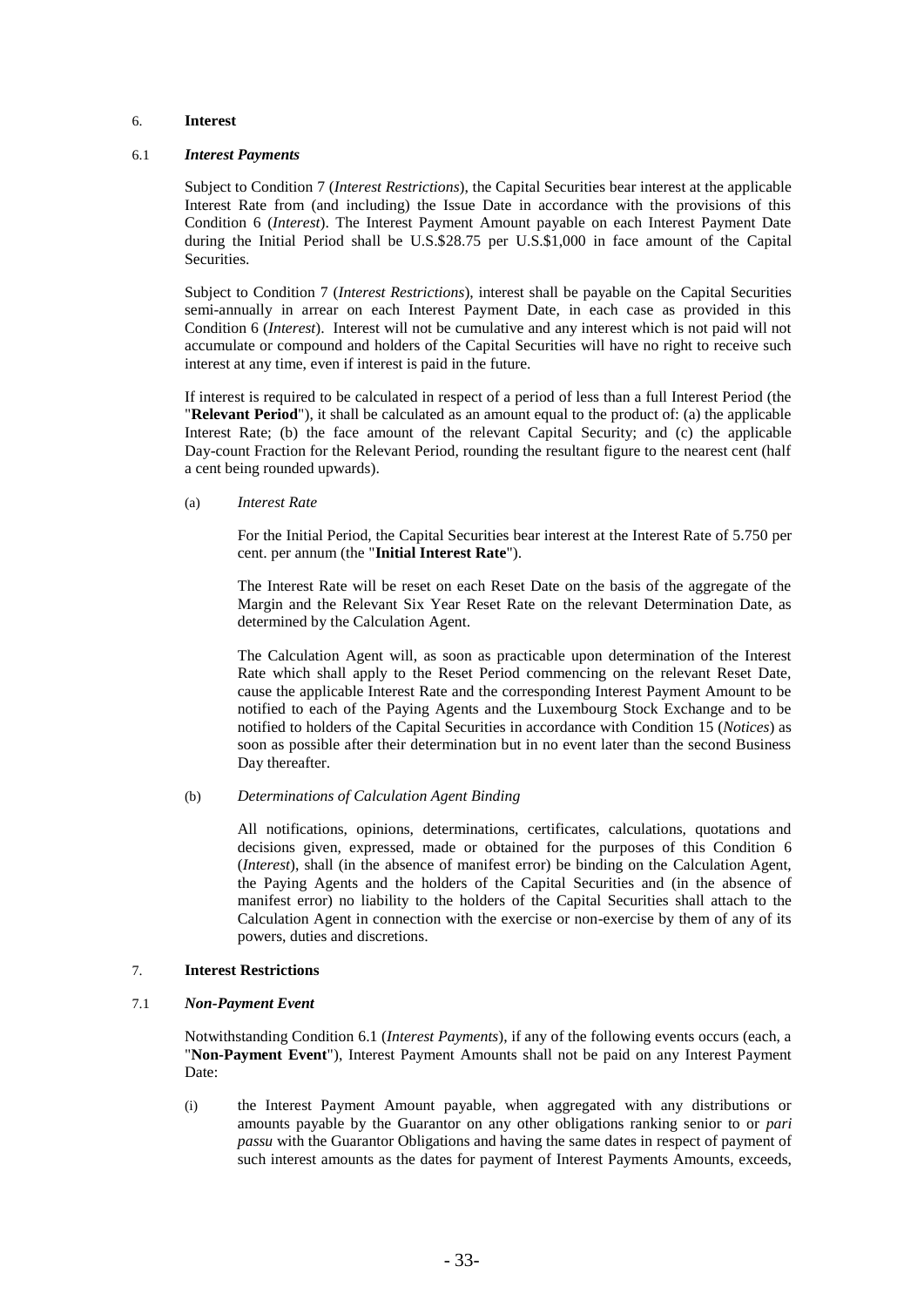## 6. **Interest**

### 6.1 *Interest Payments*

Subject to Condition 7 (*Interest Restrictions*), the Capital Securities bear interest at the applicable Interest Rate from (and including) the Issue Date in accordance with the provisions of this Condition 6 (*Interest*). The Interest Payment Amount payable on each Interest Payment Date during the Initial Period shall be U.S.$28.75 per U.S.$1,000 in face amount of the Capital Securities.

Subject to Condition 7 (*Interest Restrictions*), interest shall be payable on the Capital Securities semi-annually in arrear on each Interest Payment Date, in each case as provided in this Condition 6 (*Interest*). Interest will not be cumulative and any interest which is not paid will not accumulate or compound and holders of the Capital Securities will have no right to receive such interest at any time, even if interest is paid in the future.

If interest is required to be calculated in respect of a period of less than a full Interest Period (the "**Relevant Period**"), it shall be calculated as an amount equal to the product of: (a) the applicable Interest Rate; (b) the face amount of the relevant Capital Security; and (c) the applicable Day-count Fraction for the Relevant Period, rounding the resultant figure to the nearest cent (half a cent being rounded upwards).

(a) *Interest Rate*

For the Initial Period, the Capital Securities bear interest at the Interest Rate of 5.750 per cent. per annum (the "**Initial Interest Rate**").

The Interest Rate will be reset on each Reset Date on the basis of the aggregate of the Margin and the Relevant Six Year Reset Rate on the relevant Determination Date, as determined by the Calculation Agent.

The Calculation Agent will, as soon as practicable upon determination of the Interest Rate which shall apply to the Reset Period commencing on the relevant Reset Date, cause the applicable Interest Rate and the corresponding Interest Payment Amount to be notified to each of the Paying Agents and the Luxembourg Stock Exchange and to be notified to holders of the Capital Securities in accordance with Condition 15 (*Notices*) as soon as possible after their determination but in no event later than the second Business Day thereafter.

(b) *Determinations of Calculation Agent Binding*

All notifications, opinions, determinations, certificates, calculations, quotations and decisions given, expressed, made or obtained for the purposes of this Condition 6 (*Interest*), shall (in the absence of manifest error) be binding on the Calculation Agent, the Paying Agents and the holders of the Capital Securities and (in the absence of manifest error) no liability to the holders of the Capital Securities shall attach to the Calculation Agent in connection with the exercise or non-exercise by them of any of its powers, duties and discretions.

## 7. **Interest Restrictions**

### 7.1 *Non-Payment Event*

Notwithstanding Condition 6.1 (*Interest Payments*), if any of the following events occurs (each, a "**Non-Payment Event**"), Interest Payment Amounts shall not be paid on any Interest Payment Date:

(i) the Interest Payment Amount payable, when aggregated with any distributions or amounts payable by the Guarantor on any other obligations ranking senior to or *pari passu* with the Guarantor Obligations and having the same dates in respect of payment of such interest amounts as the dates for payment of Interest Payments Amounts, exceeds,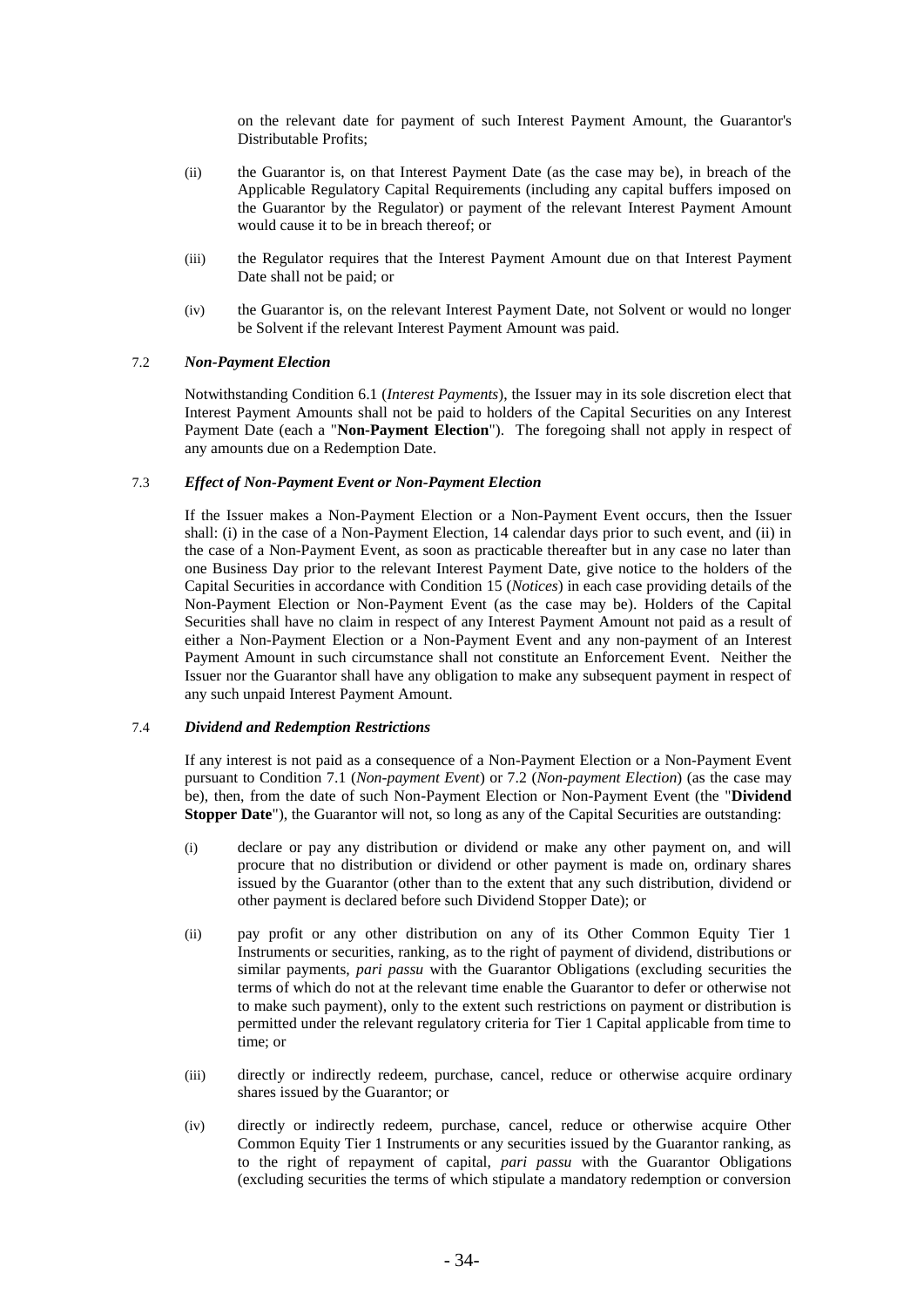on the relevant date for payment of such Interest Payment Amount, the Guarantor's Distributable Profits;

(ii) the Guarantor is, on that Interest Payment Date (as the case may be), in breach of the Applicable Regulatory Capital Requirements (including any capital buffers imposed on the Guarantor by the Regulator) or payment of the relevant Interest Payment Amount would cause it to be in breach thereof; or

(iii) the Regulator requires that the Interest Payment Amount due on that Interest Payment Date shall not be paid; or

(iv) the Guarantor is, on the relevant Interest Payment Date, not Solvent or would no longer be Solvent if the relevant Interest Payment Amount was paid.

7.2 ***Non-Payment Election***

Notwithstanding Condition 6.1 (*Interest Payments*), the Issuer may in its sole discretion elect that Interest Payment Amounts shall not be paid to holders of the Capital Securities on any Interest Payment Date (each a "**Non-Payment Election**"). The foregoing shall not apply in respect of any amounts due on a Redemption Date.

7.3 ***Effect of Non-Payment Event or Non-Payment Election***

If the Issuer makes a Non-Payment Election or a Non-Payment Event occurs, then the Issuer shall: (i) in the case of a Non-Payment Election, 14 calendar days prior to such event, and (ii) in the case of a Non-Payment Event, as soon as practicable thereafter but in any case no later than one Business Day prior to the relevant Interest Payment Date, give notice to the holders of the Capital Securities in accordance with Condition 15 (*Notices*) in each case providing details of the Non-Payment Election or Non-Payment Event (as the case may be). Holders of the Capital Securities shall have no claim in respect of any Interest Payment Amount not paid as a result of either a Non-Payment Election or a Non-Payment Event and any non-payment of an Interest Payment Amount in such circumstance shall not constitute an Enforcement Event. Neither the Issuer nor the Guarantor shall have any obligation to make any subsequent payment in respect of any such unpaid Interest Payment Amount.

7.4 ***Dividend and Redemption Restrictions***

If any interest is not paid as a consequence of a Non-Payment Election or a Non-Payment Event pursuant to Condition 7.1 (*Non-payment Event*) or 7.2 (*Non-payment Election*) (as the case may be), then, from the date of such Non-Payment Election or Non-Payment Event (the "**Dividend Stopper Date**"), the Guarantor will not, so long as any of the Capital Securities are outstanding:

(i) declare or pay any distribution or dividend or make any other payment on, and will procure that no distribution or dividend or other payment is made on, ordinary shares issued by the Guarantor (other than to the extent that any such distribution, dividend or other payment is declared before such Dividend Stopper Date); or

(ii) pay profit or any other distribution on any of its Other Common Equity Tier 1 Instruments or securities, ranking, as to the right of payment of dividend, distributions or similar payments, *pari passu* with the Guarantor Obligations (excluding securities the terms of which do not at the relevant time enable the Guarantor to defer or otherwise not to make such payment), only to the extent such restrictions on payment or distribution is permitted under the relevant regulatory criteria for Tier 1 Capital applicable from time to time; or

(iii) directly or indirectly redeem, purchase, cancel, reduce or otherwise acquire ordinary shares issued by the Guarantor; or

(iv) directly or indirectly redeem, purchase, cancel, reduce or otherwise acquire Other Common Equity Tier 1 Instruments or any securities issued by the Guarantor ranking, as to the right of repayment of capital, *pari passu* with the Guarantor Obligations (excluding securities the terms of which stipulate a mandatory redemption or conversion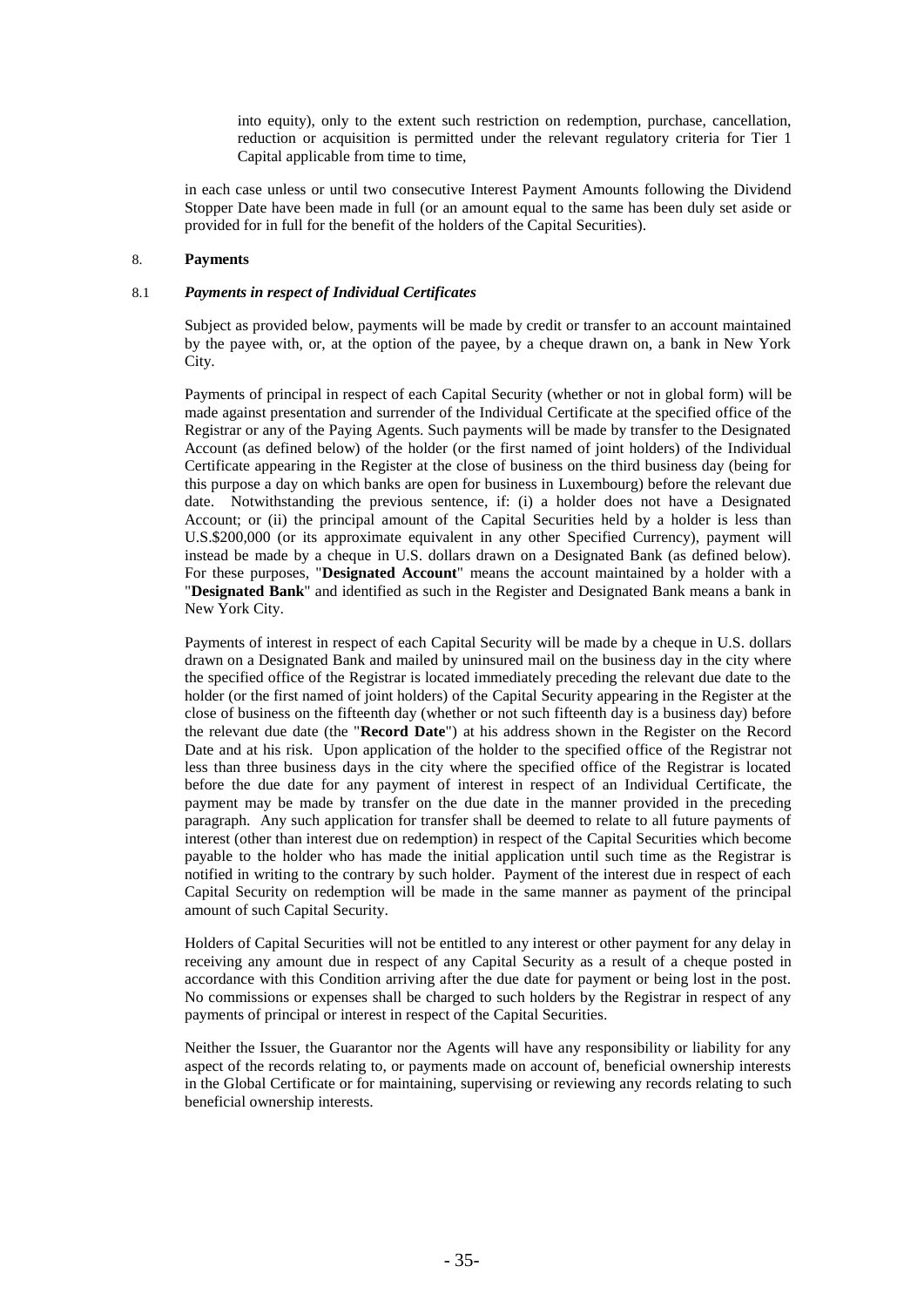into equity), only to the extent such restriction on redemption, purchase, cancellation, reduction or acquisition is permitted under the relevant regulatory criteria for Tier 1 Capital applicable from time to time,

in each case unless or until two consecutive Interest Payment Amounts following the Dividend Stopper Date have been made in full (or an amount equal to the same has been duly set aside or provided for in full for the benefit of the holders of the Capital Securities).

## 8. **Payments**

### 8.1 ***Payments in respect of Individual Certificates***

Subject as provided below, payments will be made by credit or transfer to an account maintained by the payee with, or, at the option of the payee, by a cheque drawn on, a bank in New York City.

Payments of principal in respect of each Capital Security (whether or not in global form) will be made against presentation and surrender of the Individual Certificate at the specified office of the Registrar or any of the Paying Agents. Such payments will be made by transfer to the Designated Account (as defined below) of the holder (or the first named of joint holders) of the Individual Certificate appearing in the Register at the close of business on the third business day (being for this purpose a day on which banks are open for business in Luxembourg) before the relevant due date. Notwithstanding the previous sentence, if: (i) a holder does not have a Designated Account; or (ii) the principal amount of the Capital Securities held by a holder is less than U.S.$200,000 (or its approximate equivalent in any other Specified Currency), payment will instead be made by a cheque in U.S. dollars drawn on a Designated Bank (as defined below). For these purposes, "**Designated Account**" means the account maintained by a holder with a "**Designated Bank**" and identified as such in the Register and Designated Bank means a bank in New York City.

Payments of interest in respect of each Capital Security will be made by a cheque in U.S. dollars drawn on a Designated Bank and mailed by uninsured mail on the business day in the city where the specified office of the Registrar is located immediately preceding the relevant due date to the holder (or the first named of joint holders) of the Capital Security appearing in the Register at the close of business on the fifteenth day (whether or not such fifteenth day is a business day) before the relevant due date (the "**Record Date**") at his address shown in the Register on the Record Date and at his risk. Upon application of the holder to the specified office of the Registrar not less than three business days in the city where the specified office of the Registrar is located before the due date for any payment of interest in respect of an Individual Certificate, the payment may be made by transfer on the due date in the manner provided in the preceding paragraph. Any such application for transfer shall be deemed to relate to all future payments of interest (other than interest due on redemption) in respect of the Capital Securities which become payable to the holder who has made the initial application until such time as the Registrar is notified in writing to the contrary by such holder. Payment of the interest due in respect of each Capital Security on redemption will be made in the same manner as payment of the principal amount of such Capital Security.

Holders of Capital Securities will not be entitled to any interest or other payment for any delay in receiving any amount due in respect of any Capital Security as a result of a cheque posted in accordance with this Condition arriving after the due date for payment or being lost in the post. No commissions or expenses shall be charged to such holders by the Registrar in respect of any payments of principal or interest in respect of the Capital Securities.

Neither the Issuer, the Guarantor nor the Agents will have any responsibility or liability for any aspect of the records relating to, or payments made on account of, beneficial ownership interests in the Global Certificate or for maintaining, supervising or reviewing any records relating to such beneficial ownership interests.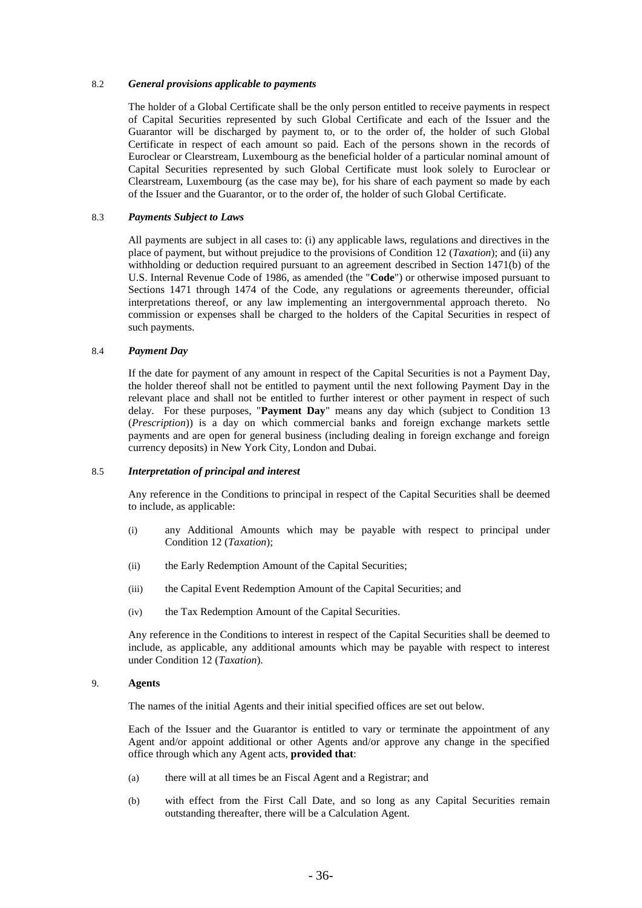8.2 ***General provisions applicable to payments***

The holder of a Global Certificate shall be the only person entitled to receive payments in respect of Capital Securities represented by such Global Certificate and each of the Issuer and the Guarantor will be discharged by payment to, or to the order of, the holder of such Global Certificate in respect of each amount so paid. Each of the persons shown in the records of Euroclear or Clearstream, Luxembourg as the beneficial holder of a particular nominal amount of Capital Securities represented by such Global Certificate must look solely to Euroclear or Clearstream, Luxembourg (as the case may be), for his share of each payment so made by each of the Issuer and the Guarantor, or to the order of, the holder of such Global Certificate.

8.3 ***Payments Subject to Laws***

All payments are subject in all cases to: (i) any applicable laws, regulations and directives in the place of payment, but without prejudice to the provisions of Condition 12 (*Taxation*); and (ii) any withholding or deduction required pursuant to an agreement described in Section 1471(b) of the U.S. Internal Revenue Code of 1986, as amended (the "**Code**") or otherwise imposed pursuant to Sections 1471 through 1474 of the Code, any regulations or agreements thereunder, official interpretations thereof, or any law implementing an intergovernmental approach thereto. No commission or expenses shall be charged to the holders of the Capital Securities in respect of such payments.

8.4 ***Payment Day***

If the date for payment of any amount in respect of the Capital Securities is not a Payment Day, the holder thereof shall not be entitled to payment until the next following Payment Day in the relevant place and shall not be entitled to further interest or other payment in respect of such delay. For these purposes, "**Payment Day**" means any day which (subject to Condition 13 (*Prescription*)) is a day on which commercial banks and foreign exchange markets settle payments and are open for general business (including dealing in foreign exchange and foreign currency deposits) in New York City, London and Dubai.

8.5 ***Interpretation of principal and interest***

Any reference in the Conditions to principal in respect of the Capital Securities shall be deemed to include, as applicable:

(i) any Additional Amounts which may be payable with respect to principal under Condition 12 (*Taxation*);

(ii) the Early Redemption Amount of the Capital Securities;

(iii) the Capital Event Redemption Amount of the Capital Securities; and

(iv) the Tax Redemption Amount of the Capital Securities.

Any reference in the Conditions to interest in respect of the Capital Securities shall be deemed to include, as applicable, any additional amounts which may be payable with respect to interest under Condition 12 (*Taxation*).

9. **Agents**

The names of the initial Agents and their initial specified offices are set out below.

Each of the Issuer and the Guarantor is entitled to vary or terminate the appointment of any Agent and/or appoint additional or other Agents and/or approve any change in the specified office through which any Agent acts, **provided that**:

(a) there will at all times be an Fiscal Agent and a Registrar; and

(b) with effect from the First Call Date, and so long as any Capital Securities remain outstanding thereafter, there will be a Calculation Agent.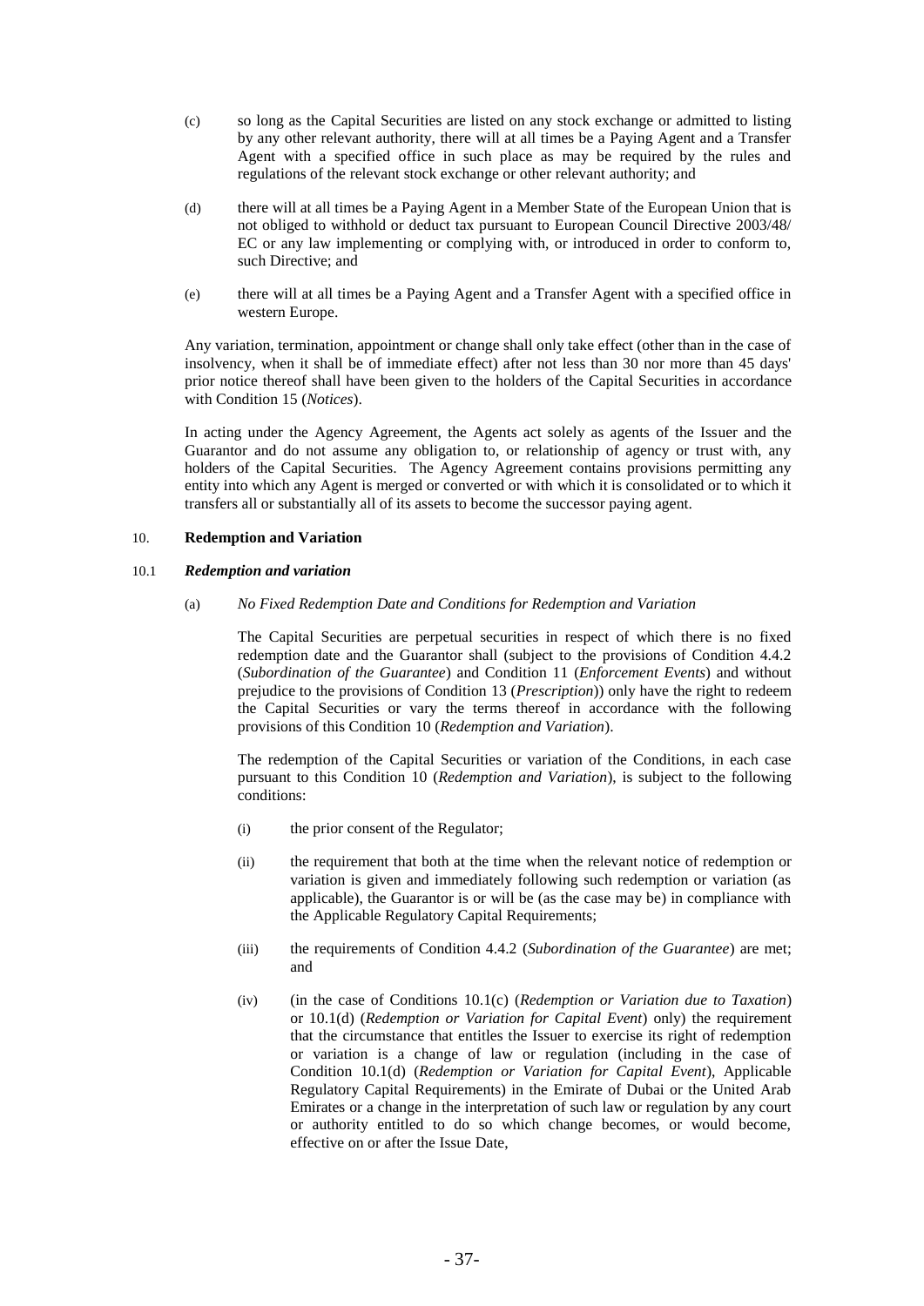(c) so long as the Capital Securities are listed on any stock exchange or admitted to listing by any other relevant authority, there will at all times be a Paying Agent and a Transfer Agent with a specified office in such place as may be required by the rules and regulations of the relevant stock exchange or other relevant authority; and

(d) there will at all times be a Paying Agent in a Member State of the European Union that is not obliged to withhold or deduct tax pursuant to European Council Directive 2003/48/ EC or any law implementing or complying with, or introduced in order to conform to, such Directive; and

(e) there will at all times be a Paying Agent and a Transfer Agent with a specified office in western Europe.

Any variation, termination, appointment or change shall only take effect (other than in the case of insolvency, when it shall be of immediate effect) after not less than 30 nor more than 45 days' prior notice thereof shall have been given to the holders of the Capital Securities in accordance with Condition 15 (*Notices*).

In acting under the Agency Agreement, the Agents act solely as agents of the Issuer and the Guarantor and do not assume any obligation to, or relationship of agency or trust with, any holders of the Capital Securities. The Agency Agreement contains provisions permitting any entity into which any Agent is merged or converted or with which it is consolidated or to which it transfers all or substantially all of its assets to become the successor paying agent.

## 10. Redemption and Variation

### 10.1 *Redemption and variation*

(a) *No Fixed Redemption Date and Conditions for Redemption and Variation*

The Capital Securities are perpetual securities in respect of which there is no fixed redemption date and the Guarantor shall (subject to the provisions of Condition 4.4.2 (*Subordination of the Guarantee*) and Condition 11 (*Enforcement Events*) and without prejudice to the provisions of Condition 13 (*Prescription*)) only have the right to redeem the Capital Securities or vary the terms thereof in accordance with the following provisions of this Condition 10 (*Redemption and Variation*).

The redemption of the Capital Securities or variation of the Conditions, in each case pursuant to this Condition 10 (*Redemption and Variation*), is subject to the following conditions:

(i) the prior consent of the Regulator;

(ii) the requirement that both at the time when the relevant notice of redemption or variation is given and immediately following such redemption or variation (as applicable), the Guarantor is or will be (as the case may be) in compliance with the Applicable Regulatory Capital Requirements;

(iii) the requirements of Condition 4.4.2 (*Subordination of the Guarantee*) are met; and

(iv) (in the case of Conditions 10.1(c) (*Redemption or Variation due to Taxation*) or 10.1(d) (*Redemption or Variation for Capital Event*) only) the requirement that the circumstance that entitles the Issuer to exercise its right of redemption or variation is a change of law or regulation (including in the case of Condition 10.1(d) (*Redemption or Variation for Capital Event*), Applicable Regulatory Capital Requirements) in the Emirate of Dubai or the United Arab Emirates or a change in the interpretation of such law or regulation by any court or authority entitled to do so which change becomes, or would become, effective on or after the Issue Date,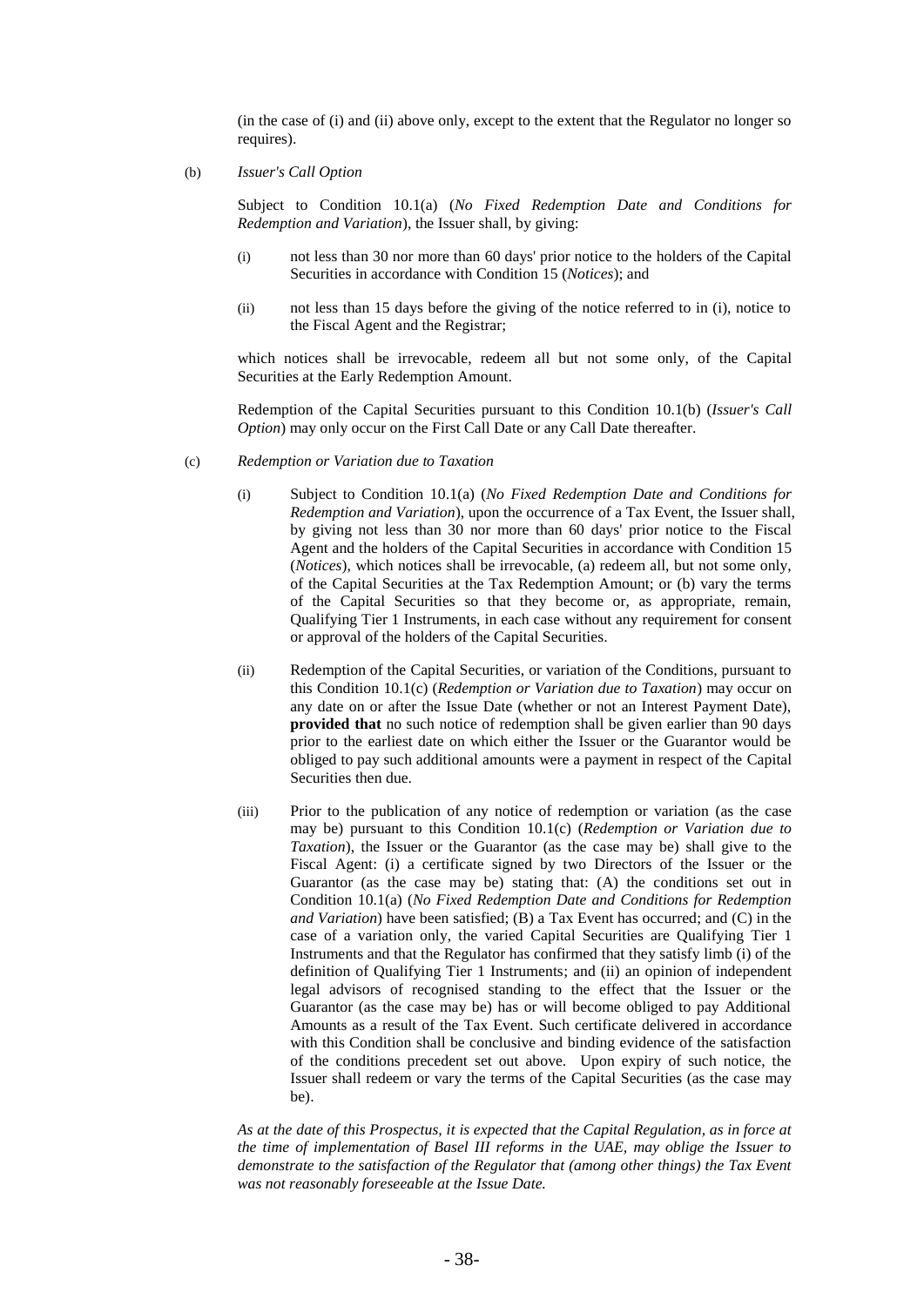(in the case of (i) and (ii) above only, except to the extent that the Regulator no longer so requires).

(b) *Issuer's Call Option*

Subject to Condition 10.1(a) (*No Fixed Redemption Date and Conditions for Redemption and Variation*), the Issuer shall, by giving:

(i) not less than 30 nor more than 60 days' prior notice to the holders of the Capital Securities in accordance with Condition 15 (*Notices*); and

(ii) not less than 15 days before the giving of the notice referred to in (i), notice to the Fiscal Agent and the Registrar;

which notices shall be irrevocable, redeem all but not some only, of the Capital Securities at the Early Redemption Amount.

Redemption of the Capital Securities pursuant to this Condition 10.1(b) (*Issuer's Call Option*) may only occur on the First Call Date or any Call Date thereafter.

(c) *Redemption or Variation due to Taxation*

(i) Subject to Condition 10.1(a) (*No Fixed Redemption Date and Conditions for Redemption and Variation*), upon the occurrence of a Tax Event, the Issuer shall, by giving not less than 30 nor more than 60 days' prior notice to the Fiscal Agent and the holders of the Capital Securities in accordance with Condition 15 (*Notices*), which notices shall be irrevocable, (a) redeem all, but not some only, of the Capital Securities at the Tax Redemption Amount; or (b) vary the terms of the Capital Securities so that they become or, as appropriate, remain, Qualifying Tier 1 Instruments, in each case without any requirement for consent or approval of the holders of the Capital Securities.

(ii) Redemption of the Capital Securities, or variation of the Conditions, pursuant to this Condition 10.1(c) (*Redemption or Variation due to Taxation*) may occur on any date on or after the Issue Date (whether or not an Interest Payment Date), **provided that** no such notice of redemption shall be given earlier than 90 days prior to the earliest date on which either the Issuer or the Guarantor would be obliged to pay such additional amounts were a payment in respect of the Capital Securities then due.

(iii) Prior to the publication of any notice of redemption or variation (as the case may be) pursuant to this Condition 10.1(c) (*Redemption or Variation due to Taxation*), the Issuer or the Guarantor (as the case may be) shall give to the Fiscal Agent: (i) a certificate signed by two Directors of the Issuer or the Guarantor (as the case may be) stating that: (A) the conditions set out in Condition 10.1(a) (*No Fixed Redemption Date and Conditions for Redemption and Variation*) have been satisfied; (B) a Tax Event has occurred; and (C) in the case of a variation only, the varied Capital Securities are Qualifying Tier 1 Instruments and that the Regulator has confirmed that they satisfy limb (i) of the definition of Qualifying Tier 1 Instruments; and (ii) an opinion of independent legal advisors of recognised standing to the effect that the Issuer or the Guarantor (as the case may be) has or will become obliged to pay Additional Amounts as a result of the Tax Event. Such certificate delivered in accordance with this Condition shall be conclusive and binding evidence of the satisfaction of the conditions precedent set out above. Upon expiry of such notice, the Issuer shall redeem or vary the terms of the Capital Securities (as the case may be).

*As at the date of this Prospectus, it is expected that the Capital Regulation, as in force at the time of implementation of Basel III reforms in the UAE, may oblige the Issuer to demonstrate to the satisfaction of the Regulator that (among other things) the Tax Event was not reasonably foreseeable at the Issue Date.*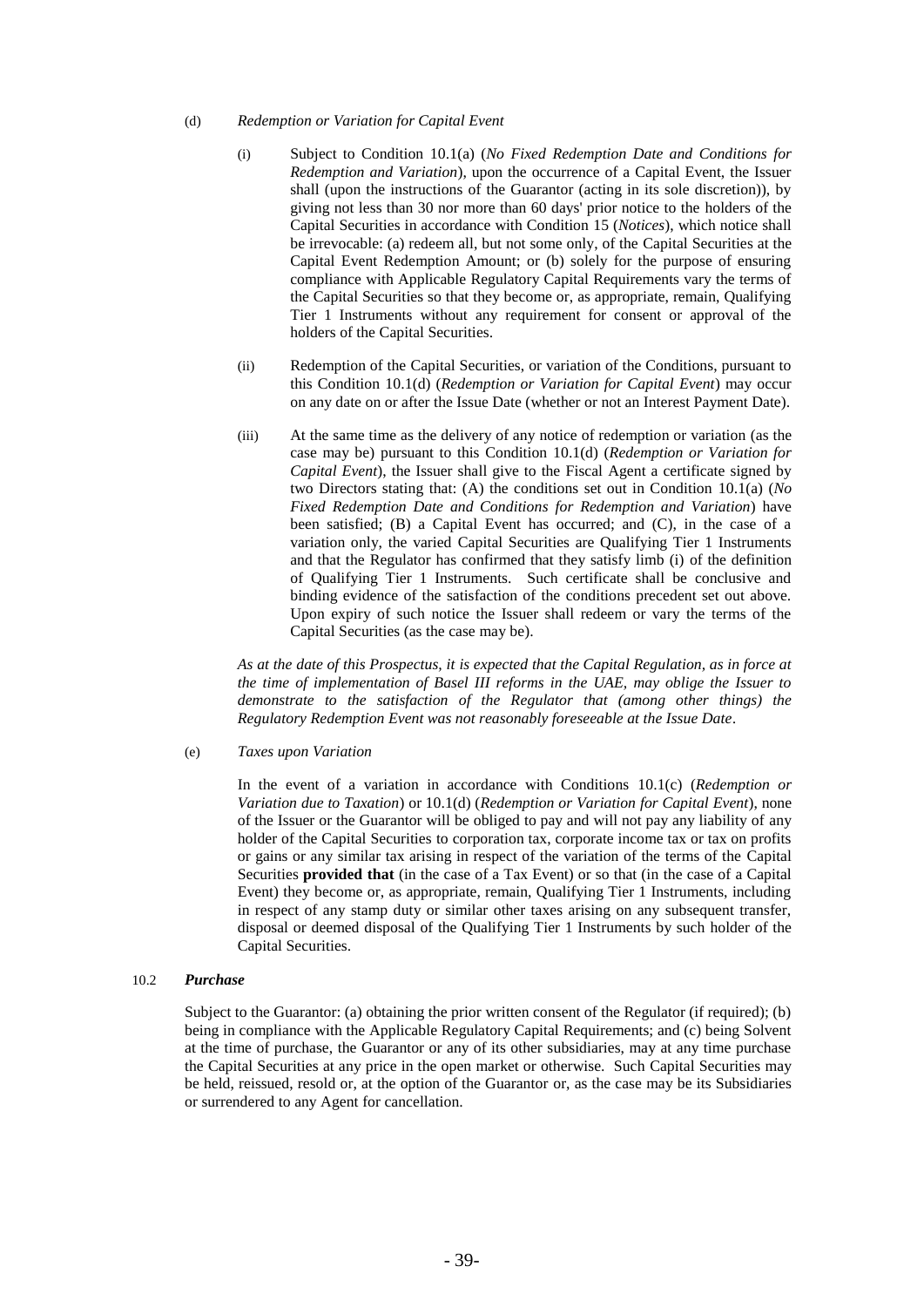(d) *Redemption or Variation for Capital Event*

(i) Subject to Condition 10.1(a) (*No Fixed Redemption Date and Conditions for Redemption and Variation*), upon the occurrence of a Capital Event, the Issuer shall (upon the instructions of the Guarantor (acting in its sole discretion)), by giving not less than 30 nor more than 60 days' prior notice to the holders of the Capital Securities in accordance with Condition 15 (*Notices*), which notice shall be irrevocable: (a) redeem all, but not some only, of the Capital Securities at the Capital Event Redemption Amount; or (b) solely for the purpose of ensuring compliance with Applicable Regulatory Capital Requirements vary the terms of the Capital Securities so that they become or, as appropriate, remain, Qualifying Tier 1 Instruments without any requirement for consent or approval of the holders of the Capital Securities.

(ii) Redemption of the Capital Securities, or variation of the Conditions, pursuant to this Condition 10.1(d) (*Redemption or Variation for Capital Event*) may occur on any date on or after the Issue Date (whether or not an Interest Payment Date).

(iii) At the same time as the delivery of any notice of redemption or variation (as the case may be) pursuant to this Condition 10.1(d) (*Redemption or Variation for Capital Event*), the Issuer shall give to the Fiscal Agent a certificate signed by two Directors stating that: (A) the conditions set out in Condition 10.1(a) (*No Fixed Redemption Date and Conditions for Redemption and Variation*) have been satisfied; (B) a Capital Event has occurred; and (C), in the case of a variation only, the varied Capital Securities are Qualifying Tier 1 Instruments and that the Regulator has confirmed that they satisfy limb (i) of the definition of Qualifying Tier 1 Instruments. Such certificate shall be conclusive and binding evidence of the satisfaction of the conditions precedent set out above. Upon expiry of such notice the Issuer shall redeem or vary the terms of the Capital Securities (as the case may be).

*As at the date of this Prospectus, it is expected that the Capital Regulation, as in force at the time of implementation of Basel III reforms in the UAE, may oblige the Issuer to demonstrate to the satisfaction of the Regulator that (among other things) the Regulatory Redemption Event was not reasonably foreseeable at the Issue Date.*

(e) *Taxes upon Variation*

In the event of a variation in accordance with Conditions 10.1(c) (*Redemption or Variation due to Taxation*) or 10.1(d) (*Redemption or Variation for Capital Event*), none of the Issuer or the Guarantor will be obliged to pay and will not pay any liability of any holder of the Capital Securities to corporation tax, corporate income tax or tax on profits or gains or any similar tax arising in respect of the variation of the terms of the Capital Securities **provided that** (in the case of a Tax Event) or so that (in the case of a Capital Event) they become or, as appropriate, remain, Qualifying Tier 1 Instruments, including in respect of any stamp duty or similar other taxes arising on any subsequent transfer, disposal or deemed disposal of the Qualifying Tier 1 Instruments by such holder of the Capital Securities.

10.2 ***Purchase***

Subject to the Guarantor: (a) obtaining the prior written consent of the Regulator (if required); (b) being in compliance with the Applicable Regulatory Capital Requirements; and (c) being Solvent at the time of purchase, the Guarantor or any of its other subsidiaries, may at any time purchase the Capital Securities at any price in the open market or otherwise. Such Capital Securities may be held, reissued, resold or, at the option of the Guarantor or, as the case may be its Subsidiaries or surrendered to any Agent for cancellation.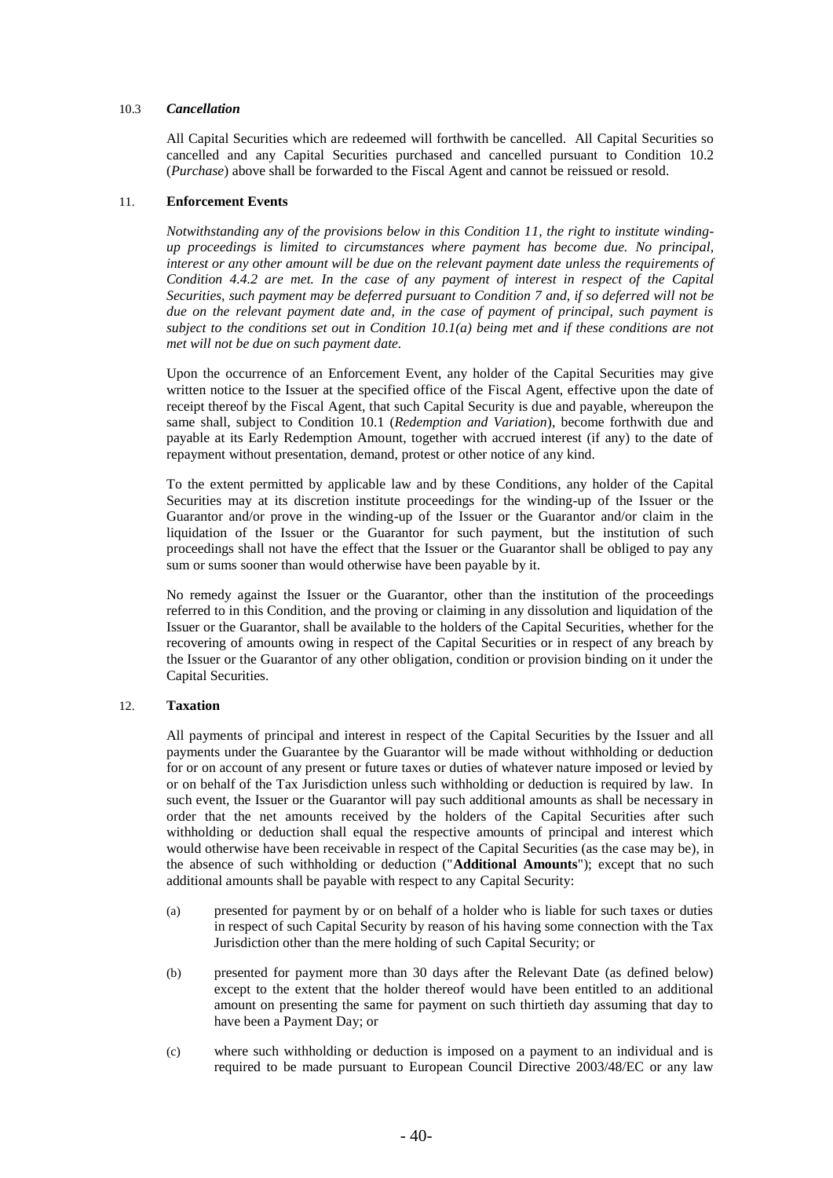### 10.3 *Cancellation*

All Capital Securities which are redeemed will forthwith be cancelled. All Capital Securities so cancelled and any Capital Securities purchased and cancelled pursuant to Condition 10.2 (*Purchase*) above shall be forwarded to the Fiscal Agent and cannot be reissued or resold.

## 11. **Enforcement Events**

*Notwithstanding any of the provisions below in this Condition 11, the right to institute winding-up proceedings is limited to circumstances where payment has become due. No principal, interest or any other amount will be due on the relevant payment date unless the requirements of Condition 4.4.2 are met. In the case of any payment of interest in respect of the Capital Securities, such payment may be deferred pursuant to Condition 7 and, if so deferred will not be due on the relevant payment date and, in the case of payment of principal, such payment is subject to the conditions set out in Condition 10.1(a) being met and if these conditions are not met will not be due on such payment date.*

Upon the occurrence of an Enforcement Event, any holder of the Capital Securities may give written notice to the Issuer at the specified office of the Fiscal Agent, effective upon the date of receipt thereof by the Fiscal Agent, that such Capital Security is due and payable, whereupon the same shall, subject to Condition 10.1 (*Redemption and Variation*), become forthwith due and payable at its Early Redemption Amount, together with accrued interest (if any) to the date of repayment without presentation, demand, protest or other notice of any kind.

To the extent permitted by applicable law and by these Conditions, any holder of the Capital Securities may at its discretion institute proceedings for the winding-up of the Issuer or the Guarantor and/or prove in the winding-up of the Issuer or the Guarantor and/or claim in the liquidation of the Issuer or the Guarantor for such payment, but the institution of such proceedings shall not have the effect that the Issuer or the Guarantor shall be obliged to pay any sum or sums sooner than would otherwise have been payable by it.

No remedy against the Issuer or the Guarantor, other than the institution of the proceedings referred to in this Condition, and the proving or claiming in any dissolution and liquidation of the Issuer or the Guarantor, shall be available to the holders of the Capital Securities, whether for the recovering of amounts owing in respect of the Capital Securities or in respect of any breach by the Issuer or the Guarantor of any other obligation, condition or provision binding on it under the Capital Securities.

## 12. **Taxation**

All payments of principal and interest in respect of the Capital Securities by the Issuer and all payments under the Guarantee by the Guarantor will be made without withholding or deduction for or on account of any present or future taxes or duties of whatever nature imposed or levied by or on behalf of the Tax Jurisdiction unless such withholding or deduction is required by law. In such event, the Issuer or the Guarantor will pay such additional amounts as shall be necessary in order that the net amounts received by the holders of the Capital Securities after such withholding or deduction shall equal the respective amounts of principal and interest which would otherwise have been receivable in respect of the Capital Securities (as the case may be), in the absence of such withholding or deduction ("**Additional Amounts**"); except that no such additional amounts shall be payable with respect to any Capital Security:

(a) presented for payment by or on behalf of a holder who is liable for such taxes or duties in respect of such Capital Security by reason of his having some connection with the Tax Jurisdiction other than the mere holding of such Capital Security; or

(b) presented for payment more than 30 days after the Relevant Date (as defined below) except to the extent that the holder thereof would have been entitled to an additional amount on presenting the same for payment on such thirtieth day assuming that day to have been a Payment Day; or

(c) where such withholding or deduction is imposed on a payment to an individual and is required to be made pursuant to European Council Directive 2003/48/EC or any law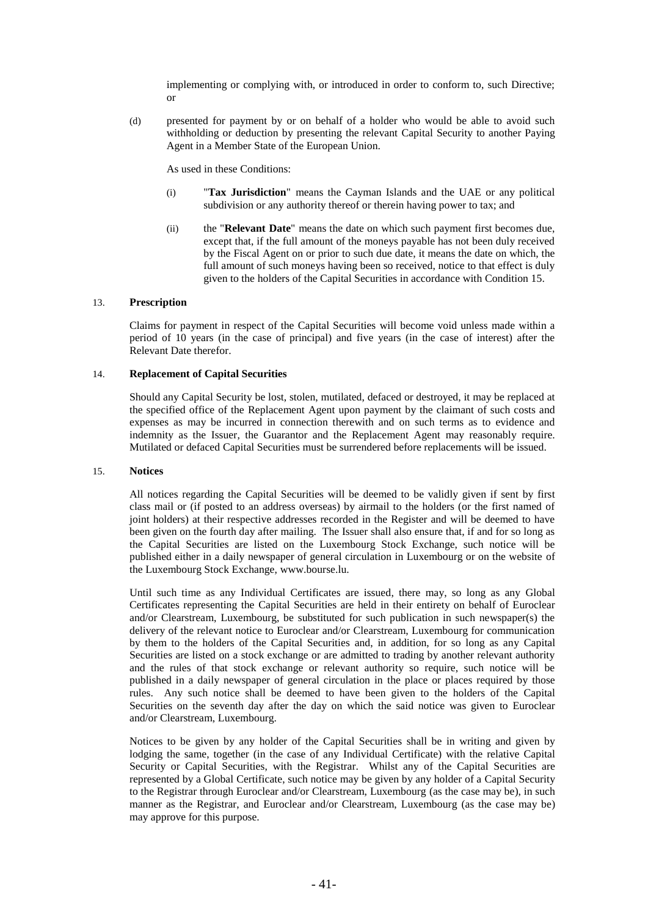implementing or complying with, or introduced in order to conform to, such Directive; or

(d) presented for payment by or on behalf of a holder who would be able to avoid such withholding or deduction by presenting the relevant Capital Security to another Paying Agent in a Member State of the European Union.

As used in these Conditions:

(i) "**Tax Jurisdiction**" means the Cayman Islands and the UAE or any political subdivision or any authority thereof or therein having power to tax; and

(ii) the "**Relevant Date**" means the date on which such payment first becomes due, except that, if the full amount of the moneys payable has not been duly received by the Fiscal Agent on or prior to such due date, it means the date on which, the full amount of such moneys having been so received, notice to that effect is duly given to the holders of the Capital Securities in accordance with Condition 15.

## 13. Prescription

Claims for payment in respect of the Capital Securities will become void unless made within a period of 10 years (in the case of principal) and five years (in the case of interest) after the Relevant Date therefor.

## 14. Replacement of Capital Securities

Should any Capital Security be lost, stolen, mutilated, defaced or destroyed, it may be replaced at the specified office of the Replacement Agent upon payment by the claimant of such costs and expenses as may be incurred in connection therewith and on such terms as to evidence and indemnity as the Issuer, the Guarantor and the Replacement Agent may reasonably require. Mutilated or defaced Capital Securities must be surrendered before replacements will be issued.

## 15. Notices

All notices regarding the Capital Securities will be deemed to be validly given if sent by first class mail or (if posted to an address overseas) by airmail to the holders (or the first named of joint holders) at their respective addresses recorded in the Register and will be deemed to have been given on the fourth day after mailing. The Issuer shall also ensure that, if and for so long as the Capital Securities are listed on the Luxembourg Stock Exchange, such notice will be published either in a daily newspaper of general circulation in Luxembourg or on the website of the Luxembourg Stock Exchange, www.bourse.lu.

Until such time as any Individual Certificates are issued, there may, so long as any Global Certificates representing the Capital Securities are held in their entirety on behalf of Euroclear and/or Clearstream, Luxembourg, be substituted for such publication in such newspaper(s) the delivery of the relevant notice to Euroclear and/or Clearstream, Luxembourg for communication by them to the holders of the Capital Securities and, in addition, for so long as any Capital Securities are listed on a stock exchange or are admitted to trading by another relevant authority and the rules of that stock exchange or relevant authority so require, such notice will be published in a daily newspaper of general circulation in the place or places required by those rules. Any such notice shall be deemed to have been given to the holders of the Capital Securities on the seventh day after the day on which the said notice was given to Euroclear and/or Clearstream, Luxembourg.

Notices to be given by any holder of the Capital Securities shall be in writing and given by lodging the same, together (in the case of any Individual Certificate) with the relative Capital Security or Capital Securities, with the Registrar. Whilst any of the Capital Securities are represented by a Global Certificate, such notice may be given by any holder of a Capital Security to the Registrar through Euroclear and/or Clearstream, Luxembourg (as the case may be), in such manner as the Registrar, and Euroclear and/or Clearstream, Luxembourg (as the case may be) may approve for this purpose.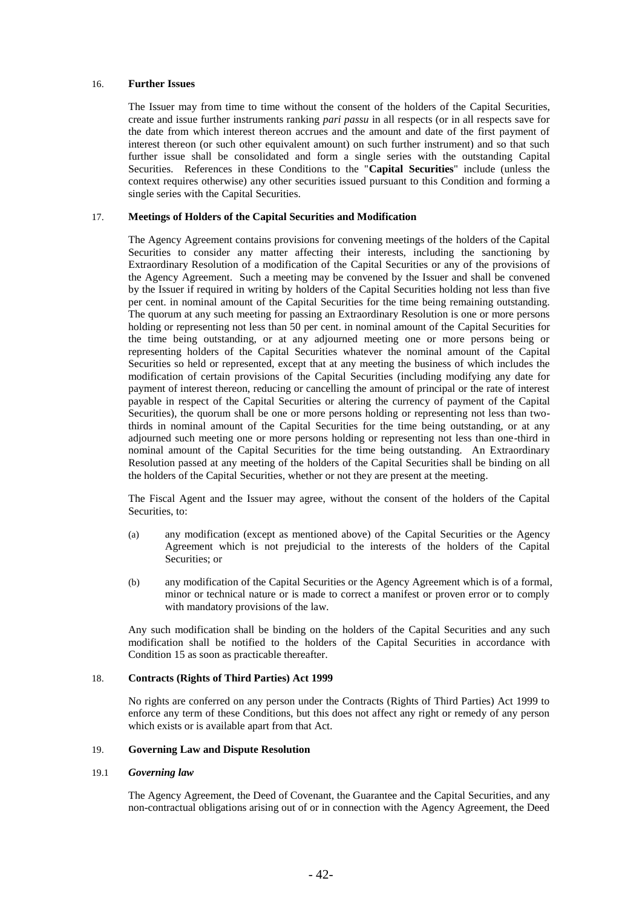## 16. Further Issues

The Issuer may from time to time without the consent of the holders of the Capital Securities, create and issue further instruments ranking *pari passu* in all respects (or in all respects save for the date from which interest thereon accrues and the amount and date of the first payment of interest thereon (or such other equivalent amount) on such further instrument) and so that such further issue shall be consolidated and form a single series with the outstanding Capital Securities. References in these Conditions to the "**Capital Securities**" include (unless the context requires otherwise) any other securities issued pursuant to this Condition and forming a single series with the Capital Securities.

## 17. Meetings of Holders of the Capital Securities and Modification

The Agency Agreement contains provisions for convening meetings of the holders of the Capital Securities to consider any matter affecting their interests, including the sanctioning by Extraordinary Resolution of a modification of the Capital Securities or any of the provisions of the Agency Agreement. Such a meeting may be convened by the Issuer and shall be convened by the Issuer if required in writing by holders of the Capital Securities holding not less than five per cent. in nominal amount of the Capital Securities for the time being remaining outstanding. The quorum at any such meeting for passing an Extraordinary Resolution is one or more persons holding or representing not less than 50 per cent. in nominal amount of the Capital Securities for the time being outstanding, or at any adjourned meeting one or more persons being or representing holders of the Capital Securities whatever the nominal amount of the Capital Securities so held or represented, except that at any meeting the business of which includes the modification of certain provisions of the Capital Securities (including modifying any date for payment of interest thereon, reducing or cancelling the amount of principal or the rate of interest payable in respect of the Capital Securities or altering the currency of payment of the Capital Securities), the quorum shall be one or more persons holding or representing not less than two-thirds in nominal amount of the Capital Securities for the time being outstanding, or at any adjourned such meeting one or more persons holding or representing not less than one-third in nominal amount of the Capital Securities for the time being outstanding. An Extraordinary Resolution passed at any meeting of the holders of the Capital Securities shall be binding on all the holders of the Capital Securities, whether or not they are present at the meeting.

The Fiscal Agent and the Issuer may agree, without the consent of the holders of the Capital Securities, to:

(a) any modification (except as mentioned above) of the Capital Securities or the Agency Agreement which is not prejudicial to the interests of the holders of the Capital Securities; or

(b) any modification of the Capital Securities or the Agency Agreement which is of a formal, minor or technical nature or is made to correct a manifest or proven error or to comply with mandatory provisions of the law.

Any such modification shall be binding on the holders of the Capital Securities and any such modification shall be notified to the holders of the Capital Securities in accordance with Condition 15 as soon as practicable thereafter.

## 18. Contracts (Rights of Third Parties) Act 1999

No rights are conferred on any person under the Contracts (Rights of Third Parties) Act 1999 to enforce any term of these Conditions, but this does not affect any right or remedy of any person which exists or is available apart from that Act.

## 19. Governing Law and Dispute Resolution

### 19.1 *Governing law*

The Agency Agreement, the Deed of Covenant, the Guarantee and the Capital Securities, and any non-contractual obligations arising out of or in connection with the Agency Agreement, the Deed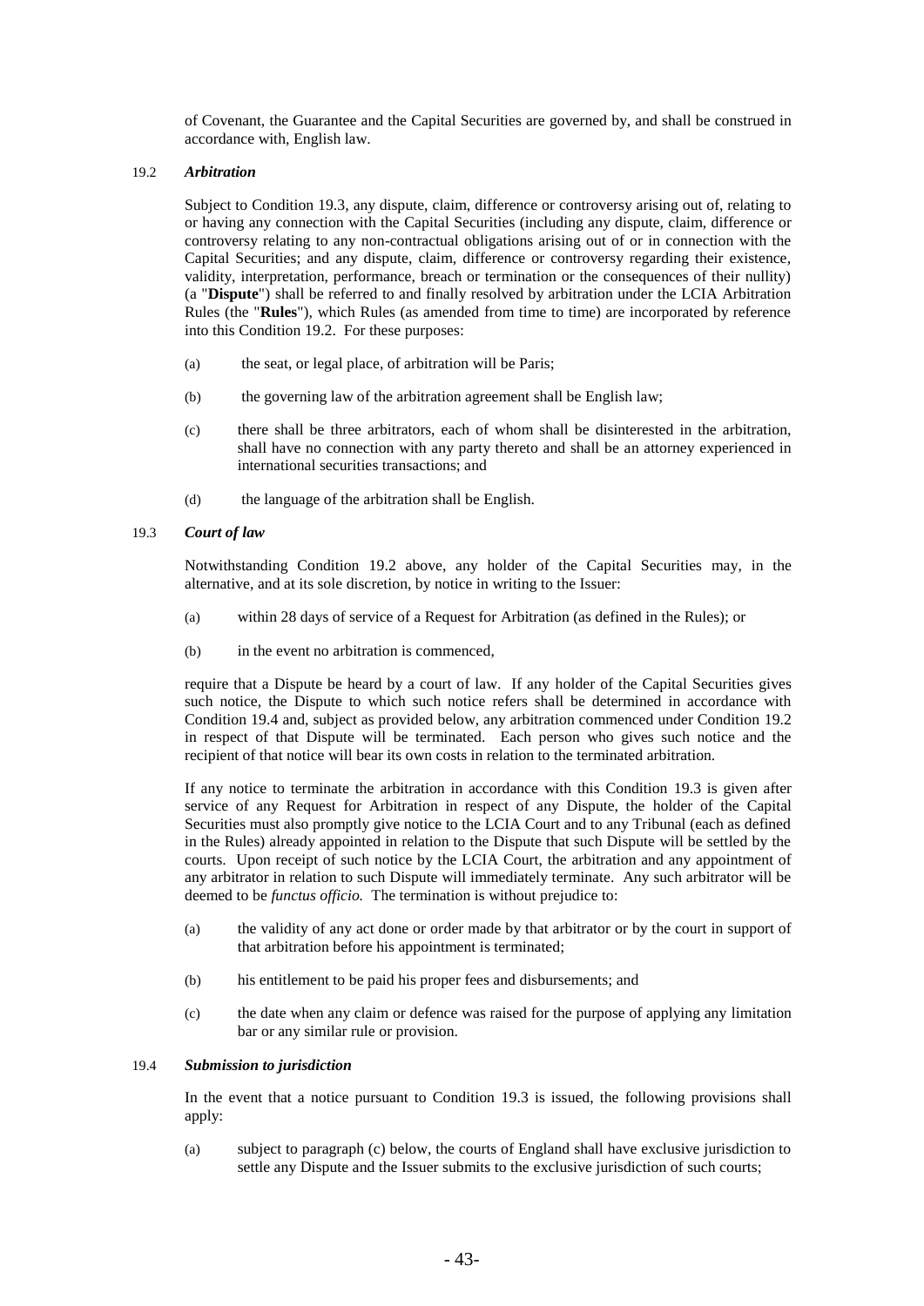of Covenant, the Guarantee and the Capital Securities are governed by, and shall be construed in accordance with, English law.

19.2 ***Arbitration***

Subject to Condition 19.3, any dispute, claim, difference or controversy arising out of, relating to or having any connection with the Capital Securities (including any dispute, claim, difference or controversy relating to any non-contractual obligations arising out of or in connection with the Capital Securities; and any dispute, claim, difference or controversy regarding their existence, validity, interpretation, performance, breach or termination or the consequences of their nullity) (a "**Dispute**") shall be referred to and finally resolved by arbitration under the LCIA Arbitration Rules (the "**Rules**"), which Rules (as amended from time to time) are incorporated by reference into this Condition 19.2. For these purposes:

(a) the seat, or legal place, of arbitration will be Paris;

(b) the governing law of the arbitration agreement shall be English law;

(c) there shall be three arbitrators, each of whom shall be disinterested in the arbitration, shall have no connection with any party thereto and shall be an attorney experienced in international securities transactions; and

(d) the language of the arbitration shall be English.

19.3 ***Court of law***

Notwithstanding Condition 19.2 above, any holder of the Capital Securities may, in the alternative, and at its sole discretion, by notice in writing to the Issuer:

(a) within 28 days of service of a Request for Arbitration (as defined in the Rules); or

(b) in the event no arbitration is commenced,

require that a Dispute be heard by a court of law. If any holder of the Capital Securities gives such notice, the Dispute to which such notice refers shall be determined in accordance with Condition 19.4 and, subject as provided below, any arbitration commenced under Condition 19.2 in respect of that Dispute will be terminated. Each person who gives such notice and the recipient of that notice will bear its own costs in relation to the terminated arbitration.

If any notice to terminate the arbitration in accordance with this Condition 19.3 is given after service of any Request for Arbitration in respect of any Dispute, the holder of the Capital Securities must also promptly give notice to the LCIA Court and to any Tribunal (each as defined in the Rules) already appointed in relation to the Dispute that such Dispute will be settled by the courts. Upon receipt of such notice by the LCIA Court, the arbitration and any appointment of any arbitrator in relation to such Dispute will immediately terminate. Any such arbitrator will be deemed to be *functus officio.* The termination is without prejudice to:

(a) the validity of any act done or order made by that arbitrator or by the court in support of that arbitration before his appointment is terminated;

(b) his entitlement to be paid his proper fees and disbursements; and

(c) the date when any claim or defence was raised for the purpose of applying any limitation bar or any similar rule or provision.

19.4 ***Submission to jurisdiction***

In the event that a notice pursuant to Condition 19.3 is issued, the following provisions shall apply:

(a) subject to paragraph (c) below, the courts of England shall have exclusive jurisdiction to settle any Dispute and the Issuer submits to the exclusive jurisdiction of such courts;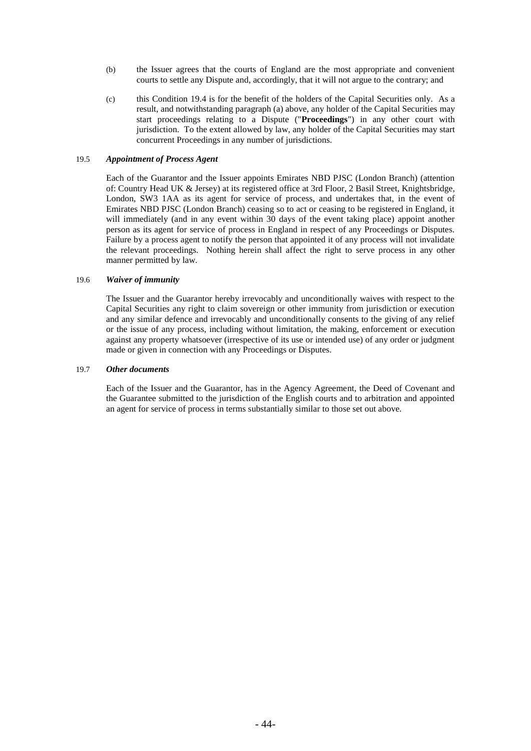(b) the Issuer agrees that the courts of England are the most appropriate and convenient courts to settle any Dispute and, accordingly, that it will not argue to the contrary; and

(c) this Condition 19.4 is for the benefit of the holders of the Capital Securities only. As a result, and notwithstanding paragraph (a) above, any holder of the Capital Securities may start proceedings relating to a Dispute ("**Proceedings**") in any other court with jurisdiction. To the extent allowed by law, any holder of the Capital Securities may start concurrent Proceedings in any number of jurisdictions.

19.5 ***Appointment of Process Agent***

Each of the Guarantor and the Issuer appoints Emirates NBD PJSC (London Branch) (attention of: Country Head UK & Jersey) at its registered office at 3rd Floor, 2 Basil Street, Knightsbridge, London, SW3 1AA as its agent for service of process, and undertakes that, in the event of Emirates NBD PJSC (London Branch) ceasing so to act or ceasing to be registered in England, it will immediately (and in any event within 30 days of the event taking place) appoint another person as its agent for service of process in England in respect of any Proceedings or Disputes. Failure by a process agent to notify the person that appointed it of any process will not invalidate the relevant proceedings. Nothing herein shall affect the right to serve process in any other manner permitted by law.

19.6 ***Waiver of immunity***

The Issuer and the Guarantor hereby irrevocably and unconditionally waives with respect to the Capital Securities any right to claim sovereign or other immunity from jurisdiction or execution and any similar defence and irrevocably and unconditionally consents to the giving of any relief or the issue of any process, including without limitation, the making, enforcement or execution against any property whatsoever (irrespective of its use or intended use) of any order or judgment made or given in connection with any Proceedings or Disputes.

19.7 ***Other documents***

Each of the Issuer and the Guarantor, has in the Agency Agreement, the Deed of Covenant and the Guarantee submitted to the jurisdiction of the English courts and to arbitration and appointed an agent for service of process in terms substantially similar to those set out above.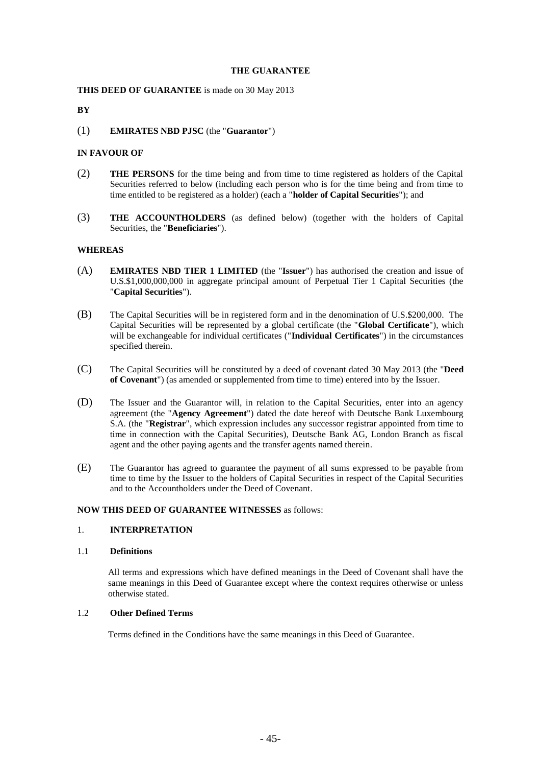# THE GUARANTEE

**THIS DEED OF GUARANTEE** is made on 30 May 2013

**BY**

(1) **EMIRATES NBD PJSC** (the "**Guarantor**")

**IN FAVOUR OF**

(2) **THE PERSONS** for the time being and from time to time registered as holders of the Capital Securities referred to below (including each person who is for the time being and from time to time entitled to be registered as a holder) (each a "**holder of Capital Securities**"); and

(3) **THE ACCOUNTHOLDERS** (as defined below) (together with the holders of Capital Securities, the "**Beneficiaries**").

**WHEREAS**

(A) **EMIRATES NBD TIER 1 LIMITED** (the "**Issuer**") has authorised the creation and issue of U.S.$1,000,000,000 in aggregate principal amount of Perpetual Tier 1 Capital Securities (the "**Capital Securities**").

(B) The Capital Securities will be in registered form and in the denomination of U.S.$200,000. The Capital Securities will be represented by a global certificate (the "**Global Certificate**"), which will be exchangeable for individual certificates ("**Individual Certificates**") in the circumstances specified therein.

(C) The Capital Securities will be constituted by a deed of covenant dated 30 May 2013 (the "**Deed of Covenant**") (as amended or supplemented from time to time) entered into by the Issuer.

(D) The Issuer and the Guarantor will, in relation to the Capital Securities, enter into an agency agreement (the "**Agency Agreement**") dated the date hereof with Deutsche Bank Luxembourg S.A. (the "**Registrar**", which expression includes any successor registrar appointed from time to time in connection with the Capital Securities), Deutsche Bank AG, London Branch as fiscal agent and the other paying agents and the transfer agents named therein.

(E) The Guarantor has agreed to guarantee the payment of all sums expressed to be payable from time to time by the Issuer to the holders of Capital Securities in respect of the Capital Securities and to the Accountholders under the Deed of Covenant.

**NOW THIS DEED OF GUARANTEE WITNESSES** as follows:

## 1. INTERPRETATION

### 1.1 Definitions

All terms and expressions which have defined meanings in the Deed of Covenant shall have the same meanings in this Deed of Guarantee except where the context requires otherwise or unless otherwise stated.

### 1.2 Other Defined Terms

Terms defined in the Conditions have the same meanings in this Deed of Guarantee.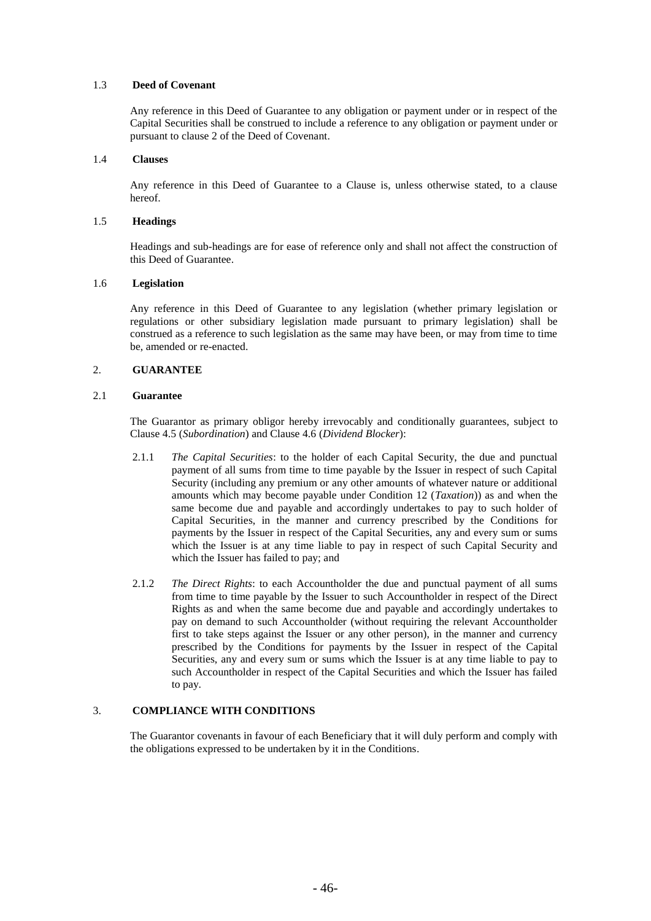### 1.3 Deed of Covenant

Any reference in this Deed of Guarantee to any obligation or payment under or in respect of the Capital Securities shall be construed to include a reference to any obligation or payment under or pursuant to clause 2 of the Deed of Covenant.

### 1.4 Clauses

Any reference in this Deed of Guarantee to a Clause is, unless otherwise stated, to a clause hereof.

### 1.5 Headings

Headings and sub-headings are for ease of reference only and shall not affect the construction of this Deed of Guarantee.

### 1.6 Legislation

Any reference in this Deed of Guarantee to any legislation (whether primary legislation or regulations or other subsidiary legislation made pursuant to primary legislation) shall be construed as a reference to such legislation as the same may have been, or may from time to time be, amended or re-enacted.

## 2. GUARANTEE

### 2.1 Guarantee

The Guarantor as primary obligor hereby irrevocably and conditionally guarantees, subject to Clause 4.5 (*Subordination*) and Clause 4.6 (*Dividend Blocker*):

2.1.1 *The Capital Securities*: to the holder of each Capital Security, the due and punctual payment of all sums from time to time payable by the Issuer in respect of such Capital Security (including any premium or any other amounts of whatever nature or additional amounts which may become payable under Condition 12 (*Taxation*)) as and when the same become due and payable and accordingly undertakes to pay to such holder of Capital Securities, in the manner and currency prescribed by the Conditions for payments by the Issuer in respect of the Capital Securities, any and every sum or sums which the Issuer is at any time liable to pay in respect of such Capital Security and which the Issuer has failed to pay; and

2.1.2 *The Direct Rights*: to each Accountholder the due and punctual payment of all sums from time to time payable by the Issuer to such Accountholder in respect of the Direct Rights as and when the same become due and payable and accordingly undertakes to pay on demand to such Accountholder (without requiring the relevant Accountholder first to take steps against the Issuer or any other person), in the manner and currency prescribed by the Conditions for payments by the Issuer in respect of the Capital Securities, any and every sum or sums which the Issuer is at any time liable to pay to such Accountholder in respect of the Capital Securities and which the Issuer has failed to pay.

## 3. COMPLIANCE WITH CONDITIONS

The Guarantor covenants in favour of each Beneficiary that it will duly perform and comply with the obligations expressed to be undertaken by it in the Conditions.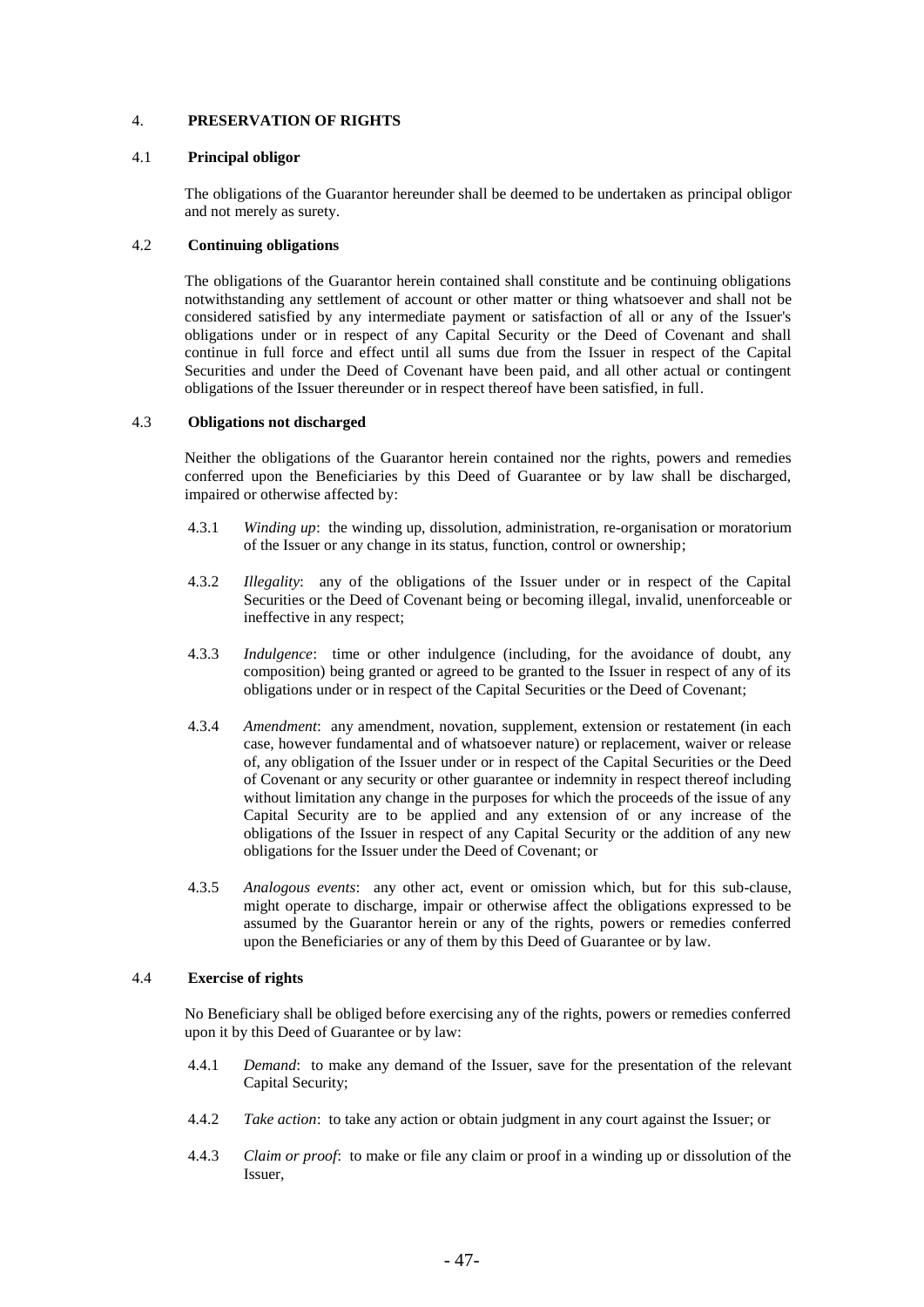## 4. PRESERVATION OF RIGHTS

### 4.1 Principal obligor

The obligations of the Guarantor hereunder shall be deemed to be undertaken as principal obligor and not merely as surety.

### 4.2 Continuing obligations

The obligations of the Guarantor herein contained shall constitute and be continuing obligations notwithstanding any settlement of account or other matter or thing whatsoever and shall not be considered satisfied by any intermediate payment or satisfaction of all or any of the Issuer's obligations under or in respect of any Capital Security or the Deed of Covenant and shall continue in full force and effect until all sums due from the Issuer in respect of the Capital Securities and under the Deed of Covenant have been paid, and all other actual or contingent obligations of the Issuer thereunder or in respect thereof have been satisfied, in full.

### 4.3 Obligations not discharged

Neither the obligations of the Guarantor herein contained nor the rights, powers and remedies conferred upon the Beneficiaries by this Deed of Guarantee or by law shall be discharged, impaired or otherwise affected by:

4.3.1 *Winding up*: the winding up, dissolution, administration, re-organisation or moratorium of the Issuer or any change in its status, function, control or ownership;

4.3.2 *Illegality*: any of the obligations of the Issuer under or in respect of the Capital Securities or the Deed of Covenant being or becoming illegal, invalid, unenforceable or ineffective in any respect;

4.3.3 *Indulgence*: time or other indulgence (including, for the avoidance of doubt, any composition) being granted or agreed to be granted to the Issuer in respect of any of its obligations under or in respect of the Capital Securities or the Deed of Covenant;

4.3.4 *Amendment*: any amendment, novation, supplement, extension or restatement (in each case, however fundamental and of whatsoever nature) or replacement, waiver or release of, any obligation of the Issuer under or in respect of the Capital Securities or the Deed of Covenant or any security or other guarantee or indemnity in respect thereof including without limitation any change in the purposes for which the proceeds of the issue of any Capital Security are to be applied and any extension of or any increase of the obligations of the Issuer in respect of any Capital Security or the addition of any new obligations for the Issuer under the Deed of Covenant; or

4.3.5 *Analogous events*: any other act, event or omission which, but for this sub-clause, might operate to discharge, impair or otherwise affect the obligations expressed to be assumed by the Guarantor herein or any of the rights, powers or remedies conferred upon the Beneficiaries or any of them by this Deed of Guarantee or by law.

### 4.4 Exercise of rights

No Beneficiary shall be obliged before exercising any of the rights, powers or remedies conferred upon it by this Deed of Guarantee or by law:

4.4.1 *Demand*: to make any demand of the Issuer, save for the presentation of the relevant Capital Security;

4.4.2 *Take action*: to take any action or obtain judgment in any court against the Issuer; or

4.4.3 *Claim or proof*: to make or file any claim or proof in a winding up or dissolution of the Issuer,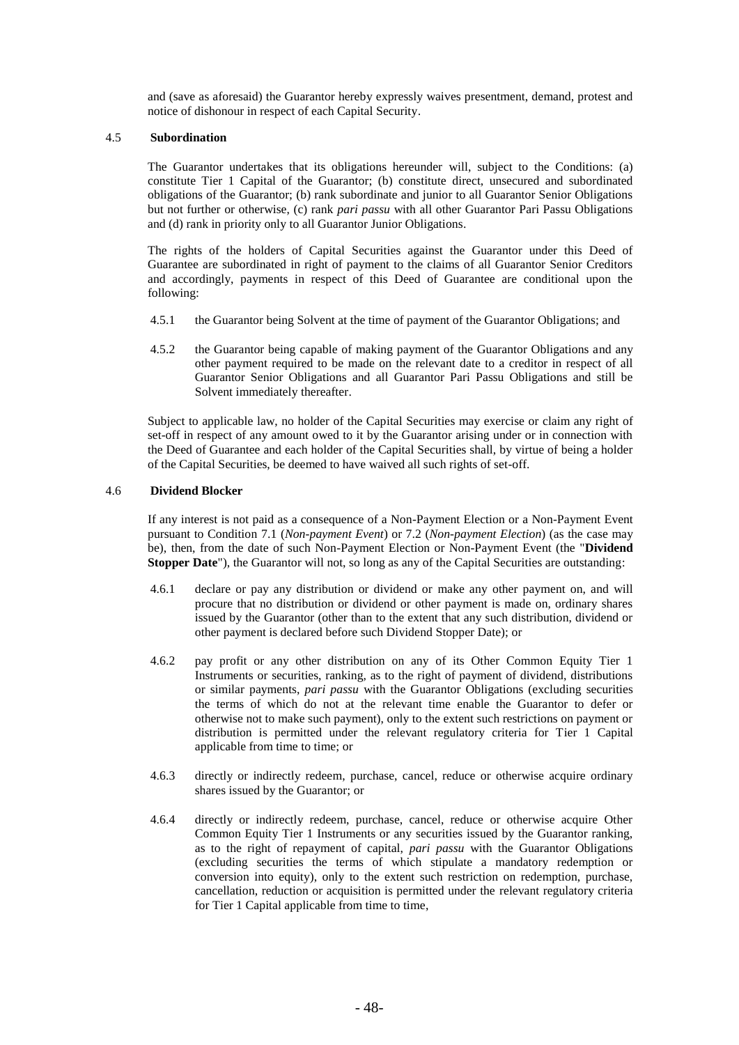and (save as aforesaid) the Guarantor hereby expressly waives presentment, demand, protest and notice of dishonour in respect of each Capital Security.

### 4.5 Subordination

The Guarantor undertakes that its obligations hereunder will, subject to the Conditions: (a) constitute Tier 1 Capital of the Guarantor; (b) constitute direct, unsecured and subordinated obligations of the Guarantor; (b) rank subordinate and junior to all Guarantor Senior Obligations but not further or otherwise, (c) rank *pari passu* with all other Guarantor Pari Passu Obligations and (d) rank in priority only to all Guarantor Junior Obligations.

The rights of the holders of Capital Securities against the Guarantor under this Deed of Guarantee are subordinated in right of payment to the claims of all Guarantor Senior Creditors and accordingly, payments in respect of this Deed of Guarantee are conditional upon the following:

4.5.1 the Guarantor being Solvent at the time of payment of the Guarantor Obligations; and

4.5.2 the Guarantor being capable of making payment of the Guarantor Obligations and any other payment required to be made on the relevant date to a creditor in respect of all Guarantor Senior Obligations and all Guarantor Pari Passu Obligations and still be Solvent immediately thereafter.

Subject to applicable law, no holder of the Capital Securities may exercise or claim any right of set-off in respect of any amount owed to it by the Guarantor arising under or in connection with the Deed of Guarantee and each holder of the Capital Securities shall, by virtue of being a holder of the Capital Securities, be deemed to have waived all such rights of set-off.

### 4.6 Dividend Blocker

If any interest is not paid as a consequence of a Non-Payment Election or a Non-Payment Event pursuant to Condition 7.1 (*Non-payment Event*) or 7.2 (*Non-payment Election*) (as the case may be), then, from the date of such Non-Payment Election or Non-Payment Event (the "**Dividend Stopper Date**"), the Guarantor will not, so long as any of the Capital Securities are outstanding:

4.6.1 declare or pay any distribution or dividend or make any other payment on, and will procure that no distribution or dividend or other payment is made on, ordinary shares issued by the Guarantor (other than to the extent that any such distribution, dividend or other payment is declared before such Dividend Stopper Date); or

4.6.2 pay profit or any other distribution on any of its Other Common Equity Tier 1 Instruments or securities, ranking, as to the right of payment of dividend, distributions or similar payments, *pari passu* with the Guarantor Obligations (excluding securities the terms of which do not at the relevant time enable the Guarantor to defer or otherwise not to make such payment), only to the extent such restrictions on payment or distribution is permitted under the relevant regulatory criteria for Tier 1 Capital applicable from time to time; or

4.6.3 directly or indirectly redeem, purchase, cancel, reduce or otherwise acquire ordinary shares issued by the Guarantor; or

4.6.4 directly or indirectly redeem, purchase, cancel, reduce or otherwise acquire Other Common Equity Tier 1 Instruments or any securities issued by the Guarantor ranking, as to the right of repayment of capital, *pari passu* with the Guarantor Obligations (excluding securities the terms of which stipulate a mandatory redemption or conversion into equity), only to the extent such restriction on redemption, purchase, cancellation, reduction or acquisition is permitted under the relevant regulatory criteria for Tier 1 Capital applicable from time to time,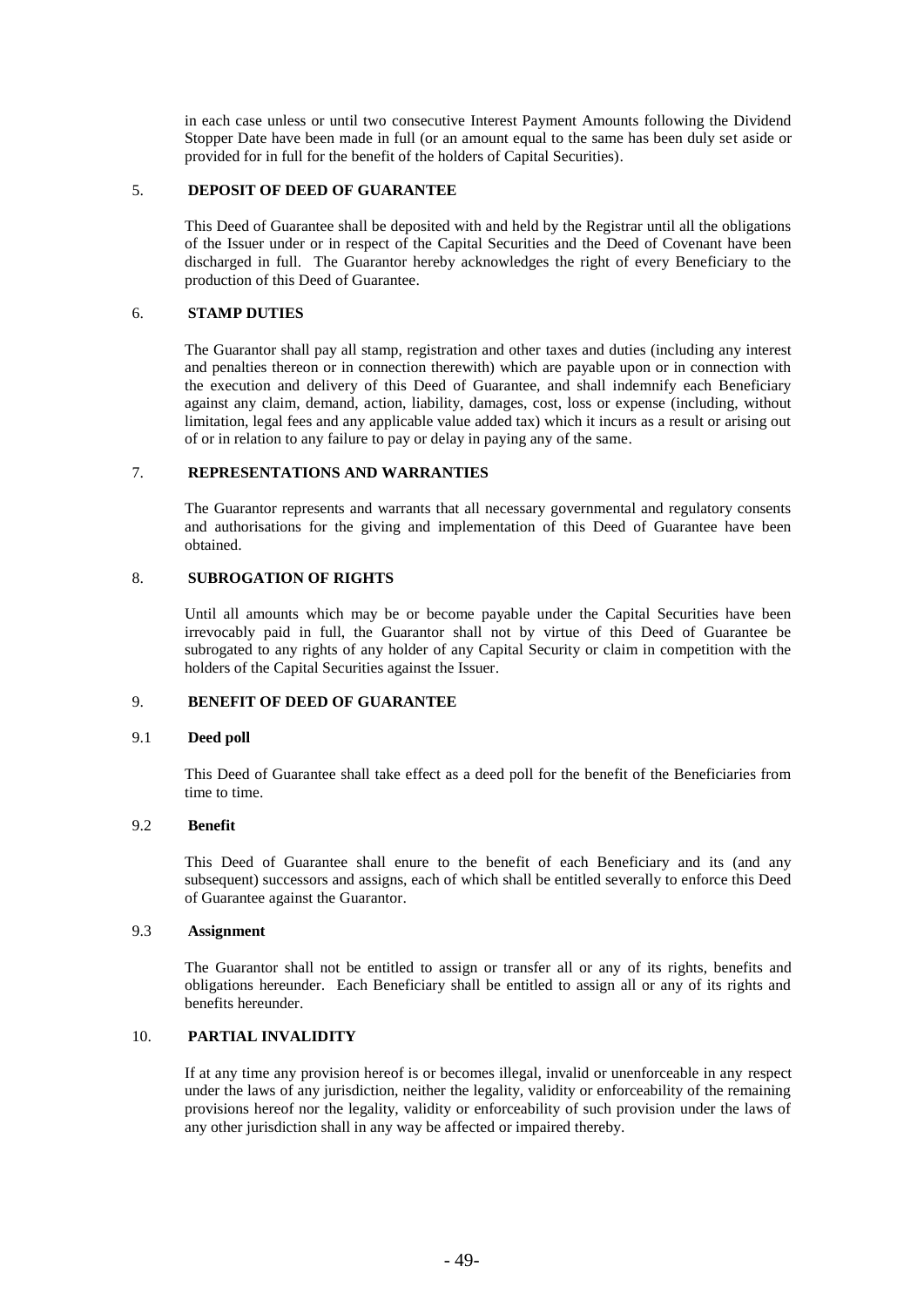in each case unless or until two consecutive Interest Payment Amounts following the Dividend Stopper Date have been made in full (or an amount equal to the same has been duly set aside or provided for in full for the benefit of the holders of Capital Securities).

## 5. DEPOSIT OF DEED OF GUARANTEE

This Deed of Guarantee shall be deposited with and held by the Registrar until all the obligations of the Issuer under or in respect of the Capital Securities and the Deed of Covenant have been discharged in full. The Guarantor hereby acknowledges the right of every Beneficiary to the production of this Deed of Guarantee.

## 6. STAMP DUTIES

The Guarantor shall pay all stamp, registration and other taxes and duties (including any interest and penalties thereon or in connection therewith) which are payable upon or in connection with the execution and delivery of this Deed of Guarantee, and shall indemnify each Beneficiary against any claim, demand, action, liability, damages, cost, loss or expense (including, without limitation, legal fees and any applicable value added tax) which it incurs as a result or arising out of or in relation to any failure to pay or delay in paying any of the same.

## 7. REPRESENTATIONS AND WARRANTIES

The Guarantor represents and warrants that all necessary governmental and regulatory consents and authorisations for the giving and implementation of this Deed of Guarantee have been obtained.

## 8. SUBROGATION OF RIGHTS

Until all amounts which may be or become payable under the Capital Securities have been irrevocably paid in full, the Guarantor shall not by virtue of this Deed of Guarantee be subrogated to any rights of any holder of any Capital Security or claim in competition with the holders of the Capital Securities against the Issuer.

## 9. BENEFIT OF DEED OF GUARANTEE

### 9.1 Deed poll

This Deed of Guarantee shall take effect as a deed poll for the benefit of the Beneficiaries from time to time.

### 9.2 Benefit

This Deed of Guarantee shall enure to the benefit of each Beneficiary and its (and any subsequent) successors and assigns, each of which shall be entitled severally to enforce this Deed of Guarantee against the Guarantor.

### 9.3 Assignment

The Guarantor shall not be entitled to assign or transfer all or any of its rights, benefits and obligations hereunder. Each Beneficiary shall be entitled to assign all or any of its rights and benefits hereunder.

## 10. PARTIAL INVALIDITY

If at any time any provision hereof is or becomes illegal, invalid or unenforceable in any respect under the laws of any jurisdiction, neither the legality, validity or enforceability of the remaining provisions hereof nor the legality, validity or enforceability of such provision under the laws of any other jurisdiction shall in any way be affected or impaired thereby.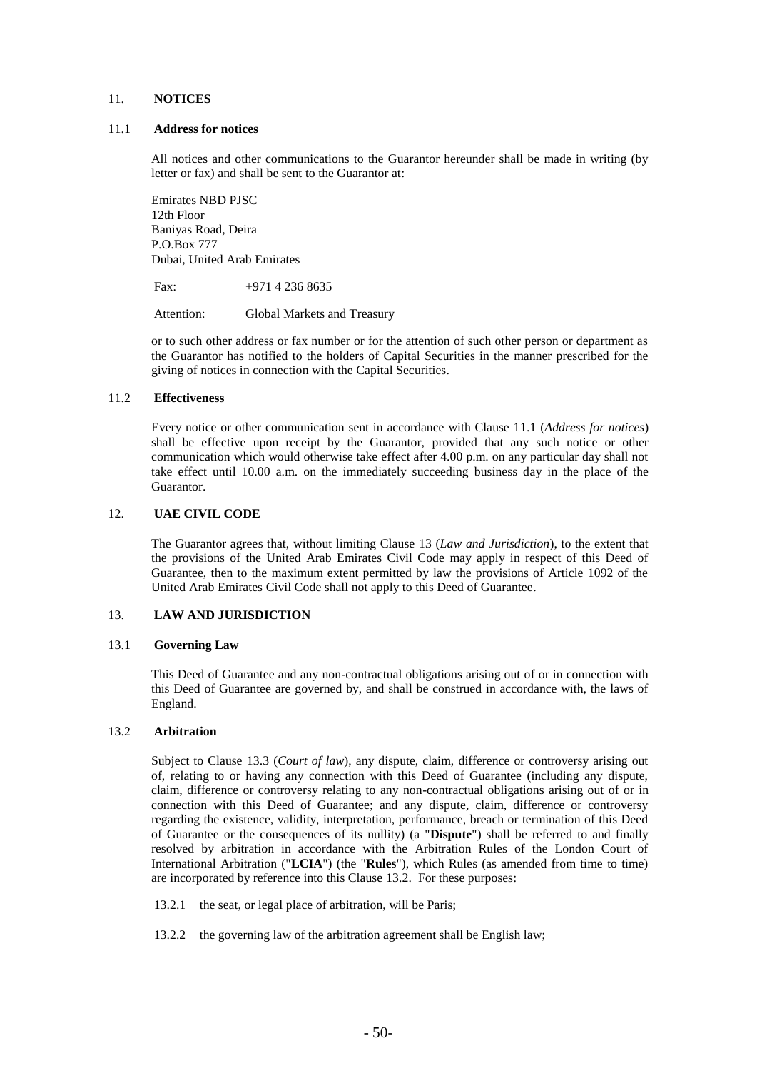## 11. NOTICES

### 11.1 Address for notices

All notices and other communications to the Guarantor hereunder shall be made in writing (by letter or fax) and shall be sent to the Guarantor at:

Emirates NBD PJSC
12th Floor
Baniyas Road, Deira
P.O.Box 777
Dubai, United Arab Emirates

Fax: +971 4 236 8635

Attention: Global Markets and Treasury

or to such other address or fax number or for the attention of such other person or department as the Guarantor has notified to the holders of Capital Securities in the manner prescribed for the giving of notices in connection with the Capital Securities.

### 11.2 Effectiveness

Every notice or other communication sent in accordance with Clause 11.1 (*Address for notices*) shall be effective upon receipt by the Guarantor, provided that any such notice or other communication which would otherwise take effect after 4.00 p.m. on any particular day shall not take effect until 10.00 a.m. on the immediately succeeding business day in the place of the Guarantor.

## 12. UAE CIVIL CODE

The Guarantor agrees that, without limiting Clause 13 (*Law and Jurisdiction*), to the extent that the provisions of the United Arab Emirates Civil Code may apply in respect of this Deed of Guarantee, then to the maximum extent permitted by law the provisions of Article 1092 of the United Arab Emirates Civil Code shall not apply to this Deed of Guarantee.

## 13. LAW AND JURISDICTION

### 13.1 Governing Law

This Deed of Guarantee and any non-contractual obligations arising out of or in connection with this Deed of Guarantee are governed by, and shall be construed in accordance with, the laws of England.

### 13.2 Arbitration

Subject to Clause 13.3 (*Court of law*), any dispute, claim, difference or controversy arising out of, relating to or having any connection with this Deed of Guarantee (including any dispute, claim, difference or controversy relating to any non-contractual obligations arising out of or in connection with this Deed of Guarantee; and any dispute, claim, difference or controversy regarding the existence, validity, interpretation, performance, breach or termination of this Deed of Guarantee or the consequences of its nullity) (a "**Dispute**") shall be referred to and finally resolved by arbitration in accordance with the Arbitration Rules of the London Court of International Arbitration ("**LCIA**") (the "**Rules**"), which Rules (as amended from time to time) are incorporated by reference into this Clause 13.2. For these purposes:

13.2.1 the seat, or legal place of arbitration, will be Paris;

13.2.2 the governing law of the arbitration agreement shall be English law;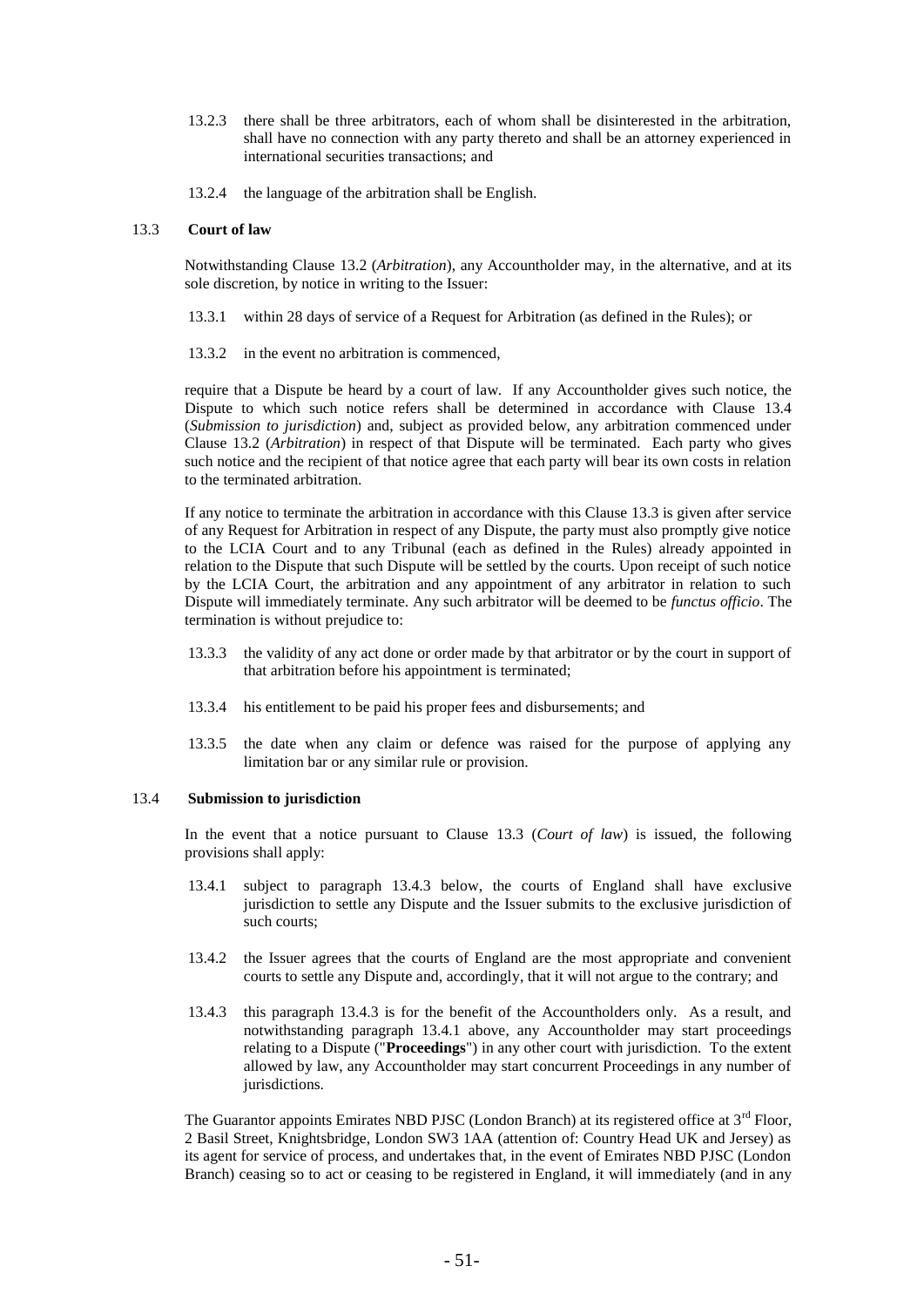13.2.3 there shall be three arbitrators, each of whom shall be disinterested in the arbitration, shall have no connection with any party thereto and shall be an attorney experienced in international securities transactions; and

13.2.4 the language of the arbitration shall be English.

13.3 **Court of law**

Notwithstanding Clause 13.2 (*Arbitration*), any Accountholder may, in the alternative, and at its sole discretion, by notice in writing to the Issuer:

13.3.1 within 28 days of service of a Request for Arbitration (as defined in the Rules); or

13.3.2 in the event no arbitration is commenced,

require that a Dispute be heard by a court of law. If any Accountholder gives such notice, the Dispute to which such notice refers shall be determined in accordance with Clause 13.4 (*Submission to jurisdiction*) and, subject as provided below, any arbitration commenced under Clause 13.2 (*Arbitration*) in respect of that Dispute will be terminated. Each party who gives such notice and the recipient of that notice agree that each party will bear its own costs in relation to the terminated arbitration.

If any notice to terminate the arbitration in accordance with this Clause 13.3 is given after service of any Request for Arbitration in respect of any Dispute, the party must also promptly give notice to the LCIA Court and to any Tribunal (each as defined in the Rules) already appointed in relation to the Dispute that such Dispute will be settled by the courts. Upon receipt of such notice by the LCIA Court, the arbitration and any appointment of any arbitrator in relation to such Dispute will immediately terminate. Any such arbitrator will be deemed to be *functus officio*. The termination is without prejudice to:

13.3.3 the validity of any act done or order made by that arbitrator or by the court in support of that arbitration before his appointment is terminated;

13.3.4 his entitlement to be paid his proper fees and disbursements; and

13.3.5 the date when any claim or defence was raised for the purpose of applying any limitation bar or any similar rule or provision.

13.4 **Submission to jurisdiction**

In the event that a notice pursuant to Clause 13.3 (*Court of law*) is issued, the following provisions shall apply:

13.4.1 subject to paragraph 13.4.3 below, the courts of England shall have exclusive jurisdiction to settle any Dispute and the Issuer submits to the exclusive jurisdiction of such courts;

13.4.2 the Issuer agrees that the courts of England are the most appropriate and convenient courts to settle any Dispute and, accordingly, that it will not argue to the contrary; and

13.4.3 this paragraph 13.4.3 is for the benefit of the Accountholders only. As a result, and notwithstanding paragraph 13.4.1 above, any Accountholder may start proceedings relating to a Dispute ("**Proceedings**") in any other court with jurisdiction. To the extent allowed by law, any Accountholder may start concurrent Proceedings in any number of jurisdictions.

The Guarantor appoints Emirates NBD PJSC (London Branch) at its registered office at 3rd Floor, 2 Basil Street, Knightsbridge, London SW3 1AA (attention of: Country Head UK and Jersey) as its agent for service of process, and undertakes that, in the event of Emirates NBD PJSC (London Branch) ceasing so to act or ceasing to be registered in England, it will immediately (and in any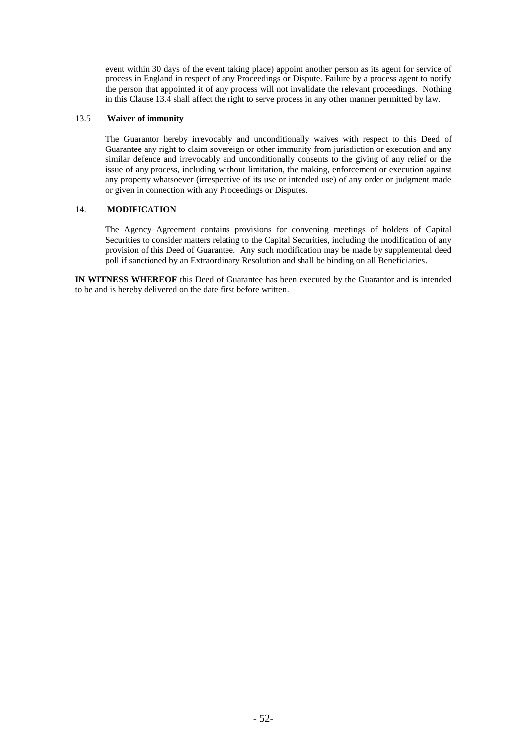event within 30 days of the event taking place) appoint another person as its agent for service of process in England in respect of any Proceedings or Dispute. Failure by a process agent to notify the person that appointed it of any process will not invalidate the relevant proceedings. Nothing in this Clause 13.4 shall affect the right to serve process in any other manner permitted by law.

### 13.5 Waiver of immunity

The Guarantor hereby irrevocably and unconditionally waives with respect to this Deed of Guarantee any right to claim sovereign or other immunity from jurisdiction or execution and any similar defence and irrevocably and unconditionally consents to the giving of any relief or the issue of any process, including without limitation, the making, enforcement or execution against any property whatsoever (irrespective of its use or intended use) of any order or judgment made or given in connection with any Proceedings or Disputes.

## 14. MODIFICATION

The Agency Agreement contains provisions for convening meetings of holders of Capital Securities to consider matters relating to the Capital Securities, including the modification of any provision of this Deed of Guarantee. Any such modification may be made by supplemental deed poll if sanctioned by an Extraordinary Resolution and shall be binding on all Beneficiaries.

**IN WITNESS WHEREOF** this Deed of Guarantee has been executed by the Guarantor and is intended to be and is hereby delivered on the date first before written.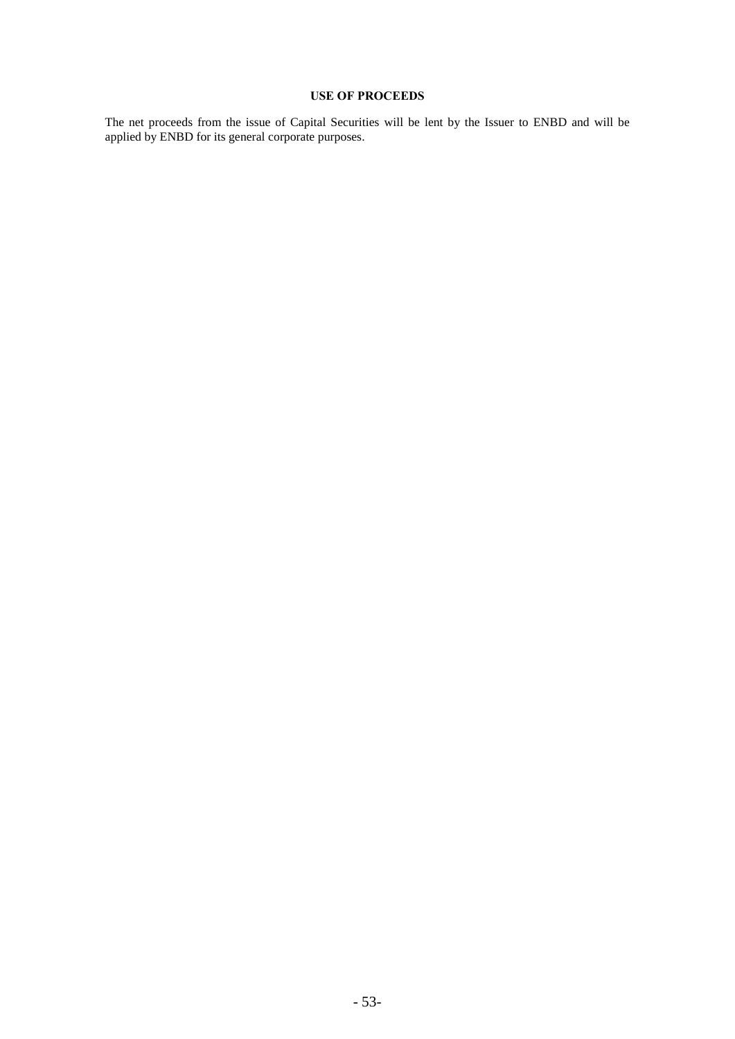## USE OF PROCEEDS

The net proceeds from the issue of Capital Securities will be lent by the Issuer to ENBD and will be applied by ENBD for its general corporate purposes.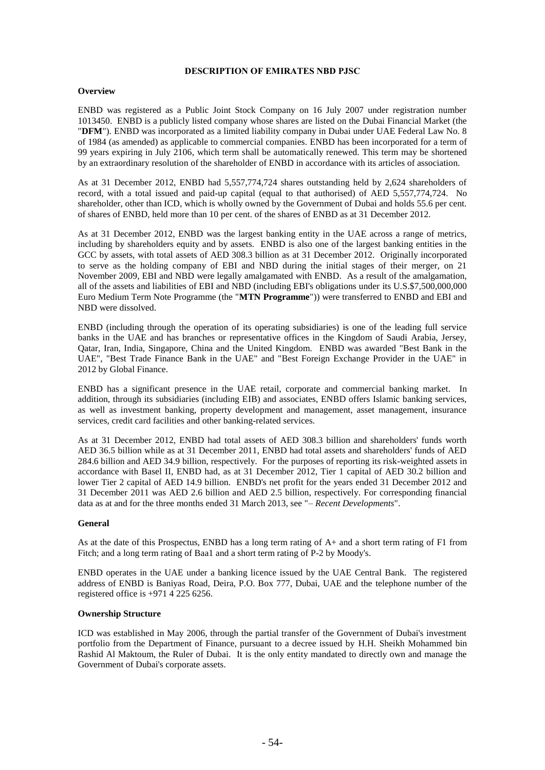# DESCRIPTION OF EMIRATES NBD PJSC

## Overview

ENBD was registered as a Public Joint Stock Company on 16 July 2007 under registration number 1013450. ENBD is a publicly listed company whose shares are listed on the Dubai Financial Market (the "**DFM**"). ENBD was incorporated as a limited liability company in Dubai under UAE Federal Law No. 8 of 1984 (as amended) as applicable to commercial companies. ENBD has been incorporated for a term of 99 years expiring in July 2106, which term shall be automatically renewed. This term may be shortened by an extraordinary resolution of the shareholder of ENBD in accordance with its articles of association.

As at 31 December 2012, ENBD had 5,557,774,724 shares outstanding held by 2,624 shareholders of record, with a total issued and paid-up capital (equal to that authorised) of AED 5,557,774,724. No shareholder, other than ICD, which is wholly owned by the Government of Dubai and holds 55.6 per cent. of shares of ENBD, held more than 10 per cent. of the shares of ENBD as at 31 December 2012.

As at 31 December 2012, ENBD was the largest banking entity in the UAE across a range of metrics, including by shareholders equity and by assets. ENBD is also one of the largest banking entities in the GCC by assets, with total assets of AED 308.3 billion as at 31 December 2012. Originally incorporated to serve as the holding company of EBI and NBD during the initial stages of their merger, on 21 November 2009, EBI and NBD were legally amalgamated with ENBD. As a result of the amalgamation, all of the assets and liabilities of EBI and NBD (including EBI's obligations under its U.S.$7,500,000,000 Euro Medium Term Note Programme (the "**MTN Programme**")) were transferred to ENBD and EBI and NBD were dissolved.

ENBD (including through the operation of its operating subsidiaries) is one of the leading full service banks in the UAE and has branches or representative offices in the Kingdom of Saudi Arabia, Jersey, Qatar, Iran, India, Singapore, China and the United Kingdom. ENBD was awarded "Best Bank in the UAE", "Best Trade Finance Bank in the UAE" and "Best Foreign Exchange Provider in the UAE" in 2012 by Global Finance.

ENBD has a significant presence in the UAE retail, corporate and commercial banking market. In addition, through its subsidiaries (including EIB) and associates, ENBD offers Islamic banking services, as well as investment banking, property development and management, asset management, insurance services, credit card facilities and other banking-related services.

As at 31 December 2012, ENBD had total assets of AED 308.3 billion and shareholders' funds worth AED 36.5 billion while as at 31 December 2011, ENBD had total assets and shareholders' funds of AED 284.6 billion and AED 34.9 billion, respectively. For the purposes of reporting its risk-weighted assets in accordance with Basel II, ENBD had, as at 31 December 2012, Tier 1 capital of AED 30.2 billion and lower Tier 2 capital of AED 14.9 billion. ENBD's net profit for the years ended 31 December 2012 and 31 December 2011 was AED 2.6 billion and AED 2.5 billion, respectively. For corresponding financial data as at and for the three months ended 31 March 2013, see "*– Recent Developments*".

## General

As at the date of this Prospectus, ENBD has a long term rating of A+ and a short term rating of F1 from Fitch; and a long term rating of Baa1 and a short term rating of P-2 by Moody's.

ENBD operates in the UAE under a banking licence issued by the UAE Central Bank. The registered address of ENBD is Baniyas Road, Deira, P.O. Box 777, Dubai, UAE and the telephone number of the registered office is +971 4 225 6256.

## Ownership Structure

ICD was established in May 2006, through the partial transfer of the Government of Dubai's investment portfolio from the Department of Finance, pursuant to a decree issued by H.H. Sheikh Mohammed bin Rashid Al Maktoum, the Ruler of Dubai. It is the only entity mandated to directly own and manage the Government of Dubai's corporate assets.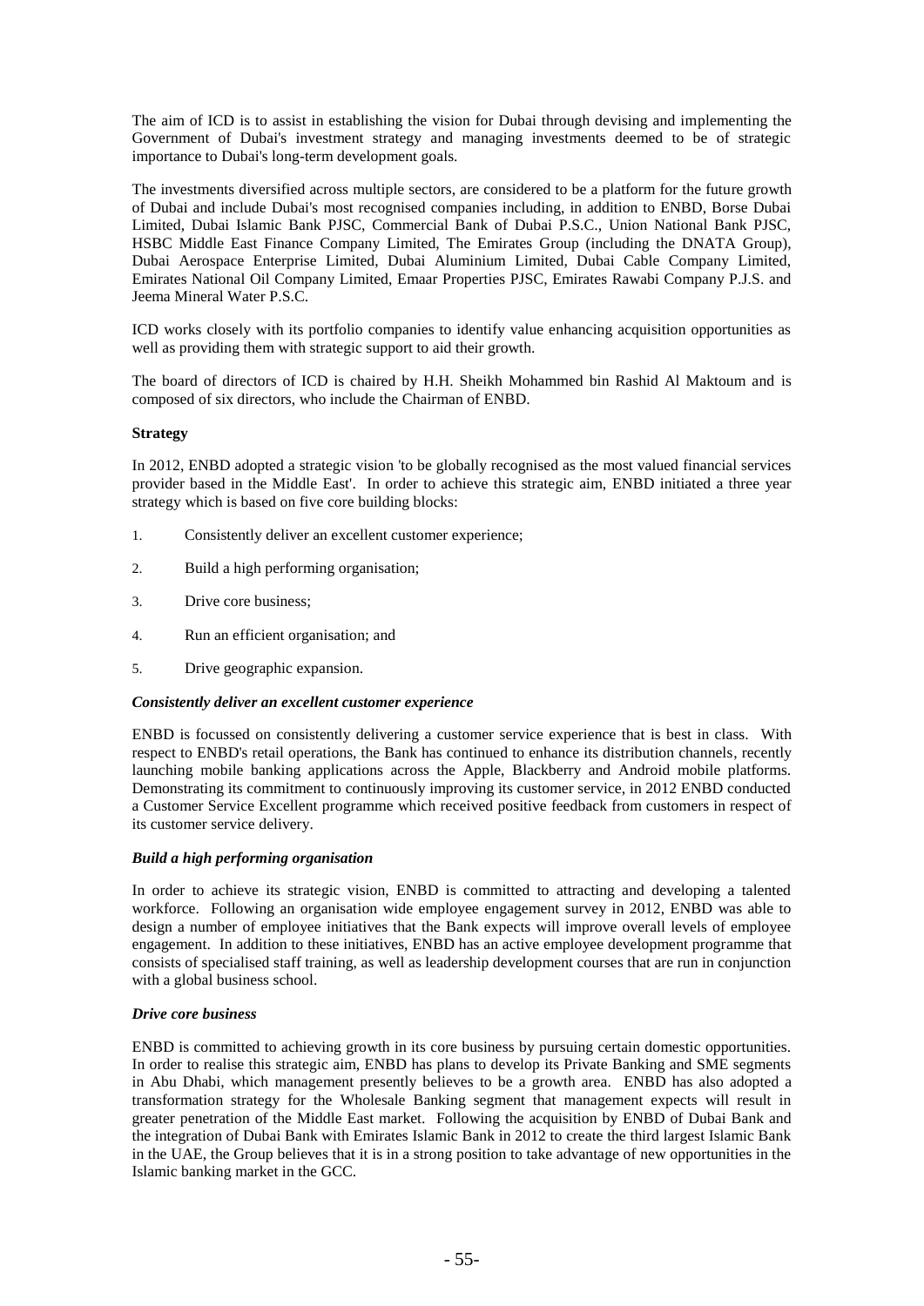The aim of ICD is to assist in establishing the vision for Dubai through devising and implementing the Government of Dubai's investment strategy and managing investments deemed to be of strategic importance to Dubai's long-term development goals.

The investments diversified across multiple sectors, are considered to be a platform for the future growth of Dubai and include Dubai's most recognised companies including, in addition to ENBD, Borse Dubai Limited, Dubai Islamic Bank PJSC, Commercial Bank of Dubai P.S.C., Union National Bank PJSC, HSBC Middle East Finance Company Limited, The Emirates Group (including the DNATA Group), Dubai Aerospace Enterprise Limited, Dubai Aluminium Limited, Dubai Cable Company Limited, Emirates National Oil Company Limited, Emaar Properties PJSC, Emirates Rawabi Company P.J.S. and Jeema Mineral Water P.S.C.

ICD works closely with its portfolio companies to identify value enhancing acquisition opportunities as well as providing them with strategic support to aid their growth.

The board of directors of ICD is chaired by H.H. Sheikh Mohammed bin Rashid Al Maktoum and is composed of six directors, who include the Chairman of ENBD.

**Strategy**

In 2012, ENBD adopted a strategic vision 'to be globally recognised as the most valued financial services provider based in the Middle East'. In order to achieve this strategic aim, ENBD initiated a three year strategy which is based on five core building blocks:

1. Consistently deliver an excellent customer experience;
2. Build a high performing organisation;
3. Drive core business;
4. Run an efficient organisation; and
5. Drive geographic expansion.

***Consistently deliver an excellent customer experience***

ENBD is focussed on consistently delivering a customer service experience that is best in class. With respect to ENBD's retail operations, the Bank has continued to enhance its distribution channels, recently launching mobile banking applications across the Apple, Blackberry and Android mobile platforms. Demonstrating its commitment to continuously improving its customer service, in 2012 ENBD conducted a Customer Service Excellent programme which received positive feedback from customers in respect of its customer service delivery.

***Build a high performing organisation***

In order to achieve its strategic vision, ENBD is committed to attracting and developing a talented workforce. Following an organisation wide employee engagement survey in 2012, ENBD was able to design a number of employee initiatives that the Bank expects will improve overall levels of employee engagement. In addition to these initiatives, ENBD has an active employee development programme that consists of specialised staff training, as well as leadership development courses that are run in conjunction with a global business school.

***Drive core business***

ENBD is committed to achieving growth in its core business by pursuing certain domestic opportunities. In order to realise this strategic aim, ENBD has plans to develop its Private Banking and SME segments in Abu Dhabi, which management presently believes to be a growth area. ENBD has also adopted a transformation strategy for the Wholesale Banking segment that management expects will result in greater penetration of the Middle East market. Following the acquisition by ENBD of Dubai Bank and the integration of Dubai Bank with Emirates Islamic Bank in 2012 to create the third largest Islamic Bank in the UAE, the Group believes that it is in a strong position to take advantage of new opportunities in the Islamic banking market in the GCC.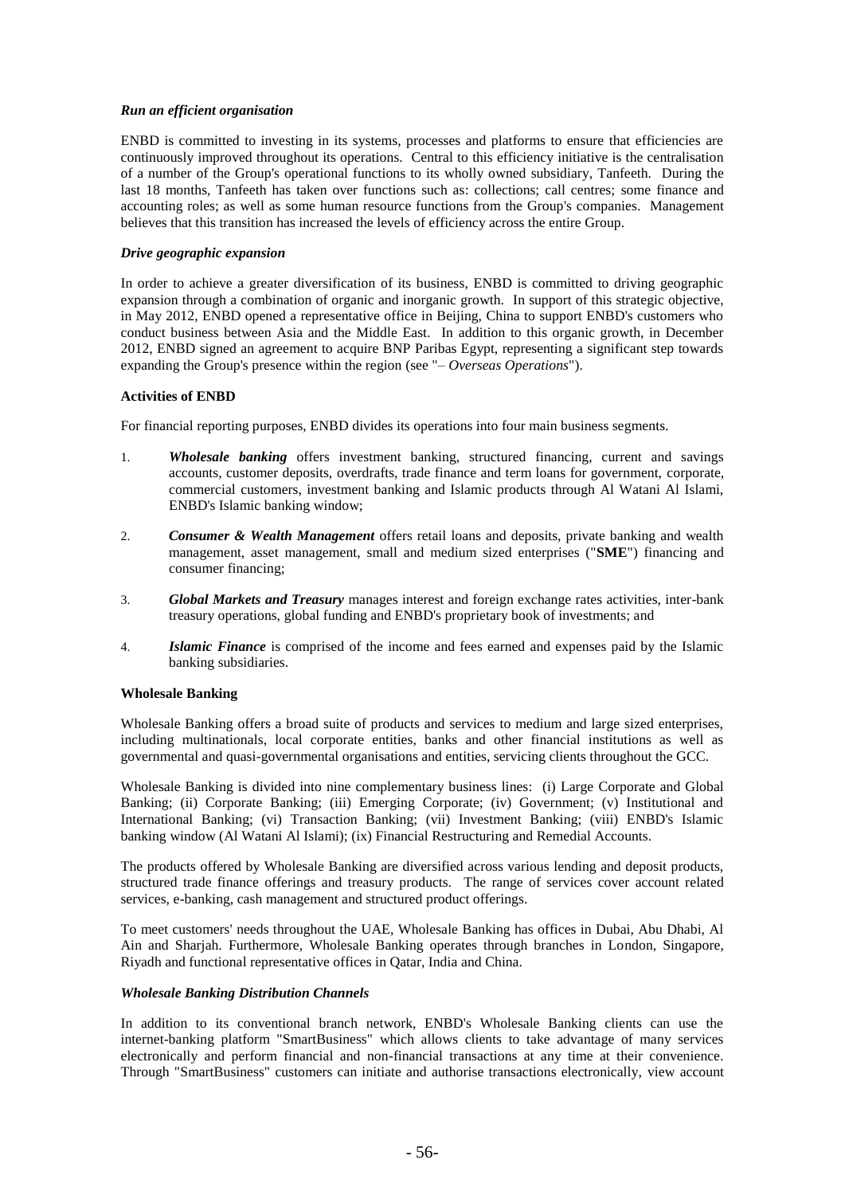***Run an efficient organisation***

ENBD is committed to investing in its systems, processes and platforms to ensure that efficiencies are continuously improved throughout its operations. Central to this efficiency initiative is the centralisation of a number of the Group's operational functions to its wholly owned subsidiary, Tanfeeth. During the last 18 months, Tanfeeth has taken over functions such as: collections; call centres; some finance and accounting roles; as well as some human resource functions from the Group's companies. Management believes that this transition has increased the levels of efficiency across the entire Group.

***Drive geographic expansion***

In order to achieve a greater diversification of its business, ENBD is committed to driving geographic expansion through a combination of organic and inorganic growth. In support of this strategic objective, in May 2012, ENBD opened a representative office in Beijing, China to support ENBD's customers who conduct business between Asia and the Middle East. In addition to this organic growth, in December 2012, ENBD signed an agreement to acquire BNP Paribas Egypt, representing a significant step towards expanding the Group's presence within the region (see "*– Overseas Operations*").

**Activities of ENBD**

For financial reporting purposes, ENBD divides its operations into four main business segments.

1. ***Wholesale banking*** offers investment banking, structured financing, current and savings accounts, customer deposits, overdrafts, trade finance and term loans for government, corporate, commercial customers, investment banking and Islamic products through Al Watani Al Islami, ENBD's Islamic banking window;
2. ***Consumer & Wealth Management*** offers retail loans and deposits, private banking and wealth management, asset management, small and medium sized enterprises ("**SME**") financing and consumer financing;
3. ***Global Markets and Treasury*** manages interest and foreign exchange rates activities, inter-bank treasury operations, global funding and ENBD's proprietary book of investments; and
4. ***Islamic Finance*** is comprised of the income and fees earned and expenses paid by the Islamic banking subsidiaries.

**Wholesale Banking**

Wholesale Banking offers a broad suite of products and services to medium and large sized enterprises, including multinationals, local corporate entities, banks and other financial institutions as well as governmental and quasi-governmental organisations and entities, servicing clients throughout the GCC.

Wholesale Banking is divided into nine complementary business lines: (i) Large Corporate and Global Banking; (ii) Corporate Banking; (iii) Emerging Corporate; (iv) Government; (v) Institutional and International Banking; (vi) Transaction Banking; (vii) Investment Banking; (viii) ENBD's Islamic banking window (Al Watani Al Islami); (ix) Financial Restructuring and Remedial Accounts.

The products offered by Wholesale Banking are diversified across various lending and deposit products, structured trade finance offerings and treasury products. The range of services cover account related services, e-banking, cash management and structured product offerings.

To meet customers' needs throughout the UAE, Wholesale Banking has offices in Dubai, Abu Dhabi, Al Ain and Sharjah. Furthermore, Wholesale Banking operates through branches in London, Singapore, Riyadh and functional representative offices in Qatar, India and China.

***Wholesale Banking Distribution Channels***

In addition to its conventional branch network, ENBD's Wholesale Banking clients can use the internet-banking platform "SmartBusiness" which allows clients to take advantage of many services electronically and perform financial and non-financial transactions at any time at their convenience. Through "SmartBusiness" customers can initiate and authorise transactions electronically, view account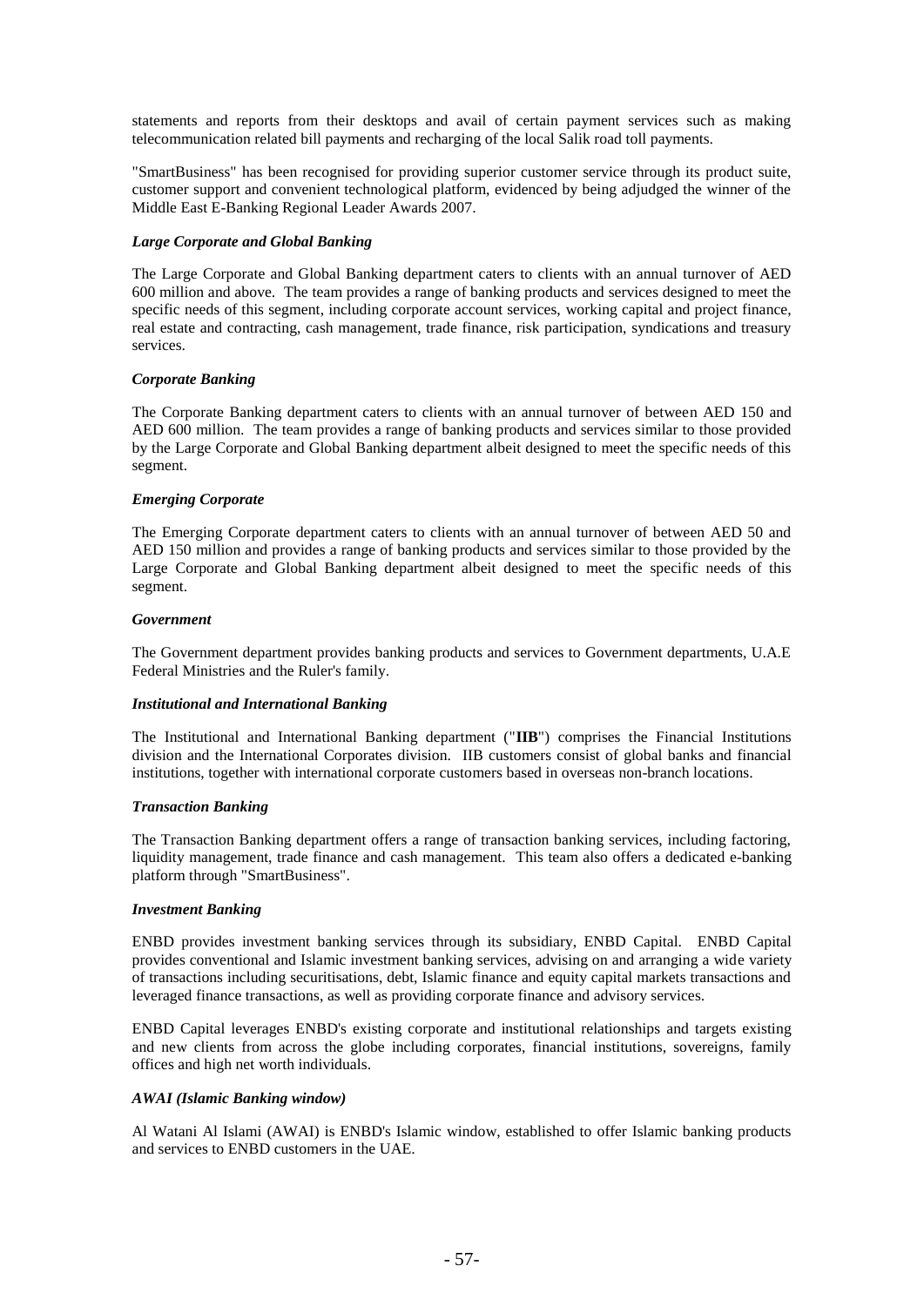statements and reports from their desktops and avail of certain payment services such as making telecommunication related bill payments and recharging of the local Salik road toll payments.

"SmartBusiness" has been recognised for providing superior customer service through its product suite, customer support and convenient technological platform, evidenced by being adjudged the winner of the Middle East E-Banking Regional Leader Awards 2007.

***Large Corporate and Global Banking***

The Large Corporate and Global Banking department caters to clients with an annual turnover of AED 600 million and above. The team provides a range of banking products and services designed to meet the specific needs of this segment, including corporate account services, working capital and project finance, real estate and contracting, cash management, trade finance, risk participation, syndications and treasury services.

***Corporate Banking***

The Corporate Banking department caters to clients with an annual turnover of between AED 150 and AED 600 million. The team provides a range of banking products and services similar to those provided by the Large Corporate and Global Banking department albeit designed to meet the specific needs of this segment.

***Emerging Corporate***

The Emerging Corporate department caters to clients with an annual turnover of between AED 50 and AED 150 million and provides a range of banking products and services similar to those provided by the Large Corporate and Global Banking department albeit designed to meet the specific needs of this segment.

***Government***

The Government department provides banking products and services to Government departments, U.A.E Federal Ministries and the Ruler's family.

***Institutional and International Banking***

The Institutional and International Banking department ("**IIB**") comprises the Financial Institutions division and the International Corporates division. IIB customers consist of global banks and financial institutions, together with international corporate customers based in overseas non-branch locations.

***Transaction Banking***

The Transaction Banking department offers a range of transaction banking services, including factoring, liquidity management, trade finance and cash management. This team also offers a dedicated e-banking platform through "SmartBusiness".

***Investment Banking***

ENBD provides investment banking services through its subsidiary, ENBD Capital. ENBD Capital provides conventional and Islamic investment banking services, advising on and arranging a wide variety of transactions including securitisations, debt, Islamic finance and equity capital markets transactions and leveraged finance transactions, as well as providing corporate finance and advisory services.

ENBD Capital leverages ENBD's existing corporate and institutional relationships and targets existing and new clients from across the globe including corporates, financial institutions, sovereigns, family offices and high net worth individuals.

***AWAI (Islamic Banking window)***

Al Watani Al Islami (AWAI) is ENBD's Islamic window, established to offer Islamic banking products and services to ENBD customers in the UAE.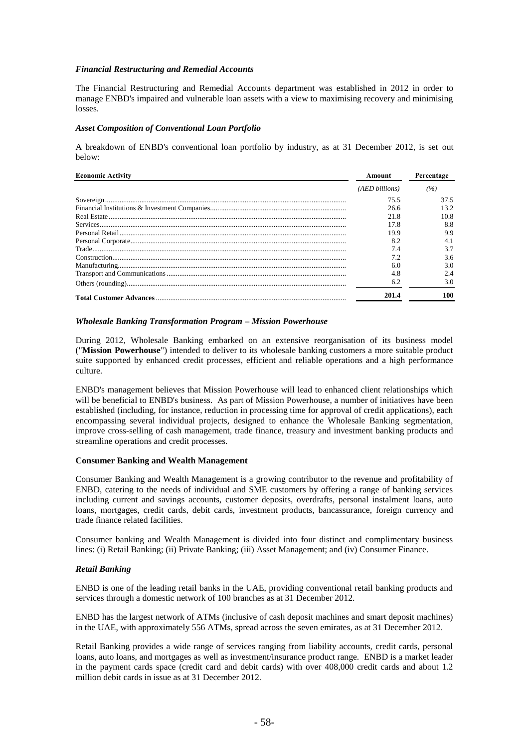### *Financial Restructuring and Remedial Accounts*

The Financial Restructuring and Remedial Accounts department was established in 2012 in order to manage ENBD's impaired and vulnerable loan assets with a view to maximising recovery and minimising losses.

### *Asset Composition of Conventional Loan Portfolio*

A breakdown of ENBD's conventional loan portfolio by industry, as at 31 December 2012, is set out below:

| Economic Activity | Amount | Percentage |
|---|---|---|
| | *(AED billions)* | *(%)* |
| Sovereign | 75.5 | 37.5 |
| Financial Institutions & Investment Companies | 26.6 | 13.2 |
| Real Estate | 21.8 | 10.8 |
| Services | 17.8 | 8.8 |
| Personal Retail | 19.9 | 9.9 |
| Personal Corporate | 8.2 | 4.1 |
| Trade | 7.4 | 3.7 |
| Construction | 7.2 | 3.6 |
| Manufacturing | 6.0 | 3.0 |
| Transport and Communications | 4.8 | 2.4 |
| Others (rounding) | 6.2 | 3.0 |
| **Total Customer Advances** | **201.4** | **100** |

### *Wholesale Banking Transformation Program – Mission Powerhouse*

During 2012, Wholesale Banking embarked on an extensive reorganisation of its business model ("**Mission Powerhouse**") intended to deliver to its wholesale banking customers a more suitable product suite supported by enhanced credit processes, efficient and reliable operations and a high performance culture.

ENBD's management believes that Mission Powerhouse will lead to enhanced client relationships which will be beneficial to ENBD's business. As part of Mission Powerhouse, a number of initiatives have been established (including, for instance, reduction in processing time for approval of credit applications), each encompassing several individual projects, designed to enhance the Wholesale Banking segmentation, improve cross-selling of cash management, trade finance, treasury and investment banking products and streamline operations and credit processes.

## Consumer Banking and Wealth Management

Consumer Banking and Wealth Management is a growing contributor to the revenue and profitability of ENBD, catering to the needs of individual and SME customers by offering a range of banking services including current and savings accounts, customer deposits, overdrafts, personal instalment loans, auto loans, mortgages, credit cards, debit cards, investment products, bancassurance, foreign currency and trade finance related facilities.

Consumer banking and Wealth Management is divided into four distinct and complimentary business lines: (i) Retail Banking; (ii) Private Banking; (iii) Asset Management; and (iv) Consumer Finance.

### *Retail Banking*

ENBD is one of the leading retail banks in the UAE, providing conventional retail banking products and services through a domestic network of 100 branches as at 31 December 2012.

ENBD has the largest network of ATMs (inclusive of cash deposit machines and smart deposit machines) in the UAE, with approximately 556 ATMs, spread across the seven emirates, as at 31 December 2012.

Retail Banking provides a wide range of services ranging from liability accounts, credit cards, personal loans, auto loans, and mortgages as well as investment/insurance product range. ENBD is a market leader in the payment cards space (credit card and debit cards) with over 408,000 credit cards and about 1.2 million debit cards in issue as at 31 December 2012.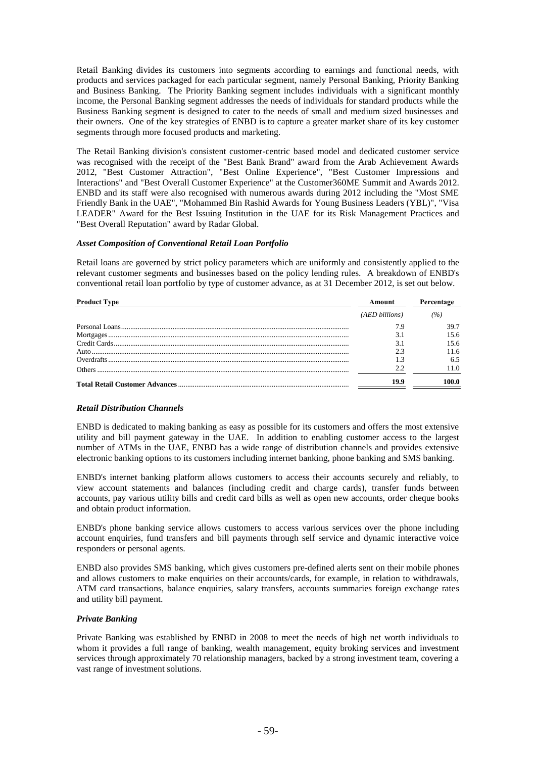Retail Banking divides its customers into segments according to earnings and functional needs, with products and services packaged for each particular segment, namely Personal Banking, Priority Banking and Business Banking. The Priority Banking segment includes individuals with a significant monthly income, the Personal Banking segment addresses the needs of individuals for standard products while the Business Banking segment is designed to cater to the needs of small and medium sized businesses and their owners. One of the key strategies of ENBD is to capture a greater market share of its key customer segments through more focused products and marketing.

The Retail Banking division's consistent customer-centric based model and dedicated customer service was recognised with the receipt of the "Best Bank Brand" award from the Arab Achievement Awards 2012, "Best Customer Attraction", "Best Online Experience", "Best Customer Impressions and Interactions" and "Best Overall Customer Experience" at the Customer360ME Summit and Awards 2012. ENBD and its staff were also recognised with numerous awards during 2012 including the "Most SME Friendly Bank in the UAE", "Mohammed Bin Rashid Awards for Young Business Leaders (YBL)", "Visa LEADER" Award for the Best Issuing Institution in the UAE for its Risk Management Practices and "Best Overall Reputation" award by Radar Global.

### *Asset Composition of Conventional Retail Loan Portfolio*

Retail loans are governed by strict policy parameters which are uniformly and consistently applied to the relevant customer segments and businesses based on the policy lending rules. A breakdown of ENBD's conventional retail loan portfolio by type of customer advance, as at 31 December 2012, is set out below.

| Product Type | Amount | Percentage |
|---|---|---|
| | *(AED billions)* | *(%)* |
| Personal Loans | 7.9 | 39.7 |
| Mortgages | 3.1 | 15.6 |
| Credit Cards | 3.1 | 15.6 |
| Auto | 2.3 | 11.6 |
| Overdrafts | 1.3 | 6.5 |
| Others | 2.2 | 11.0 |
| **Total Retail Customer Advances** | **19.9** | **100.0** |

### *Retail Distribution Channels*

ENBD is dedicated to making banking as easy as possible for its customers and offers the most extensive utility and bill payment gateway in the UAE. In addition to enabling customer access to the largest number of ATMs in the UAE, ENBD has a wide range of distribution channels and provides extensive electronic banking options to its customers including internet banking, phone banking and SMS banking.

ENBD's internet banking platform allows customers to access their accounts securely and reliably, to view account statements and balances (including credit and charge cards), transfer funds between accounts, pay various utility bills and credit card bills as well as open new accounts, order cheque books and obtain product information.

ENBD's phone banking service allows customers to access various services over the phone including account enquiries, fund transfers and bill payments through self service and dynamic interactive voice responders or personal agents.

ENBD also provides SMS banking, which gives customers pre-defined alerts sent on their mobile phones and allows customers to make enquiries on their accounts/cards, for example, in relation to withdrawals, ATM card transactions, balance enquiries, salary transfers, accounts summaries foreign exchange rates and utility bill payment.

### *Private Banking*

Private Banking was established by ENBD in 2008 to meet the needs of high net worth individuals to whom it provides a full range of banking, wealth management, equity broking services and investment services through approximately 70 relationship managers, backed by a strong investment team, covering a vast range of investment solutions.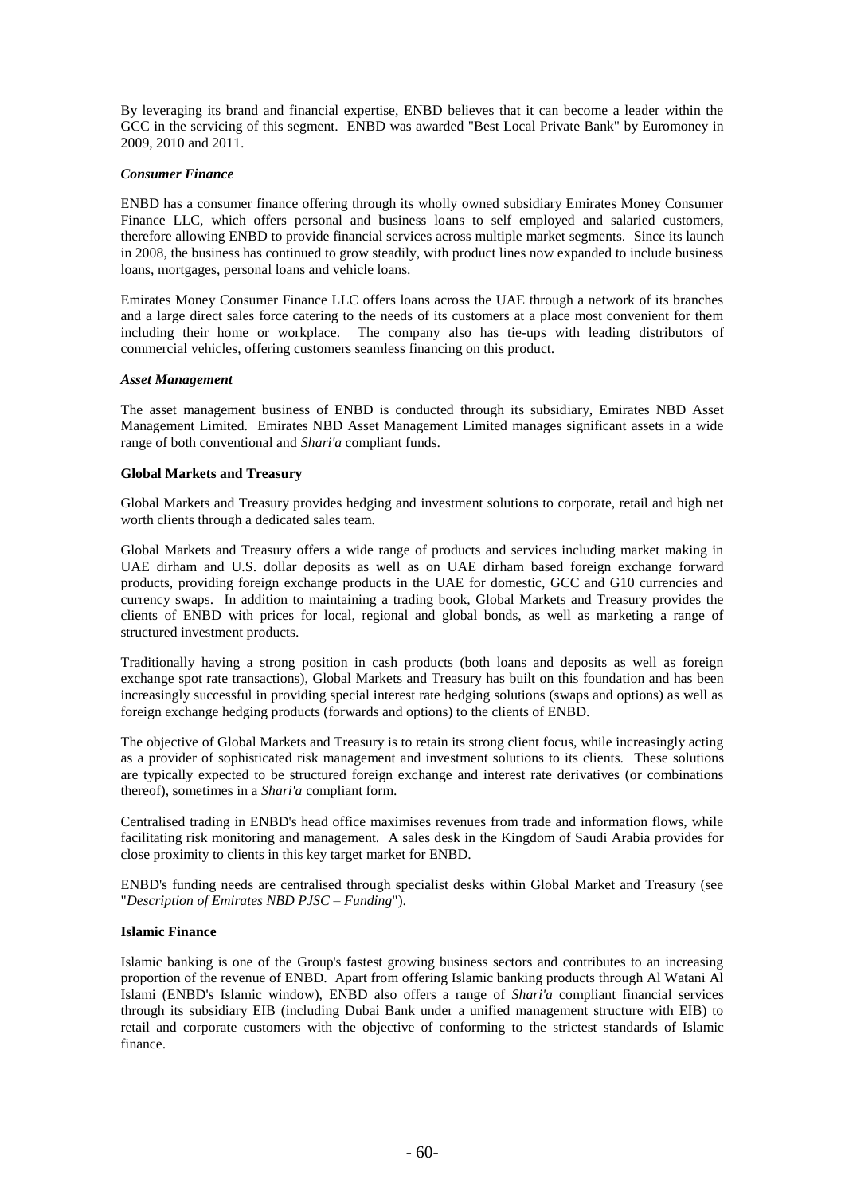By leveraging its brand and financial expertise, ENBD believes that it can become a leader within the GCC in the servicing of this segment. ENBD was awarded "Best Local Private Bank" by Euromoney in 2009, 2010 and 2011.

***Consumer Finance***

ENBD has a consumer finance offering through its wholly owned subsidiary Emirates Money Consumer Finance LLC, which offers personal and business loans to self employed and salaried customers, therefore allowing ENBD to provide financial services across multiple market segments. Since its launch in 2008, the business has continued to grow steadily, with product lines now expanded to include business loans, mortgages, personal loans and vehicle loans.

Emirates Money Consumer Finance LLC offers loans across the UAE through a network of its branches and a large direct sales force catering to the needs of its customers at a place most convenient for them including their home or workplace. The company also has tie-ups with leading distributors of commercial vehicles, offering customers seamless financing on this product.

***Asset Management***

The asset management business of ENBD is conducted through its subsidiary, Emirates NBD Asset Management Limited. Emirates NBD Asset Management Limited manages significant assets in a wide range of both conventional and *Shari'a* compliant funds.

**Global Markets and Treasury**

Global Markets and Treasury provides hedging and investment solutions to corporate, retail and high net worth clients through a dedicated sales team.

Global Markets and Treasury offers a wide range of products and services including market making in UAE dirham and U.S. dollar deposits as well as on UAE dirham based foreign exchange forward products, providing foreign exchange products in the UAE for domestic, GCC and G10 currencies and currency swaps. In addition to maintaining a trading book, Global Markets and Treasury provides the clients of ENBD with prices for local, regional and global bonds, as well as marketing a range of structured investment products.

Traditionally having a strong position in cash products (both loans and deposits as well as foreign exchange spot rate transactions), Global Markets and Treasury has built on this foundation and has been increasingly successful in providing special interest rate hedging solutions (swaps and options) as well as foreign exchange hedging products (forwards and options) to the clients of ENBD.

The objective of Global Markets and Treasury is to retain its strong client focus, while increasingly acting as a provider of sophisticated risk management and investment solutions to its clients. These solutions are typically expected to be structured foreign exchange and interest rate derivatives (or combinations thereof), sometimes in a *Shari'a* compliant form.

Centralised trading in ENBD's head office maximises revenues from trade and information flows, while facilitating risk monitoring and management. A sales desk in the Kingdom of Saudi Arabia provides for close proximity to clients in this key target market for ENBD.

ENBD's funding needs are centralised through specialist desks within Global Market and Treasury (see "*Description of Emirates NBD PJSC – Funding*").

**Islamic Finance**

Islamic banking is one of the Group's fastest growing business sectors and contributes to an increasing proportion of the revenue of ENBD. Apart from offering Islamic banking products through Al Watani Al Islami (ENBD's Islamic window), ENBD also offers a range of *Shari'a* compliant financial services through its subsidiary EIB (including Dubai Bank under a unified management structure with EIB) to retail and corporate customers with the objective of conforming to the strictest standards of Islamic finance.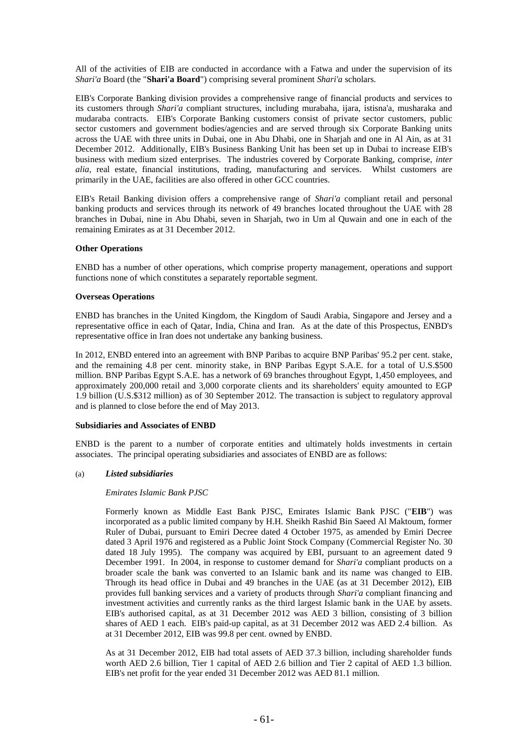All of the activities of EIB are conducted in accordance with a Fatwa and under the supervision of its *Shari'a* Board (the "**Shari'a Board**") comprising several prominent *Shari'a* scholars.

EIB's Corporate Banking division provides a comprehensive range of financial products and services to its customers through *Shari'a* compliant structures, including murabaha, ijara, istisna'a, musharaka and mudaraba contracts. EIB's Corporate Banking customers consist of private sector customers, public sector customers and government bodies/agencies and are served through six Corporate Banking units across the UAE with three units in Dubai, one in Abu Dhabi, one in Sharjah and one in Al Ain, as at 31 December 2012. Additionally, EIB's Business Banking Unit has been set up in Dubai to increase EIB's business with medium sized enterprises. The industries covered by Corporate Banking, comprise, *inter alia*, real estate, financial institutions, trading, manufacturing and services. Whilst customers are primarily in the UAE, facilities are also offered in other GCC countries.

EIB's Retail Banking division offers a comprehensive range of *Shari'a* compliant retail and personal banking products and services through its network of 49 branches located throughout the UAE with 28 branches in Dubai, nine in Abu Dhabi, seven in Sharjah, two in Um al Quwain and one in each of the remaining Emirates as at 31 December 2012.

**Other Operations**

ENBD has a number of other operations, which comprise property management, operations and support functions none of which constitutes a separately reportable segment.

**Overseas Operations**

ENBD has branches in the United Kingdom, the Kingdom of Saudi Arabia, Singapore and Jersey and a representative office in each of Qatar, India, China and Iran. As at the date of this Prospectus, ENBD's representative office in Iran does not undertake any banking business.

In 2012, ENBD entered into an agreement with BNP Paribas to acquire BNP Paribas' 95.2 per cent. stake, and the remaining 4.8 per cent. minority stake, in BNP Paribas Egypt S.A.E. for a total of U.S.$500 million. BNP Paribas Egypt S.A.E. has a network of 69 branches throughout Egypt, 1,450 employees, and approximately 200,000 retail and 3,000 corporate clients and its shareholders' equity amounted to EGP 1.9 billion (U.S.$312 million) as of 30 September 2012. The transaction is subject to regulatory approval and is planned to close before the end of May 2013.

**Subsidiaries and Associates of ENBD**

ENBD is the parent to a number of corporate entities and ultimately holds investments in certain associates. The principal operating subsidiaries and associates of ENBD are as follows:

(a) ***Listed subsidiaries***

*Emirates Islamic Bank PJSC*

Formerly known as Middle East Bank PJSC, Emirates Islamic Bank PJSC ("**EIB**") was incorporated as a public limited company by H.H. Sheikh Rashid Bin Saeed Al Maktoum, former Ruler of Dubai, pursuant to Emiri Decree dated 4 October 1975, as amended by Emiri Decree dated 3 April 1976 and registered as a Public Joint Stock Company (Commercial Register No. 30 dated 18 July 1995). The company was acquired by EBI, pursuant to an agreement dated 9 December 1991. In 2004, in response to customer demand for *Shari'a* compliant products on a broader scale the bank was converted to an Islamic bank and its name was changed to EIB. Through its head office in Dubai and 49 branches in the UAE (as at 31 December 2012), EIB provides full banking services and a variety of products through *Shari'a* compliant financing and investment activities and currently ranks as the third largest Islamic bank in the UAE by assets. EIB's authorised capital, as at 31 December 2012 was AED 3 billion, consisting of 3 billion shares of AED 1 each. EIB's paid-up capital, as at 31 December 2012 was AED 2.4 billion. As at 31 December 2012, EIB was 99.8 per cent. owned by ENBD.

As at 31 December 2012, EIB had total assets of AED 37.3 billion, including shareholder funds worth AED 2.6 billion, Tier 1 capital of AED 2.6 billion and Tier 2 capital of AED 1.3 billion. EIB's net profit for the year ended 31 December 2012 was AED 81.1 million.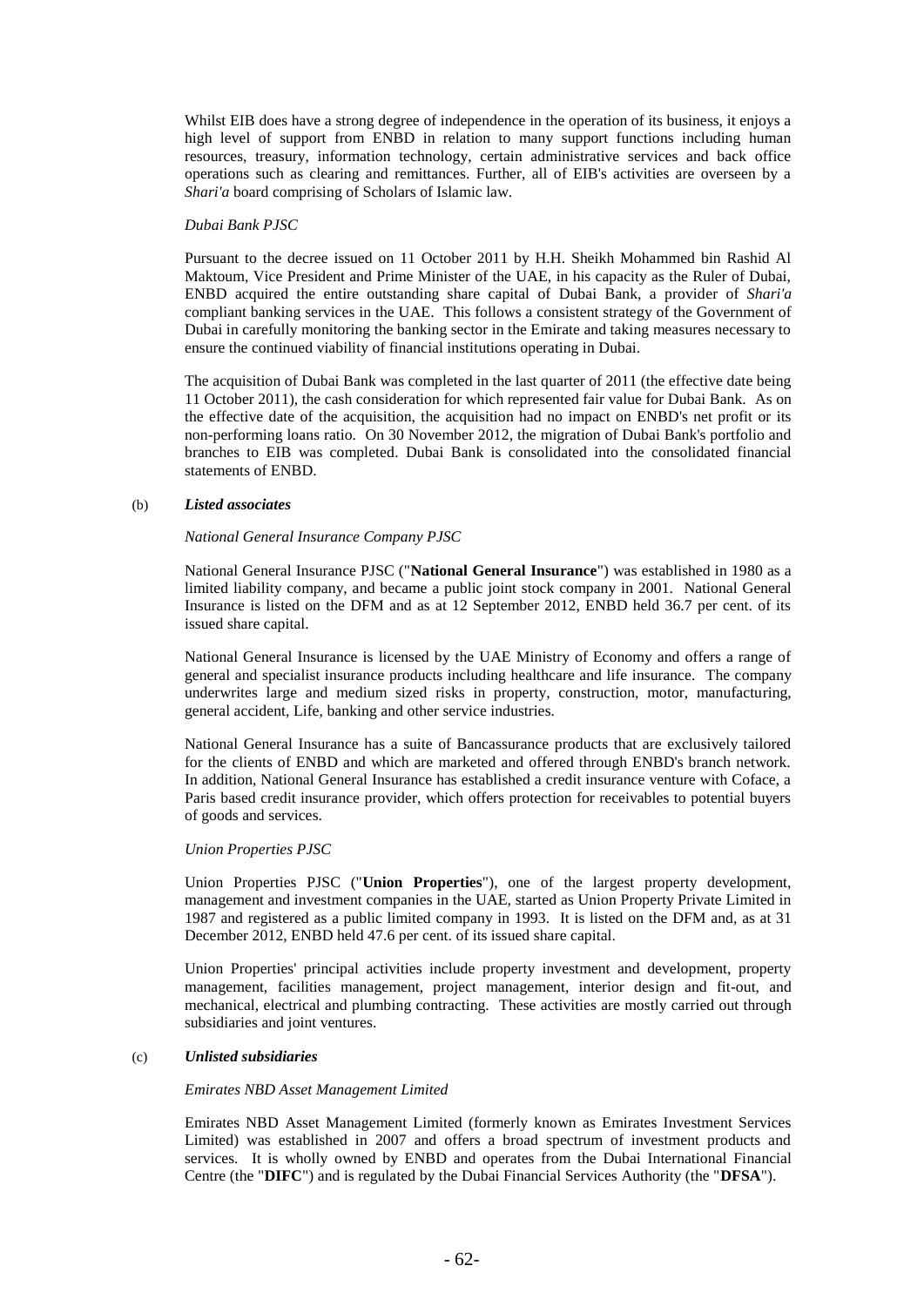Whilst EIB does have a strong degree of independence in the operation of its business, it enjoys a high level of support from ENBD in relation to many support functions including human resources, treasury, information technology, certain administrative services and back office operations such as clearing and remittances. Further, all of EIB's activities are overseen by a *Shari'a* board comprising of Scholars of Islamic law.

*Dubai Bank PJSC*

Pursuant to the decree issued on 11 October 2011 by H.H. Sheikh Mohammed bin Rashid Al Maktoum, Vice President and Prime Minister of the UAE, in his capacity as the Ruler of Dubai, ENBD acquired the entire outstanding share capital of Dubai Bank, a provider of *Shari'a* compliant banking services in the UAE. This follows a consistent strategy of the Government of Dubai in carefully monitoring the banking sector in the Emirate and taking measures necessary to ensure the continued viability of financial institutions operating in Dubai.

The acquisition of Dubai Bank was completed in the last quarter of 2011 (the effective date being 11 October 2011), the cash consideration for which represented fair value for Dubai Bank. As on the effective date of the acquisition, the acquisition had no impact on ENBD's net profit or its non-performing loans ratio. On 30 November 2012, the migration of Dubai Bank's portfolio and branches to EIB was completed. Dubai Bank is consolidated into the consolidated financial statements of ENBD.

(b) ***Listed associates***

*National General Insurance Company PJSC*

National General Insurance PJSC ("**National General Insurance**") was established in 1980 as a limited liability company, and became a public joint stock company in 2001. National General Insurance is listed on the DFM and as at 12 September 2012, ENBD held 36.7 per cent. of its issued share capital.

National General Insurance is licensed by the UAE Ministry of Economy and offers a range of general and specialist insurance products including healthcare and life insurance. The company underwrites large and medium sized risks in property, construction, motor, manufacturing, general accident, Life, banking and other service industries.

National General Insurance has a suite of Bancassurance products that are exclusively tailored for the clients of ENBD and which are marketed and offered through ENBD's branch network. In addition, National General Insurance has established a credit insurance venture with Coface, a Paris based credit insurance provider, which offers protection for receivables to potential buyers of goods and services.

*Union Properties PJSC*

Union Properties PJSC ("**Union Properties**"), one of the largest property development, management and investment companies in the UAE, started as Union Property Private Limited in 1987 and registered as a public limited company in 1993. It is listed on the DFM and, as at 31 December 2012, ENBD held 47.6 per cent. of its issued share capital.

Union Properties' principal activities include property investment and development, property management, facilities management, project management, interior design and fit-out, and mechanical, electrical and plumbing contracting. These activities are mostly carried out through subsidiaries and joint ventures.

(c) ***Unlisted subsidiaries***

*Emirates NBD Asset Management Limited*

Emirates NBD Asset Management Limited (formerly known as Emirates Investment Services Limited) was established in 2007 and offers a broad spectrum of investment products and services. It is wholly owned by ENBD and operates from the Dubai International Financial Centre (the "**DIFC**") and is regulated by the Dubai Financial Services Authority (the "**DFSA**").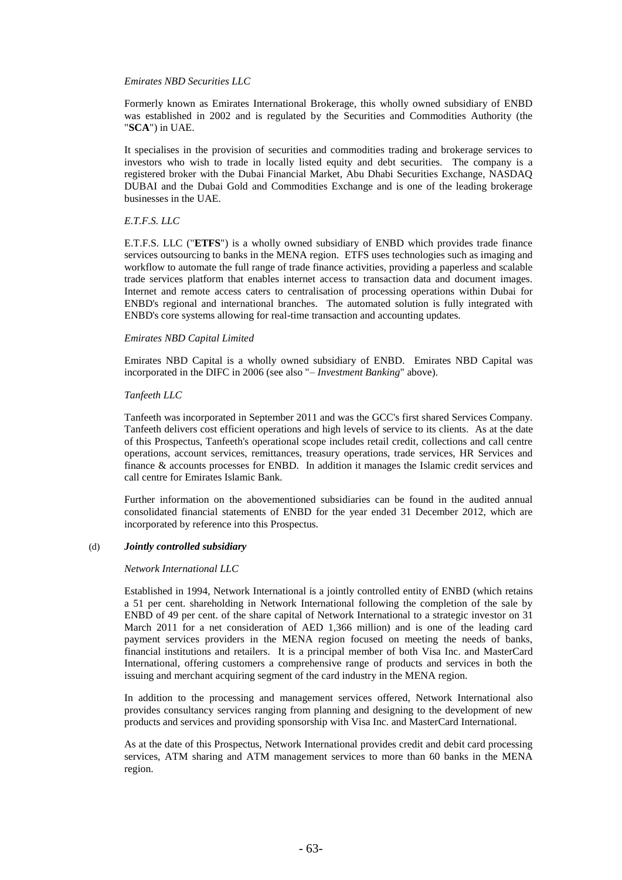*Emirates NBD Securities LLC*

Formerly known as Emirates International Brokerage, this wholly owned subsidiary of ENBD was established in 2002 and is regulated by the Securities and Commodities Authority (the "**SCA**") in UAE.

It specialises in the provision of securities and commodities trading and brokerage services to investors who wish to trade in locally listed equity and debt securities. The company is a registered broker with the Dubai Financial Market, Abu Dhabi Securities Exchange, NASDAQ DUBAI and the Dubai Gold and Commodities Exchange and is one of the leading brokerage businesses in the UAE.

*E.T.F.S. LLC*

E.T.F.S. LLC ("**ETFS**") is a wholly owned subsidiary of ENBD which provides trade finance services outsourcing to banks in the MENA region. ETFS uses technologies such as imaging and workflow to automate the full range of trade finance activities, providing a paperless and scalable trade services platform that enables internet access to transaction data and document images. Internet and remote access caters to centralisation of processing operations within Dubai for ENBD's regional and international branches. The automated solution is fully integrated with ENBD's core systems allowing for real-time transaction and accounting updates.

*Emirates NBD Capital Limited*

Emirates NBD Capital is a wholly owned subsidiary of ENBD. Emirates NBD Capital was incorporated in the DIFC in 2006 (see also "*– Investment Banking*" above).

*Tanfeeth LLC*

Tanfeeth was incorporated in September 2011 and was the GCC's first shared Services Company. Tanfeeth delivers cost efficient operations and high levels of service to its clients. As at the date of this Prospectus, Tanfeeth's operational scope includes retail credit, collections and call centre operations, account services, remittances, treasury operations, trade services, HR Services and finance & accounts processes for ENBD. In addition it manages the Islamic credit services and call centre for Emirates Islamic Bank.

Further information on the abovementioned subsidiaries can be found in the audited annual consolidated financial statements of ENBD for the year ended 31 December 2012, which are incorporated by reference into this Prospectus.

(d) ***Jointly controlled subsidiary***

*Network International LLC*

Established in 1994, Network International is a jointly controlled entity of ENBD (which retains a 51 per cent. shareholding in Network International following the completion of the sale by ENBD of 49 per cent. of the share capital of Network International to a strategic investor on 31 March 2011 for a net consideration of AED 1,366 million) and is one of the leading card payment services providers in the MENA region focused on meeting the needs of banks, financial institutions and retailers. It is a principal member of both Visa Inc. and MasterCard International, offering customers a comprehensive range of products and services in both the issuing and merchant acquiring segment of the card industry in the MENA region.

In addition to the processing and management services offered, Network International also provides consultancy services ranging from planning and designing to the development of new products and services and providing sponsorship with Visa Inc. and MasterCard International.

As at the date of this Prospectus, Network International provides credit and debit card processing services, ATM sharing and ATM management services to more than 60 banks in the MENA region.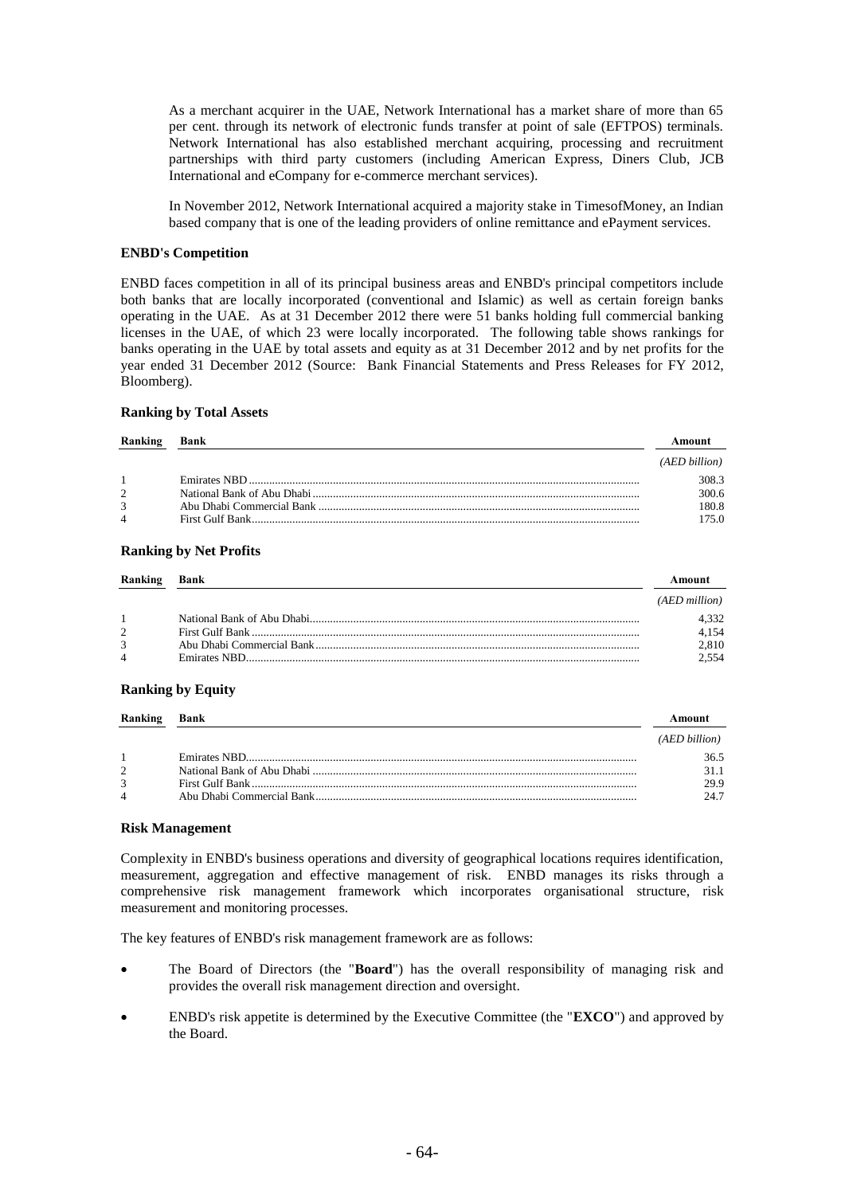As a merchant acquirer in the UAE, Network International has a market share of more than 65 per cent. through its network of electronic funds transfer at point of sale (EFTPOS) terminals. Network International has also established merchant acquiring, processing and recruitment partnerships with third party customers (including American Express, Diners Club, JCB International and eCompany for e-commerce merchant services).

In November 2012, Network International acquired a majority stake in TimesofMoney, an Indian based company that is one of the leading providers of online remittance and ePayment services.

**ENBD's Competition**

ENBD faces competition in all of its principal business areas and ENBD's principal competitors include both banks that are locally incorporated (conventional and Islamic) as well as certain foreign banks operating in the UAE. As at 31 December 2012 there were 51 banks holding full commercial banking licenses in the UAE, of which 23 were locally incorporated. The following table shows rankings for banks operating in the UAE by total assets and equity as at 31 December 2012 and by net profits for the year ended 31 December 2012 (Source: Bank Financial Statements and Press Releases for FY 2012, Bloomberg).

**Ranking by Total Assets**

| Ranking | Bank | Amount |
|---|---|---|
| | | *(AED billion)* |
| 1 | Emirates NBD | 308.3 |
| 2 | National Bank of Abu Dhabi | 300.6 |
| 3 | Abu Dhabi Commercial Bank | 180.8 |
| 4 | First Gulf Bank | 175.0 |

**Ranking by Net Profits**

| Ranking | Bank | Amount |
|---|---|---|
| | | *(AED million)* |
| 1 | National Bank of Abu Dhabi | 4,332 |
| 2 | First Gulf Bank | 4,154 |
| 3 | Abu Dhabi Commercial Bank | 2,810 |
| 4 | Emirates NBD | 2,554 |

**Ranking by Equity**

| Ranking | Bank | Amount |
|---|---|---|
| | | *(AED billion)* |
| 1 | Emirates NBD | 36.5 |
| 2 | National Bank of Abu Dhabi | 31.1 |
| 3 | First Gulf Bank | 29.9 |
| 4 | Abu Dhabi Commercial Bank | 24.7 |

**Risk Management**

Complexity in ENBD's business operations and diversity of geographical locations requires identification, measurement, aggregation and effective management of risk. ENBD manages its risks through a comprehensive risk management framework which incorporates organisational structure, risk measurement and monitoring processes.

The key features of ENBD's risk management framework are as follows:

- The Board of Directors (the "**Board**") has the overall responsibility of managing risk and provides the overall risk management direction and oversight.
- ENBD's risk appetite is determined by the Executive Committee (the "**EXCO**") and approved by the Board.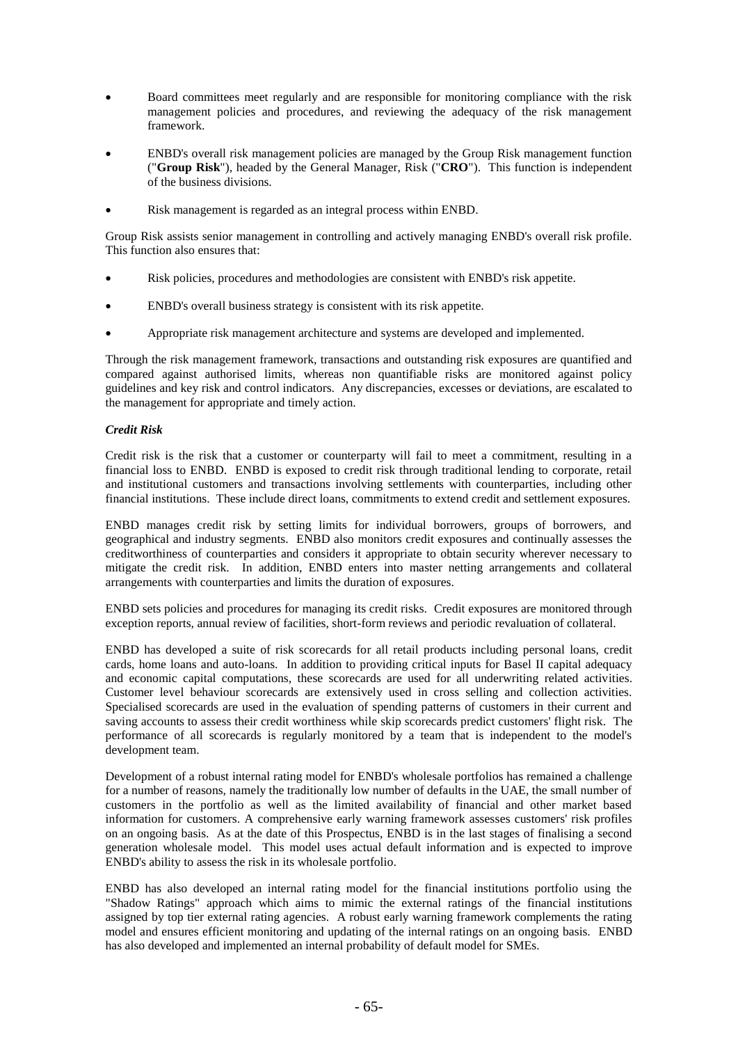- Board committees meet regularly and are responsible for monitoring compliance with the risk management policies and procedures, and reviewing the adequacy of the risk management framework.

- ENBD's overall risk management policies are managed by the Group Risk management function ("**Group Risk**"), headed by the General Manager, Risk ("**CRO**"). This function is independent of the business divisions.

- Risk management is regarded as an integral process within ENBD.

Group Risk assists senior management in controlling and actively managing ENBD's overall risk profile. This function also ensures that:

- Risk policies, procedures and methodologies are consistent with ENBD's risk appetite.

- ENBD's overall business strategy is consistent with its risk appetite.

- Appropriate risk management architecture and systems are developed and implemented.

Through the risk management framework, transactions and outstanding risk exposures are quantified and compared against authorised limits, whereas non quantifiable risks are monitored against policy guidelines and key risk and control indicators. Any discrepancies, excesses or deviations, are escalated to the management for appropriate and timely action.

***Credit Risk***

Credit risk is the risk that a customer or counterparty will fail to meet a commitment, resulting in a financial loss to ENBD. ENBD is exposed to credit risk through traditional lending to corporate, retail and institutional customers and transactions involving settlements with counterparties, including other financial institutions. These include direct loans, commitments to extend credit and settlement exposures.

ENBD manages credit risk by setting limits for individual borrowers, groups of borrowers, and geographical and industry segments. ENBD also monitors credit exposures and continually assesses the creditworthiness of counterparties and considers it appropriate to obtain security wherever necessary to mitigate the credit risk. In addition, ENBD enters into master netting arrangements and collateral arrangements with counterparties and limits the duration of exposures.

ENBD sets policies and procedures for managing its credit risks. Credit exposures are monitored through exception reports, annual review of facilities, short-form reviews and periodic revaluation of collateral.

ENBD has developed a suite of risk scorecards for all retail products including personal loans, credit cards, home loans and auto-loans. In addition to providing critical inputs for Basel II capital adequacy and economic capital computations, these scorecards are used for all underwriting related activities. Customer level behaviour scorecards are extensively used in cross selling and collection activities. Specialised scorecards are used in the evaluation of spending patterns of customers in their current and saving accounts to assess their credit worthiness while skip scorecards predict customers' flight risk. The performance of all scorecards is regularly monitored by a team that is independent to the model's development team.

Development of a robust internal rating model for ENBD's wholesale portfolios has remained a challenge for a number of reasons, namely the traditionally low number of defaults in the UAE, the small number of customers in the portfolio as well as the limited availability of financial and other market based information for customers. A comprehensive early warning framework assesses customers' risk profiles on an ongoing basis. As at the date of this Prospectus, ENBD is in the last stages of finalising a second generation wholesale model. This model uses actual default information and is expected to improve ENBD's ability to assess the risk in its wholesale portfolio.

ENBD has also developed an internal rating model for the financial institutions portfolio using the "Shadow Ratings" approach which aims to mimic the external ratings of the financial institutions assigned by top tier external rating agencies. A robust early warning framework complements the rating model and ensures efficient monitoring and updating of the internal ratings on an ongoing basis. ENBD has also developed and implemented an internal probability of default model for SMEs.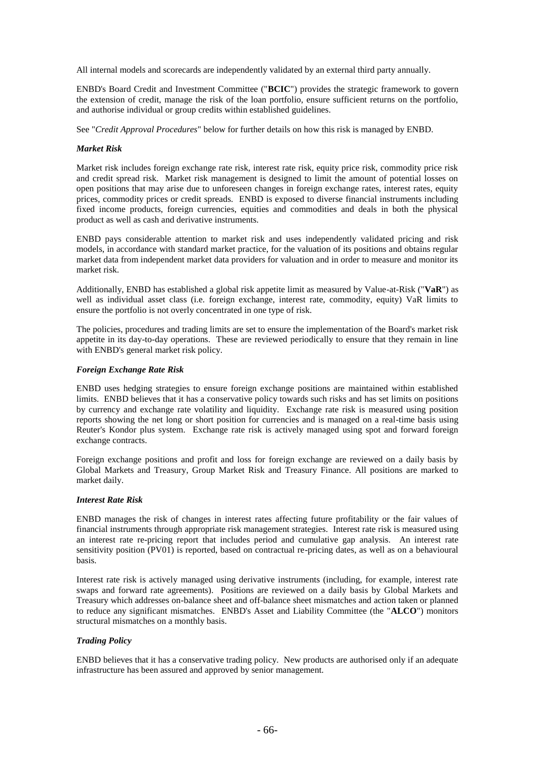All internal models and scorecards are independently validated by an external third party annually.

ENBD's Board Credit and Investment Committee ("**BCIC**") provides the strategic framework to govern the extension of credit, manage the risk of the loan portfolio, ensure sufficient returns on the portfolio, and authorise individual or group credits within established guidelines.

See "*Credit Approval Procedures*" below for further details on how this risk is managed by ENBD.

***Market Risk***

Market risk includes foreign exchange rate risk, interest rate risk, equity price risk, commodity price risk and credit spread risk. Market risk management is designed to limit the amount of potential losses on open positions that may arise due to unforeseen changes in foreign exchange rates, interest rates, equity prices, commodity prices or credit spreads. ENBD is exposed to diverse financial instruments including fixed income products, foreign currencies, equities and commodities and deals in both the physical product as well as cash and derivative instruments.

ENBD pays considerable attention to market risk and uses independently validated pricing and risk models, in accordance with standard market practice, for the valuation of its positions and obtains regular market data from independent market data providers for valuation and in order to measure and monitor its market risk.

Additionally, ENBD has established a global risk appetite limit as measured by Value-at-Risk ("**VaR**") as well as individual asset class (i.e. foreign exchange, interest rate, commodity, equity) VaR limits to ensure the portfolio is not overly concentrated in one type of risk.

The policies, procedures and trading limits are set to ensure the implementation of the Board's market risk appetite in its day-to-day operations. These are reviewed periodically to ensure that they remain in line with ENBD's general market risk policy.

***Foreign Exchange Rate Risk***

ENBD uses hedging strategies to ensure foreign exchange positions are maintained within established limits. ENBD believes that it has a conservative policy towards such risks and has set limits on positions by currency and exchange rate volatility and liquidity. Exchange rate risk is measured using position reports showing the net long or short position for currencies and is managed on a real-time basis using Reuter's Kondor plus system. Exchange rate risk is actively managed using spot and forward foreign exchange contracts.

Foreign exchange positions and profit and loss for foreign exchange are reviewed on a daily basis by Global Markets and Treasury, Group Market Risk and Treasury Finance. All positions are marked to market daily.

***Interest Rate Risk***

ENBD manages the risk of changes in interest rates affecting future profitability or the fair values of financial instruments through appropriate risk management strategies. Interest rate risk is measured using an interest rate re-pricing report that includes period and cumulative gap analysis. An interest rate sensitivity position (PV01) is reported, based on contractual re-pricing dates, as well as on a behavioural basis.

Interest rate risk is actively managed using derivative instruments (including, for example, interest rate swaps and forward rate agreements). Positions are reviewed on a daily basis by Global Markets and Treasury which addresses on-balance sheet and off-balance sheet mismatches and action taken or planned to reduce any significant mismatches. ENBD's Asset and Liability Committee (the "**ALCO**") monitors structural mismatches on a monthly basis.

***Trading Policy***

ENBD believes that it has a conservative trading policy. New products are authorised only if an adequate infrastructure has been assured and approved by senior management.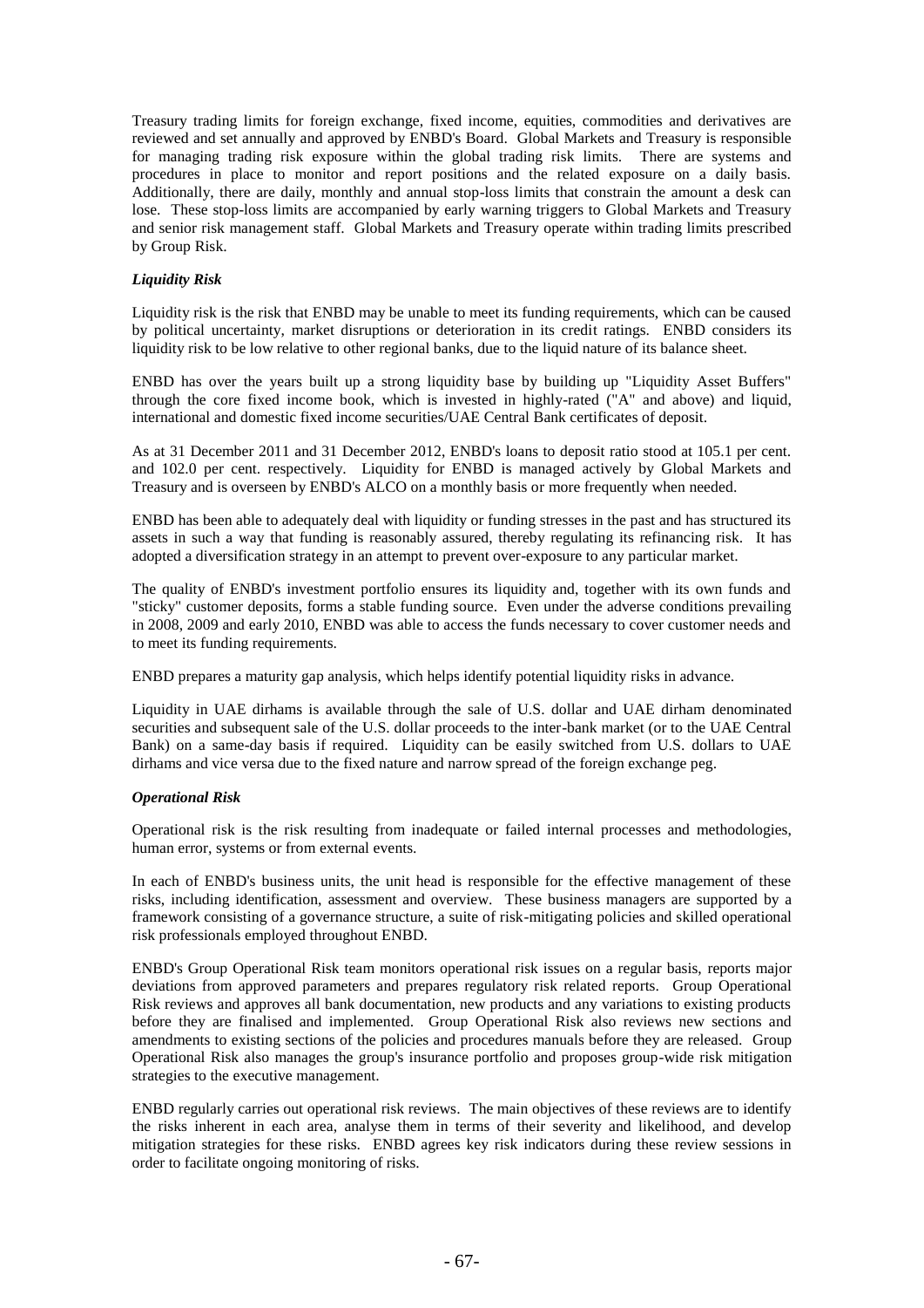Treasury trading limits for foreign exchange, fixed income, equities, commodities and derivatives are reviewed and set annually and approved by ENBD's Board. Global Markets and Treasury is responsible for managing trading risk exposure within the global trading risk limits. There are systems and procedures in place to monitor and report positions and the related exposure on a daily basis. Additionally, there are daily, monthly and annual stop-loss limits that constrain the amount a desk can lose. These stop-loss limits are accompanied by early warning triggers to Global Markets and Treasury and senior risk management staff. Global Markets and Treasury operate within trading limits prescribed by Group Risk.

***Liquidity Risk***

Liquidity risk is the risk that ENBD may be unable to meet its funding requirements, which can be caused by political uncertainty, market disruptions or deterioration in its credit ratings. ENBD considers its liquidity risk to be low relative to other regional banks, due to the liquid nature of its balance sheet.

ENBD has over the years built up a strong liquidity base by building up "Liquidity Asset Buffers" through the core fixed income book, which is invested in highly-rated ("A" and above) and liquid, international and domestic fixed income securities/UAE Central Bank certificates of deposit.

As at 31 December 2011 and 31 December 2012, ENBD's loans to deposit ratio stood at 105.1 per cent. and 102.0 per cent. respectively. Liquidity for ENBD is managed actively by Global Markets and Treasury and is overseen by ENBD's ALCO on a monthly basis or more frequently when needed.

ENBD has been able to adequately deal with liquidity or funding stresses in the past and has structured its assets in such a way that funding is reasonably assured, thereby regulating its refinancing risk. It has adopted a diversification strategy in an attempt to prevent over-exposure to any particular market.

The quality of ENBD's investment portfolio ensures its liquidity and, together with its own funds and "sticky" customer deposits, forms a stable funding source. Even under the adverse conditions prevailing in 2008, 2009 and early 2010, ENBD was able to access the funds necessary to cover customer needs and to meet its funding requirements.

ENBD prepares a maturity gap analysis, which helps identify potential liquidity risks in advance.

Liquidity in UAE dirhams is available through the sale of U.S. dollar and UAE dirham denominated securities and subsequent sale of the U.S. dollar proceeds to the inter-bank market (or to the UAE Central Bank) on a same-day basis if required. Liquidity can be easily switched from U.S. dollars to UAE dirhams and vice versa due to the fixed nature and narrow spread of the foreign exchange peg.

***Operational Risk***

Operational risk is the risk resulting from inadequate or failed internal processes and methodologies, human error, systems or from external events.

In each of ENBD's business units, the unit head is responsible for the effective management of these risks, including identification, assessment and overview. These business managers are supported by a framework consisting of a governance structure, a suite of risk-mitigating policies and skilled operational risk professionals employed throughout ENBD.

ENBD's Group Operational Risk team monitors operational risk issues on a regular basis, reports major deviations from approved parameters and prepares regulatory risk related reports. Group Operational Risk reviews and approves all bank documentation, new products and any variations to existing products before they are finalised and implemented. Group Operational Risk also reviews new sections and amendments to existing sections of the policies and procedures manuals before they are released. Group Operational Risk also manages the group's insurance portfolio and proposes group-wide risk mitigation strategies to the executive management.

ENBD regularly carries out operational risk reviews. The main objectives of these reviews are to identify the risks inherent in each area, analyse them in terms of their severity and likelihood, and develop mitigation strategies for these risks. ENBD agrees key risk indicators during these review sessions in order to facilitate ongoing monitoring of risks.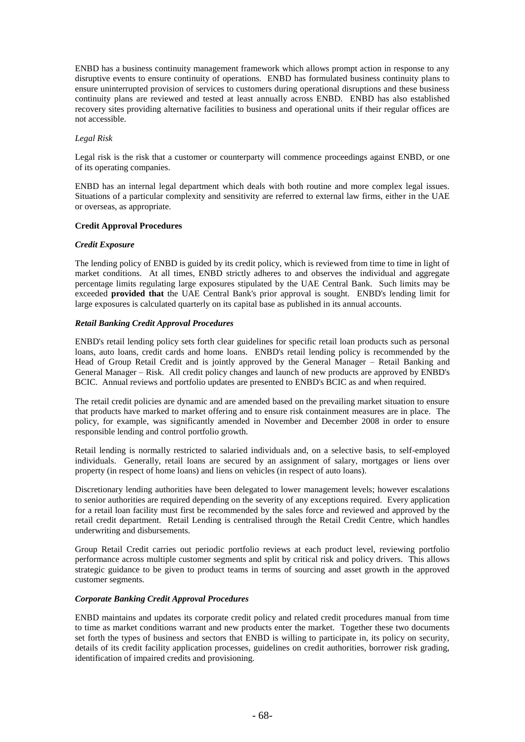ENBD has a business continuity management framework which allows prompt action in response to any disruptive events to ensure continuity of operations. ENBD has formulated business continuity plans to ensure uninterrupted provision of services to customers during operational disruptions and these business continuity plans are reviewed and tested at least annually across ENBD. ENBD has also established recovery sites providing alternative facilities to business and operational units if their regular offices are not accessible.

*Legal Risk*

Legal risk is the risk that a customer or counterparty will commence proceedings against ENBD, or one of its operating companies.

ENBD has an internal legal department which deals with both routine and more complex legal issues. Situations of a particular complexity and sensitivity are referred to external law firms, either in the UAE or overseas, as appropriate.

**Credit Approval Procedures**

***Credit Exposure***

The lending policy of ENBD is guided by its credit policy, which is reviewed from time to time in light of market conditions. At all times, ENBD strictly adheres to and observes the individual and aggregate percentage limits regulating large exposures stipulated by the UAE Central Bank. Such limits may be exceeded **provided that** the UAE Central Bank's prior approval is sought. ENBD's lending limit for large exposures is calculated quarterly on its capital base as published in its annual accounts.

***Retail Banking Credit Approval Procedures***

ENBD's retail lending policy sets forth clear guidelines for specific retail loan products such as personal loans, auto loans, credit cards and home loans. ENBD's retail lending policy is recommended by the Head of Group Retail Credit and is jointly approved by the General Manager – Retail Banking and General Manager – Risk. All credit policy changes and launch of new products are approved by ENBD's BCIC. Annual reviews and portfolio updates are presented to ENBD's BCIC as and when required.

The retail credit policies are dynamic and are amended based on the prevailing market situation to ensure that products have marked to market offering and to ensure risk containment measures are in place. The policy, for example, was significantly amended in November and December 2008 in order to ensure responsible lending and control portfolio growth.

Retail lending is normally restricted to salaried individuals and, on a selective basis, to self-employed individuals. Generally, retail loans are secured by an assignment of salary, mortgages or liens over property (in respect of home loans) and liens on vehicles (in respect of auto loans).

Discretionary lending authorities have been delegated to lower management levels; however escalations to senior authorities are required depending on the severity of any exceptions required. Every application for a retail loan facility must first be recommended by the sales force and reviewed and approved by the retail credit department. Retail Lending is centralised through the Retail Credit Centre, which handles underwriting and disbursements.

Group Retail Credit carries out periodic portfolio reviews at each product level, reviewing portfolio performance across multiple customer segments and split by critical risk and policy drivers. This allows strategic guidance to be given to product teams in terms of sourcing and asset growth in the approved customer segments.

***Corporate Banking Credit Approval Procedures***

ENBD maintains and updates its corporate credit policy and related credit procedures manual from time to time as market conditions warrant and new products enter the market. Together these two documents set forth the types of business and sectors that ENBD is willing to participate in, its policy on security, details of its credit facility application processes, guidelines on credit authorities, borrower risk grading, identification of impaired credits and provisioning.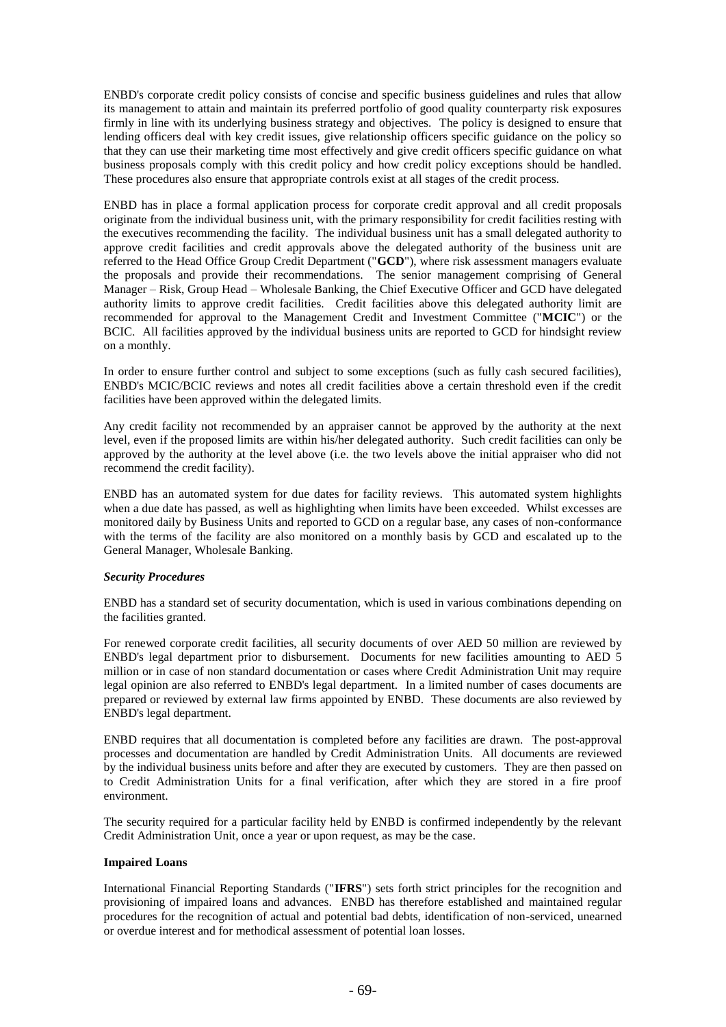ENBD's corporate credit policy consists of concise and specific business guidelines and rules that allow its management to attain and maintain its preferred portfolio of good quality counterparty risk exposures firmly in line with its underlying business strategy and objectives. The policy is designed to ensure that lending officers deal with key credit issues, give relationship officers specific guidance on the policy so that they can use their marketing time most effectively and give credit officers specific guidance on what business proposals comply with this credit policy and how credit policy exceptions should be handled. These procedures also ensure that appropriate controls exist at all stages of the credit process.

ENBD has in place a formal application process for corporate credit approval and all credit proposals originate from the individual business unit, with the primary responsibility for credit facilities resting with the executives recommending the facility. The individual business unit has a small delegated authority to approve credit facilities and credit approvals above the delegated authority of the business unit are referred to the Head Office Group Credit Department ("**GCD**"), where risk assessment managers evaluate the proposals and provide their recommendations. The senior management comprising of General Manager – Risk, Group Head – Wholesale Banking, the Chief Executive Officer and GCD have delegated authority limits to approve credit facilities. Credit facilities above this delegated authority limit are recommended for approval to the Management Credit and Investment Committee ("**MCIC**") or the BCIC. All facilities approved by the individual business units are reported to GCD for hindsight review on a monthly.

In order to ensure further control and subject to some exceptions (such as fully cash secured facilities), ENBD's MCIC/BCIC reviews and notes all credit facilities above a certain threshold even if the credit facilities have been approved within the delegated limits.

Any credit facility not recommended by an appraiser cannot be approved by the authority at the next level, even if the proposed limits are within his/her delegated authority. Such credit facilities can only be approved by the authority at the level above (i.e. the two levels above the initial appraiser who did not recommend the credit facility).

ENBD has an automated system for due dates for facility reviews. This automated system highlights when a due date has passed, as well as highlighting when limits have been exceeded. Whilst excesses are monitored daily by Business Units and reported to GCD on a regular base, any cases of non-conformance with the terms of the facility are also monitored on a monthly basis by GCD and escalated up to the General Manager, Wholesale Banking.

***Security Procedures***

ENBD has a standard set of security documentation, which is used in various combinations depending on the facilities granted.

For renewed corporate credit facilities, all security documents of over AED 50 million are reviewed by ENBD's legal department prior to disbursement. Documents for new facilities amounting to AED 5 million or in case of non standard documentation or cases where Credit Administration Unit may require legal opinion are also referred to ENBD's legal department. In a limited number of cases documents are prepared or reviewed by external law firms appointed by ENBD. These documents are also reviewed by ENBD's legal department.

ENBD requires that all documentation is completed before any facilities are drawn. The post-approval processes and documentation are handled by Credit Administration Units. All documents are reviewed by the individual business units before and after they are executed by customers. They are then passed on to Credit Administration Units for a final verification, after which they are stored in a fire proof environment.

The security required for a particular facility held by ENBD is confirmed independently by the relevant Credit Administration Unit, once a year or upon request, as may be the case.

**Impaired Loans**

International Financial Reporting Standards ("**IFRS**") sets forth strict principles for the recognition and provisioning of impaired loans and advances. ENBD has therefore established and maintained regular procedures for the recognition of actual and potential bad debts, identification of non-serviced, unearned or overdue interest and for methodical assessment of potential loan losses.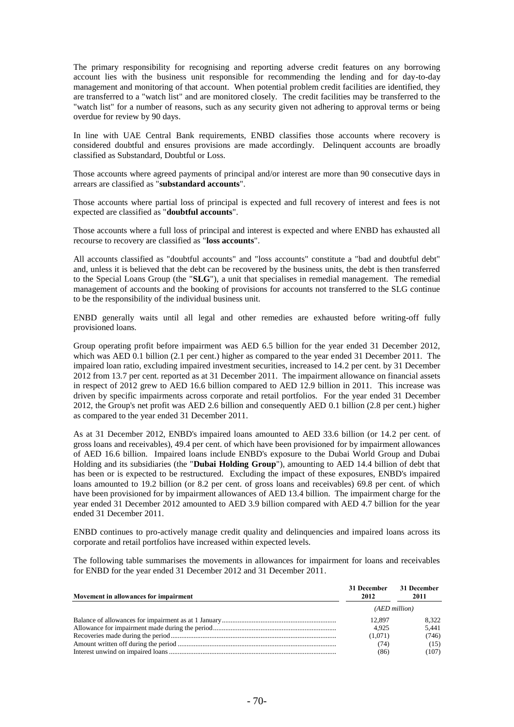The primary responsibility for recognising and reporting adverse credit features on any borrowing account lies with the business unit responsible for recommending the lending and for day-to-day management and monitoring of that account. When potential problem credit facilities are identified, they are transferred to a "watch list" and are monitored closely. The credit facilities may be transferred to the "watch list" for a number of reasons, such as any security given not adhering to approval terms or being overdue for review by 90 days.

In line with UAE Central Bank requirements, ENBD classifies those accounts where recovery is considered doubtful and ensures provisions are made accordingly. Delinquent accounts are broadly classified as Substandard, Doubtful or Loss.

Those accounts where agreed payments of principal and/or interest are more than 90 consecutive days in arrears are classified as "**substandard accounts**".

Those accounts where partial loss of principal is expected and full recovery of interest and fees is not expected are classified as "**doubtful accounts**".

Those accounts where a full loss of principal and interest is expected and where ENBD has exhausted all recourse to recovery are classified as "**loss accounts**".

All accounts classified as "doubtful accounts" and "loss accounts" constitute a "bad and doubtful debt" and, unless it is believed that the debt can be recovered by the business units, the debt is then transferred to the Special Loans Group (the "**SLG**"), a unit that specialises in remedial management. The remedial management of accounts and the booking of provisions for accounts not transferred to the SLG continue to be the responsibility of the individual business unit.

ENBD generally waits until all legal and other remedies are exhausted before writing-off fully provisioned loans.

Group operating profit before impairment was AED 6.5 billion for the year ended 31 December 2012, which was AED 0.1 billion (2.1 per cent.) higher as compared to the year ended 31 December 2011. The impaired loan ratio, excluding impaired investment securities, increased to 14.2 per cent. by 31 December 2012 from 13.7 per cent. reported as at 31 December 2011. The impairment allowance on financial assets in respect of 2012 grew to AED 16.6 billion compared to AED 12.9 billion in 2011. This increase was driven by specific impairments across corporate and retail portfolios. For the year ended 31 December 2012, the Group's net profit was AED 2.6 billion and consequently AED 0.1 billion (2.8 per cent.) higher as compared to the year ended 31 December 2011.

As at 31 December 2012, ENBD's impaired loans amounted to AED 33.6 billion (or 14.2 per cent. of gross loans and receivables), 49.4 per cent. of which have been provisioned for by impairment allowances of AED 16.6 billion. Impaired loans include ENBD's exposure to the Dubai World Group and Dubai Holding and its subsidiaries (the "**Dubai Holding Group**"), amounting to AED 14.4 billion of debt that has been or is expected to be restructured. Excluding the impact of these exposures, ENBD's impaired loans amounted to 19.2 billion (or 8.2 per cent. of gross loans and receivables) 69.8 per cent. of which have been provisioned for by impairment allowances of AED 13.4 billion. The impairment charge for the year ended 31 December 2012 amounted to AED 3.9 billion compared with AED 4.7 billion for the year ended 31 December 2011.

ENBD continues to pro-actively manage credit quality and delinquencies and impaired loans across its corporate and retail portfolios have increased within expected levels.

The following table summarises the movements in allowances for impairment for loans and receivables for ENBD for the year ended 31 December 2012 and 31 December 2011.

| Movement in allowances for impairment | 31 December 2012 | 31 December 2011 |
|---|---|---|
| | *(AED million)* | |
| Balance of allowances for impairment as at 1 January | 12,897 | 8,322 |
| Allowance for impairment made during the period | 4,925 | 5,441 |
| Recoveries made during the period | (1,071) | (746) |
| Amount written off during the period | (74) | (15) |
| Interest unwind on impaired loans | (86) | (107) |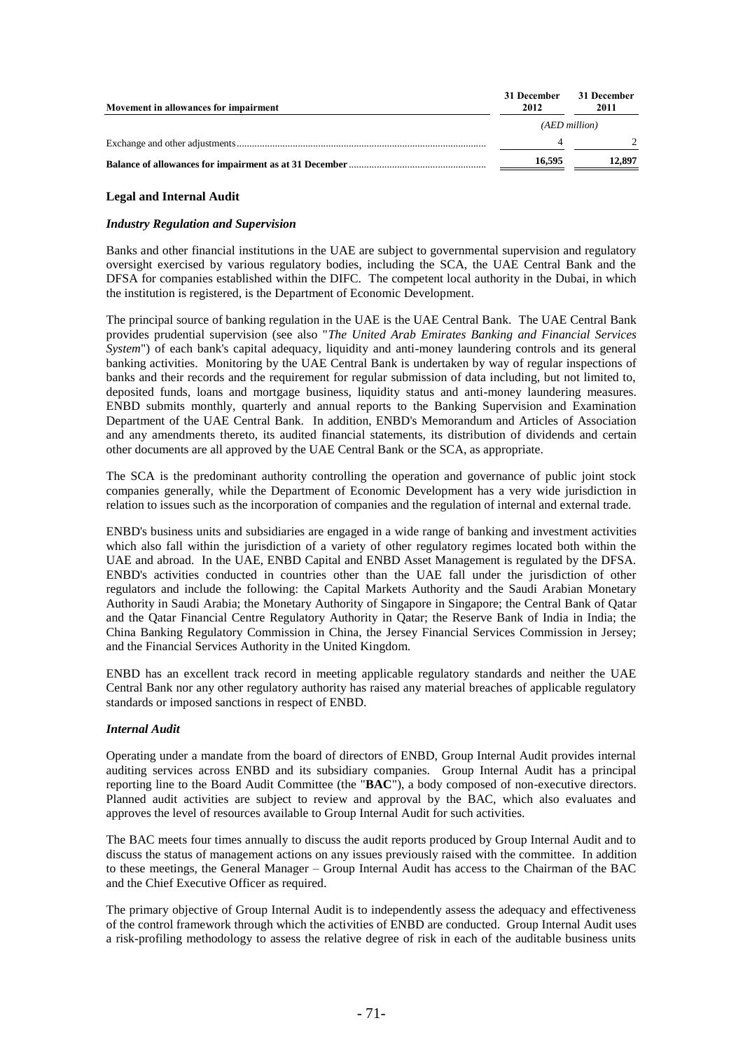| Movement in allowances for impairment | 31 December 2012 | 31 December 2011 |
|---|---|---|
| | (AED million) | |
| Exchange and other adjustments | 4 | 2 |
| **Balance of allowances for impairment as at 31 December** | 16,595 | 12,897 |

## Legal and Internal Audit

### *Industry Regulation and Supervision*

Banks and other financial institutions in the UAE are subject to governmental supervision and regulatory oversight exercised by various regulatory bodies, including the SCA, the UAE Central Bank and the DFSA for companies established within the DIFC. The competent local authority in the Dubai, in which the institution is registered, is the Department of Economic Development.

The principal source of banking regulation in the UAE is the UAE Central Bank. The UAE Central Bank provides prudential supervision (see also "*The United Arab Emirates Banking and Financial Services System*") of each bank's capital adequacy, liquidity and anti-money laundering controls and its general banking activities. Monitoring by the UAE Central Bank is undertaken by way of regular inspections of banks and their records and the requirement for regular submission of data including, but not limited to, deposited funds, loans and mortgage business, liquidity status and anti-money laundering measures. ENBD submits monthly, quarterly and annual reports to the Banking Supervision and Examination Department of the UAE Central Bank. In addition, ENBD's Memorandum and Articles of Association and any amendments thereto, its audited financial statements, its distribution of dividends and certain other documents are all approved by the UAE Central Bank or the SCA, as appropriate.

The SCA is the predominant authority controlling the operation and governance of public joint stock companies generally, while the Department of Economic Development has a very wide jurisdiction in relation to issues such as the incorporation of companies and the regulation of internal and external trade.

ENBD's business units and subsidiaries are engaged in a wide range of banking and investment activities which also fall within the jurisdiction of a variety of other regulatory regimes located both within the UAE and abroad. In the UAE, ENBD Capital and ENBD Asset Management is regulated by the DFSA. ENBD's activities conducted in countries other than the UAE fall under the jurisdiction of other regulators and include the following: the Capital Markets Authority and the Saudi Arabian Monetary Authority in Saudi Arabia; the Monetary Authority of Singapore in Singapore; the Central Bank of Qatar and the Qatar Financial Centre Regulatory Authority in Qatar; the Reserve Bank of India in India; the China Banking Regulatory Commission in China, the Jersey Financial Services Commission in Jersey; and the Financial Services Authority in the United Kingdom.

ENBD has an excellent track record in meeting applicable regulatory standards and neither the UAE Central Bank nor any other regulatory authority has raised any material breaches of applicable regulatory standards or imposed sanctions in respect of ENBD.

### *Internal Audit*

Operating under a mandate from the board of directors of ENBD, Group Internal Audit provides internal auditing services across ENBD and its subsidiary companies. Group Internal Audit has a principal reporting line to the Board Audit Committee (the "**BAC**"), a body composed of non-executive directors. Planned audit activities are subject to review and approval by the BAC, which also evaluates and approves the level of resources available to Group Internal Audit for such activities.

The BAC meets four times annually to discuss the audit reports produced by Group Internal Audit and to discuss the status of management actions on any issues previously raised with the committee. In addition to these meetings, the General Manager – Group Internal Audit has access to the Chairman of the BAC and the Chief Executive Officer as required.

The primary objective of Group Internal Audit is to independently assess the adequacy and effectiveness of the control framework through which the activities of ENBD are conducted. Group Internal Audit uses a risk-profiling methodology to assess the relative degree of risk in each of the auditable business units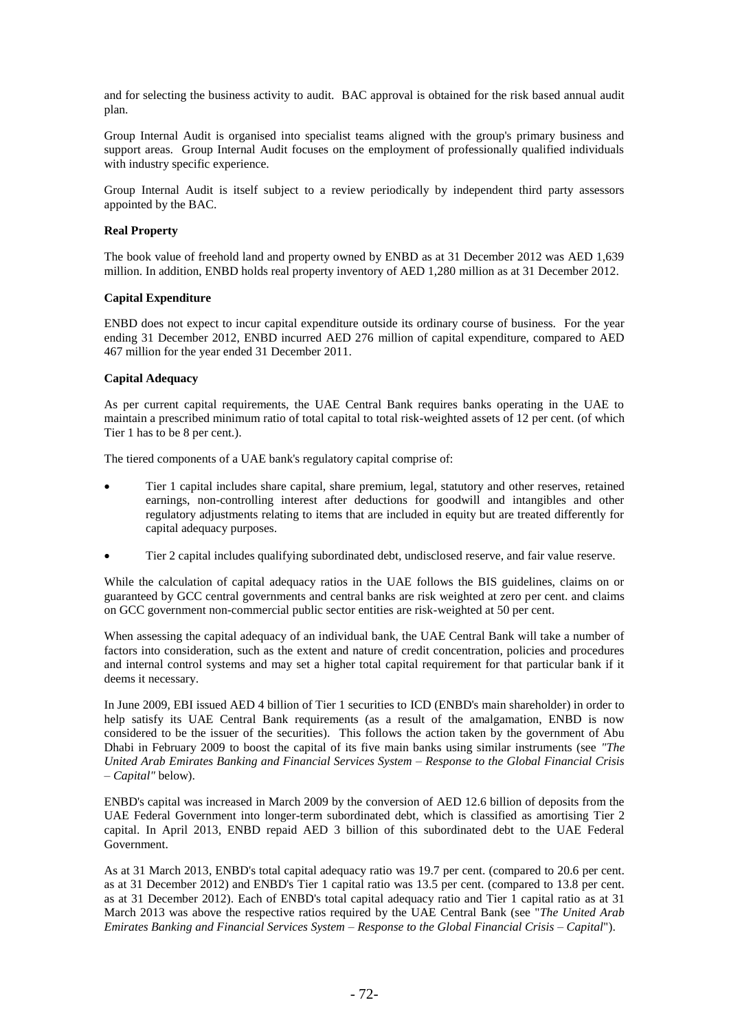and for selecting the business activity to audit. BAC approval is obtained for the risk based annual audit plan.

Group Internal Audit is organised into specialist teams aligned with the group's primary business and support areas. Group Internal Audit focuses on the employment of professionally qualified individuals with industry specific experience.

Group Internal Audit is itself subject to a review periodically by independent third party assessors appointed by the BAC.

**Real Property**

The book value of freehold land and property owned by ENBD as at 31 December 2012 was AED 1,639 million. In addition, ENBD holds real property inventory of AED 1,280 million as at 31 December 2012.

**Capital Expenditure**

ENBD does not expect to incur capital expenditure outside its ordinary course of business. For the year ending 31 December 2012, ENBD incurred AED 276 million of capital expenditure, compared to AED 467 million for the year ended 31 December 2011.

**Capital Adequacy**

As per current capital requirements, the UAE Central Bank requires banks operating in the UAE to maintain a prescribed minimum ratio of total capital to total risk-weighted assets of 12 per cent. (of which Tier 1 has to be 8 per cent.).

The tiered components of a UAE bank's regulatory capital comprise of:

- Tier 1 capital includes share capital, share premium, legal, statutory and other reserves, retained earnings, non-controlling interest after deductions for goodwill and intangibles and other regulatory adjustments relating to items that are included in equity but are treated differently for capital adequacy purposes.
- Tier 2 capital includes qualifying subordinated debt, undisclosed reserve, and fair value reserve.

While the calculation of capital adequacy ratios in the UAE follows the BIS guidelines, claims on or guaranteed by GCC central governments and central banks are risk weighted at zero per cent. and claims on GCC government non-commercial public sector entities are risk-weighted at 50 per cent.

When assessing the capital adequacy of an individual bank, the UAE Central Bank will take a number of factors into consideration, such as the extent and nature of credit concentration, policies and procedures and internal control systems and may set a higher total capital requirement for that particular bank if it deems it necessary.

In June 2009, EBI issued AED 4 billion of Tier 1 securities to ICD (ENBD's main shareholder) in order to help satisfy its UAE Central Bank requirements (as a result of the amalgamation, ENBD is now considered to be the issuer of the securities). This follows the action taken by the government of Abu Dhabi in February 2009 to boost the capital of its five main banks using similar instruments (see *"The United Arab Emirates Banking and Financial Services System – Response to the Global Financial Crisis – Capital"* below).

ENBD's capital was increased in March 2009 by the conversion of AED 12.6 billion of deposits from the UAE Federal Government into longer-term subordinated debt, which is classified as amortising Tier 2 capital. In April 2013, ENBD repaid AED 3 billion of this subordinated debt to the UAE Federal Government.

As at 31 March 2013, ENBD's total capital adequacy ratio was 19.7 per cent. (compared to 20.6 per cent. as at 31 December 2012) and ENBD's Tier 1 capital ratio was 13.5 per cent. (compared to 13.8 per cent. as at 31 December 2012). Each of ENBD's total capital adequacy ratio and Tier 1 capital ratio as at 31 March 2013 was above the respective ratios required by the UAE Central Bank (see "*The United Arab Emirates Banking and Financial Services System – Response to the Global Financial Crisis – Capital*").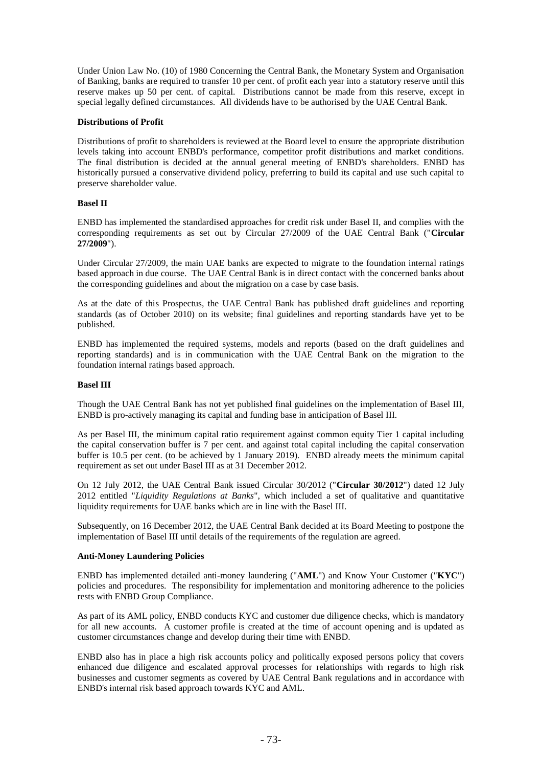Under Union Law No. (10) of 1980 Concerning the Central Bank, the Monetary System and Organisation of Banking, banks are required to transfer 10 per cent. of profit each year into a statutory reserve until this reserve makes up 50 per cent. of capital. Distributions cannot be made from this reserve, except in special legally defined circumstances. All dividends have to be authorised by the UAE Central Bank.

**Distributions of Profit**

Distributions of profit to shareholders is reviewed at the Board level to ensure the appropriate distribution levels taking into account ENBD's performance, competitor profit distributions and market conditions. The final distribution is decided at the annual general meeting of ENBD's shareholders. ENBD has historically pursued a conservative dividend policy, preferring to build its capital and use such capital to preserve shareholder value.

**Basel II**

ENBD has implemented the standardised approaches for credit risk under Basel II, and complies with the corresponding requirements as set out by Circular 27/2009 of the UAE Central Bank ("**Circular 27/2009**").

Under Circular 27/2009, the main UAE banks are expected to migrate to the foundation internal ratings based approach in due course. The UAE Central Bank is in direct contact with the concerned banks about the corresponding guidelines and about the migration on a case by case basis.

As at the date of this Prospectus, the UAE Central Bank has published draft guidelines and reporting standards (as of October 2010) on its website; final guidelines and reporting standards have yet to be published.

ENBD has implemented the required systems, models and reports (based on the draft guidelines and reporting standards) and is in communication with the UAE Central Bank on the migration to the foundation internal ratings based approach.

**Basel III**

Though the UAE Central Bank has not yet published final guidelines on the implementation of Basel III, ENBD is pro-actively managing its capital and funding base in anticipation of Basel III.

As per Basel III, the minimum capital ratio requirement against common equity Tier 1 capital including the capital conservation buffer is 7 per cent. and against total capital including the capital conservation buffer is 10.5 per cent. (to be achieved by 1 January 2019). ENBD already meets the minimum capital requirement as set out under Basel III as at 31 December 2012.

On 12 July 2012, the UAE Central Bank issued Circular 30/2012 ("**Circular 30/2012**") dated 12 July 2012 entitled "*Liquidity Regulations at Banks*", which included a set of qualitative and quantitative liquidity requirements for UAE banks which are in line with the Basel III.

Subsequently, on 16 December 2012, the UAE Central Bank decided at its Board Meeting to postpone the implementation of Basel III until details of the requirements of the regulation are agreed.

**Anti-Money Laundering Policies**

ENBD has implemented detailed anti-money laundering ("**AML**") and Know Your Customer ("**KYC**") policies and procedures. The responsibility for implementation and monitoring adherence to the policies rests with ENBD Group Compliance.

As part of its AML policy, ENBD conducts KYC and customer due diligence checks, which is mandatory for all new accounts. A customer profile is created at the time of account opening and is updated as customer circumstances change and develop during their time with ENBD.

ENBD also has in place a high risk accounts policy and politically exposed persons policy that covers enhanced due diligence and escalated approval processes for relationships with regards to high risk businesses and customer segments as covered by UAE Central Bank regulations and in accordance with ENBD's internal risk based approach towards KYC and AML.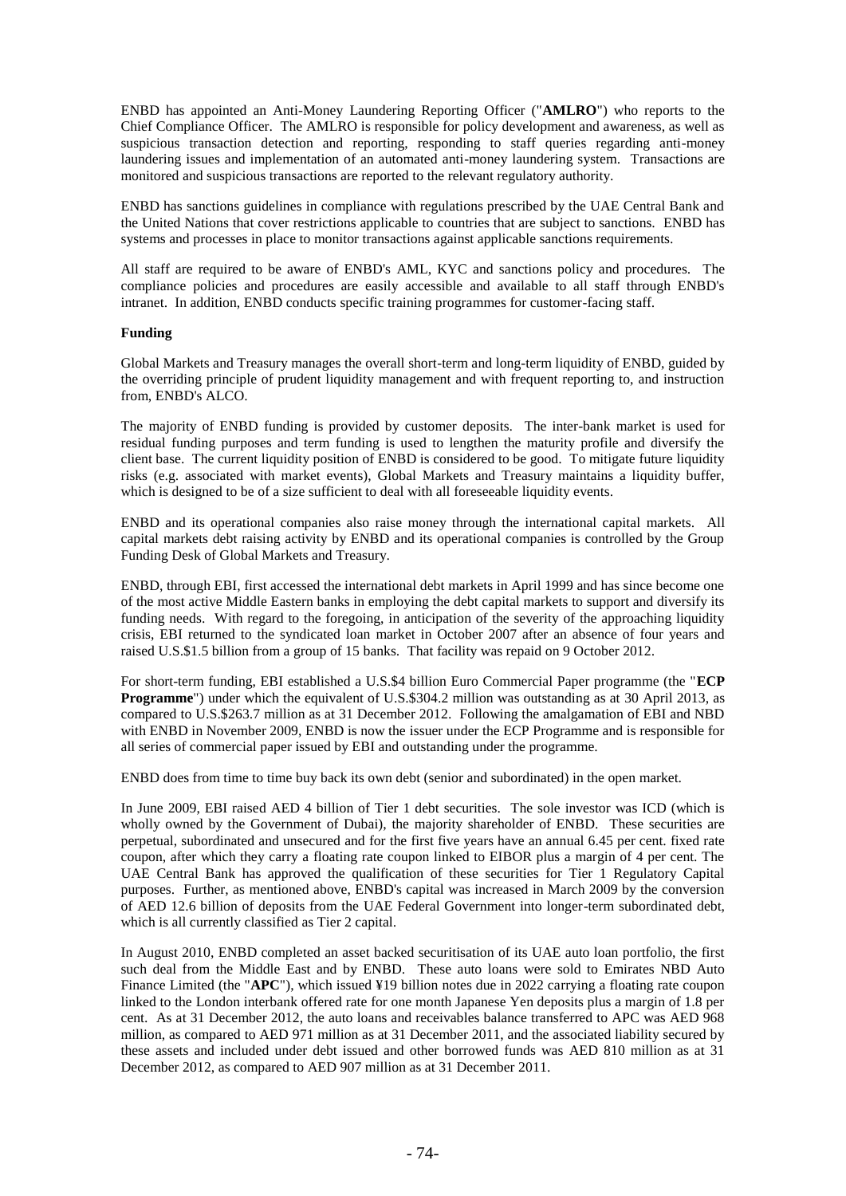ENBD has appointed an Anti-Money Laundering Reporting Officer ("**AMLRO**") who reports to the Chief Compliance Officer. The AMLRO is responsible for policy development and awareness, as well as suspicious transaction detection and reporting, responding to staff queries regarding anti-money laundering issues and implementation of an automated anti-money laundering system. Transactions are monitored and suspicious transactions are reported to the relevant regulatory authority.

ENBD has sanctions guidelines in compliance with regulations prescribed by the UAE Central Bank and the United Nations that cover restrictions applicable to countries that are subject to sanctions. ENBD has systems and processes in place to monitor transactions against applicable sanctions requirements.

All staff are required to be aware of ENBD's AML, KYC and sanctions policy and procedures. The compliance policies and procedures are easily accessible and available to all staff through ENBD's intranet. In addition, ENBD conducts specific training programmes for customer-facing staff.

**Funding**

Global Markets and Treasury manages the overall short-term and long-term liquidity of ENBD, guided by the overriding principle of prudent liquidity management and with frequent reporting to, and instruction from, ENBD's ALCO.

The majority of ENBD funding is provided by customer deposits. The inter-bank market is used for residual funding purposes and term funding is used to lengthen the maturity profile and diversify the client base. The current liquidity position of ENBD is considered to be good. To mitigate future liquidity risks (e.g. associated with market events), Global Markets and Treasury maintains a liquidity buffer, which is designed to be of a size sufficient to deal with all foreseeable liquidity events.

ENBD and its operational companies also raise money through the international capital markets. All capital markets debt raising activity by ENBD and its operational companies is controlled by the Group Funding Desk of Global Markets and Treasury.

ENBD, through EBI, first accessed the international debt markets in April 1999 and has since become one of the most active Middle Eastern banks in employing the debt capital markets to support and diversify its funding needs. With regard to the foregoing, in anticipation of the severity of the approaching liquidity crisis, EBI returned to the syndicated loan market in October 2007 after an absence of four years and raised U.S.$1.5 billion from a group of 15 banks. That facility was repaid on 9 October 2012.

For short-term funding, EBI established a U.S.$4 billion Euro Commercial Paper programme (the "**ECP Programme**") under which the equivalent of U.S.$304.2 million was outstanding as at 30 April 2013, as compared to U.S.$263.7 million as at 31 December 2012. Following the amalgamation of EBI and NBD with ENBD in November 2009, ENBD is now the issuer under the ECP Programme and is responsible for all series of commercial paper issued by EBI and outstanding under the programme.

ENBD does from time to time buy back its own debt (senior and subordinated) in the open market.

In June 2009, EBI raised AED 4 billion of Tier 1 debt securities. The sole investor was ICD (which is wholly owned by the Government of Dubai), the majority shareholder of ENBD. These securities are perpetual, subordinated and unsecured and for the first five years have an annual 6.45 per cent. fixed rate coupon, after which they carry a floating rate coupon linked to EIBOR plus a margin of 4 per cent. The UAE Central Bank has approved the qualification of these securities for Tier 1 Regulatory Capital purposes. Further, as mentioned above, ENBD's capital was increased in March 2009 by the conversion of AED 12.6 billion of deposits from the UAE Federal Government into longer-term subordinated debt, which is all currently classified as Tier 2 capital.

In August 2010, ENBD completed an asset backed securitisation of its UAE auto loan portfolio, the first such deal from the Middle East and by ENBD. These auto loans were sold to Emirates NBD Auto Finance Limited (the "**APC**"), which issued ¥19 billion notes due in 2022 carrying a floating rate coupon linked to the London interbank offered rate for one month Japanese Yen deposits plus a margin of 1.8 per cent. As at 31 December 2012, the auto loans and receivables balance transferred to APC was AED 968 million, as compared to AED 971 million as at 31 December 2011, and the associated liability secured by these assets and included under debt issued and other borrowed funds was AED 810 million as at 31 December 2012, as compared to AED 907 million as at 31 December 2011.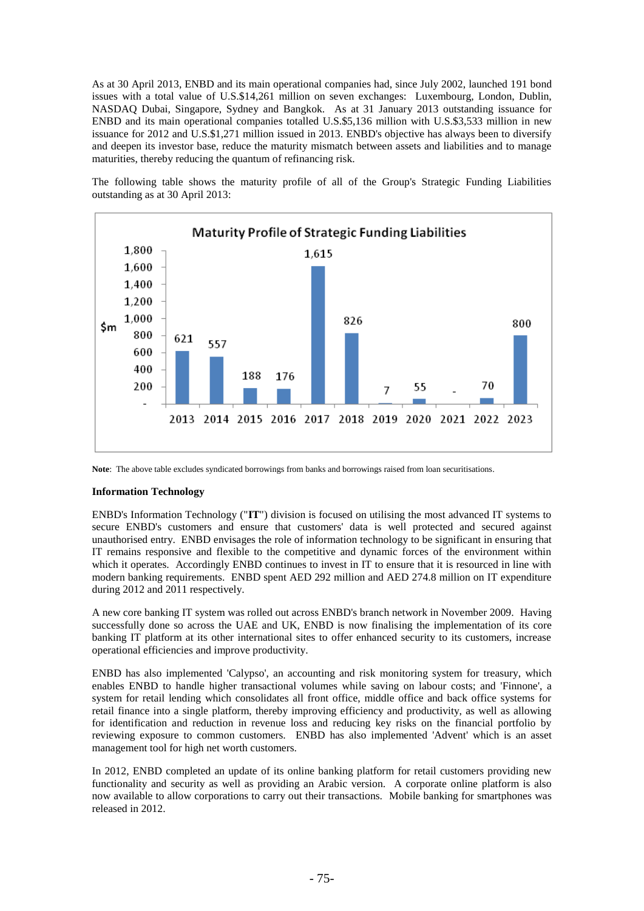As at 30 April 2013, ENBD and its main operational companies had, since July 2002, launched 191 bond issues with a total value of U.S.$14,261 million on seven exchanges: Luxembourg, London, Dublin, NASDAQ Dubai, Singapore, Sydney and Bangkok. As at 31 January 2013 outstanding issuance for ENBD and its main operational companies totalled U.S.$5,136 million with U.S.$3,533 million in new issuance for 2012 and U.S.$1,271 million issued in 2013. ENBD's objective has always been to diversify and deepen its investor base, reduce the maturity mismatch between assets and liabilities and to manage maturities, thereby reducing the quantum of refinancing risk.

The following table shows the maturity profile of all of the Group's Strategic Funding Liabilities outstanding as at 30 April 2013:

**Maturity Profile of Strategic Funding Liabilities**

| Year | $m |
|---|---|
| 2013 | 621 |
| 2014 | 557 |
| 2015 | 188 |
| 2016 | 176 |
| 2017 | 1,615 |
| 2018 | 826 |
| 2019 | 7 |
| 2020 | 55 |
| 2021 | - |
| 2022 | 70 |
| 2023 | 800 |

**Note**: The above table excludes syndicated borrowings from banks and borrowings raised from loan securitisations.

### Information Technology

ENBD's Information Technology ("**IT**") division is focused on utilising the most advanced IT systems to secure ENBD's customers and ensure that customers' data is well protected and secured against unauthorised entry. ENBD envisages the role of information technology to be significant in ensuring that IT remains responsive and flexible to the competitive and dynamic forces of the environment within which it operates. Accordingly ENBD continues to invest in IT to ensure that it is resourced in line with modern banking requirements. ENBD spent AED 292 million and AED 274.8 million on IT expenditure during 2012 and 2011 respectively.

A new core banking IT system was rolled out across ENBD's branch network in November 2009. Having successfully done so across the UAE and UK, ENBD is now finalising the implementation of its core banking IT platform at its other international sites to offer enhanced security to its customers, increase operational efficiencies and improve productivity.

ENBD has also implemented 'Calypso', an accounting and risk monitoring system for treasury, which enables ENBD to handle higher transactional volumes while saving on labour costs; and 'Finnone', a system for retail lending which consolidates all front office, middle office and back office systems for retail finance into a single platform, thereby improving efficiency and productivity, as well as allowing for identification and reduction in revenue loss and reducing key risks on the financial portfolio by reviewing exposure to common customers. ENBD has also implemented 'Advent' which is an asset management tool for high net worth customers.

In 2012, ENBD completed an update of its online banking platform for retail customers providing new functionality and security as well as providing an Arabic version. A corporate online platform is also now available to allow corporations to carry out their transactions. Mobile banking for smartphones was released in 2012.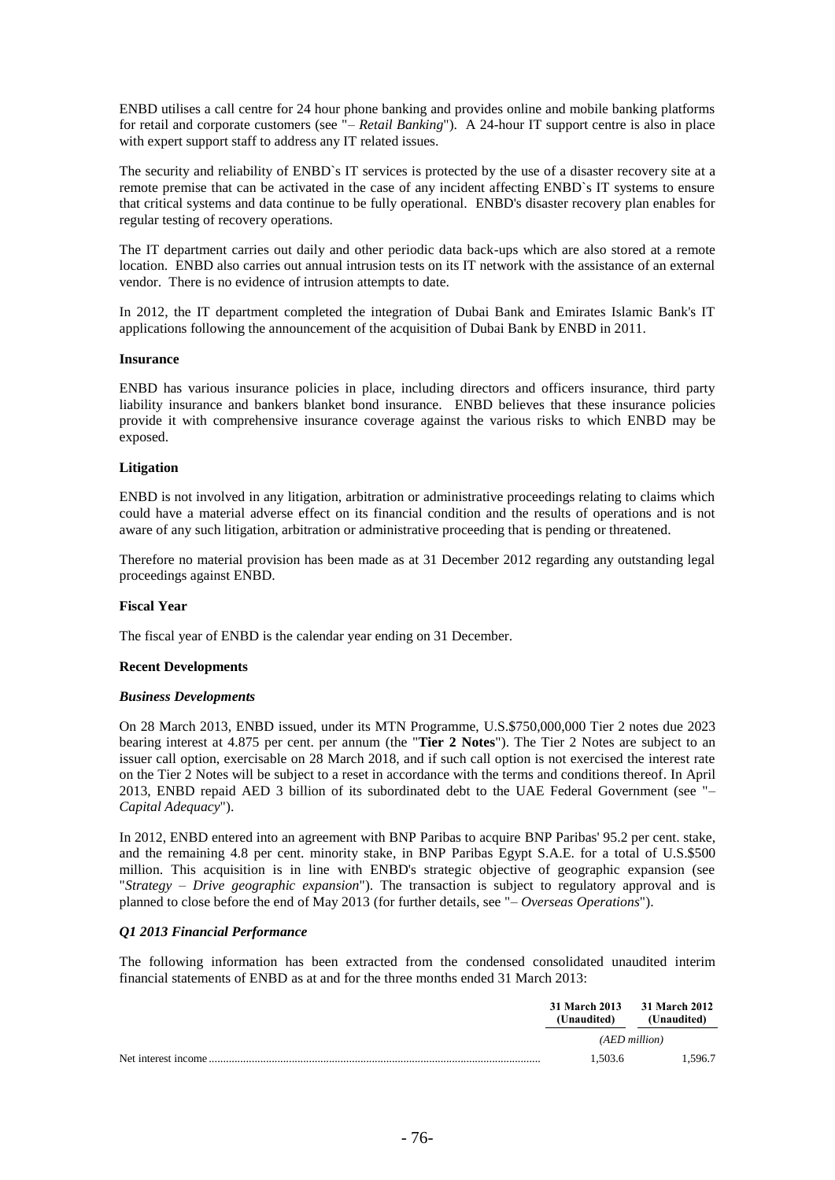ENBD utilises a call centre for 24 hour phone banking and provides online and mobile banking platforms for retail and corporate customers (see "*– Retail Banking*"). A 24-hour IT support centre is also in place with expert support staff to address any IT related issues.

The security and reliability of ENBD`s IT services is protected by the use of a disaster recovery site at a remote premise that can be activated in the case of any incident affecting ENBD`s IT systems to ensure that critical systems and data continue to be fully operational. ENBD's disaster recovery plan enables for regular testing of recovery operations.

The IT department carries out daily and other periodic data back-ups which are also stored at a remote location. ENBD also carries out annual intrusion tests on its IT network with the assistance of an external vendor. There is no evidence of intrusion attempts to date.

In 2012, the IT department completed the integration of Dubai Bank and Emirates Islamic Bank's IT applications following the announcement of the acquisition of Dubai Bank by ENBD in 2011.

**Insurance**

ENBD has various insurance policies in place, including directors and officers insurance, third party liability insurance and bankers blanket bond insurance. ENBD believes that these insurance policies provide it with comprehensive insurance coverage against the various risks to which ENBD may be exposed.

**Litigation**

ENBD is not involved in any litigation, arbitration or administrative proceedings relating to claims which could have a material adverse effect on its financial condition and the results of operations and is not aware of any such litigation, arbitration or administrative proceeding that is pending or threatened.

Therefore no material provision has been made as at 31 December 2012 regarding any outstanding legal proceedings against ENBD.

**Fiscal Year**

The fiscal year of ENBD is the calendar year ending on 31 December.

**Recent Developments**

***Business Developments***

On 28 March 2013, ENBD issued, under its MTN Programme, U.S.$750,000,000 Tier 2 notes due 2023 bearing interest at 4.875 per cent. per annum (the "**Tier 2 Notes**"). The Tier 2 Notes are subject to an issuer call option, exercisable on 28 March 2018, and if such call option is not exercised the interest rate on the Tier 2 Notes will be subject to a reset in accordance with the terms and conditions thereof. In April 2013, ENBD repaid AED 3 billion of its subordinated debt to the UAE Federal Government (see "*– Capital Adequacy*").

In 2012, ENBD entered into an agreement with BNP Paribas to acquire BNP Paribas' 95.2 per cent. stake, and the remaining 4.8 per cent. minority stake, in BNP Paribas Egypt S.A.E. for a total of U.S.$500 million. This acquisition is in line with ENBD's strategic objective of geographic expansion (see "*Strategy – Drive geographic expansion*"). The transaction is subject to regulatory approval and is planned to close before the end of May 2013 (for further details, see "*– Overseas Operations*").

***Q1 2013 Financial Performance***

The following information has been extracted from the condensed consolidated unaudited interim financial statements of ENBD as at and for the three months ended 31 March 2013:

| | **31 March 2013 (Unaudited)** | **31 March 2012 (Unaudited)** |
|---|---|---|
| | *(AED million)* | |
| Net interest income | 1,503.6 | 1,596.7 |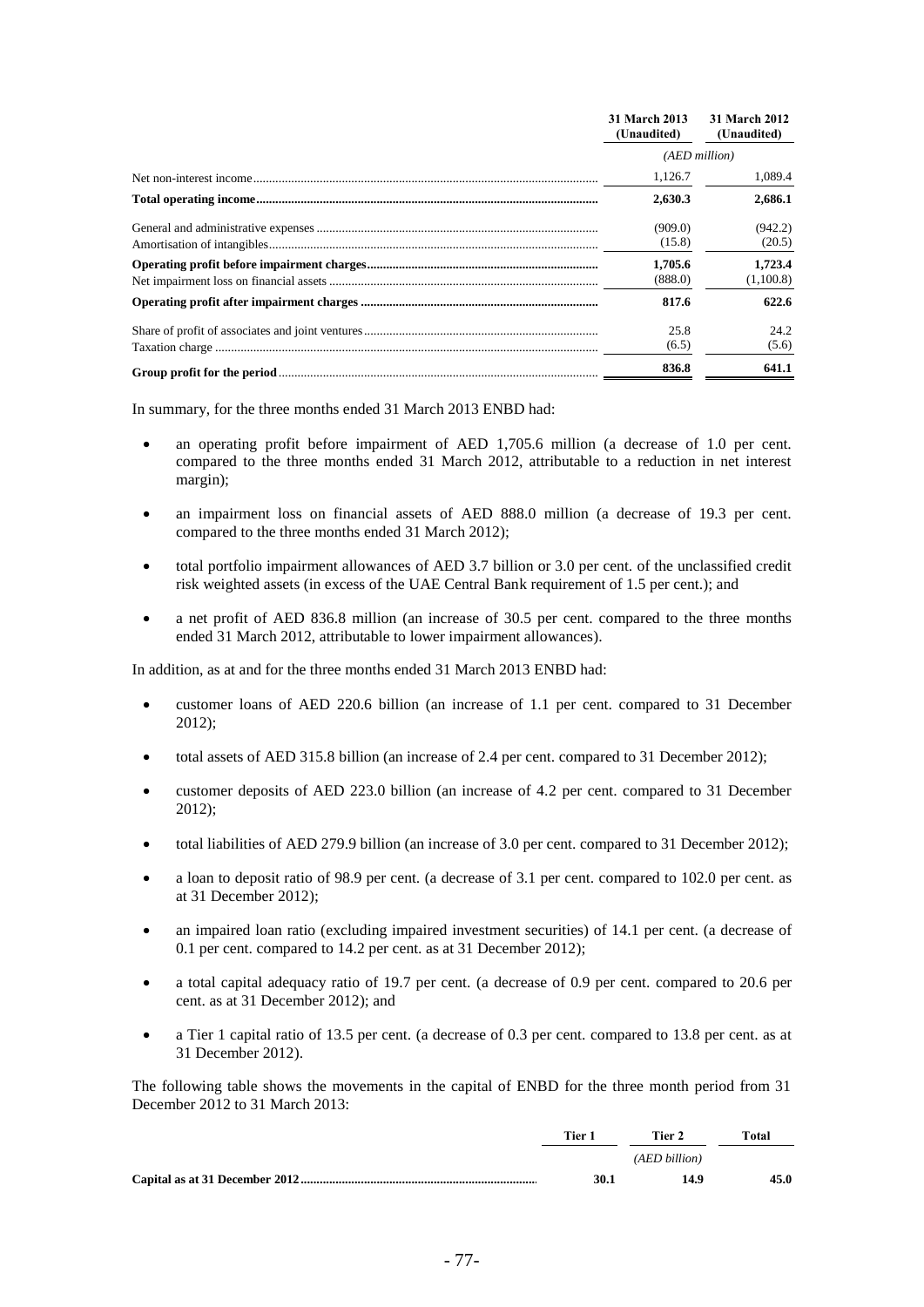| | 31 March 2013 (Unaudited) | 31 March 2012 (Unaudited) |
|---|---|---|
| | (AED million) | |
| Net non-interest income | 1,126.7 | 1,089.4 |
| **Total operating income** | **2,630.3** | **2,686.1** |
| General and administrative expenses | (909.0) | (942.2) |
| Amortisation of intangibles | (15.8) | (20.5) |
| **Operating profit before impairment charges** | **1,705.6** | **1,723.4** |
| Net impairment loss on financial assets | (888.0) | (1,100.8) |
| **Operating profit after impairment charges** | **817.6** | **622.6** |
| Share of profit of associates and joint ventures | 25.8 | 24.2 |
| Taxation charge | (6.5) | (5.6) |
| **Group profit for the period** | **836.8** | **641.1** |

In summary, for the three months ended 31 March 2013 ENBD had:

- an operating profit before impairment of AED 1,705.6 million (a decrease of 1.0 per cent. compared to the three months ended 31 March 2012, attributable to a reduction in net interest margin);
- an impairment loss on financial assets of AED 888.0 million (a decrease of 19.3 per cent. compared to the three months ended 31 March 2012);
- total portfolio impairment allowances of AED 3.7 billion or 3.0 per cent. of the unclassified credit risk weighted assets (in excess of the UAE Central Bank requirement of 1.5 per cent.); and
- a net profit of AED 836.8 million (an increase of 30.5 per cent. compared to the three months ended 31 March 2012, attributable to lower impairment allowances).

In addition, as at and for the three months ended 31 March 2013 ENBD had:

- customer loans of AED 220.6 billion (an increase of 1.1 per cent. compared to 31 December 2012);
- total assets of AED 315.8 billion (an increase of 2.4 per cent. compared to 31 December 2012);
- customer deposits of AED 223.0 billion (an increase of 4.2 per cent. compared to 31 December 2012);
- total liabilities of AED 279.9 billion (an increase of 3.0 per cent. compared to 31 December 2012);
- a loan to deposit ratio of 98.9 per cent. (a decrease of 3.1 per cent. compared to 102.0 per cent. as at 31 December 2012);
- an impaired loan ratio (excluding impaired investment securities) of 14.1 per cent. (a decrease of 0.1 per cent. compared to 14.2 per cent. as at 31 December 2012);
- a total capital adequacy ratio of 19.7 per cent. (a decrease of 0.9 per cent. compared to 20.6 per cent. as at 31 December 2012); and
- a Tier 1 capital ratio of 13.5 per cent. (a decrease of 0.3 per cent. compared to 13.8 per cent. as at 31 December 2012).

The following table shows the movements in the capital of ENBD for the three month period from 31 December 2012 to 31 March 2013:

| | Tier 1 | Tier 2 | Total |
|---|---|---|---|
| | | (AED billion) | |
| **Capital as at 31 December 2012** | **30.1** | **14.9** | **45.0** |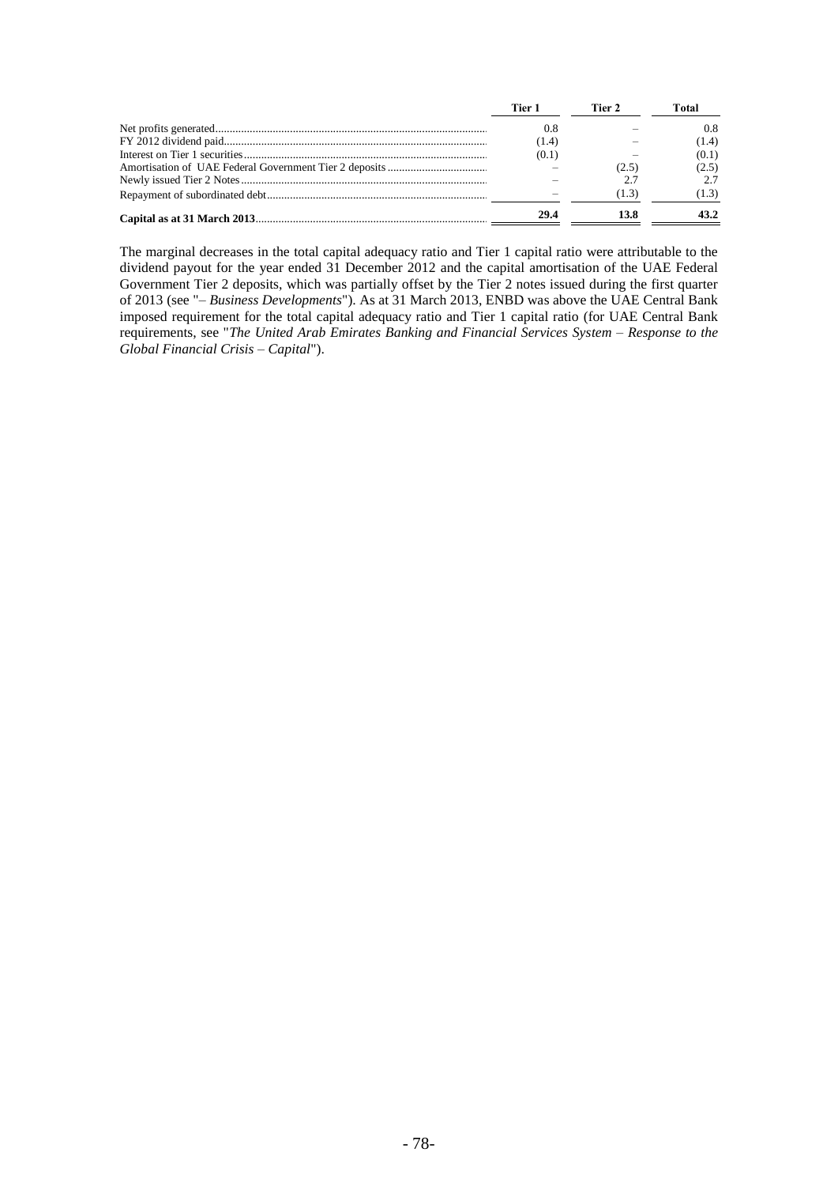| | Tier 1 | Tier 2 | Total |
|---|---|---|---|
| Net profits generated | 0.8 | – | 0.8 |
| FY 2012 dividend paid | (1.4) | – | (1.4) |
| Interest on Tier 1 securities | (0.1) | – | (0.1) |
| Amortisation of UAE Federal Government Tier 2 deposits | – | (2.5) | (2.5) |
| Newly issued Tier 2 Notes | – | 2.7 | 2.7 |
| Repayment of subordinated debt | – | (1.3) | (1.3) |
| **Capital as at 31 March 2013** | **29.4** | **13.8** | **43.2** |

The marginal decreases in the total capital adequacy ratio and Tier 1 capital ratio were attributable to the dividend payout for the year ended 31 December 2012 and the capital amortisation of the UAE Federal Government Tier 2 deposits, which was partially offset by the Tier 2 notes issued during the first quarter of 2013 (see "– *Business Developments*"). As at 31 March 2013, ENBD was above the UAE Central Bank imposed requirement for the total capital adequacy ratio and Tier 1 capital ratio (for UAE Central Bank requirements, see "*The United Arab Emirates Banking and Financial Services System – Response to the Global Financial Crisis – Capital*").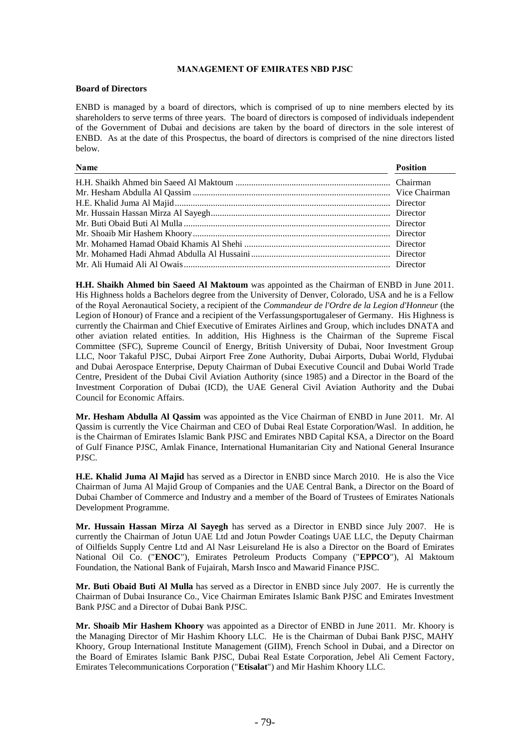## MANAGEMENT OF EMIRATES NBD PJSC

### Board of Directors

ENBD is managed by a board of directors, which is comprised of up to nine members elected by its shareholders to serve terms of three years. The board of directors is composed of individuals independent of the Government of Dubai and decisions are taken by the board of directors in the sole interest of ENBD. As at the date of this Prospectus, the board of directors is comprised of the nine directors listed below.

| Name | Position |
|---|---|
| H.H. Shaikh Ahmed bin Saeed Al Maktoum | Chairman |
| Mr. Hesham Abdulla Al Qassim | Vice Chairman |
| H.E. Khalid Juma Al Majid | Director |
| Mr. Hussain Hassan Mirza Al Sayegh | Director |
| Mr. Buti Obaid Buti Al Mulla | Director |
| Mr. Shoaib Mir Hashem Khoory | Director |
| Mr. Mohamed Hamad Obaid Khamis Al Shehi | Director |
| Mr. Mohamed Hadi Ahmad Abdulla Al Hussaini | Director |
| Mr. Ali Humaid Ali Al Owais | Director |

**H.H. Shaikh Ahmed bin Saeed Al Maktoum** was appointed as the Chairman of ENBD in June 2011. His Highness holds a Bachelors degree from the University of Denver, Colorado, USA and he is a Fellow of the Royal Aeronautical Society, a recipient of the *Commandeur de l'Ordre de la Legion d'Honneur* (the Legion of Honour) of France and a recipient of the Verfassungsportugaleser of Germany. His Highness is currently the Chairman and Chief Executive of Emirates Airlines and Group, which includes DNATA and other aviation related entities. In addition, His Highness is the Chairman of the Supreme Fiscal Committee (SFC), Supreme Council of Energy, British University of Dubai, Noor Investment Group LLC, Noor Takaful PJSC, Dubai Airport Free Zone Authority, Dubai Airports, Dubai World, Flydubai and Dubai Aerospace Enterprise, Deputy Chairman of Dubai Executive Council and Dubai World Trade Centre, President of the Dubai Civil Aviation Authority (since 1985) and a Director in the Board of the Investment Corporation of Dubai (ICD), the UAE General Civil Aviation Authority and the Dubai Council for Economic Affairs.

**Mr. Hesham Abdulla Al Qassim** was appointed as the Vice Chairman of ENBD in June 2011. Mr. Al Qassim is currently the Vice Chairman and CEO of Dubai Real Estate Corporation/Wasl. In addition, he is the Chairman of Emirates Islamic Bank PJSC and Emirates NBD Capital KSA, a Director on the Board of Gulf Finance PJSC, Amlak Finance, International Humanitarian City and National General Insurance PJSC.

**H.E. Khalid Juma Al Majid** has served as a Director in ENBD since March 2010. He is also the Vice Chairman of Juma Al Majid Group of Companies and the UAE Central Bank, a Director on the Board of Dubai Chamber of Commerce and Industry and a member of the Board of Trustees of Emirates Nationals Development Programme.

**Mr. Hussain Hassan Mirza Al Sayegh** has served as a Director in ENBD since July 2007. He is currently the Chairman of Jotun UAE Ltd and Jotun Powder Coatings UAE LLC, the Deputy Chairman of Oilfields Supply Centre Ltd and Al Nasr Leisureland He is also a Director on the Board of Emirates National Oil Co. ("**ENOC**"), Emirates Petroleum Products Company ("**EPPCO**"), Al Maktoum Foundation, the National Bank of Fujairah, Marsh Insco and Mawarid Finance PJSC.

**Mr. Buti Obaid Buti Al Mulla** has served as a Director in ENBD since July 2007. He is currently the Chairman of Dubai Insurance Co., Vice Chairman Emirates Islamic Bank PJSC and Emirates Investment Bank PJSC and a Director of Dubai Bank PJSC.

**Mr. Shoaib Mir Hashem Khoory** was appointed as a Director of ENBD in June 2011. Mr. Khoory is the Managing Director of Mir Hashim Khoory LLC. He is the Chairman of Dubai Bank PJSC, MAHY Khoory, Group International Institute Management (GIIM), French School in Dubai, and a Director on the Board of Emirates Islamic Bank PJSC, Dubai Real Estate Corporation, Jebel Ali Cement Factory, Emirates Telecommunications Corporation ("**Etisalat**") and Mir Hashim Khoory LLC.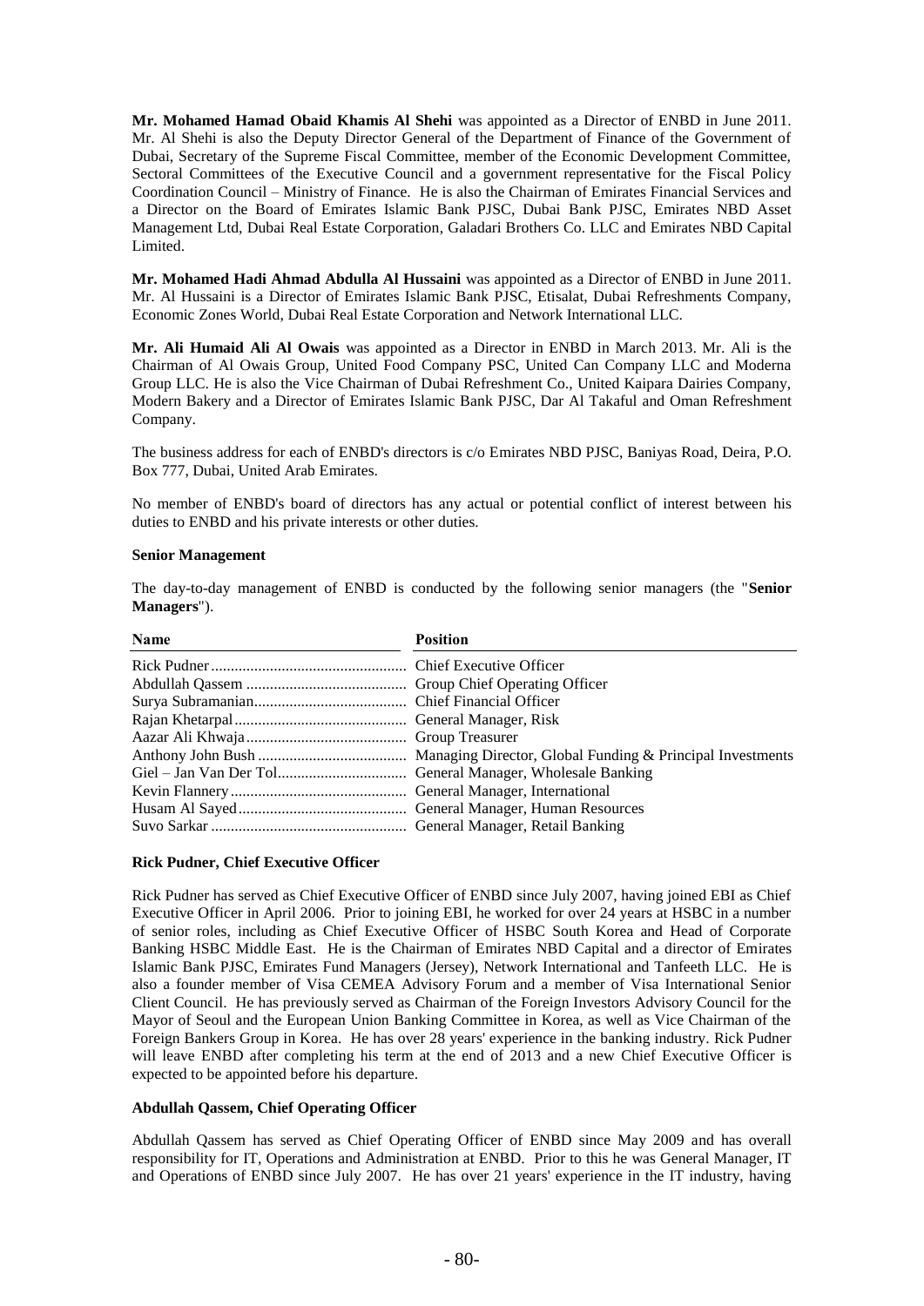**Mr. Mohamed Hamad Obaid Khamis Al Shehi** was appointed as a Director of ENBD in June 2011. Mr. Al Shehi is also the Deputy Director General of the Department of Finance of the Government of Dubai, Secretary of the Supreme Fiscal Committee, member of the Economic Development Committee, Sectoral Committees of the Executive Council and a government representative for the Fiscal Policy Coordination Council – Ministry of Finance. He is also the Chairman of Emirates Financial Services and a Director on the Board of Emirates Islamic Bank PJSC, Dubai Bank PJSC, Emirates NBD Asset Management Ltd, Dubai Real Estate Corporation, Galadari Brothers Co. LLC and Emirates NBD Capital Limited.

**Mr. Mohamed Hadi Ahmad Abdulla Al Hussaini** was appointed as a Director of ENBD in June 2011. Mr. Al Hussaini is a Director of Emirates Islamic Bank PJSC, Etisalat, Dubai Refreshments Company, Economic Zones World, Dubai Real Estate Corporation and Network International LLC.

**Mr. Ali Humaid Ali Al Owais** was appointed as a Director in ENBD in March 2013. Mr. Ali is the Chairman of Al Owais Group, United Food Company PSC, United Can Company LLC and Moderna Group LLC. He is also the Vice Chairman of Dubai Refreshment Co., United Kaipara Dairies Company, Modern Bakery and a Director of Emirates Islamic Bank PJSC, Dar Al Takaful and Oman Refreshment Company.

The business address for each of ENBD's directors is c/o Emirates NBD PJSC, Baniyas Road, Deira, P.O. Box 777, Dubai, United Arab Emirates.

No member of ENBD's board of directors has any actual or potential conflict of interest between his duties to ENBD and his private interests or other duties.

**Senior Management**

The day-to-day management of ENBD is conducted by the following senior managers (the "**Senior Managers**").

| Name | Position |
|---|---|
| Rick Pudner | Chief Executive Officer |
| Abdullah Qassem | Group Chief Operating Officer |
| Surya Subramanian | Chief Financial Officer |
| Rajan Khetarpal | General Manager, Risk |
| Aazar Ali Khwaja | Group Treasurer |
| Anthony John Bush | Managing Director, Global Funding & Principal Investments |
| Giel – Jan Van Der Tol | General Manager, Wholesale Banking |
| Kevin Flannery | General Manager, International |
| Husam Al Sayed | General Manager, Human Resources |
| Suvo Sarkar | General Manager, Retail Banking |

**Rick Pudner, Chief Executive Officer**

Rick Pudner has served as Chief Executive Officer of ENBD since July 2007, having joined EBI as Chief Executive Officer in April 2006. Prior to joining EBI, he worked for over 24 years at HSBC in a number of senior roles, including as Chief Executive Officer of HSBC South Korea and Head of Corporate Banking HSBC Middle East. He is the Chairman of Emirates NBD Capital and a director of Emirates Islamic Bank PJSC, Emirates Fund Managers (Jersey), Network International and Tanfeeth LLC. He is also a founder member of Visa CEMEA Advisory Forum and a member of Visa International Senior Client Council. He has previously served as Chairman of the Foreign Investors Advisory Council for the Mayor of Seoul and the European Union Banking Committee in Korea, as well as Vice Chairman of the Foreign Bankers Group in Korea. He has over 28 years' experience in the banking industry. Rick Pudner will leave ENBD after completing his term at the end of 2013 and a new Chief Executive Officer is expected to be appointed before his departure.

**Abdullah Qassem, Chief Operating Officer**

Abdullah Qassem has served as Chief Operating Officer of ENBD since May 2009 and has overall responsibility for IT, Operations and Administration at ENBD. Prior to this he was General Manager, IT and Operations of ENBD since July 2007. He has over 21 years' experience in the IT industry, having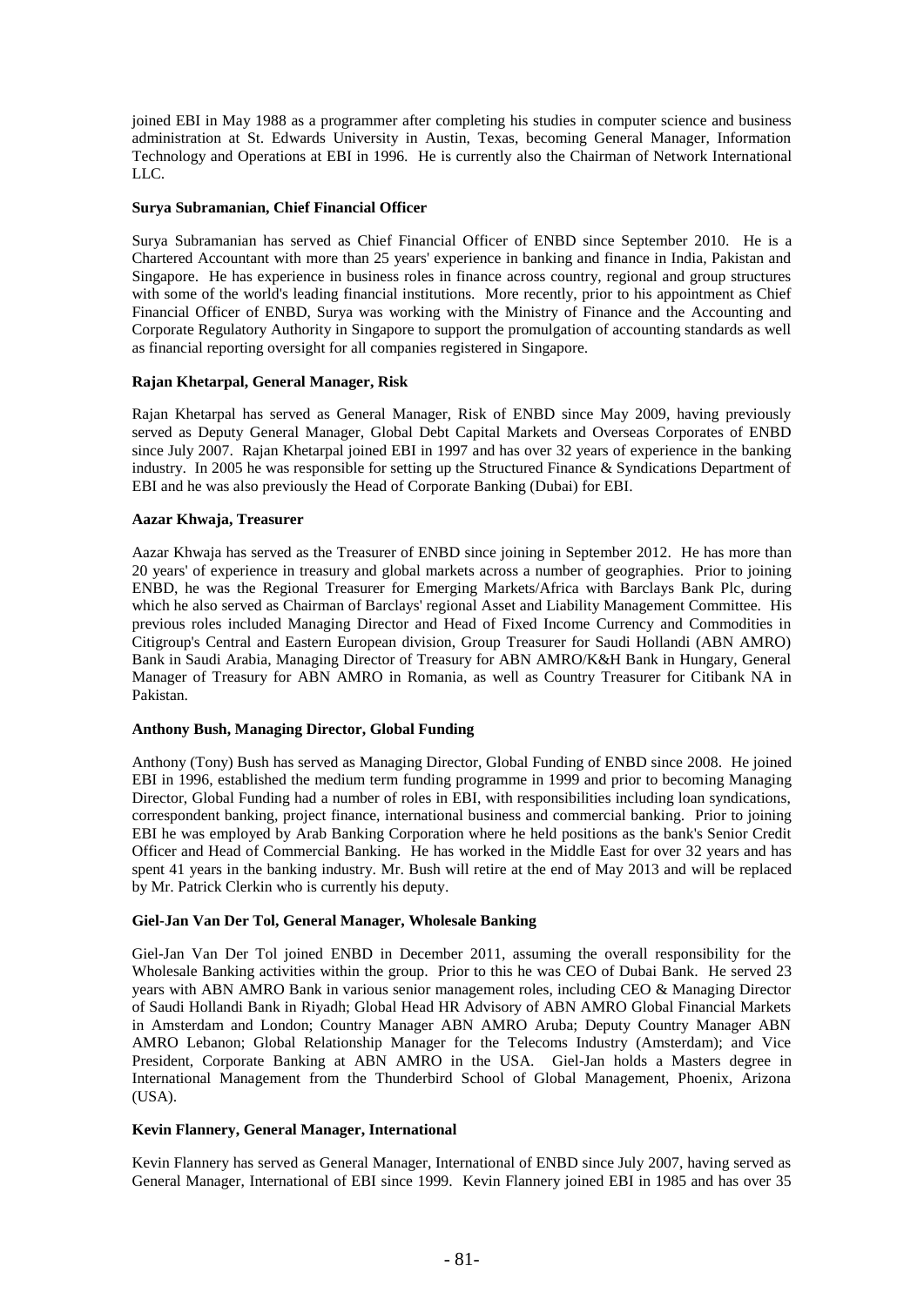joined EBI in May 1988 as a programmer after completing his studies in computer science and business administration at St. Edwards University in Austin, Texas, becoming General Manager, Information Technology and Operations at EBI in 1996. He is currently also the Chairman of Network International LLC.

**Surya Subramanian, Chief Financial Officer**

Surya Subramanian has served as Chief Financial Officer of ENBD since September 2010. He is a Chartered Accountant with more than 25 years' experience in banking and finance in India, Pakistan and Singapore. He has experience in business roles in finance across country, regional and group structures with some of the world's leading financial institutions. More recently, prior to his appointment as Chief Financial Officer of ENBD, Surya was working with the Ministry of Finance and the Accounting and Corporate Regulatory Authority in Singapore to support the promulgation of accounting standards as well as financial reporting oversight for all companies registered in Singapore.

**Rajan Khetarpal, General Manager, Risk**

Rajan Khetarpal has served as General Manager, Risk of ENBD since May 2009, having previously served as Deputy General Manager, Global Debt Capital Markets and Overseas Corporates of ENBD since July 2007. Rajan Khetarpal joined EBI in 1997 and has over 32 years of experience in the banking industry. In 2005 he was responsible for setting up the Structured Finance & Syndications Department of EBI and he was also previously the Head of Corporate Banking (Dubai) for EBI.

**Aazar Khwaja, Treasurer**

Aazar Khwaja has served as the Treasurer of ENBD since joining in September 2012. He has more than 20 years' of experience in treasury and global markets across a number of geographies. Prior to joining ENBD, he was the Regional Treasurer for Emerging Markets/Africa with Barclays Bank Plc, during which he also served as Chairman of Barclays' regional Asset and Liability Management Committee. His previous roles included Managing Director and Head of Fixed Income Currency and Commodities in Citigroup's Central and Eastern European division, Group Treasurer for Saudi Hollandi (ABN AMRO) Bank in Saudi Arabia, Managing Director of Treasury for ABN AMRO/K&H Bank in Hungary, General Manager of Treasury for ABN AMRO in Romania, as well as Country Treasurer for Citibank NA in Pakistan.

**Anthony Bush, Managing Director, Global Funding**

Anthony (Tony) Bush has served as Managing Director, Global Funding of ENBD since 2008. He joined EBI in 1996, established the medium term funding programme in 1999 and prior to becoming Managing Director, Global Funding had a number of roles in EBI, with responsibilities including loan syndications, correspondent banking, project finance, international business and commercial banking. Prior to joining EBI he was employed by Arab Banking Corporation where he held positions as the bank's Senior Credit Officer and Head of Commercial Banking. He has worked in the Middle East for over 32 years and has spent 41 years in the banking industry. Mr. Bush will retire at the end of May 2013 and will be replaced by Mr. Patrick Clerkin who is currently his deputy.

**Giel-Jan Van Der Tol, General Manager, Wholesale Banking**

Giel-Jan Van Der Tol joined ENBD in December 2011, assuming the overall responsibility for the Wholesale Banking activities within the group. Prior to this he was CEO of Dubai Bank. He served 23 years with ABN AMRO Bank in various senior management roles, including CEO & Managing Director of Saudi Hollandi Bank in Riyadh; Global Head HR Advisory of ABN AMRO Global Financial Markets in Amsterdam and London; Country Manager ABN AMRO Aruba; Deputy Country Manager ABN AMRO Lebanon; Global Relationship Manager for the Telecoms Industry (Amsterdam); and Vice President, Corporate Banking at ABN AMRO in the USA. Giel-Jan holds a Masters degree in International Management from the Thunderbird School of Global Management, Phoenix, Arizona (USA).

**Kevin Flannery, General Manager, International**

Kevin Flannery has served as General Manager, International of ENBD since July 2007, having served as General Manager, International of EBI since 1999. Kevin Flannery joined EBI in 1985 and has over 35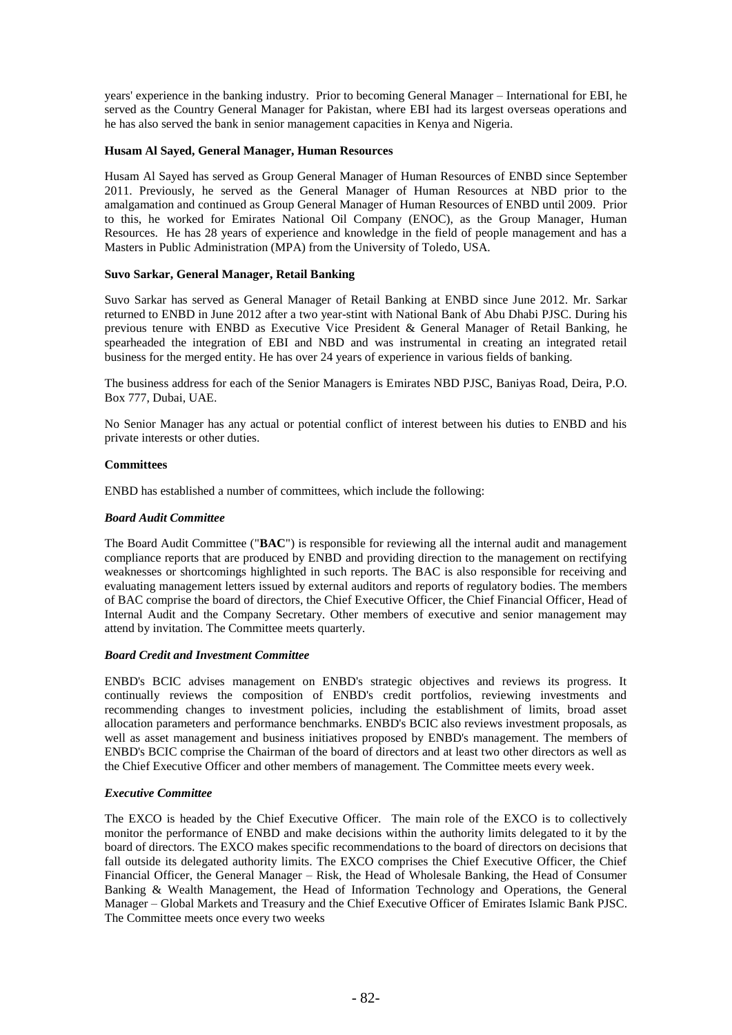years' experience in the banking industry. Prior to becoming General Manager – International for EBI, he served as the Country General Manager for Pakistan, where EBI had its largest overseas operations and he has also served the bank in senior management capacities in Kenya and Nigeria.

**Husam Al Sayed, General Manager, Human Resources**

Husam Al Sayed has served as Group General Manager of Human Resources of ENBD since September 2011. Previously, he served as the General Manager of Human Resources at NBD prior to the amalgamation and continued as Group General Manager of Human Resources of ENBD until 2009. Prior to this, he worked for Emirates National Oil Company (ENOC), as the Group Manager, Human Resources. He has 28 years of experience and knowledge in the field of people management and has a Masters in Public Administration (MPA) from the University of Toledo, USA.

**Suvo Sarkar, General Manager, Retail Banking**

Suvo Sarkar has served as General Manager of Retail Banking at ENBD since June 2012. Mr. Sarkar returned to ENBD in June 2012 after a two year-stint with National Bank of Abu Dhabi PJSC. During his previous tenure with ENBD as Executive Vice President & General Manager of Retail Banking, he spearheaded the integration of EBI and NBD and was instrumental in creating an integrated retail business for the merged entity. He has over 24 years of experience in various fields of banking.

The business address for each of the Senior Managers is Emirates NBD PJSC, Baniyas Road, Deira, P.O. Box 777, Dubai, UAE.

No Senior Manager has any actual or potential conflict of interest between his duties to ENBD and his private interests or other duties.

**Committees**

ENBD has established a number of committees, which include the following:

***Board Audit Committee***

The Board Audit Committee ("**BAC**") is responsible for reviewing all the internal audit and management compliance reports that are produced by ENBD and providing direction to the management on rectifying weaknesses or shortcomings highlighted in such reports. The BAC is also responsible for receiving and evaluating management letters issued by external auditors and reports of regulatory bodies. The members of BAC comprise the board of directors, the Chief Executive Officer, the Chief Financial Officer, Head of Internal Audit and the Company Secretary. Other members of executive and senior management may attend by invitation. The Committee meets quarterly.

***Board Credit and Investment Committee***

ENBD's BCIC advises management on ENBD's strategic objectives and reviews its progress. It continually reviews the composition of ENBD's credit portfolios, reviewing investments and recommending changes to investment policies, including the establishment of limits, broad asset allocation parameters and performance benchmarks. ENBD's BCIC also reviews investment proposals, as well as asset management and business initiatives proposed by ENBD's management. The members of ENBD's BCIC comprise the Chairman of the board of directors and at least two other directors as well as the Chief Executive Officer and other members of management. The Committee meets every week.

***Executive Committee***

The EXCO is headed by the Chief Executive Officer. The main role of the EXCO is to collectively monitor the performance of ENBD and make decisions within the authority limits delegated to it by the board of directors. The EXCO makes specific recommendations to the board of directors on decisions that fall outside its delegated authority limits. The EXCO comprises the Chief Executive Officer, the Chief Financial Officer, the General Manager – Risk, the Head of Wholesale Banking, the Head of Consumer Banking & Wealth Management, the Head of Information Technology and Operations, the General Manager – Global Markets and Treasury and the Chief Executive Officer of Emirates Islamic Bank PJSC. The Committee meets once every two weeks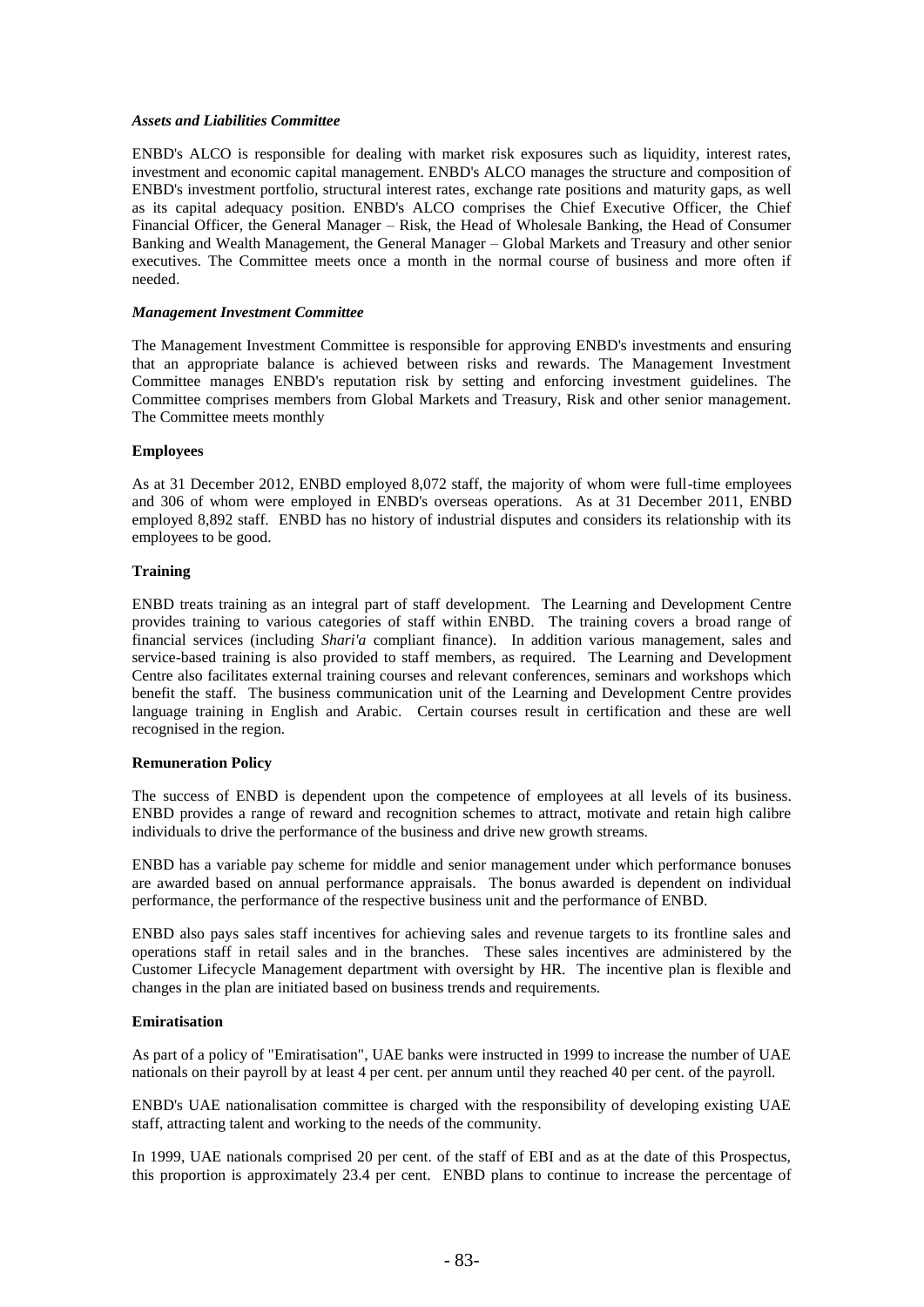*Assets and Liabilities Committee*

ENBD's ALCO is responsible for dealing with market risk exposures such as liquidity, interest rates, investment and economic capital management. ENBD's ALCO manages the structure and composition of ENBD's investment portfolio, structural interest rates, exchange rate positions and maturity gaps, as well as its capital adequacy position. ENBD's ALCO comprises the Chief Executive Officer, the Chief Financial Officer, the General Manager – Risk, the Head of Wholesale Banking, the Head of Consumer Banking and Wealth Management, the General Manager – Global Markets and Treasury and other senior executives. The Committee meets once a month in the normal course of business and more often if needed.

*Management Investment Committee*

The Management Investment Committee is responsible for approving ENBD's investments and ensuring that an appropriate balance is achieved between risks and rewards. The Management Investment Committee manages ENBD's reputation risk by setting and enforcing investment guidelines. The Committee comprises members from Global Markets and Treasury, Risk and other senior management. The Committee meets monthly

**Employees**

As at 31 December 2012, ENBD employed 8,072 staff, the majority of whom were full-time employees and 306 of whom were employed in ENBD's overseas operations. As at 31 December 2011, ENBD employed 8,892 staff. ENBD has no history of industrial disputes and considers its relationship with its employees to be good.

**Training**

ENBD treats training as an integral part of staff development. The Learning and Development Centre provides training to various categories of staff within ENBD. The training covers a broad range of financial services (including *Shari'a* compliant finance). In addition various management, sales and service-based training is also provided to staff members, as required. The Learning and Development Centre also facilitates external training courses and relevant conferences, seminars and workshops which benefit the staff. The business communication unit of the Learning and Development Centre provides language training in English and Arabic. Certain courses result in certification and these are well recognised in the region.

**Remuneration Policy**

The success of ENBD is dependent upon the competence of employees at all levels of its business. ENBD provides a range of reward and recognition schemes to attract, motivate and retain high calibre individuals to drive the performance of the business and drive new growth streams.

ENBD has a variable pay scheme for middle and senior management under which performance bonuses are awarded based on annual performance appraisals. The bonus awarded is dependent on individual performance, the performance of the respective business unit and the performance of ENBD.

ENBD also pays sales staff incentives for achieving sales and revenue targets to its frontline sales and operations staff in retail sales and in the branches. These sales incentives are administered by the Customer Lifecycle Management department with oversight by HR. The incentive plan is flexible and changes in the plan are initiated based on business trends and requirements.

**Emiratisation**

As part of a policy of "Emiratisation", UAE banks were instructed in 1999 to increase the number of UAE nationals on their payroll by at least 4 per cent. per annum until they reached 40 per cent. of the payroll.

ENBD's UAE nationalisation committee is charged with the responsibility of developing existing UAE staff, attracting talent and working to the needs of the community.

In 1999, UAE nationals comprised 20 per cent. of the staff of EBI and as at the date of this Prospectus, this proportion is approximately 23.4 per cent. ENBD plans to continue to increase the percentage of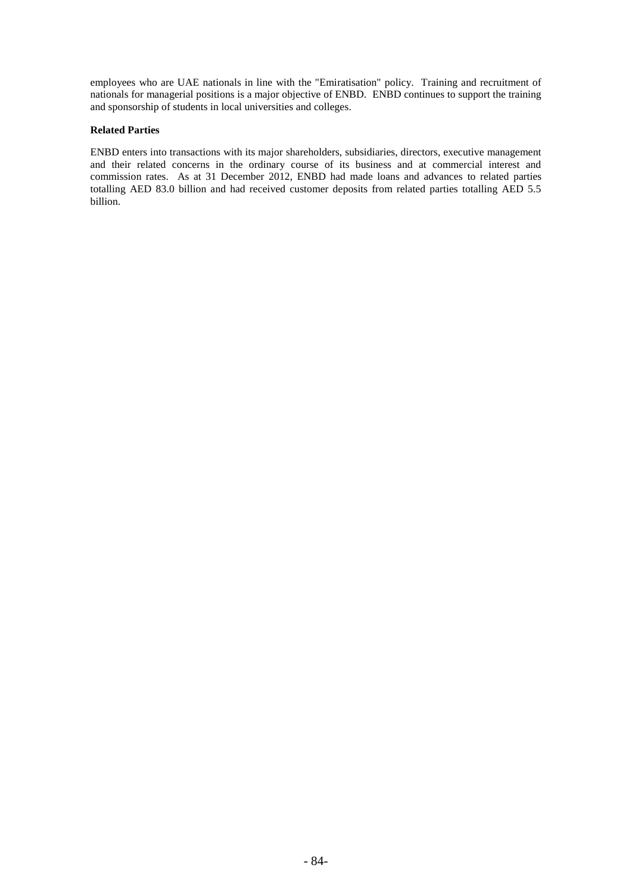employees who are UAE nationals in line with the "Emiratisation" policy. Training and recruitment of nationals for managerial positions is a major objective of ENBD. ENBD continues to support the training and sponsorship of students in local universities and colleges.

**Related Parties**

ENBD enters into transactions with its major shareholders, subsidiaries, directors, executive management and their related concerns in the ordinary course of its business and at commercial interest and commission rates. As at 31 December 2012, ENBD had made loans and advances to related parties totalling AED 83.0 billion and had received customer deposits from related parties totalling AED 5.5 billion.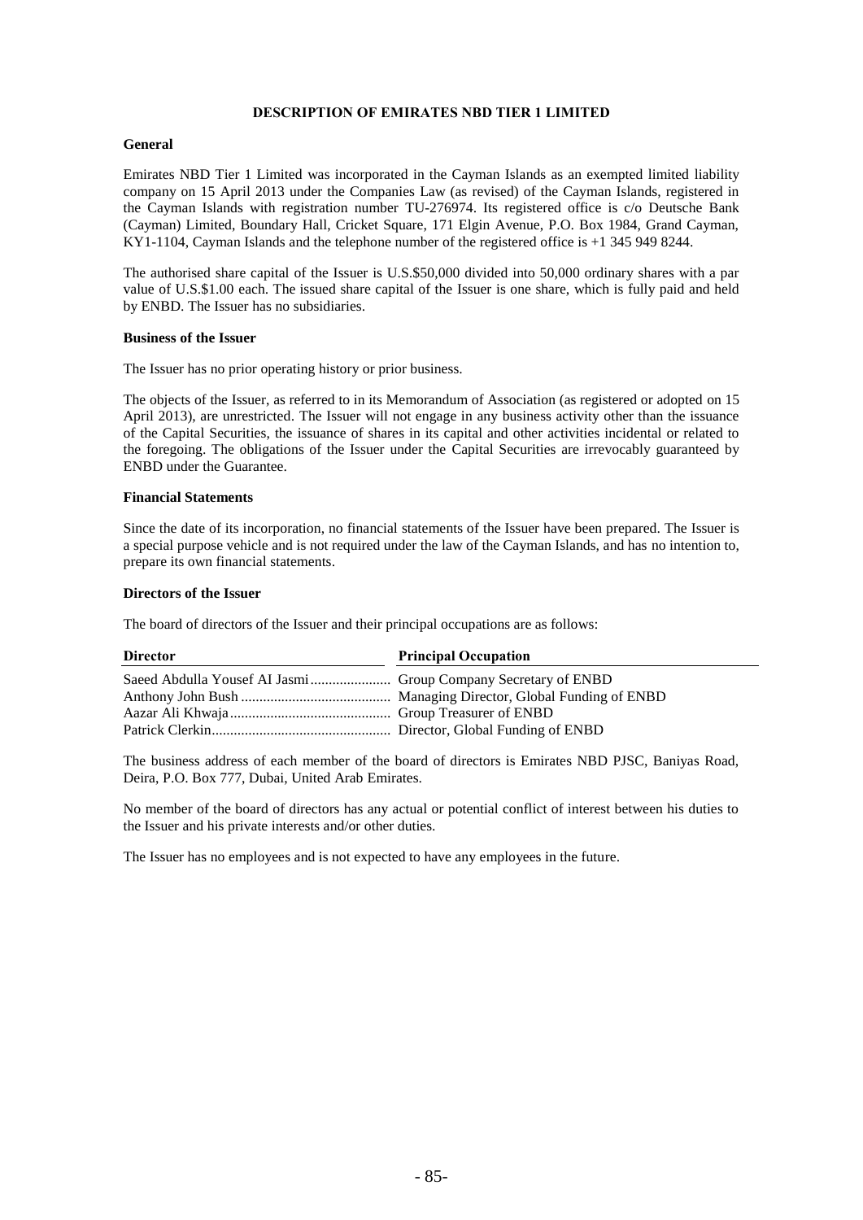# DESCRIPTION OF EMIRATES NBD TIER 1 LIMITED

## General

Emirates NBD Tier 1 Limited was incorporated in the Cayman Islands as an exempted limited liability company on 15 April 2013 under the Companies Law (as revised) of the Cayman Islands, registered in the Cayman Islands with registration number TU-276974. Its registered office is c/o Deutsche Bank (Cayman) Limited, Boundary Hall, Cricket Square, 171 Elgin Avenue, P.O. Box 1984, Grand Cayman, KY1-1104, Cayman Islands and the telephone number of the registered office is +1 345 949 8244.

The authorised share capital of the Issuer is U.S.$50,000 divided into 50,000 ordinary shares with a par value of U.S.$1.00 each. The issued share capital of the Issuer is one share, which is fully paid and held by ENBD. The Issuer has no subsidiaries.

## Business of the Issuer

The Issuer has no prior operating history or prior business.

The objects of the Issuer, as referred to in its Memorandum of Association (as registered or adopted on 15 April 2013), are unrestricted. The Issuer will not engage in any business activity other than the issuance of the Capital Securities, the issuance of shares in its capital and other activities incidental or related to the foregoing. The obligations of the Issuer under the Capital Securities are irrevocably guaranteed by ENBD under the Guarantee.

## Financial Statements

Since the date of its incorporation, no financial statements of the Issuer have been prepared. The Issuer is a special purpose vehicle and is not required under the law of the Cayman Islands, and has no intention to, prepare its own financial statements.

## Directors of the Issuer

The board of directors of the Issuer and their principal occupations are as follows:

| Director | Principal Occupation |
|---|---|
| Saeed Abdulla Yousef AI Jasmi | Group Company Secretary of ENBD |
| Anthony John Bush | Managing Director, Global Funding of ENBD |
| Aazar Ali Khwaja | Group Treasurer of ENBD |
| Patrick Clerkin | Director, Global Funding of ENBD |

The business address of each member of the board of directors is Emirates NBD PJSC, Baniyas Road, Deira, P.O. Box 777, Dubai, United Arab Emirates.

No member of the board of directors has any actual or potential conflict of interest between his duties to the Issuer and his private interests and/or other duties.

The Issuer has no employees and is not expected to have any employees in the future.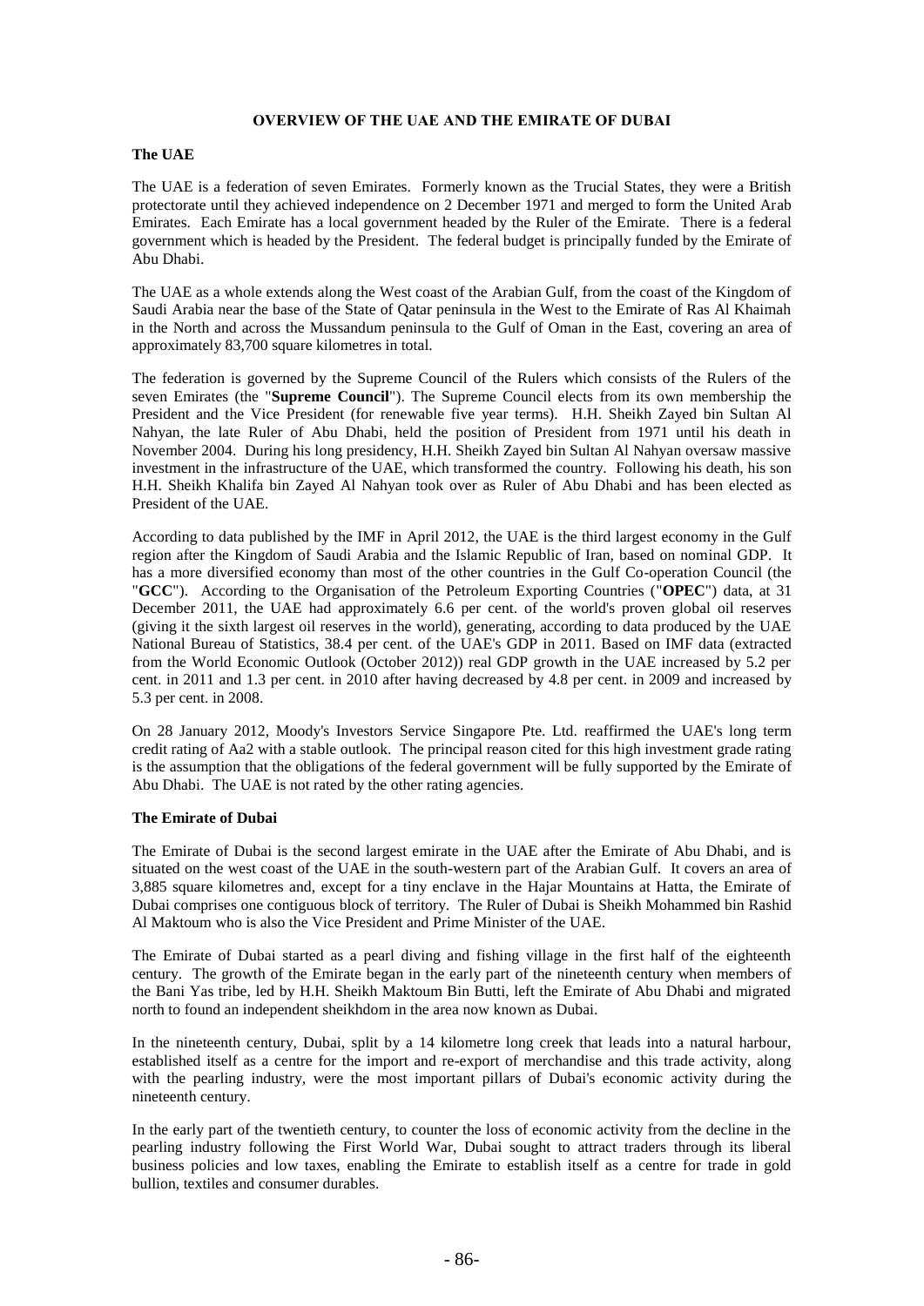# OVERVIEW OF THE UAE AND THE EMIRATE OF DUBAI

## The UAE

The UAE is a federation of seven Emirates. Formerly known as the Trucial States, they were a British protectorate until they achieved independence on 2 December 1971 and merged to form the United Arab Emirates. Each Emirate has a local government headed by the Ruler of the Emirate. There is a federal government which is headed by the President. The federal budget is principally funded by the Emirate of Abu Dhabi.

The UAE as a whole extends along the West coast of the Arabian Gulf, from the coast of the Kingdom of Saudi Arabia near the base of the State of Qatar peninsula in the West to the Emirate of Ras Al Khaimah in the North and across the Mussandum peninsula to the Gulf of Oman in the East, covering an area of approximately 83,700 square kilometres in total.

The federation is governed by the Supreme Council of the Rulers which consists of the Rulers of the seven Emirates (the "**Supreme Council**"). The Supreme Council elects from its own membership the President and the Vice President (for renewable five year terms). H.H. Sheikh Zayed bin Sultan Al Nahyan, the late Ruler of Abu Dhabi, held the position of President from 1971 until his death in November 2004. During his long presidency, H.H. Sheikh Zayed bin Sultan Al Nahyan oversaw massive investment in the infrastructure of the UAE, which transformed the country. Following his death, his son H.H. Sheikh Khalifa bin Zayed Al Nahyan took over as Ruler of Abu Dhabi and has been elected as President of the UAE.

According to data published by the IMF in April 2012, the UAE is the third largest economy in the Gulf region after the Kingdom of Saudi Arabia and the Islamic Republic of Iran, based on nominal GDP. It has a more diversified economy than most of the other countries in the Gulf Co-operation Council (the "**GCC**"). According to the Organisation of the Petroleum Exporting Countries ("**OPEC**") data, at 31 December 2011, the UAE had approximately 6.6 per cent. of the world's proven global oil reserves (giving it the sixth largest oil reserves in the world), generating, according to data produced by the UAE National Bureau of Statistics, 38.4 per cent. of the UAE's GDP in 2011. Based on IMF data (extracted from the World Economic Outlook (October 2012)) real GDP growth in the UAE increased by 5.2 per cent. in 2011 and 1.3 per cent. in 2010 after having decreased by 4.8 per cent. in 2009 and increased by 5.3 per cent. in 2008.

On 28 January 2012, Moody's Investors Service Singapore Pte. Ltd. reaffirmed the UAE's long term credit rating of Aa2 with a stable outlook. The principal reason cited for this high investment grade rating is the assumption that the obligations of the federal government will be fully supported by the Emirate of Abu Dhabi. The UAE is not rated by the other rating agencies.

## The Emirate of Dubai

The Emirate of Dubai is the second largest emirate in the UAE after the Emirate of Abu Dhabi, and is situated on the west coast of the UAE in the south-western part of the Arabian Gulf. It covers an area of 3,885 square kilometres and, except for a tiny enclave in the Hajar Mountains at Hatta, the Emirate of Dubai comprises one contiguous block of territory. The Ruler of Dubai is Sheikh Mohammed bin Rashid Al Maktoum who is also the Vice President and Prime Minister of the UAE.

The Emirate of Dubai started as a pearl diving and fishing village in the first half of the eighteenth century. The growth of the Emirate began in the early part of the nineteenth century when members of the Bani Yas tribe, led by H.H. Sheikh Maktoum Bin Butti, left the Emirate of Abu Dhabi and migrated north to found an independent sheikhdom in the area now known as Dubai.

In the nineteenth century, Dubai, split by a 14 kilometre long creek that leads into a natural harbour, established itself as a centre for the import and re-export of merchandise and this trade activity, along with the pearling industry, were the most important pillars of Dubai's economic activity during the nineteenth century.

In the early part of the twentieth century, to counter the loss of economic activity from the decline in the pearling industry following the First World War, Dubai sought to attract traders through its liberal business policies and low taxes, enabling the Emirate to establish itself as a centre for trade in gold bullion, textiles and consumer durables.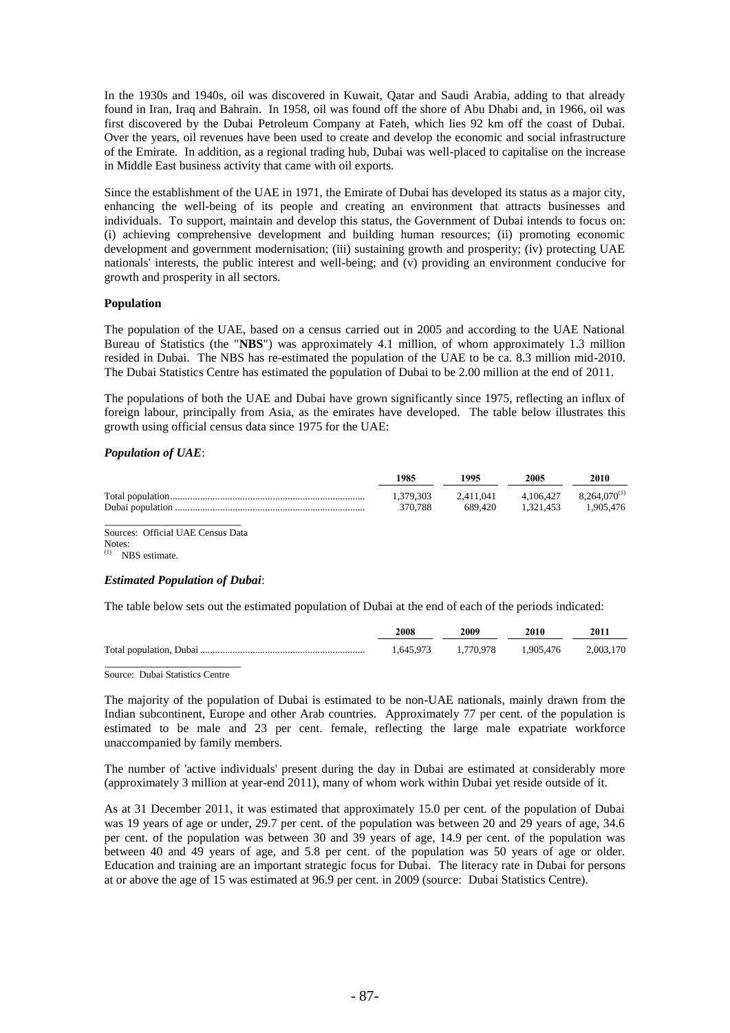In the 1930s and 1940s, oil was discovered in Kuwait, Qatar and Saudi Arabia, adding to that already found in Iran, Iraq and Bahrain. In 1958, oil was found off the shore of Abu Dhabi and, in 1966, oil was first discovered by the Dubai Petroleum Company at Fateh, which lies 92 km off the coast of Dubai. Over the years, oil revenues have been used to create and develop the economic and social infrastructure of the Emirate. In addition, as a regional trading hub, Dubai was well-placed to capitalise on the increase in Middle East business activity that came with oil exports.

Since the establishment of the UAE in 1971, the Emirate of Dubai has developed its status as a major city, enhancing the well-being of its people and creating an environment that attracts businesses and individuals. To support, maintain and develop this status, the Government of Dubai intends to focus on: (i) achieving comprehensive development and building human resources; (ii) promoting economic development and government modernisation; (iii) sustaining growth and prosperity; (iv) protecting UAE nationals' interests, the public interest and well-being; and (v) providing an environment conducive for growth and prosperity in all sectors.

**Population**

The population of the UAE, based on a census carried out in 2005 and according to the UAE National Bureau of Statistics (the "**NBS**") was approximately 4.1 million, of whom approximately 1.3 million resided in Dubai. The NBS has re-estimated the population of the UAE to be ca. 8.3 million mid-2010. The Dubai Statistics Centre has estimated the population of Dubai to be 2.00 million at the end of 2011.

The populations of both the UAE and Dubai have grown significantly since 1975, reflecting an influx of foreign labour, principally from Asia, as the emirates have developed. The table below illustrates this growth using official census data since 1975 for the UAE:

***Population of UAE***:

| | 1985 | 1995 | 2005 | 2010 |
|---|---|---|---|---|
| Total population | 1,379,303 | 2,411,041 | 4,106,427 | 8,264,070[(1)] |
| Dubai population | 370,788 | 689,420 | 1,321,453 | 1,905,476 |

Sources: Official UAE Census Data

Notes:

[(1)] NBS estimate.

***Estimated Population of Dubai***:

The table below sets out the estimated population of Dubai at the end of each of the periods indicated:

| | 2008 | 2009 | 2010 | 2011 |
|---|---|---|---|---|
| Total population, Dubai | 1,645,973 | 1,770,978 | 1,905,476 | 2,003,170 |

Source: Dubai Statistics Centre

The majority of the population of Dubai is estimated to be non-UAE nationals, mainly drawn from the Indian subcontinent, Europe and other Arab countries. Approximately 77 per cent. of the population is estimated to be male and 23 per cent. female, reflecting the large male expatriate workforce unaccompanied by family members.

The number of 'active individuals' present during the day in Dubai are estimated at considerably more (approximately 3 million at year-end 2011), many of whom work within Dubai yet reside outside of it.

As at 31 December 2011, it was estimated that approximately 15.0 per cent. of the population of Dubai was 19 years of age or under, 29.7 per cent. of the population was between 20 and 29 years of age, 34.6 per cent. of the population was between 30 and 39 years of age, 14.9 per cent. of the population was between 40 and 49 years of age, and 5.8 per cent. of the population was 50 years of age or older. Education and training are an important strategic focus for Dubai. The literacy rate in Dubai for persons at or above the age of 15 was estimated at 96.9 per cent. in 2009 (source: Dubai Statistics Centre).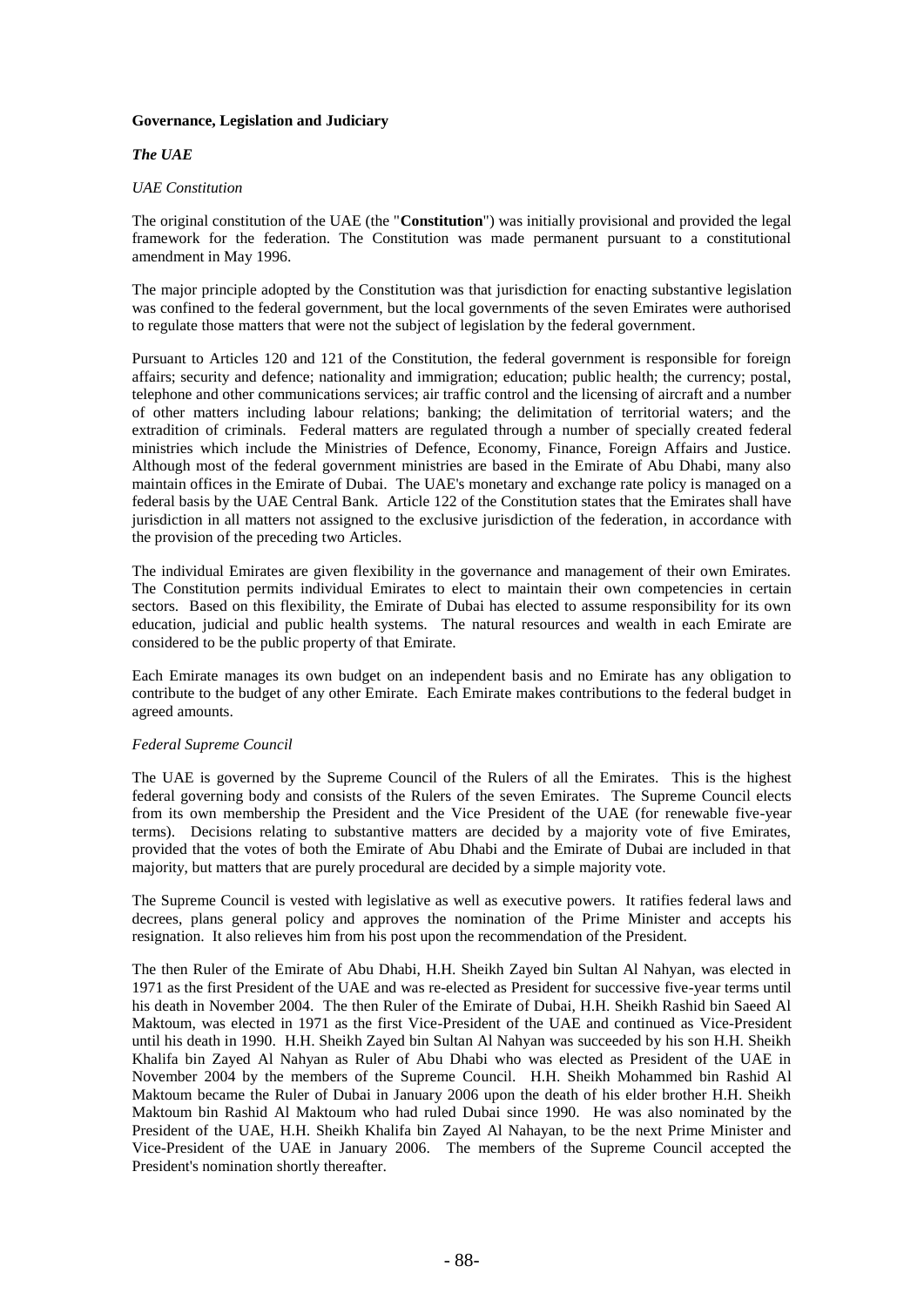**Governance, Legislation and Judiciary**

***The UAE***

*UAE Constitution*

The original constitution of the UAE (the "**Constitution**") was initially provisional and provided the legal framework for the federation. The Constitution was made permanent pursuant to a constitutional amendment in May 1996.

The major principle adopted by the Constitution was that jurisdiction for enacting substantive legislation was confined to the federal government, but the local governments of the seven Emirates were authorised to regulate those matters that were not the subject of legislation by the federal government.

Pursuant to Articles 120 and 121 of the Constitution, the federal government is responsible for foreign affairs; security and defence; nationality and immigration; education; public health; the currency; postal, telephone and other communications services; air traffic control and the licensing of aircraft and a number of other matters including labour relations; banking; the delimitation of territorial waters; and the extradition of criminals. Federal matters are regulated through a number of specially created federal ministries which include the Ministries of Defence, Economy, Finance, Foreign Affairs and Justice. Although most of the federal government ministries are based in the Emirate of Abu Dhabi, many also maintain offices in the Emirate of Dubai. The UAE's monetary and exchange rate policy is managed on a federal basis by the UAE Central Bank. Article 122 of the Constitution states that the Emirates shall have jurisdiction in all matters not assigned to the exclusive jurisdiction of the federation, in accordance with the provision of the preceding two Articles.

The individual Emirates are given flexibility in the governance and management of their own Emirates. The Constitution permits individual Emirates to elect to maintain their own competencies in certain sectors. Based on this flexibility, the Emirate of Dubai has elected to assume responsibility for its own education, judicial and public health systems. The natural resources and wealth in each Emirate are considered to be the public property of that Emirate.

Each Emirate manages its own budget on an independent basis and no Emirate has any obligation to contribute to the budget of any other Emirate. Each Emirate makes contributions to the federal budget in agreed amounts.

*Federal Supreme Council*

The UAE is governed by the Supreme Council of the Rulers of all the Emirates. This is the highest federal governing body and consists of the Rulers of the seven Emirates. The Supreme Council elects from its own membership the President and the Vice President of the UAE (for renewable five-year terms). Decisions relating to substantive matters are decided by a majority vote of five Emirates, provided that the votes of both the Emirate of Abu Dhabi and the Emirate of Dubai are included in that majority, but matters that are purely procedural are decided by a simple majority vote.

The Supreme Council is vested with legislative as well as executive powers. It ratifies federal laws and decrees, plans general policy and approves the nomination of the Prime Minister and accepts his resignation. It also relieves him from his post upon the recommendation of the President.

The then Ruler of the Emirate of Abu Dhabi, H.H. Sheikh Zayed bin Sultan Al Nahyan, was elected in 1971 as the first President of the UAE and was re-elected as President for successive five-year terms until his death in November 2004. The then Ruler of the Emirate of Dubai, H.H. Sheikh Rashid bin Saeed Al Maktoum, was elected in 1971 as the first Vice-President of the UAE and continued as Vice-President until his death in 1990. H.H. Sheikh Zayed bin Sultan Al Nahyan was succeeded by his son H.H. Sheikh Khalifa bin Zayed Al Nahyan as Ruler of Abu Dhabi who was elected as President of the UAE in November 2004 by the members of the Supreme Council. H.H. Sheikh Mohammed bin Rashid Al Maktoum became the Ruler of Dubai in January 2006 upon the death of his elder brother H.H. Sheikh Maktoum bin Rashid Al Maktoum who had ruled Dubai since 1990. He was also nominated by the President of the UAE, H.H. Sheikh Khalifa bin Zayed Al Nahyan, to be the next Prime Minister and Vice-President of the UAE in January 2006. The members of the Supreme Council accepted the President's nomination shortly thereafter.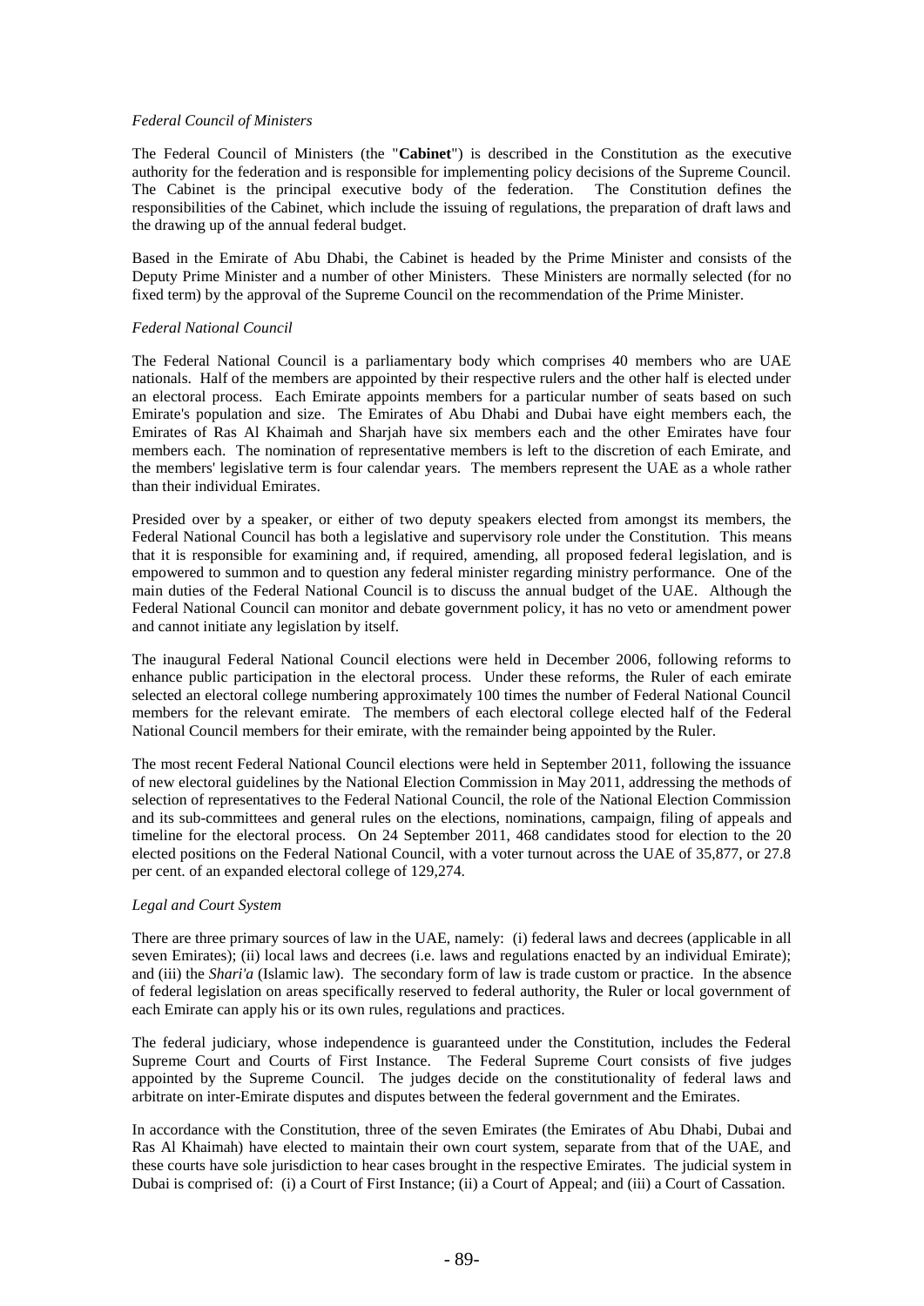*Federal Council of Ministers*

The Federal Council of Ministers (the "**Cabinet**") is described in the Constitution as the executive authority for the federation and is responsible for implementing policy decisions of the Supreme Council. The Cabinet is the principal executive body of the federation. The Constitution defines the responsibilities of the Cabinet, which include the issuing of regulations, the preparation of draft laws and the drawing up of the annual federal budget.

Based in the Emirate of Abu Dhabi, the Cabinet is headed by the Prime Minister and consists of the Deputy Prime Minister and a number of other Ministers. These Ministers are normally selected (for no fixed term) by the approval of the Supreme Council on the recommendation of the Prime Minister.

*Federal National Council*

The Federal National Council is a parliamentary body which comprises 40 members who are UAE nationals. Half of the members are appointed by their respective rulers and the other half is elected under an electoral process. Each Emirate appoints members for a particular number of seats based on such Emirate's population and size. The Emirates of Abu Dhabi and Dubai have eight members each, the Emirates of Ras Al Khaimah and Sharjah have six members each and the other Emirates have four members each. The nomination of representative members is left to the discretion of each Emirate, and the members' legislative term is four calendar years. The members represent the UAE as a whole rather than their individual Emirates.

Presided over by a speaker, or either of two deputy speakers elected from amongst its members, the Federal National Council has both a legislative and supervisory role under the Constitution. This means that it is responsible for examining and, if required, amending, all proposed federal legislation, and is empowered to summon and to question any federal minister regarding ministry performance. One of the main duties of the Federal National Council is to discuss the annual budget of the UAE. Although the Federal National Council can monitor and debate government policy, it has no veto or amendment power and cannot initiate any legislation by itself.

The inaugural Federal National Council elections were held in December 2006, following reforms to enhance public participation in the electoral process. Under these reforms, the Ruler of each emirate selected an electoral college numbering approximately 100 times the number of Federal National Council members for the relevant emirate. The members of each electoral college elected half of the Federal National Council members for their emirate, with the remainder being appointed by the Ruler.

The most recent Federal National Council elections were held in September 2011, following the issuance of new electoral guidelines by the National Election Commission in May 2011, addressing the methods of selection of representatives to the Federal National Council, the role of the National Election Commission and its sub-committees and general rules on the elections, nominations, campaign, filing of appeals and timeline for the electoral process. On 24 September 2011, 468 candidates stood for election to the 20 elected positions on the Federal National Council, with a voter turnout across the UAE of 35,877, or 27.8 per cent. of an expanded electoral college of 129,274.

*Legal and Court System*

There are three primary sources of law in the UAE, namely: (i) federal laws and decrees (applicable in all seven Emirates); (ii) local laws and decrees (i.e. laws and regulations enacted by an individual Emirate); and (iii) the *Shari'a* (Islamic law). The secondary form of law is trade custom or practice. In the absence of federal legislation on areas specifically reserved to federal authority, the Ruler or local government of each Emirate can apply his or its own rules, regulations and practices.

The federal judiciary, whose independence is guaranteed under the Constitution, includes the Federal Supreme Court and Courts of First Instance. The Federal Supreme Court consists of five judges appointed by the Supreme Council. The judges decide on the constitutionality of federal laws and arbitrate on inter-Emirate disputes and disputes between the federal government and the Emirates.

In accordance with the Constitution, three of the seven Emirates (the Emirates of Abu Dhabi, Dubai and Ras Al Khaimah) have elected to maintain their own court system, separate from that of the UAE, and these courts have sole jurisdiction to hear cases brought in the respective Emirates. The judicial system in Dubai is comprised of: (i) a Court of First Instance; (ii) a Court of Appeal; and (iii) a Court of Cassation.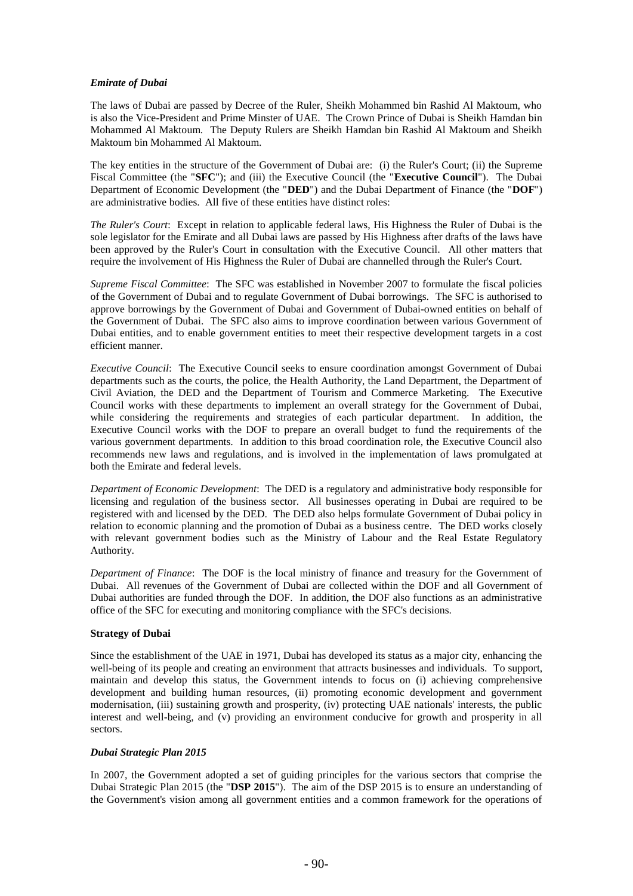### *Emirate of Dubai*

The laws of Dubai are passed by Decree of the Ruler, Sheikh Mohammed bin Rashid Al Maktoum, who is also the Vice-President and Prime Minster of UAE. The Crown Prince of Dubai is Sheikh Hamdan bin Mohammed Al Maktoum. The Deputy Rulers are Sheikh Hamdan bin Rashid Al Maktoum and Sheikh Maktoum bin Mohammed Al Maktoum.

The key entities in the structure of the Government of Dubai are: (i) the Ruler's Court; (ii) the Supreme Fiscal Committee (the "**SFC**"); and (iii) the Executive Council (the "**Executive Council**"). The Dubai Department of Economic Development (the "**DED**") and the Dubai Department of Finance (the "**DOF**") are administrative bodies. All five of these entities have distinct roles:

*The Ruler's Court*: Except in relation to applicable federal laws, His Highness the Ruler of Dubai is the sole legislator for the Emirate and all Dubai laws are passed by His Highness after drafts of the laws have been approved by the Ruler's Court in consultation with the Executive Council. All other matters that require the involvement of His Highness the Ruler of Dubai are channelled through the Ruler's Court.

*Supreme Fiscal Committee*: The SFC was established in November 2007 to formulate the fiscal policies of the Government of Dubai and to regulate Government of Dubai borrowings. The SFC is authorised to approve borrowings by the Government of Dubai and Government of Dubai-owned entities on behalf of the Government of Dubai. The SFC also aims to improve coordination between various Government of Dubai entities, and to enable government entities to meet their respective development targets in a cost efficient manner.

*Executive Council*: The Executive Council seeks to ensure coordination amongst Government of Dubai departments such as the courts, the police, the Health Authority, the Land Department, the Department of Civil Aviation, the DED and the Department of Tourism and Commerce Marketing. The Executive Council works with these departments to implement an overall strategy for the Government of Dubai, while considering the requirements and strategies of each particular department. In addition, the Executive Council works with the DOF to prepare an overall budget to fund the requirements of the various government departments. In addition to this broad coordination role, the Executive Council also recommends new laws and regulations, and is involved in the implementation of laws promulgated at both the Emirate and federal levels.

*Department of Economic Development*: The DED is a regulatory and administrative body responsible for licensing and regulation of the business sector. All businesses operating in Dubai are required to be registered with and licensed by the DED. The DED also helps formulate Government of Dubai policy in relation to economic planning and the promotion of Dubai as a business centre. The DED works closely with relevant government bodies such as the Ministry of Labour and the Real Estate Regulatory Authority.

*Department of Finance*: The DOF is the local ministry of finance and treasury for the Government of Dubai. All revenues of the Government of Dubai are collected within the DOF and all Government of Dubai authorities are funded through the DOF. In addition, the DOF also functions as an administrative office of the SFC for executing and monitoring compliance with the SFC's decisions.

## Strategy of Dubai

Since the establishment of the UAE in 1971, Dubai has developed its status as a major city, enhancing the well-being of its people and creating an environment that attracts businesses and individuals. To support, maintain and develop this status, the Government intends to focus on (i) achieving comprehensive development and building human resources, (ii) promoting economic development and government modernisation, (iii) sustaining growth and prosperity, (iv) protecting UAE nationals' interests, the public interest and well-being, and (v) providing an environment conducive for growth and prosperity in all sectors.

### *Dubai Strategic Plan 2015*

In 2007, the Government adopted a set of guiding principles for the various sectors that comprise the Dubai Strategic Plan 2015 (the "**DSP 2015**"). The aim of the DSP 2015 is to ensure an understanding of the Government's vision among all government entities and a common framework for the operations of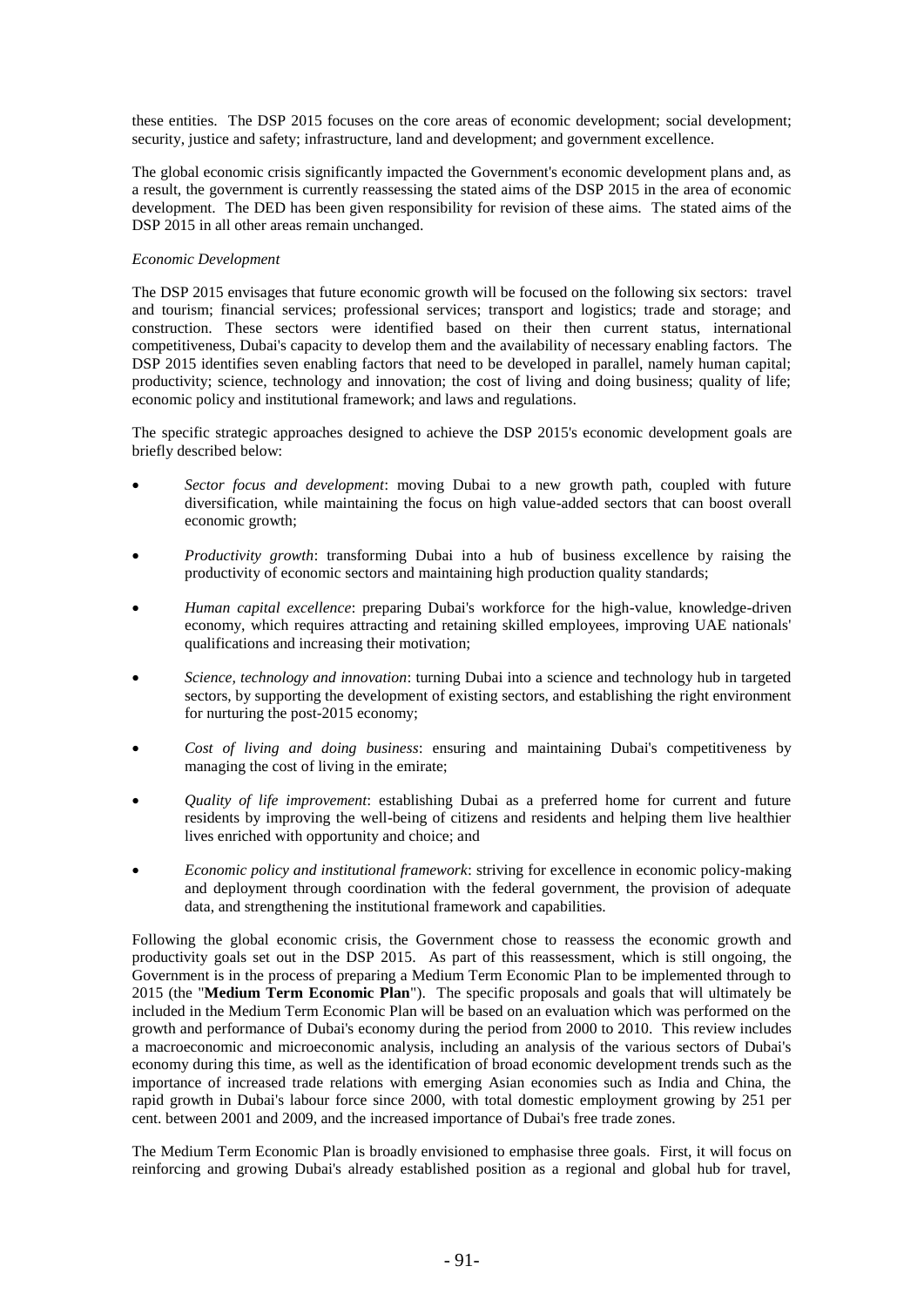these entities. The DSP 2015 focuses on the core areas of economic development; social development; security, justice and safety; infrastructure, land and development; and government excellence.

The global economic crisis significantly impacted the Government's economic development plans and, as a result, the government is currently reassessing the stated aims of the DSP 2015 in the area of economic development. The DED has been given responsibility for revision of these aims. The stated aims of the DSP 2015 in all other areas remain unchanged.

*Economic Development*

The DSP 2015 envisages that future economic growth will be focused on the following six sectors: travel and tourism; financial services; professional services; transport and logistics; trade and storage; and construction. These sectors were identified based on their then current status, international competitiveness, Dubai's capacity to develop them and the availability of necessary enabling factors. The DSP 2015 identifies seven enabling factors that need to be developed in parallel, namely human capital; productivity; science, technology and innovation; the cost of living and doing business; quality of life; economic policy and institutional framework; and laws and regulations.

The specific strategic approaches designed to achieve the DSP 2015's economic development goals are briefly described below:

- *Sector focus and development*: moving Dubai to a new growth path, coupled with future diversification, while maintaining the focus on high value-added sectors that can boost overall economic growth;
- *Productivity growth*: transforming Dubai into a hub of business excellence by raising the productivity of economic sectors and maintaining high production quality standards;
- *Human capital excellence*: preparing Dubai's workforce for the high-value, knowledge-driven economy, which requires attracting and retaining skilled employees, improving UAE nationals' qualifications and increasing their motivation;
- *Science, technology and innovation*: turning Dubai into a science and technology hub in targeted sectors, by supporting the development of existing sectors, and establishing the right environment for nurturing the post-2015 economy;
- *Cost of living and doing business*: ensuring and maintaining Dubai's competitiveness by managing the cost of living in the emirate;
- *Quality of life improvement*: establishing Dubai as a preferred home for current and future residents by improving the well-being of citizens and residents and helping them live healthier lives enriched with opportunity and choice; and
- *Economic policy and institutional framework*: striving for excellence in economic policy-making and deployment through coordination with the federal government, the provision of adequate data, and strengthening the institutional framework and capabilities.

Following the global economic crisis, the Government chose to reassess the economic growth and productivity goals set out in the DSP 2015. As part of this reassessment, which is still ongoing, the Government is in the process of preparing a Medium Term Economic Plan to be implemented through to 2015 (the "**Medium Term Economic Plan**"). The specific proposals and goals that will ultimately be included in the Medium Term Economic Plan will be based on an evaluation which was performed on the growth and performance of Dubai's economy during the period from 2000 to 2010. This review includes a macroeconomic and microeconomic analysis, including an analysis of the various sectors of Dubai's economy during this time, as well as the identification of broad economic development trends such as the importance of increased trade relations with emerging Asian economies such as India and China, the rapid growth in Dubai's labour force since 2000, with total domestic employment growing by 251 per cent. between 2001 and 2009, and the increased importance of Dubai's free trade zones.

The Medium Term Economic Plan is broadly envisioned to emphasise three goals. First, it will focus on reinforcing and growing Dubai's already established position as a regional and global hub for travel,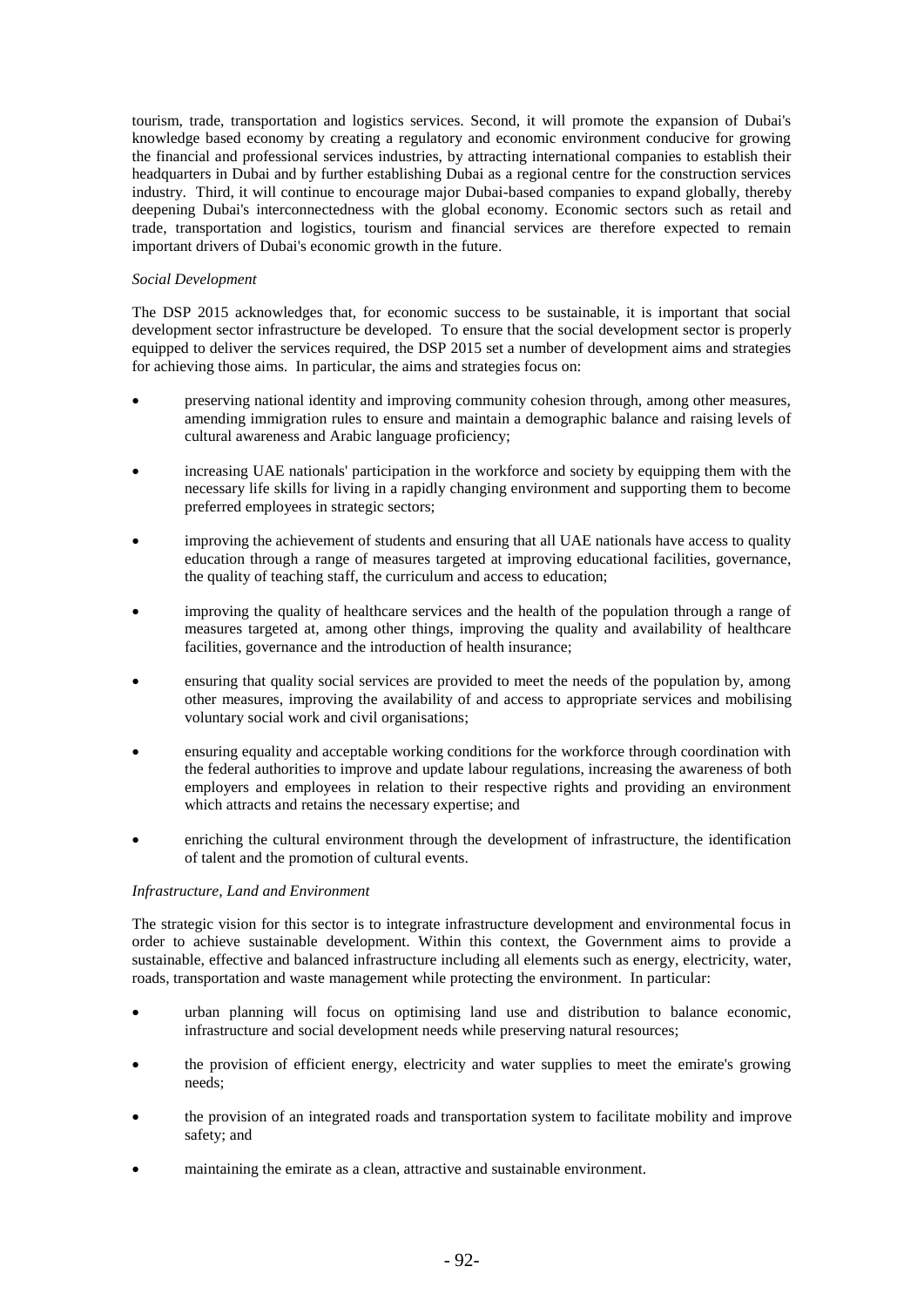tourism, trade, transportation and logistics services. Second, it will promote the expansion of Dubai's knowledge based economy by creating a regulatory and economic environment conducive for growing the financial and professional services industries, by attracting international companies to establish their headquarters in Dubai and by further establishing Dubai as a regional centre for the construction services industry. Third, it will continue to encourage major Dubai-based companies to expand globally, thereby deepening Dubai's interconnectedness with the global economy. Economic sectors such as retail and trade, transportation and logistics, tourism and financial services are therefore expected to remain important drivers of Dubai's economic growth in the future.

*Social Development*

The DSP 2015 acknowledges that, for economic success to be sustainable, it is important that social development sector infrastructure be developed. To ensure that the social development sector is properly equipped to deliver the services required, the DSP 2015 set a number of development aims and strategies for achieving those aims. In particular, the aims and strategies focus on:

- preserving national identity and improving community cohesion through, among other measures, amending immigration rules to ensure and maintain a demographic balance and raising levels of cultural awareness and Arabic language proficiency;
- increasing UAE nationals' participation in the workforce and society by equipping them with the necessary life skills for living in a rapidly changing environment and supporting them to become preferred employees in strategic sectors;
- improving the achievement of students and ensuring that all UAE nationals have access to quality education through a range of measures targeted at improving educational facilities, governance, the quality of teaching staff, the curriculum and access to education;
- improving the quality of healthcare services and the health of the population through a range of measures targeted at, among other things, improving the quality and availability of healthcare facilities, governance and the introduction of health insurance;
- ensuring that quality social services are provided to meet the needs of the population by, among other measures, improving the availability of and access to appropriate services and mobilising voluntary social work and civil organisations;
- ensuring equality and acceptable working conditions for the workforce through coordination with the federal authorities to improve and update labour regulations, increasing the awareness of both employers and employees in relation to their respective rights and providing an environment which attracts and retains the necessary expertise; and
- enriching the cultural environment through the development of infrastructure, the identification of talent and the promotion of cultural events.

*Infrastructure, Land and Environment*

The strategic vision for this sector is to integrate infrastructure development and environmental focus in order to achieve sustainable development. Within this context, the Government aims to provide a sustainable, effective and balanced infrastructure including all elements such as energy, electricity, water, roads, transportation and waste management while protecting the environment. In particular:

- urban planning will focus on optimising land use and distribution to balance economic, infrastructure and social development needs while preserving natural resources;
- the provision of efficient energy, electricity and water supplies to meet the emirate's growing needs;
- the provision of an integrated roads and transportation system to facilitate mobility and improve safety; and
- maintaining the emirate as a clean, attractive and sustainable environment.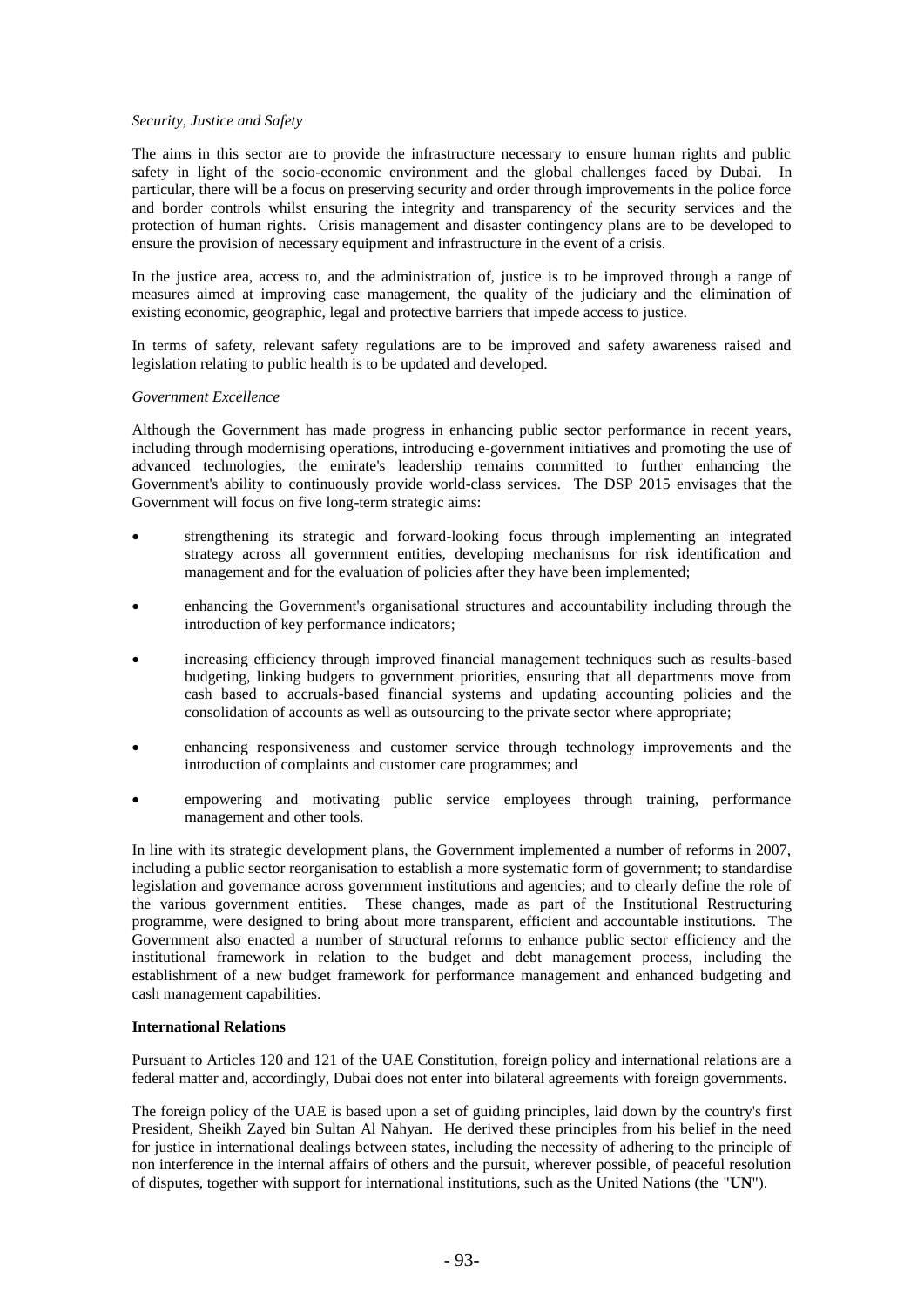*Security, Justice and Safety*

The aims in this sector are to provide the infrastructure necessary to ensure human rights and public safety in light of the socio-economic environment and the global challenges faced by Dubai. In particular, there will be a focus on preserving security and order through improvements in the police force and border controls whilst ensuring the integrity and transparency of the security services and the protection of human rights. Crisis management and disaster contingency plans are to be developed to ensure the provision of necessary equipment and infrastructure in the event of a crisis.

In the justice area, access to, and the administration of, justice is to be improved through a range of measures aimed at improving case management, the quality of the judiciary and the elimination of existing economic, geographic, legal and protective barriers that impede access to justice.

In terms of safety, relevant safety regulations are to be improved and safety awareness raised and legislation relating to public health is to be updated and developed.

*Government Excellence*

Although the Government has made progress in enhancing public sector performance in recent years, including through modernising operations, introducing e-government initiatives and promoting the use of advanced technologies, the emirate's leadership remains committed to further enhancing the Government's ability to continuously provide world-class services. The DSP 2015 envisages that the Government will focus on five long-term strategic aims:

- strengthening its strategic and forward-looking focus through implementing an integrated strategy across all government entities, developing mechanisms for risk identification and management and for the evaluation of policies after they have been implemented;
- enhancing the Government's organisational structures and accountability including through the introduction of key performance indicators;
- increasing efficiency through improved financial management techniques such as results-based budgeting, linking budgets to government priorities, ensuring that all departments move from cash based to accruals-based financial systems and updating accounting policies and the consolidation of accounts as well as outsourcing to the private sector where appropriate;
- enhancing responsiveness and customer service through technology improvements and the introduction of complaints and customer care programmes; and
- empowering and motivating public service employees through training, performance management and other tools.

In line with its strategic development plans, the Government implemented a number of reforms in 2007, including a public sector reorganisation to establish a more systematic form of government; to standardise legislation and governance across government institutions and agencies; and to clearly define the role of the various government entities. These changes, made as part of the Institutional Restructuring programme, were designed to bring about more transparent, efficient and accountable institutions. The Government also enacted a number of structural reforms to enhance public sector efficiency and the institutional framework in relation to the budget and debt management process, including the establishment of a new budget framework for performance management and enhanced budgeting and cash management capabilities.

**International Relations**

Pursuant to Articles 120 and 121 of the UAE Constitution, foreign policy and international relations are a federal matter and, accordingly, Dubai does not enter into bilateral agreements with foreign governments.

The foreign policy of the UAE is based upon a set of guiding principles, laid down by the country's first President, Sheikh Zayed bin Sultan Al Nahyan. He derived these principles from his belief in the need for justice in international dealings between states, including the necessity of adhering to the principle of non interference in the internal affairs of others and the pursuit, wherever possible, of peaceful resolution of disputes, together with support for international institutions, such as the United Nations (the "**UN**").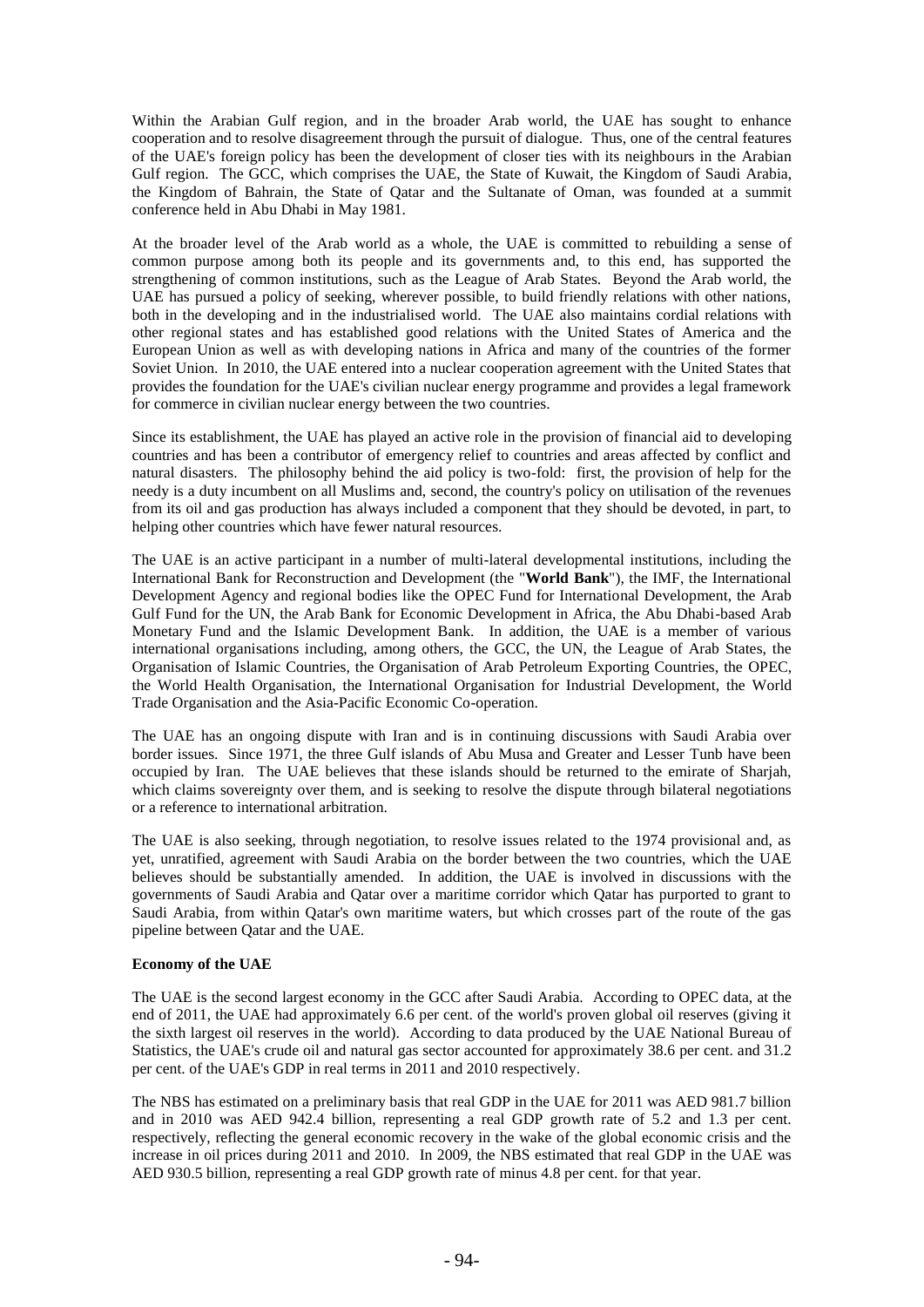Within the Arabian Gulf region, and in the broader Arab world, the UAE has sought to enhance cooperation and to resolve disagreement through the pursuit of dialogue. Thus, one of the central features of the UAE's foreign policy has been the development of closer ties with its neighbours in the Arabian Gulf region. The GCC, which comprises the UAE, the State of Kuwait, the Kingdom of Saudi Arabia, the Kingdom of Bahrain, the State of Qatar and the Sultanate of Oman, was founded at a summit conference held in Abu Dhabi in May 1981.

At the broader level of the Arab world as a whole, the UAE is committed to rebuilding a sense of common purpose among both its people and its governments and, to this end, has supported the strengthening of common institutions, such as the League of Arab States. Beyond the Arab world, the UAE has pursued a policy of seeking, wherever possible, to build friendly relations with other nations, both in the developing and in the industrialised world. The UAE also maintains cordial relations with other regional states and has established good relations with the United States of America and the European Union as well as with developing nations in Africa and many of the countries of the former Soviet Union. In 2010, the UAE entered into a nuclear cooperation agreement with the United States that provides the foundation for the UAE's civilian nuclear energy programme and provides a legal framework for commerce in civilian nuclear energy between the two countries.

Since its establishment, the UAE has played an active role in the provision of financial aid to developing countries and has been a contributor of emergency relief to countries and areas affected by conflict and natural disasters. The philosophy behind the aid policy is two-fold: first, the provision of help for the needy is a duty incumbent on all Muslims and, second, the country's policy on utilisation of the revenues from its oil and gas production has always included a component that they should be devoted, in part, to helping other countries which have fewer natural resources.

The UAE is an active participant in a number of multi-lateral developmental institutions, including the International Bank for Reconstruction and Development (the "**World Bank**"), the IMF, the International Development Agency and regional bodies like the OPEC Fund for International Development, the Arab Gulf Fund for the UN, the Arab Bank for Economic Development in Africa, the Abu Dhabi-based Arab Monetary Fund and the Islamic Development Bank. In addition, the UAE is a member of various international organisations including, among others, the GCC, the UN, the League of Arab States, the Organisation of Islamic Countries, the Organisation of Arab Petroleum Exporting Countries, the OPEC, the World Health Organisation, the International Organisation for Industrial Development, the World Trade Organisation and the Asia-Pacific Economic Co-operation.

The UAE has an ongoing dispute with Iran and is in continuing discussions with Saudi Arabia over border issues. Since 1971, the three Gulf islands of Abu Musa and Greater and Lesser Tunb have been occupied by Iran. The UAE believes that these islands should be returned to the emirate of Sharjah, which claims sovereignty over them, and is seeking to resolve the dispute through bilateral negotiations or a reference to international arbitration.

The UAE is also seeking, through negotiation, to resolve issues related to the 1974 provisional and, as yet, unratified, agreement with Saudi Arabia on the border between the two countries, which the UAE believes should be substantially amended. In addition, the UAE is involved in discussions with the governments of Saudi Arabia and Qatar over a maritime corridor which Qatar has purported to grant to Saudi Arabia, from within Qatar's own maritime waters, but which crosses part of the route of the gas pipeline between Qatar and the UAE.

**Economy of the UAE**

The UAE is the second largest economy in the GCC after Saudi Arabia. According to OPEC data, at the end of 2011, the UAE had approximately 6.6 per cent. of the world's proven global oil reserves (giving it the sixth largest oil reserves in the world). According to data produced by the UAE National Bureau of Statistics, the UAE's crude oil and natural gas sector accounted for approximately 38.6 per cent. and 31.2 per cent. of the UAE's GDP in real terms in 2011 and 2010 respectively.

The NBS has estimated on a preliminary basis that real GDP in the UAE for 2011 was AED 981.7 billion and in 2010 was AED 942.4 billion, representing a real GDP growth rate of 5.2 and 1.3 per cent. respectively, reflecting the general economic recovery in the wake of the global economic crisis and the increase in oil prices during 2011 and 2010. In 2009, the NBS estimated that real GDP in the UAE was AED 930.5 billion, representing a real GDP growth rate of minus 4.8 per cent. for that year.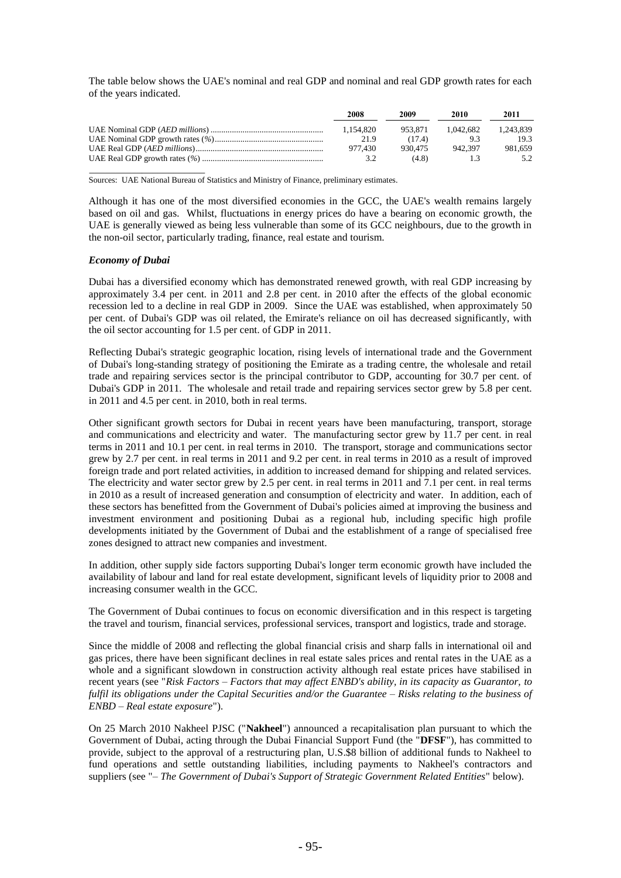The table below shows the UAE's nominal and real GDP and nominal and real GDP growth rates for each of the years indicated.

| | 2008 | 2009 | 2010 | 2011 |
|---|---|---|---|---|
| UAE Nominal GDP (*AED millions*) | 1,154,820 | 953,871 | 1,042,682 | 1,243,839 |
| UAE Nominal GDP growth rates (*%*) | 21.9 | (17.4) | 9.3 | 19.3 |
| UAE Real GDP (*AED millions*) | 977,430 | 930,475 | 942,397 | 981,659 |
| UAE Real GDP growth rates (*%*) | 3.2 | (4.8) | 1.3 | 5.2 |

Sources: UAE National Bureau of Statistics and Ministry of Finance, preliminary estimates.

Although it has one of the most diversified economies in the GCC, the UAE's wealth remains largely based on oil and gas. Whilst, fluctuations in energy prices do have a bearing on economic growth, the UAE is generally viewed as being less vulnerable than some of its GCC neighbours, due to the growth in the non-oil sector, particularly trading, finance, real estate and tourism.

***Economy of Dubai***

Dubai has a diversified economy which has demonstrated renewed growth, with real GDP increasing by approximately 3.4 per cent. in 2011 and 2.8 per cent. in 2010 after the effects of the global economic recession led to a decline in real GDP in 2009. Since the UAE was established, when approximately 50 per cent. of Dubai's GDP was oil related, the Emirate's reliance on oil has decreased significantly, with the oil sector accounting for 1.5 per cent. of GDP in 2011.

Reflecting Dubai's strategic geographic location, rising levels of international trade and the Government of Dubai's long-standing strategy of positioning the Emirate as a trading centre, the wholesale and retail trade and repairing services sector is the principal contributor to GDP, accounting for 30.7 per cent. of Dubai's GDP in 2011. The wholesale and retail trade and repairing services sector grew by 5.8 per cent. in 2011 and 4.5 per cent. in 2010, both in real terms.

Other significant growth sectors for Dubai in recent years have been manufacturing, transport, storage and communications and electricity and water. The manufacturing sector grew by 11.7 per cent. in real terms in 2011 and 10.1 per cent. in real terms in 2010. The transport, storage and communications sector grew by 2.7 per cent. in real terms in 2011 and 9.2 per cent. in real terms in 2010 as a result of improved foreign trade and port related activities, in addition to increased demand for shipping and related services. The electricity and water sector grew by 2.5 per cent. in real terms in 2011 and 7.1 per cent. in real terms in 2010 as a result of increased generation and consumption of electricity and water. In addition, each of these sectors has benefitted from the Government of Dubai's policies aimed at improving the business and investment environment and positioning Dubai as a regional hub, including specific high profile developments initiated by the Government of Dubai and the establishment of a range of specialised free zones designed to attract new companies and investment.

In addition, other supply side factors supporting Dubai's longer term economic growth have included the availability of labour and land for real estate development, significant levels of liquidity prior to 2008 and increasing consumer wealth in the GCC.

The Government of Dubai continues to focus on economic diversification and in this respect is targeting the travel and tourism, financial services, professional services, transport and logistics, trade and storage.

Since the middle of 2008 and reflecting the global financial crisis and sharp falls in international oil and gas prices, there have been significant declines in real estate sales prices and rental rates in the UAE as a whole and a significant slowdown in construction activity although real estate prices have stabilised in recent years (see "*Risk Factors – Factors that may affect ENBD's ability, in its capacity as Guarantor, to fulfil its obligations under the Capital Securities and/or the Guarantee – Risks relating to the business of ENBD – Real estate exposure*").

On 25 March 2010 Nakheel PJSC ("**Nakheel**") announced a recapitalisation plan pursuant to which the Government of Dubai, acting through the Dubai Financial Support Fund (the "**DFSF**"), has committed to provide, subject to the approval of a restructuring plan, U.S.$8 billion of additional funds to Nakheel to fund operations and settle outstanding liabilities, including payments to Nakheel's contractors and suppliers (see "*– The Government of Dubai's Support of Strategic Government Related Entities*" below).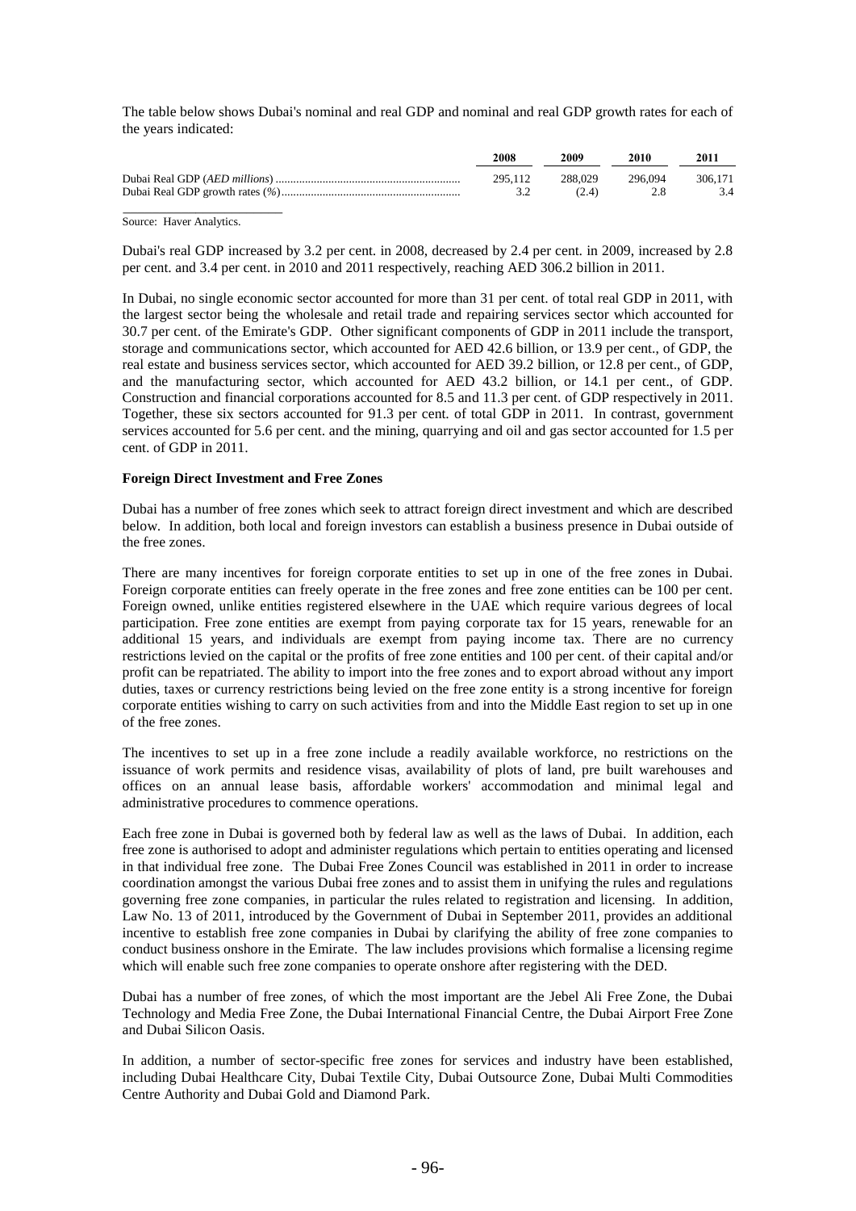The table below shows Dubai's nominal and real GDP and nominal and real GDP growth rates for each of the years indicated:

| | 2008 | 2009 | 2010 | 2011 |
|---|---|---|---|---|
| Dubai Real GDP (*AED millions*) | 295,112 | 288,029 | 296,094 | 306,171 |
| Dubai Real GDP growth rates (%) | 3.2 | (2.4) | 2.8 | 3.4 |

Source: Haver Analytics.

Dubai's real GDP increased by 3.2 per cent. in 2008, decreased by 2.4 per cent. in 2009, increased by 2.8 per cent. and 3.4 per cent. in 2010 and 2011 respectively, reaching AED 306.2 billion in 2011.

In Dubai, no single economic sector accounted for more than 31 per cent. of total real GDP in 2011, with the largest sector being the wholesale and retail trade and repairing services sector which accounted for 30.7 per cent. of the Emirate's GDP. Other significant components of GDP in 2011 include the transport, storage and communications sector, which accounted for AED 42.6 billion, or 13.9 per cent., of GDP, the real estate and business services sector, which accounted for AED 39.2 billion, or 12.8 per cent., of GDP, and the manufacturing sector, which accounted for AED 43.2 billion, or 14.1 per cent., of GDP. Construction and financial corporations accounted for 8.5 and 11.3 per cent. of GDP respectively in 2011. Together, these six sectors accounted for 91.3 per cent. of total GDP in 2011. In contrast, government services accounted for 5.6 per cent. and the mining, quarrying and oil and gas sector accounted for 1.5 per cent. of GDP in 2011.

**Foreign Direct Investment and Free Zones**

Dubai has a number of free zones which seek to attract foreign direct investment and which are described below. In addition, both local and foreign investors can establish a business presence in Dubai outside of the free zones.

There are many incentives for foreign corporate entities to set up in one of the free zones in Dubai. Foreign corporate entities can freely operate in the free zones and free zone entities can be 100 per cent. Foreign owned, unlike entities registered elsewhere in the UAE which require various degrees of local participation. Free zone entities are exempt from paying corporate tax for 15 years, renewable for an additional 15 years, and individuals are exempt from paying income tax. There are no currency restrictions levied on the capital or the profits of free zone entities and 100 per cent. of their capital and/or profit can be repatriated. The ability to import into the free zones and to export abroad without any import duties, taxes or currency restrictions being levied on the free zone entity is a strong incentive for foreign corporate entities wishing to carry on such activities from and into the Middle East region to set up in one of the free zones.

The incentives to set up in a free zone include a readily available workforce, no restrictions on the issuance of work permits and residence visas, availability of plots of land, pre built warehouses and offices on an annual lease basis, affordable workers' accommodation and minimal legal and administrative procedures to commence operations.

Each free zone in Dubai is governed both by federal law as well as the laws of Dubai. In addition, each free zone is authorised to adopt and administer regulations which pertain to entities operating and licensed in that individual free zone. The Dubai Free Zones Council was established in 2011 in order to increase coordination amongst the various Dubai free zones and to assist them in unifying the rules and regulations governing free zone companies, in particular the rules related to registration and licensing. In addition, Law No. 13 of 2011, introduced by the Government of Dubai in September 2011, provides an additional incentive to establish free zone companies in Dubai by clarifying the ability of free zone companies to conduct business onshore in the Emirate. The law includes provisions which formalise a licensing regime which will enable such free zone companies to operate onshore after registering with the DED.

Dubai has a number of free zones, of which the most important are the Jebel Ali Free Zone, the Dubai Technology and Media Free Zone, the Dubai International Financial Centre, the Dubai Airport Free Zone and Dubai Silicon Oasis.

In addition, a number of sector-specific free zones for services and industry have been established, including Dubai Healthcare City, Dubai Textile City, Dubai Outsource Zone, Dubai Multi Commodities Centre Authority and Dubai Gold and Diamond Park.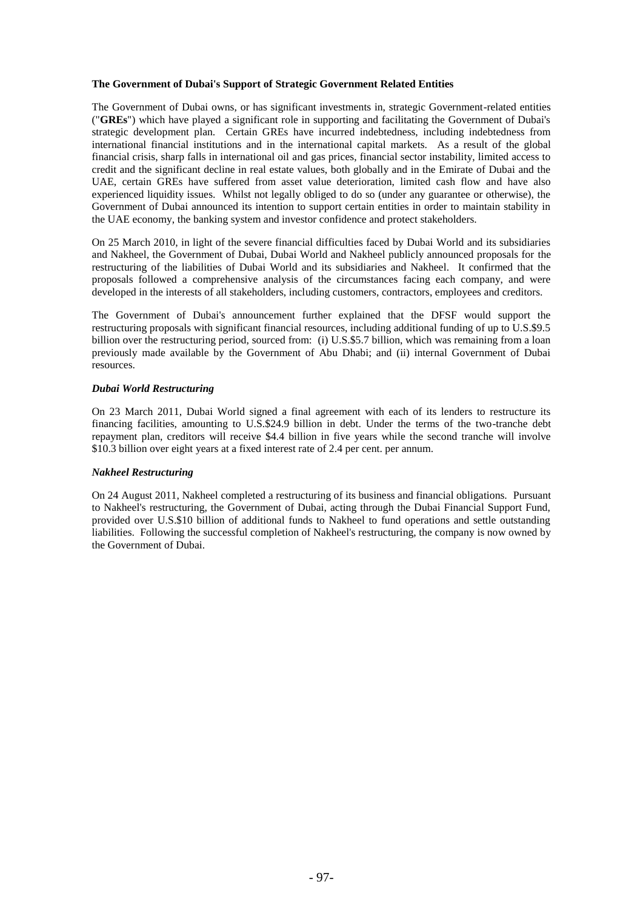**The Government of Dubai's Support of Strategic Government Related Entities**

The Government of Dubai owns, or has significant investments in, strategic Government-related entities ("**GREs**") which have played a significant role in supporting and facilitating the Government of Dubai's strategic development plan. Certain GREs have incurred indebtedness, including indebtedness from international financial institutions and in the international capital markets. As a result of the global financial crisis, sharp falls in international oil and gas prices, financial sector instability, limited access to credit and the significant decline in real estate values, both globally and in the Emirate of Dubai and the UAE, certain GREs have suffered from asset value deterioration, limited cash flow and have also experienced liquidity issues. Whilst not legally obliged to do so (under any guarantee or otherwise), the Government of Dubai announced its intention to support certain entities in order to maintain stability in the UAE economy, the banking system and investor confidence and protect stakeholders.

On 25 March 2010, in light of the severe financial difficulties faced by Dubai World and its subsidiaries and Nakheel, the Government of Dubai, Dubai World and Nakheel publicly announced proposals for the restructuring of the liabilities of Dubai World and its subsidiaries and Nakheel. It confirmed that the proposals followed a comprehensive analysis of the circumstances facing each company, and were developed in the interests of all stakeholders, including customers, contractors, employees and creditors.

The Government of Dubai's announcement further explained that the DFSF would support the restructuring proposals with significant financial resources, including additional funding of up to U.S.$9.5 billion over the restructuring period, sourced from: (i) U.S.$5.7 billion, which was remaining from a loan previously made available by the Government of Abu Dhabi; and (ii) internal Government of Dubai resources.

***Dubai World Restructuring***

On 23 March 2011, Dubai World signed a final agreement with each of its lenders to restructure its financing facilities, amounting to U.S.$24.9 billion in debt. Under the terms of the two-tranche debt repayment plan, creditors will receive $4.4 billion in five years while the second tranche will involve $10.3 billion over eight years at a fixed interest rate of 2.4 per cent. per annum.

***Nakheel Restructuring***

On 24 August 2011, Nakheel completed a restructuring of its business and financial obligations. Pursuant to Nakheel's restructuring, the Government of Dubai, acting through the Dubai Financial Support Fund, provided over U.S.$10 billion of additional funds to Nakheel to fund operations and settle outstanding liabilities. Following the successful completion of Nakheel's restructuring, the company is now owned by the Government of Dubai.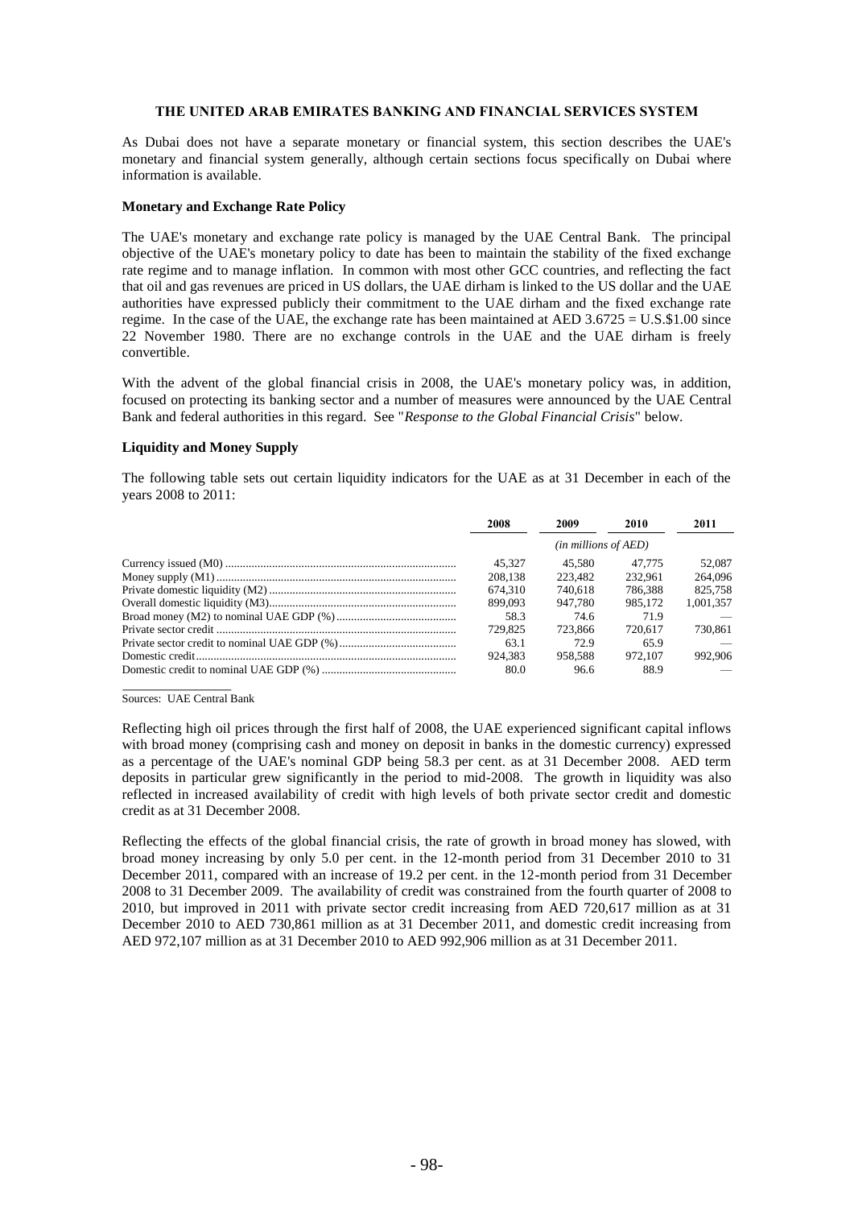## THE UNITED ARAB EMIRATES BANKING AND FINANCIAL SERVICES SYSTEM

As Dubai does not have a separate monetary or financial system, this section describes the UAE's monetary and financial system generally, although certain sections focus specifically on Dubai where information is available.

### Monetary and Exchange Rate Policy

The UAE's monetary and exchange rate policy is managed by the UAE Central Bank. The principal objective of the UAE's monetary policy to date has been to maintain the stability of the fixed exchange rate regime and to manage inflation. In common with most other GCC countries, and reflecting the fact that oil and gas revenues are priced in US dollars, the UAE dirham is linked to the US dollar and the UAE authorities have expressed publicly their commitment to the UAE dirham and the fixed exchange rate regime. In the case of the UAE, the exchange rate has been maintained at AED 3.6725 = U.S.$1.00 since 22 November 1980. There are no exchange controls in the UAE and the UAE dirham is freely convertible.

With the advent of the global financial crisis in 2008, the UAE's monetary policy was, in addition, focused on protecting its banking sector and a number of measures were announced by the UAE Central Bank and federal authorities in this regard. See "*Response to the Global Financial Crisis*" below.

### Liquidity and Money Supply

The following table sets out certain liquidity indicators for the UAE as at 31 December in each of the years 2008 to 2011:

| | 2008 | 2009 | 2010 | 2011 |
|---|---|---|---|---|
| | *(in millions of AED)* | | | |
| Currency issued (M0) | 45,327 | 45,580 | 47,775 | 52,087 |
| Money supply (M1) | 208,138 | 223,482 | 232,961 | 264,096 |
| Private domestic liquidity (M2) | 674,310 | 740,618 | 786,388 | 825,758 |
| Overall domestic liquidity (M3) | 899,093 | 947,780 | 985,172 | 1,001,357 |
| Broad money (M2) to nominal UAE GDP (%) | 58.3 | 74.6 | 71.9 | — |
| Private sector credit | 729,825 | 723,866 | 720,617 | 730,861 |
| Private sector credit to nominal UAE GDP (%) | 63.1 | 72.9 | 65.9 | — |
| Domestic credit | 924,383 | 958,588 | 972,107 | 992,906 |
| Domestic credit to nominal UAE GDP (%) | 80.0 | 96.6 | 88.9 | — |

Sources: UAE Central Bank

Reflecting high oil prices through the first half of 2008, the UAE experienced significant capital inflows with broad money (comprising cash and money on deposit in banks in the domestic currency) expressed as a percentage of the UAE's nominal GDP being 58.3 per cent. as at 31 December 2008. AED term deposits in particular grew significantly in the period to mid-2008. The growth in liquidity was also reflected in increased availability of credit with high levels of both private sector credit and domestic credit as at 31 December 2008.

Reflecting the effects of the global financial crisis, the rate of growth in broad money has slowed, with broad money increasing by only 5.0 per cent. in the 12-month period from 31 December 2010 to 31 December 2011, compared with an increase of 19.2 per cent. in the 12-month period from 31 December 2008 to 31 December 2009. The availability of credit was constrained from the fourth quarter of 2008 to 2010, but improved in 2011 with private sector credit increasing from AED 720,617 million as at 31 December 2010 to AED 730,861 million as at 31 December 2011, and domestic credit increasing from AED 972,107 million as at 31 December 2010 to AED 992,906 million as at 31 December 2011.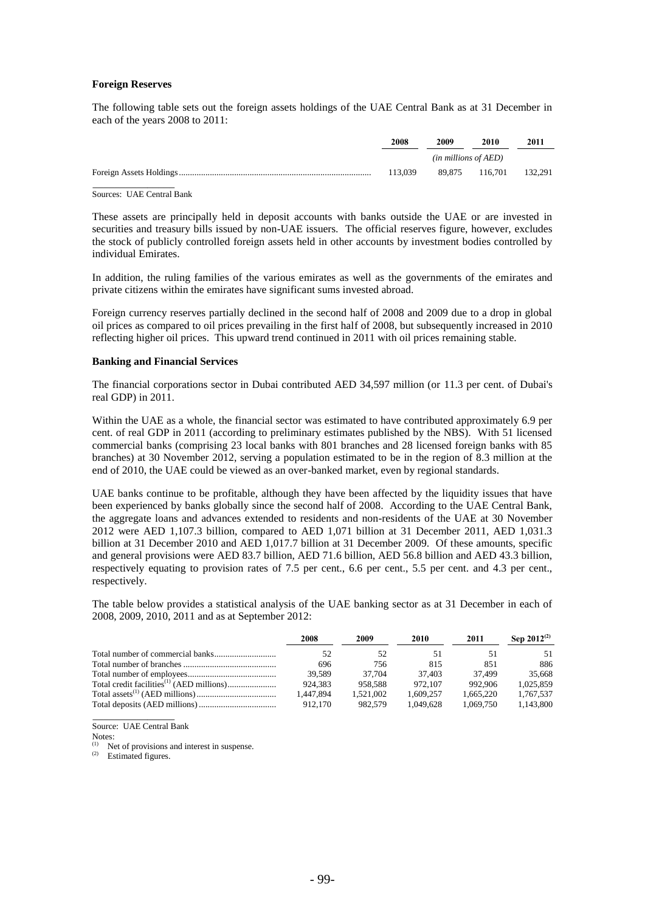**Foreign Reserves**

The following table sets out the foreign assets holdings of the UAE Central Bank as at 31 December in each of the years 2008 to 2011:

| | 2008 | 2009 | 2010 | 2011 |
|---|---|---|---|---|
| | *(in millions of AED)* | | | |
| Foreign Assets Holdings | 113,039 | 89,875 | 116,701 | 132,291 |

Sources: UAE Central Bank

These assets are principally held in deposit accounts with banks outside the UAE or are invested in securities and treasury bills issued by non-UAE issuers. The official reserves figure, however, excludes the stock of publicly controlled foreign assets held in other accounts by investment bodies controlled by individual Emirates.

In addition, the ruling families of the various emirates as well as the governments of the emirates and private citizens within the emirates have significant sums invested abroad.

Foreign currency reserves partially declined in the second half of 2008 and 2009 due to a drop in global oil prices as compared to oil prices prevailing in the first half of 2008, but subsequently increased in 2010 reflecting higher oil prices. This upward trend continued in 2011 with oil prices remaining stable.

**Banking and Financial Services**

The financial corporations sector in Dubai contributed AED 34,597 million (or 11.3 per cent. of Dubai's real GDP) in 2011.

Within the UAE as a whole, the financial sector was estimated to have contributed approximately 6.9 per cent. of real GDP in 2011 (according to preliminary estimates published by the NBS). With 51 licensed commercial banks (comprising 23 local banks with 801 branches and 28 licensed foreign banks with 85 branches) at 30 November 2012, serving a population estimated to be in the region of 8.3 million at the end of 2010, the UAE could be viewed as an over-banked market, even by regional standards.

UAE banks continue to be profitable, although they have been affected by the liquidity issues that have been experienced by banks globally since the second half of 2008. According to the UAE Central Bank, the aggregate loans and advances extended to residents and non-residents of the UAE at 30 November 2012 were AED 1,107.3 billion, compared to AED 1,071 billion at 31 December 2011, AED 1,031.3 billion at 31 December 2010 and AED 1,017.7 billion at 31 December 2009. Of these amounts, specific and general provisions were AED 83.7 billion, AED 71.6 billion, AED 56.8 billion and AED 43.3 billion, respectively equating to provision rates of 7.5 per cent., 6.6 per cent., 5.5 per cent. and 4.3 per cent., respectively.

The table below provides a statistical analysis of the UAE banking sector as at 31 December in each of 2008, 2009, 2010, 2011 and as at September 2012:

| | 2008 | 2009 | 2010 | 2011 | Sep 2012[(2)] |
|---|---|---|---|---|---|
| Total number of commercial banks | 52 | 52 | 51 | 51 | 51 |
| Total number of branches | 696 | 756 | 815 | 851 | 886 |
| Total number of employees | 39,589 | 37,704 | 37,403 | 37,499 | 35,668 |
| Total credit facilities[(1)] (AED millions) | 924,383 | 958,588 | 972,107 | 992,906 | 1,025,859 |
| Total assets[(1)] (AED millions) | 1,447,894 | 1,521,002 | 1,609,257 | 1,665,220 | 1,767,537 |
| Total deposits (AED millions) | 912,170 | 982,579 | 1,049,628 | 1,069,750 | 1,143,800 |

Source: UAE Central Bank

Notes:

(1) Net of provisions and interest in suspense.

(2) Estimated figures.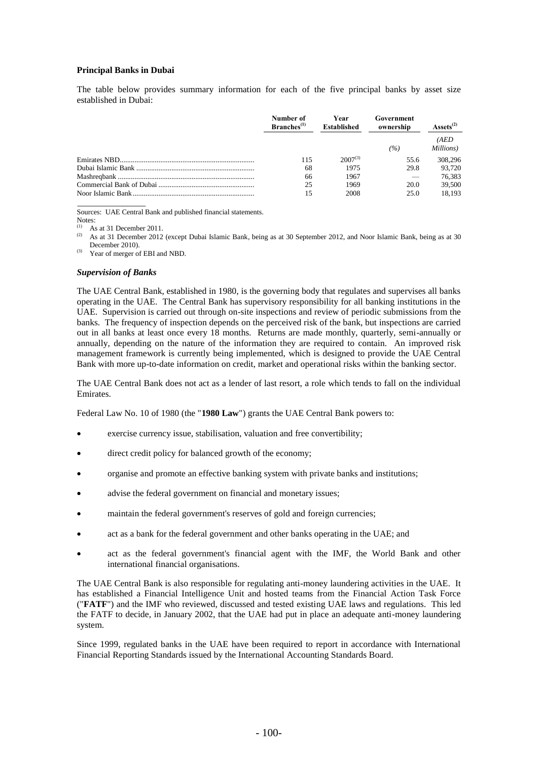**Principal Banks in Dubai**

The table below provides summary information for each of the five principal banks by asset size established in Dubai:

| | Number of Branches[(1)] | Year Established | Government ownership | Assets[(2)] |
|---|---|---|---|---|
| | | | (%) | (AED Millions) |
| Emirates NBD | 115 | 2007[(3)] | 55.6 | 308,296 |
| Dubai Islamic Bank | 68 | 1975 | 29.8 | 93,720 |
| Mashreqbank | 66 | 1967 | — | 76,383 |
| Commercial Bank of Dubai | 25 | 1969 | 20.0 | 39,500 |
| Noor Islamic Bank | 15 | 2008 | 25.0 | 18,193 |

Sources: UAE Central Bank and published financial statements.

Notes:

(1) As at 31 December 2011.

(2) As at 31 December 2012 (except Dubai Islamic Bank, being as at 30 September 2012, and Noor Islamic Bank, being as at 30 December 2010).

(3) Year of merger of EBI and NBD.

***Supervision of Banks***

The UAE Central Bank, established in 1980, is the governing body that regulates and supervises all banks operating in the UAE. The Central Bank has supervisory responsibility for all banking institutions in the UAE. Supervision is carried out through on-site inspections and review of periodic submissions from the banks. The frequency of inspection depends on the perceived risk of the bank, but inspections are carried out in all banks at least once every 18 months. Returns are made monthly, quarterly, semi-annually or annually, depending on the nature of the information they are required to contain. An improved risk management framework is currently being implemented, which is designed to provide the UAE Central Bank with more up-to-date information on credit, market and operational risks within the banking sector.

The UAE Central Bank does not act as a lender of last resort, a role which tends to fall on the individual Emirates.

Federal Law No. 10 of 1980 (the "**1980 Law**") grants the UAE Central Bank powers to:

- exercise currency issue, stabilisation, valuation and free convertibility;
- direct credit policy for balanced growth of the economy;
- organise and promote an effective banking system with private banks and institutions;
- advise the federal government on financial and monetary issues;
- maintain the federal government's reserves of gold and foreign currencies;
- act as a bank for the federal government and other banks operating in the UAE; and
- act as the federal government's financial agent with the IMF, the World Bank and other international financial organisations.

The UAE Central Bank is also responsible for regulating anti-money laundering activities in the UAE. It has established a Financial Intelligence Unit and hosted teams from the Financial Action Task Force ("**FATF**") and the IMF who reviewed, discussed and tested existing UAE laws and regulations. This led the FATF to decide, in January 2002, that the UAE had put in place an adequate anti-money laundering system.

Since 1999, regulated banks in the UAE have been required to report in accordance with International Financial Reporting Standards issued by the International Accounting Standards Board.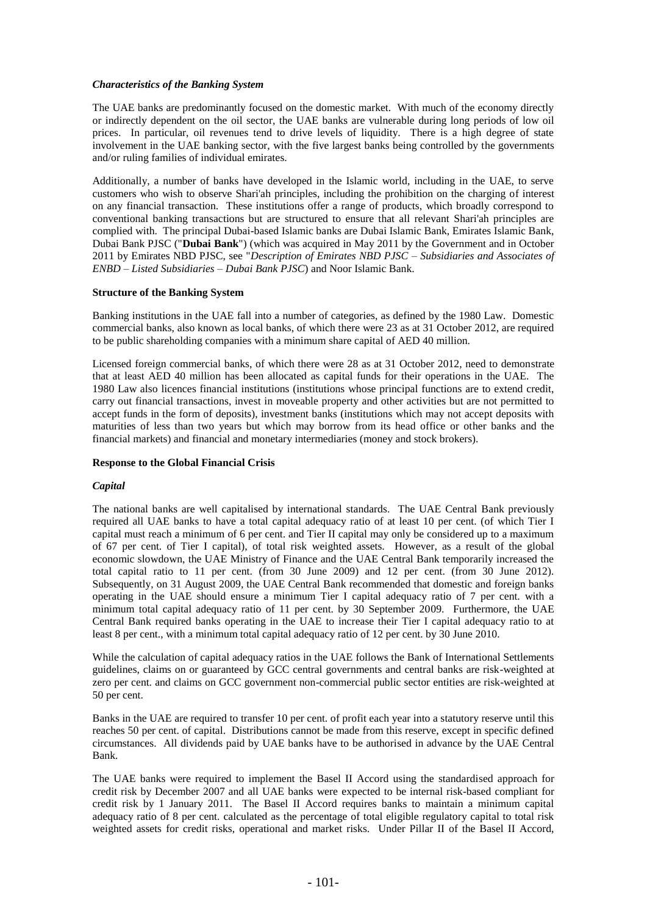### *Characteristics of the Banking System*

The UAE banks are predominantly focused on the domestic market. With much of the economy directly or indirectly dependent on the oil sector, the UAE banks are vulnerable during long periods of low oil prices. In particular, oil revenues tend to drive levels of liquidity. There is a high degree of state involvement in the UAE banking sector, with the five largest banks being controlled by the governments and/or ruling families of individual emirates.

Additionally, a number of banks have developed in the Islamic world, including in the UAE, to serve customers who wish to observe Shari'ah principles, including the prohibition on the charging of interest on any financial transaction. These institutions offer a range of products, which broadly correspond to conventional banking transactions but are structured to ensure that all relevant Shari'ah principles are complied with. The principal Dubai-based Islamic banks are Dubai Islamic Bank, Emirates Islamic Bank, Dubai Bank PJSC ("**Dubai Bank**") (which was acquired in May 2011 by the Government and in October 2011 by Emirates NBD PJSC, see "*Description of Emirates NBD PJSC – Subsidiaries and Associates of ENBD – Listed Subsidiaries – Dubai Bank PJSC*) and Noor Islamic Bank.

### Structure of the Banking System

Banking institutions in the UAE fall into a number of categories, as defined by the 1980 Law. Domestic commercial banks, also known as local banks, of which there were 23 as at 31 October 2012, are required to be public shareholding companies with a minimum share capital of AED 40 million.

Licensed foreign commercial banks, of which there were 28 as at 31 October 2012, need to demonstrate that at least AED 40 million has been allocated as capital funds for their operations in the UAE. The 1980 Law also licences financial institutions (institutions whose principal functions are to extend credit, carry out financial transactions, invest in moveable property and other activities but are not permitted to accept funds in the form of deposits), investment banks (institutions which may not accept deposits with maturities of less than two years but which may borrow from its head office or other banks and the financial markets) and financial and monetary intermediaries (money and stock brokers).

### Response to the Global Financial Crisis

#### *Capital*

The national banks are well capitalised by international standards. The UAE Central Bank previously required all UAE banks to have a total capital adequacy ratio of at least 10 per cent. (of which Tier I capital must reach a minimum of 6 per cent. and Tier II capital may only be considered up to a maximum of 67 per cent. of Tier I capital), of total risk weighted assets. However, as a result of the global economic slowdown, the UAE Ministry of Finance and the UAE Central Bank temporarily increased the total capital ratio to 11 per cent. (from 30 June 2009) and 12 per cent. (from 30 June 2012). Subsequently, on 31 August 2009, the UAE Central Bank recommended that domestic and foreign banks operating in the UAE should ensure a minimum Tier I capital adequacy ratio of 7 per cent. with a minimum total capital adequacy ratio of 11 per cent. by 30 September 2009. Furthermore, the UAE Central Bank required banks operating in the UAE to increase their Tier I capital adequacy ratio to at least 8 per cent., with a minimum total capital adequacy ratio of 12 per cent. by 30 June 2010.

While the calculation of capital adequacy ratios in the UAE follows the Bank of International Settlements guidelines, claims on or guaranteed by GCC central governments and central banks are risk-weighted at zero per cent. and claims on GCC government non-commercial public sector entities are risk-weighted at 50 per cent.

Banks in the UAE are required to transfer 10 per cent. of profit each year into a statutory reserve until this reaches 50 per cent. of capital. Distributions cannot be made from this reserve, except in specific defined circumstances. All dividends paid by UAE banks have to be authorised in advance by the UAE Central Bank.

The UAE banks were required to implement the Basel II Accord using the standardised approach for credit risk by December 2007 and all UAE banks were expected to be internal risk-based compliant for credit risk by 1 January 2011. The Basel II Accord requires banks to maintain a minimum capital adequacy ratio of 8 per cent. calculated as the percentage of total eligible regulatory capital to total risk weighted assets for credit risks, operational and market risks. Under Pillar II of the Basel II Accord,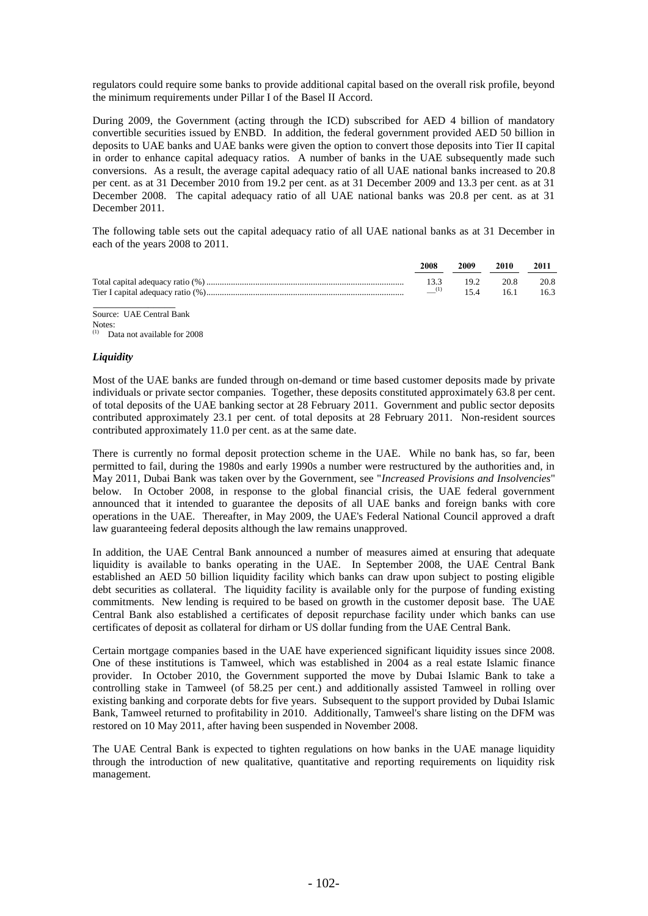regulators could require some banks to provide additional capital based on the overall risk profile, beyond the minimum requirements under Pillar I of the Basel II Accord.

During 2009, the Government (acting through the ICD) subscribed for AED 4 billion of mandatory convertible securities issued by ENBD. In addition, the federal government provided AED 50 billion in deposits to UAE banks and UAE banks were given the option to convert those deposits into Tier II capital in order to enhance capital adequacy ratios. A number of banks in the UAE subsequently made such conversions. As a result, the average capital adequacy ratio of all UAE national banks increased to 20.8 per cent. as at 31 December 2010 from 19.2 per cent. as at 31 December 2009 and 13.3 per cent. as at 31 December 2008. The capital adequacy ratio of all UAE national banks was 20.8 per cent. as at 31 December 2011.

The following table sets out the capital adequacy ratio of all UAE national banks as at 31 December in each of the years 2008 to 2011.

| | 2008 | 2009 | 2010 | 2011 |
|---|---|---|---|---|
| Total capital adequacy ratio (%) | 13.3 | 19.2 | 20.8 | 20.8 |
| Tier I capital adequacy ratio (%) | —[(1)] | 15.4 | 16.1 | 16.3 |

Source: UAE Central Bank

Notes:

[(1)] Data not available for 2008

### *Liquidity*

Most of the UAE banks are funded through on-demand or time based customer deposits made by private individuals or private sector companies. Together, these deposits constituted approximately 63.8 per cent. of total deposits of the UAE banking sector at 28 February 2011. Government and public sector deposits contributed approximately 23.1 per cent. of total deposits at 28 February 2011. Non-resident sources contributed approximately 11.0 per cent. as at the same date.

There is currently no formal deposit protection scheme in the UAE. While no bank has, so far, been permitted to fail, during the 1980s and early 1990s a number were restructured by the authorities and, in May 2011, Dubai Bank was taken over by the Government, see "*Increased Provisions and Insolvencies*" below. In October 2008, in response to the global financial crisis, the UAE federal government announced that it intended to guarantee the deposits of all UAE banks and foreign banks with core operations in the UAE. Thereafter, in May 2009, the UAE's Federal National Council approved a draft law guaranteeing federal deposits although the law remains unapproved.

In addition, the UAE Central Bank announced a number of measures aimed at ensuring that adequate liquidity is available to banks operating in the UAE. In September 2008, the UAE Central Bank established an AED 50 billion liquidity facility which banks can draw upon subject to posting eligible debt securities as collateral. The liquidity facility is available only for the purpose of funding existing commitments. New lending is required to be based on growth in the customer deposit base. The UAE Central Bank also established a certificates of deposit repurchase facility under which banks can use certificates of deposit as collateral for dirham or US dollar funding from the UAE Central Bank.

Certain mortgage companies based in the UAE have experienced significant liquidity issues since 2008. One of these institutions is Tamweel, which was established in 2004 as a real estate Islamic finance provider. In October 2010, the Government supported the move by Dubai Islamic Bank to take a controlling stake in Tamweel (of 58.25 per cent.) and additionally assisted Tamweel in rolling over existing banking and corporate debts for five years. Subsequent to the support provided by Dubai Islamic Bank, Tamweel returned to profitability in 2010. Additionally, Tamweel's share listing on the DFM was restored on 10 May 2011, after having been suspended in November 2008.

The UAE Central Bank is expected to tighten regulations on how banks in the UAE manage liquidity through the introduction of new qualitative, quantitative and reporting requirements on liquidity risk management.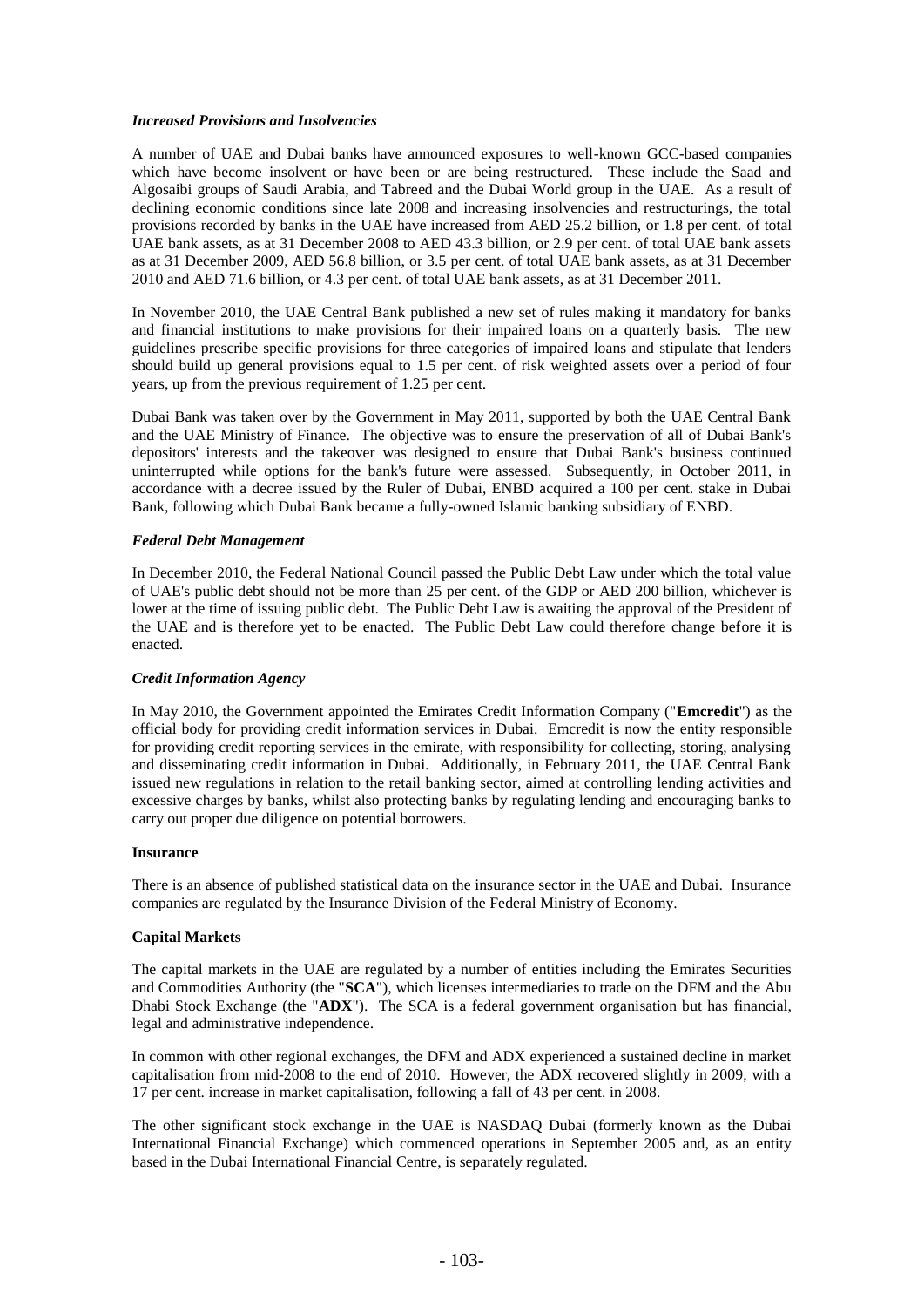### *Increased Provisions and Insolvencies*

A number of UAE and Dubai banks have announced exposures to well-known GCC-based companies which have become insolvent or have been or are being restructured. These include the Saad and Algosaibi groups of Saudi Arabia, and Tabreed and the Dubai World group in the UAE. As a result of declining economic conditions since late 2008 and increasing insolvencies and restructurings, the total provisions recorded by banks in the UAE have increased from AED 25.2 billion, or 1.8 per cent. of total UAE bank assets, as at 31 December 2008 to AED 43.3 billion, or 2.9 per cent. of total UAE bank assets as at 31 December 2009, AED 56.8 billion, or 3.5 per cent. of total UAE bank assets, as at 31 December 2010 and AED 71.6 billion, or 4.3 per cent. of total UAE bank assets, as at 31 December 2011.

In November 2010, the UAE Central Bank published a new set of rules making it mandatory for banks and financial institutions to make provisions for their impaired loans on a quarterly basis. The new guidelines prescribe specific provisions for three categories of impaired loans and stipulate that lenders should build up general provisions equal to 1.5 per cent. of risk weighted assets over a period of four years, up from the previous requirement of 1.25 per cent.

Dubai Bank was taken over by the Government in May 2011, supported by both the UAE Central Bank and the UAE Ministry of Finance. The objective was to ensure the preservation of all of Dubai Bank's depositors' interests and the takeover was designed to ensure that Dubai Bank's business continued uninterrupted while options for the bank's future were assessed. Subsequently, in October 2011, in accordance with a decree issued by the Ruler of Dubai, ENBD acquired a 100 per cent. stake in Dubai Bank, following which Dubai Bank became a fully-owned Islamic banking subsidiary of ENBD.

### *Federal Debt Management*

In December 2010, the Federal National Council passed the Public Debt Law under which the total value of UAE's public debt should not be more than 25 per cent. of the GDP or AED 200 billion, whichever is lower at the time of issuing public debt. The Public Debt Law is awaiting the approval of the President of the UAE and is therefore yet to be enacted. The Public Debt Law could therefore change before it is enacted.

### *Credit Information Agency*

In May 2010, the Government appointed the Emirates Credit Information Company ("**Emcredit**") as the official body for providing credit information services in Dubai. Emcredit is now the entity responsible for providing credit reporting services in the emirate, with responsibility for collecting, storing, analysing and disseminating credit information in Dubai. Additionally, in February 2011, the UAE Central Bank issued new regulations in relation to the retail banking sector, aimed at controlling lending activities and excessive charges by banks, whilst also protecting banks by regulating lending and encouraging banks to carry out proper due diligence on potential borrowers.

## **Insurance**

There is an absence of published statistical data on the insurance sector in the UAE and Dubai. Insurance companies are regulated by the Insurance Division of the Federal Ministry of Economy.

## **Capital Markets**

The capital markets in the UAE are regulated by a number of entities including the Emirates Securities and Commodities Authority (the "**SCA**"), which licenses intermediaries to trade on the DFM and the Abu Dhabi Stock Exchange (the "**ADX**"). The SCA is a federal government organisation but has financial, legal and administrative independence.

In common with other regional exchanges, the DFM and ADX experienced a sustained decline in market capitalisation from mid-2008 to the end of 2010. However, the ADX recovered slightly in 2009, with a 17 per cent. increase in market capitalisation, following a fall of 43 per cent. in 2008.

The other significant stock exchange in the UAE is NASDAQ Dubai (formerly known as the Dubai International Financial Exchange) which commenced operations in September 2005 and, as an entity based in the Dubai International Financial Centre, is separately regulated.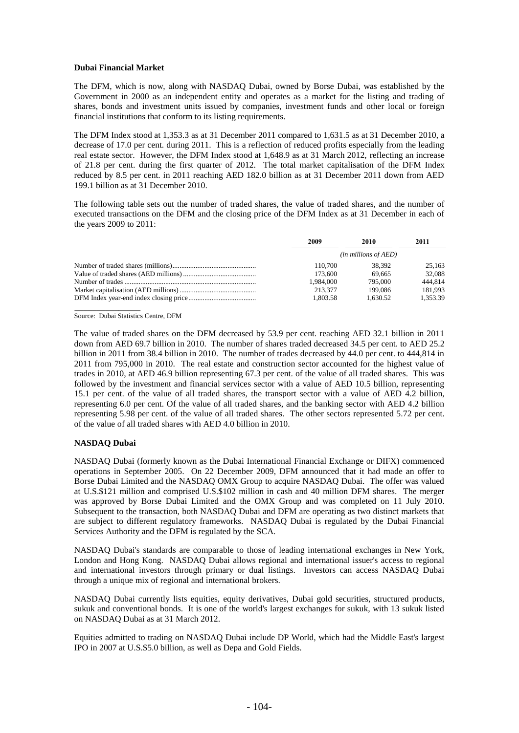**Dubai Financial Market**

The DFM, which is now, along with NASDAQ Dubai, owned by Borse Dubai, was established by the Government in 2000 as an independent entity and operates as a market for the listing and trading of shares, bonds and investment units issued by companies, investment funds and other local or foreign financial institutions that conform to its listing requirements.

The DFM Index stood at 1,353.3 as at 31 December 2011 compared to 1,631.5 as at 31 December 2010, a decrease of 17.0 per cent. during 2011. This is a reflection of reduced profits especially from the leading real estate sector. However, the DFM Index stood at 1,648.9 as at 31 March 2012, reflecting an increase of 21.8 per cent. during the first quarter of 2012. The total market capitalisation of the DFM Index reduced by 8.5 per cent. in 2011 reaching AED 182.0 billion as at 31 December 2011 down from AED 199.1 billion as at 31 December 2010.

The following table sets out the number of traded shares, the value of traded shares, and the number of executed transactions on the DFM and the closing price of the DFM Index as at 31 December in each of the years 2009 to 2011:

| | 2009 | 2010 | 2011 |
|---|---|---|---|
| | *(in millions of AED)* | | |
| Number of traded shares (millions) | 110,700 | 38,392 | 25,163 |
| Value of traded shares (AED millions) | 173,600 | 69,665 | 32,088 |
| Number of trades | 1,984,000 | 795,000 | 444,814 |
| Market capitalisation (AED millions) | 213,377 | 199,086 | 181,993 |
| DFM Index year-end index closing price | 1,803.58 | 1,630.52 | 1,353.39 |

Source: Dubai Statistics Centre, DFM

The value of traded shares on the DFM decreased by 53.9 per cent. reaching AED 32.1 billion in 2011 down from AED 69.7 billion in 2010. The number of shares traded decreased 34.5 per cent. to AED 25.2 billion in 2011 from 38.4 billion in 2010. The number of trades decreased by 44.0 per cent. to 444,814 in 2011 from 795,000 in 2010. The real estate and construction sector accounted for the highest value of trades in 2010, at AED 46.9 billion representing 67.3 per cent. of the value of all traded shares. This was followed by the investment and financial services sector with a value of AED 10.5 billion, representing 15.1 per cent. of the value of all traded shares, the transport sector with a value of AED 4.2 billion, representing 6.0 per cent. Of the value of all traded shares, and the banking sector with AED 4.2 billion representing 5.98 per cent. of the value of all traded shares. The other sectors represented 5.72 per cent. of the value of all traded shares with AED 4.0 billion in 2010.

**NASDAQ Dubai**

NASDAQ Dubai (formerly known as the Dubai International Financial Exchange or DIFX) commenced operations in September 2005. On 22 December 2009, DFM announced that it had made an offer to Borse Dubai Limited and the NASDAQ OMX Group to acquire NASDAQ Dubai. The offer was valued at U.S.$121 million and comprised U.S.$102 million in cash and 40 million DFM shares. The merger was approved by Borse Dubai Limited and the OMX Group and was completed on 11 July 2010. Subsequent to the transaction, both NASDAQ Dubai and DFM are operating as two distinct markets that are subject to different regulatory frameworks. NASDAQ Dubai is regulated by the Dubai Financial Services Authority and the DFM is regulated by the SCA.

NASDAQ Dubai's standards are comparable to those of leading international exchanges in New York, London and Hong Kong. NASDAQ Dubai allows regional and international issuer's access to regional and international investors through primary or dual listings. Investors can access NASDAQ Dubai through a unique mix of regional and international brokers.

NASDAQ Dubai currently lists equities, equity derivatives, Dubai gold securities, structured products, sukuk and conventional bonds. It is one of the world's largest exchanges for sukuk, with 13 sukuk listed on NASDAQ Dubai as at 31 March 2012.

Equities admitted to trading on NASDAQ Dubai include DP World, which had the Middle East's largest IPO in 2007 at U.S.$5.0 billion, as well as Depa and Gold Fields.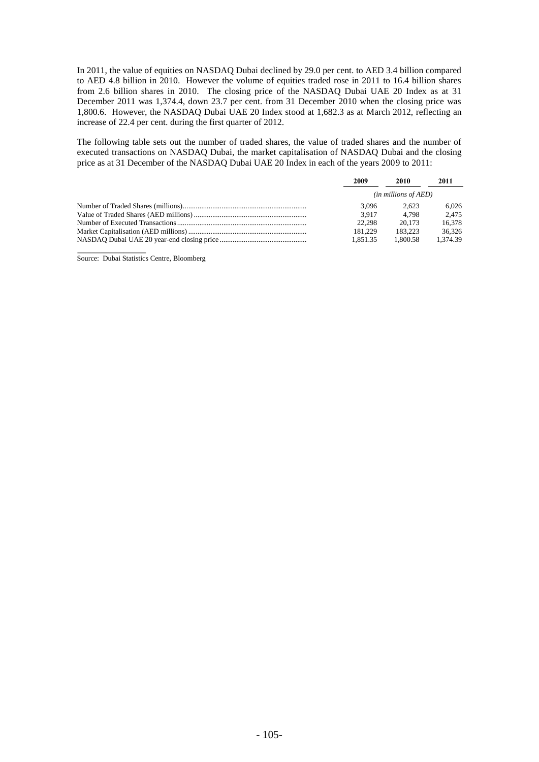In 2011, the value of equities on NASDAQ Dubai declined by 29.0 per cent. to AED 3.4 billion compared to AED 4.8 billion in 2010. However the volume of equities traded rose in 2011 to 16.4 billion shares from 2.6 billion shares in 2010. The closing price of the NASDAQ Dubai UAE 20 Index as at 31 December 2011 was 1,374.4, down 23.7 per cent. from 31 December 2010 when the closing price was 1,800.6. However, the NASDAQ Dubai UAE 20 Index stood at 1,682.3 as at March 2012, reflecting an increase of 22.4 per cent. during the first quarter of 2012.

The following table sets out the number of traded shares, the value of traded shares and the number of executed transactions on NASDAQ Dubai, the market capitalisation of NASDAQ Dubai and the closing price as at 31 December of the NASDAQ Dubai UAE 20 Index in each of the years 2009 to 2011:

| | 2009 | 2010 | 2011 |
|---|---|---|---|
| | *(in millions of AED)* | | |
| Number of Traded Shares (millions) | 3,096 | 2,623 | 6,026 |
| Value of Traded Shares (AED millions) | 3,917 | 4,798 | 2,475 |
| Number of Executed Transactions | 22,298 | 20,173 | 16,378 |
| Market Capitalisation (AED millions) | 181,229 | 183,223 | 36,326 |
| NASDAQ Dubai UAE 20 year-end closing price | 1,851.35 | 1,800.58 | 1,374.39 |

Source: Dubai Statistics Centre, Bloomberg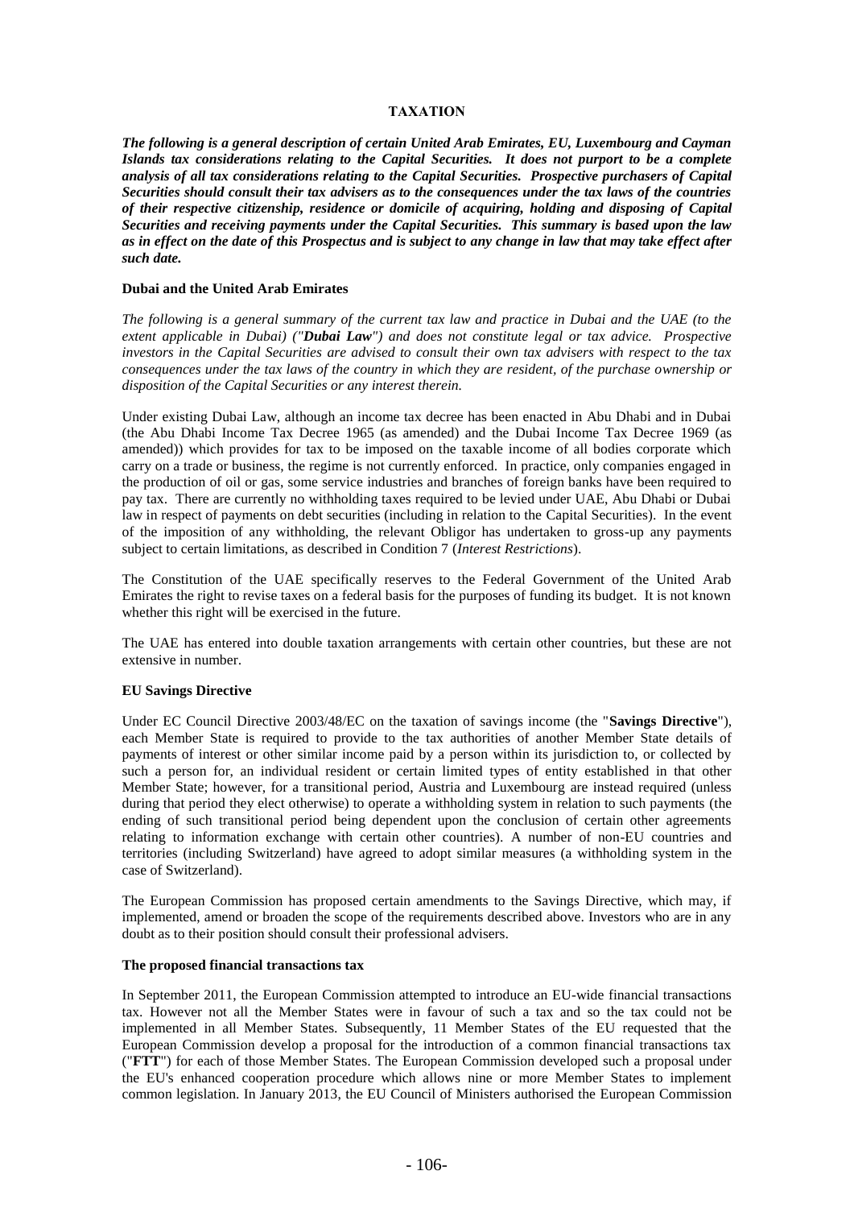# TAXATION

***The following is a general description of certain United Arab Emirates, EU, Luxembourg and Cayman Islands tax considerations relating to the Capital Securities. It does not purport to be a complete analysis of all tax considerations relating to the Capital Securities. Prospective purchasers of Capital Securities should consult their tax advisers as to the consequences under the tax laws of the countries of their respective citizenship, residence or domicile of acquiring, holding and disposing of Capital Securities and receiving payments under the Capital Securities. This summary is based upon the law as in effect on the date of this Prospectus and is subject to any change in law that may take effect after such date.***

## Dubai and the United Arab Emirates

*The following is a general summary of the current tax law and practice in Dubai and the UAE (to the extent applicable in Dubai) ("**Dubai Law**") and does not constitute legal or tax advice. Prospective investors in the Capital Securities are advised to consult their own tax advisers with respect to the tax consequences under the tax laws of the country in which they are resident, of the purchase ownership or disposition of the Capital Securities or any interest therein.*

Under existing Dubai Law, although an income tax decree has been enacted in Abu Dhabi and in Dubai (the Abu Dhabi Income Tax Decree 1965 (as amended) and the Dubai Income Tax Decree 1969 (as amended)) which provides for tax to be imposed on the taxable income of all bodies corporate which carry on a trade or business, the regime is not currently enforced. In practice, only companies engaged in the production of oil or gas, some service industries and branches of foreign banks have been required to pay tax. There are currently no withholding taxes required to be levied under UAE, Abu Dhabi or Dubai law in respect of payments on debt securities (including in relation to the Capital Securities). In the event of the imposition of any withholding, the relevant Obligor has undertaken to gross-up any payments subject to certain limitations, as described in Condition 7 (*Interest Restrictions*).

The Constitution of the UAE specifically reserves to the Federal Government of the United Arab Emirates the right to revise taxes on a federal basis for the purposes of funding its budget. It is not known whether this right will be exercised in the future.

The UAE has entered into double taxation arrangements with certain other countries, but these are not extensive in number.

## EU Savings Directive

Under EC Council Directive 2003/48/EC on the taxation of savings income (the "**Savings Directive**"), each Member State is required to provide to the tax authorities of another Member State details of payments of interest or other similar income paid by a person within its jurisdiction to, or collected by such a person for, an individual resident or certain limited types of entity established in that other Member State; however, for a transitional period, Austria and Luxembourg are instead required (unless during that period they elect otherwise) to operate a withholding system in relation to such payments (the ending of such transitional period being dependent upon the conclusion of certain other agreements relating to information exchange with certain other countries). A number of non-EU countries and territories (including Switzerland) have agreed to adopt similar measures (a withholding system in the case of Switzerland).

The European Commission has proposed certain amendments to the Savings Directive, which may, if implemented, amend or broaden the scope of the requirements described above. Investors who are in any doubt as to their position should consult their professional advisers.

## The proposed financial transactions tax

In September 2011, the European Commission attempted to introduce an EU-wide financial transactions tax. However not all the Member States were in favour of such a tax and so the tax could not be implemented in all Member States. Subsequently, 11 Member States of the EU requested that the European Commission develop a proposal for the introduction of a common financial transactions tax ("**FTT**") for each of those Member States. The European Commission developed such a proposal under the EU's enhanced cooperation procedure which allows nine or more Member States to implement common legislation. In January 2013, the EU Council of Ministers authorised the European Commission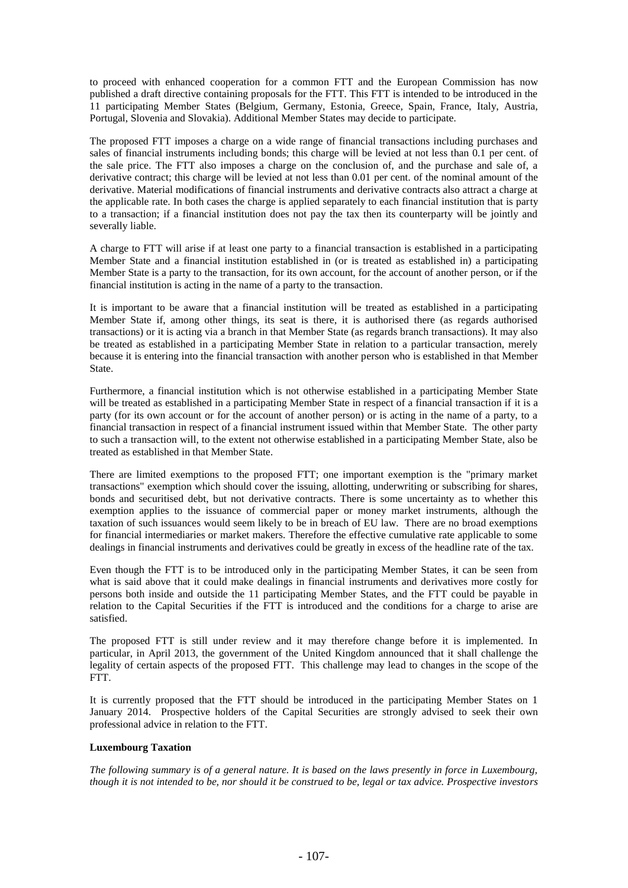to proceed with enhanced cooperation for a common FTT and the European Commission has now published a draft directive containing proposals for the FTT. This FTT is intended to be introduced in the 11 participating Member States (Belgium, Germany, Estonia, Greece, Spain, France, Italy, Austria, Portugal, Slovenia and Slovakia). Additional Member States may decide to participate.

The proposed FTT imposes a charge on a wide range of financial transactions including purchases and sales of financial instruments including bonds; this charge will be levied at not less than 0.1 per cent. of the sale price. The FTT also imposes a charge on the conclusion of, and the purchase and sale of, a derivative contract; this charge will be levied at not less than 0.01 per cent. of the nominal amount of the derivative. Material modifications of financial instruments and derivative contracts also attract a charge at the applicable rate. In both cases the charge is applied separately to each financial institution that is party to a transaction; if a financial institution does not pay the tax then its counterparty will be jointly and severally liable.

A charge to FTT will arise if at least one party to a financial transaction is established in a participating Member State and a financial institution established in (or is treated as established in) a participating Member State is a party to the transaction, for its own account, for the account of another person, or if the financial institution is acting in the name of a party to the transaction.

It is important to be aware that a financial institution will be treated as established in a participating Member State if, among other things, its seat is there, it is authorised there (as regards authorised transactions) or it is acting via a branch in that Member State (as regards branch transactions). It may also be treated as established in a participating Member State in relation to a particular transaction, merely because it is entering into the financial transaction with another person who is established in that Member State.

Furthermore, a financial institution which is not otherwise established in a participating Member State will be treated as established in a participating Member State in respect of a financial transaction if it is a party (for its own account or for the account of another person) or is acting in the name of a party, to a financial transaction in respect of a financial instrument issued within that Member State. The other party to such a transaction will, to the extent not otherwise established in a participating Member State, also be treated as established in that Member State.

There are limited exemptions to the proposed FTT; one important exemption is the "primary market transactions" exemption which should cover the issuing, allotting, underwriting or subscribing for shares, bonds and securitised debt, but not derivative contracts. There is some uncertainty as to whether this exemption applies to the issuance of commercial paper or money market instruments, although the taxation of such issuances would seem likely to be in breach of EU law. There are no broad exemptions for financial intermediaries or market makers. Therefore the effective cumulative rate applicable to some dealings in financial instruments and derivatives could be greatly in excess of the headline rate of the tax.

Even though the FTT is to be introduced only in the participating Member States, it can be seen from what is said above that it could make dealings in financial instruments and derivatives more costly for persons both inside and outside the 11 participating Member States, and the FTT could be payable in relation to the Capital Securities if the FTT is introduced and the conditions for a charge to arise are satisfied.

The proposed FTT is still under review and it may therefore change before it is implemented. In particular, in April 2013, the government of the United Kingdom announced that it shall challenge the legality of certain aspects of the proposed FTT. This challenge may lead to changes in the scope of the FTT.

It is currently proposed that the FTT should be introduced in the participating Member States on 1 January 2014. Prospective holders of the Capital Securities are strongly advised to seek their own professional advice in relation to the FTT.

**Luxembourg Taxation**

*The following summary is of a general nature. It is based on the laws presently in force in Luxembourg, though it is not intended to be, nor should it be construed to be, legal or tax advice. Prospective investors*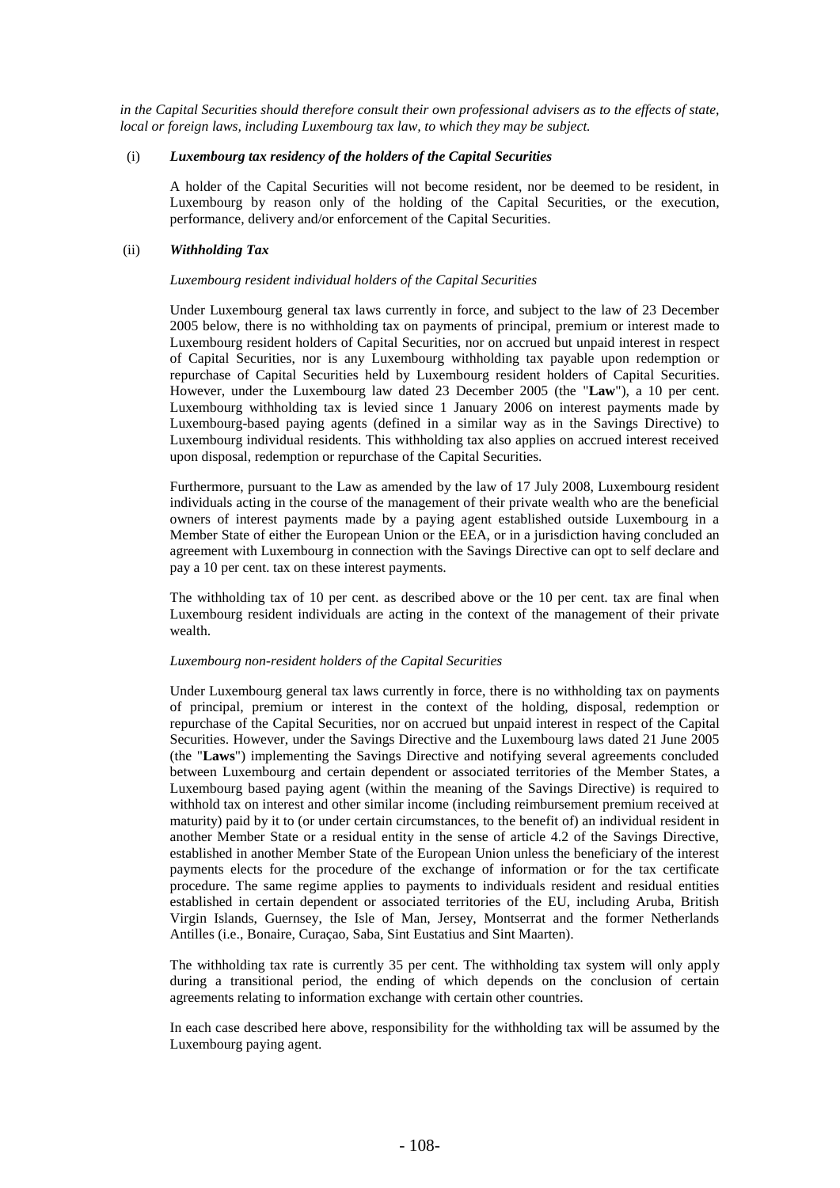*in the Capital Securities should therefore consult their own professional advisers as to the effects of state, local or foreign laws, including Luxembourg tax law, to which they may be subject.*

(i) ***Luxembourg tax residency of the holders of the Capital Securities***

A holder of the Capital Securities will not become resident, nor be deemed to be resident, in Luxembourg by reason only of the holding of the Capital Securities, or the execution, performance, delivery and/or enforcement of the Capital Securities.

(ii) ***Withholding Tax***

*Luxembourg resident individual holders of the Capital Securities*

Under Luxembourg general tax laws currently in force, and subject to the law of 23 December 2005 below, there is no withholding tax on payments of principal, premium or interest made to Luxembourg resident holders of Capital Securities, nor on accrued but unpaid interest in respect of Capital Securities, nor is any Luxembourg withholding tax payable upon redemption or repurchase of Capital Securities held by Luxembourg resident holders of Capital Securities. However, under the Luxembourg law dated 23 December 2005 (the "**Law**"), a 10 per cent. Luxembourg withholding tax is levied since 1 January 2006 on interest payments made by Luxembourg-based paying agents (defined in a similar way as in the Savings Directive) to Luxembourg individual residents. This withholding tax also applies on accrued interest received upon disposal, redemption or repurchase of the Capital Securities.

Furthermore, pursuant to the Law as amended by the law of 17 July 2008, Luxembourg resident individuals acting in the course of the management of their private wealth who are the beneficial owners of interest payments made by a paying agent established outside Luxembourg in a Member State of either the European Union or the EEA, or in a jurisdiction having concluded an agreement with Luxembourg in connection with the Savings Directive can opt to self declare and pay a 10 per cent. tax on these interest payments.

The withholding tax of 10 per cent. as described above or the 10 per cent. tax are final when Luxembourg resident individuals are acting in the context of the management of their private wealth.

*Luxembourg non-resident holders of the Capital Securities*

Under Luxembourg general tax laws currently in force, there is no withholding tax on payments of principal, premium or interest in the context of the holding, disposal, redemption or repurchase of the Capital Securities, nor on accrued but unpaid interest in respect of the Capital Securities. However, under the Savings Directive and the Luxembourg laws dated 21 June 2005 (the "**Laws**") implementing the Savings Directive and notifying several agreements concluded between Luxembourg and certain dependent or associated territories of the Member States, a Luxembourg based paying agent (within the meaning of the Savings Directive) is required to withhold tax on interest and other similar income (including reimbursement premium received at maturity) paid by it to (or under certain circumstances, to the benefit of) an individual resident in another Member State or a residual entity in the sense of article 4.2 of the Savings Directive, established in another Member State of the European Union unless the beneficiary of the interest payments elects for the procedure of the exchange of information or for the tax certificate procedure. The same regime applies to payments to individuals resident and residual entities established in certain dependent or associated territories of the EU, including Aruba, British Virgin Islands, Guernsey, the Isle of Man, Jersey, Montserrat and the former Netherlands Antilles (i.e., Bonaire, Curaçao, Saba, Sint Eustatius and Sint Maarten).

The withholding tax rate is currently 35 per cent. The withholding tax system will only apply during a transitional period, the ending of which depends on the conclusion of certain agreements relating to information exchange with certain other countries.

In each case described here above, responsibility for the withholding tax will be assumed by the Luxembourg paying agent.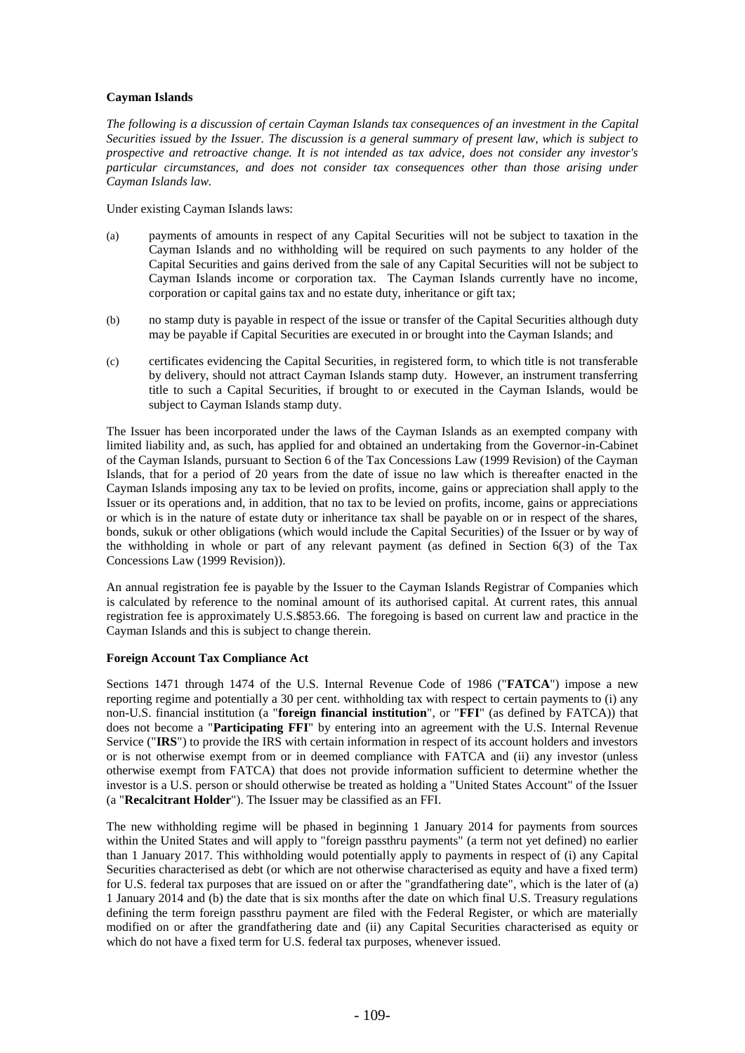**Cayman Islands**

*The following is a discussion of certain Cayman Islands tax consequences of an investment in the Capital Securities issued by the Issuer. The discussion is a general summary of present law, which is subject to prospective and retroactive change. It is not intended as tax advice, does not consider any investor's particular circumstances, and does not consider tax consequences other than those arising under Cayman Islands law.*

Under existing Cayman Islands laws:

(a) payments of amounts in respect of any Capital Securities will not be subject to taxation in the Cayman Islands and no withholding will be required on such payments to any holder of the Capital Securities and gains derived from the sale of any Capital Securities will not be subject to Cayman Islands income or corporation tax. The Cayman Islands currently have no income, corporation or capital gains tax and no estate duty, inheritance or gift tax;

(b) no stamp duty is payable in respect of the issue or transfer of the Capital Securities although duty may be payable if Capital Securities are executed in or brought into the Cayman Islands; and

(c) certificates evidencing the Capital Securities, in registered form, to which title is not transferable by delivery, should not attract Cayman Islands stamp duty. However, an instrument transferring title to such a Capital Securities, if brought to or executed in the Cayman Islands, would be subject to Cayman Islands stamp duty.

The Issuer has been incorporated under the laws of the Cayman Islands as an exempted company with limited liability and, as such, has applied for and obtained an undertaking from the Governor-in-Cabinet of the Cayman Islands, pursuant to Section 6 of the Tax Concessions Law (1999 Revision) of the Cayman Islands, that for a period of 20 years from the date of issue no law which is thereafter enacted in the Cayman Islands imposing any tax to be levied on profits, income, gains or appreciation shall apply to the Issuer or its operations and, in addition, that no tax to be levied on profits, income, gains or appreciations or which is in the nature of estate duty or inheritance tax shall be payable on or in respect of the shares, bonds, sukuk or other obligations (which would include the Capital Securities) of the Issuer or by way of the withholding in whole or part of any relevant payment (as defined in Section 6(3) of the Tax Concessions Law (1999 Revision)).

An annual registration fee is payable by the Issuer to the Cayman Islands Registrar of Companies which is calculated by reference to the nominal amount of its authorised capital. At current rates, this annual registration fee is approximately U.S.$853.66. The foregoing is based on current law and practice in the Cayman Islands and this is subject to change therein.

**Foreign Account Tax Compliance Act**

Sections 1471 through 1474 of the U.S. Internal Revenue Code of 1986 ("**FATCA**") impose a new reporting regime and potentially a 30 per cent. withholding tax with respect to certain payments to (i) any non-U.S. financial institution (a "**foreign financial institution**", or "**FFI**" (as defined by FATCA)) that does not become a "**Participating FFI**" by entering into an agreement with the U.S. Internal Revenue Service ("**IRS**") to provide the IRS with certain information in respect of its account holders and investors or is not otherwise exempt from or in deemed compliance with FATCA and (ii) any investor (unless otherwise exempt from FATCA) that does not provide information sufficient to determine whether the investor is a U.S. person or should otherwise be treated as holding a "United States Account" of the Issuer (a "**Recalcitrant Holder**"). The Issuer may be classified as an FFI.

The new withholding regime will be phased in beginning 1 January 2014 for payments from sources within the United States and will apply to "foreign passthru payments" (a term not yet defined) no earlier than 1 January 2017. This withholding would potentially apply to payments in respect of (i) any Capital Securities characterised as debt (or which are not otherwise characterised as equity and have a fixed term) for U.S. federal tax purposes that are issued on or after the "grandfathering date", which is the later of (a) 1 January 2014 and (b) the date that is six months after the date on which final U.S. Treasury regulations defining the term foreign passthru payment are filed with the Federal Register, or which are materially modified on or after the grandfathering date and (ii) any Capital Securities characterised as equity or which do not have a fixed term for U.S. federal tax purposes, whenever issued.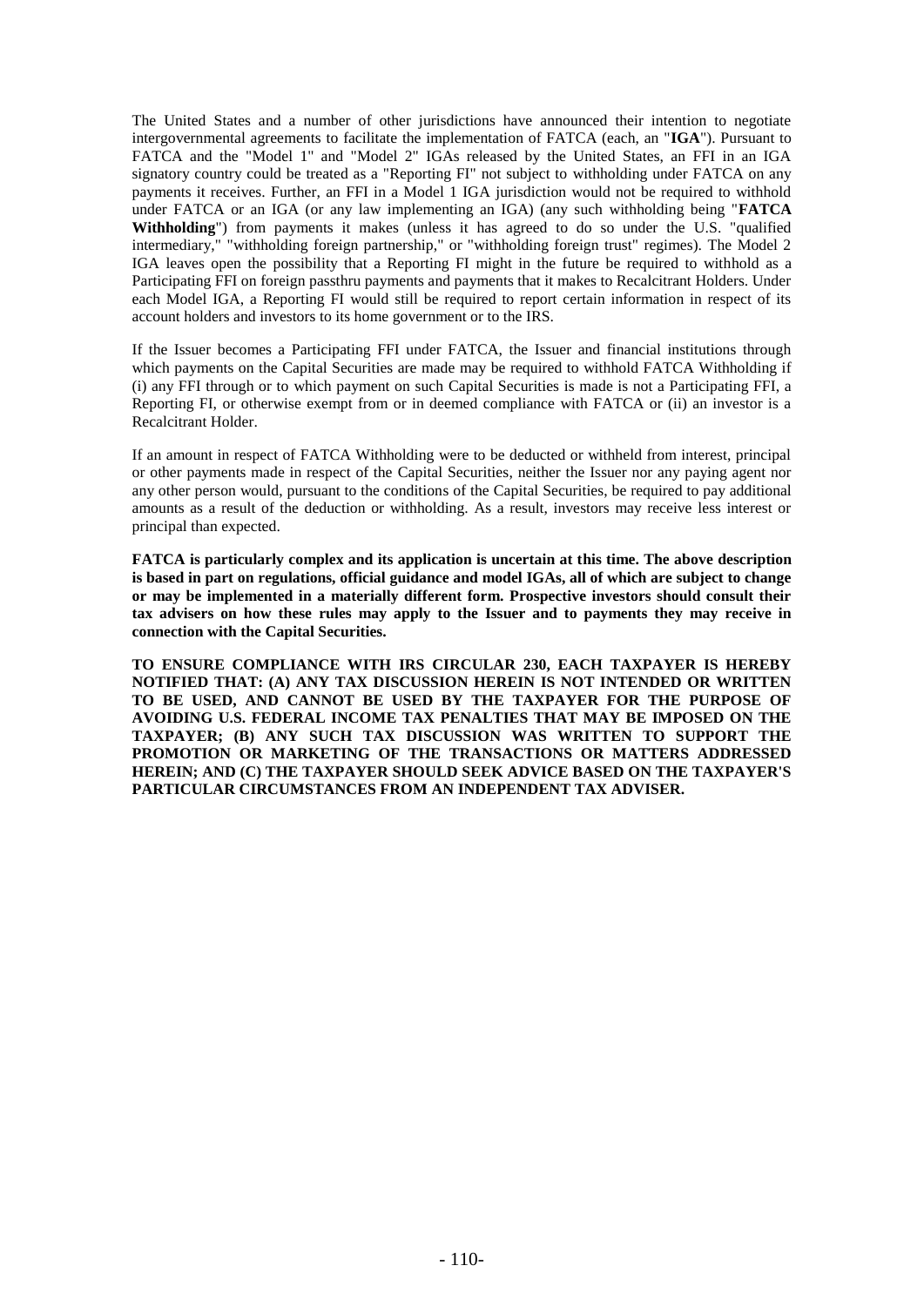The United States and a number of other jurisdictions have announced their intention to negotiate intergovernmental agreements to facilitate the implementation of FATCA (each, an "**IGA**"). Pursuant to FATCA and the "Model 1" and "Model 2" IGAs released by the United States, an FFI in an IGA signatory country could be treated as a "Reporting FI" not subject to withholding under FATCA on any payments it receives. Further, an FFI in a Model 1 IGA jurisdiction would not be required to withhold under FATCA or an IGA (or any law implementing an IGA) (any such withholding being "**FATCA Withholding**") from payments it makes (unless it has agreed to do so under the U.S. "qualified intermediary," "withholding foreign partnership," or "withholding foreign trust" regimes). The Model 2 IGA leaves open the possibility that a Reporting FI might in the future be required to withhold as a Participating FFI on foreign passthru payments and payments that it makes to Recalcitrant Holders. Under each Model IGA, a Reporting FI would still be required to report certain information in respect of its account holders and investors to its home government or to the IRS.

If the Issuer becomes a Participating FFI under FATCA, the Issuer and financial institutions through which payments on the Capital Securities are made may be required to withhold FATCA Withholding if (i) any FFI through or to which payment on such Capital Securities is made is not a Participating FFI, a Reporting FI, or otherwise exempt from or in deemed compliance with FATCA or (ii) an investor is a Recalcitrant Holder.

If an amount in respect of FATCA Withholding were to be deducted or withheld from interest, principal or other payments made in respect of the Capital Securities, neither the Issuer nor any paying agent nor any other person would, pursuant to the conditions of the Capital Securities, be required to pay additional amounts as a result of the deduction or withholding. As a result, investors may receive less interest or principal than expected.

**FATCA is particularly complex and its application is uncertain at this time. The above description is based in part on regulations, official guidance and model IGAs, all of which are subject to change or may be implemented in a materially different form. Prospective investors should consult their tax advisers on how these rules may apply to the Issuer and to payments they may receive in connection with the Capital Securities.**

**TO ENSURE COMPLIANCE WITH IRS CIRCULAR 230, EACH TAXPAYER IS HEREBY NOTIFIED THAT: (A) ANY TAX DISCUSSION HEREIN IS NOT INTENDED OR WRITTEN TO BE USED, AND CANNOT BE USED BY THE TAXPAYER FOR THE PURPOSE OF AVOIDING U.S. FEDERAL INCOME TAX PENALTIES THAT MAY BE IMPOSED ON THE TAXPAYER; (B) ANY SUCH TAX DISCUSSION WAS WRITTEN TO SUPPORT THE PROMOTION OR MARKETING OF THE TRANSACTIONS OR MATTERS ADDRESSED HEREIN; AND (C) THE TAXPAYER SHOULD SEEK ADVICE BASED ON THE TAXPAYER'S PARTICULAR CIRCUMSTANCES FROM AN INDEPENDENT TAX ADVISER.**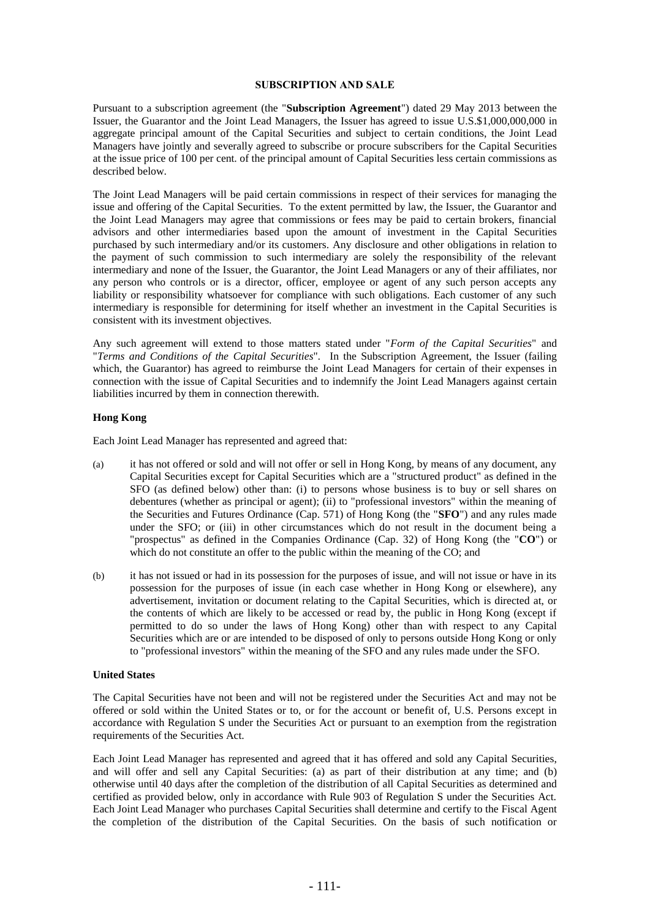## SUBSCRIPTION AND SALE

Pursuant to a subscription agreement (the "**Subscription Agreement**") dated 29 May 2013 between the Issuer, the Guarantor and the Joint Lead Managers, the Issuer has agreed to issue U.S.$1,000,000,000 in aggregate principal amount of the Capital Securities and subject to certain conditions, the Joint Lead Managers have jointly and severally agreed to subscribe or procure subscribers for the Capital Securities at the issue price of 100 per cent. of the principal amount of Capital Securities less certain commissions as described below.

The Joint Lead Managers will be paid certain commissions in respect of their services for managing the issue and offering of the Capital Securities. To the extent permitted by law, the Issuer, the Guarantor and the Joint Lead Managers may agree that commissions or fees may be paid to certain brokers, financial advisors and other intermediaries based upon the amount of investment in the Capital Securities purchased by such intermediary and/or its customers. Any disclosure and other obligations in relation to the payment of such commission to such intermediary are solely the responsibility of the relevant intermediary and none of the Issuer, the Guarantor, the Joint Lead Managers or any of their affiliates, nor any person who controls or is a director, officer, employee or agent of any such person accepts any liability or responsibility whatsoever for compliance with such obligations. Each customer of any such intermediary is responsible for determining for itself whether an investment in the Capital Securities is consistent with its investment objectives.

Any such agreement will extend to those matters stated under "*Form of the Capital Securities*" and "*Terms and Conditions of the Capital Securities*". In the Subscription Agreement, the Issuer (failing which, the Guarantor) has agreed to reimburse the Joint Lead Managers for certain of their expenses in connection with the issue of Capital Securities and to indemnify the Joint Lead Managers against certain liabilities incurred by them in connection therewith.

### Hong Kong

Each Joint Lead Manager has represented and agreed that:

(a) it has not offered or sold and will not offer or sell in Hong Kong, by means of any document, any Capital Securities except for Capital Securities which are a "structured product" as defined in the SFO (as defined below) other than: (i) to persons whose business is to buy or sell shares on debentures (whether as principal or agent); (ii) to "professional investors" within the meaning of the Securities and Futures Ordinance (Cap. 571) of Hong Kong (the "**SFO**") and any rules made under the SFO; or (iii) in other circumstances which do not result in the document being a "prospectus" as defined in the Companies Ordinance (Cap. 32) of Hong Kong (the "**CO**") or which do not constitute an offer to the public within the meaning of the CO; and

(b) it has not issued or had in its possession for the purposes of issue, and will not issue or have in its possession for the purposes of issue (in each case whether in Hong Kong or elsewhere), any advertisement, invitation or document relating to the Capital Securities, which is directed at, or the contents of which are likely to be accessed or read by, the public in Hong Kong (except if permitted to do so under the laws of Hong Kong) other than with respect to any Capital Securities which are or are intended to be disposed of only to persons outside Hong Kong or only to "professional investors" within the meaning of the SFO and any rules made under the SFO.

### United States

The Capital Securities have not been and will not be registered under the Securities Act and may not be offered or sold within the United States or to, or for the account or benefit of, U.S. Persons except in accordance with Regulation S under the Securities Act or pursuant to an exemption from the registration requirements of the Securities Act.

Each Joint Lead Manager has represented and agreed that it has offered and sold any Capital Securities, and will offer and sell any Capital Securities: (a) as part of their distribution at any time; and (b) otherwise until 40 days after the completion of the distribution of all Capital Securities as determined and certified as provided below, only in accordance with Rule 903 of Regulation S under the Securities Act. Each Joint Lead Manager who purchases Capital Securities shall determine and certify to the Fiscal Agent the completion of the distribution of the Capital Securities. On the basis of such notification or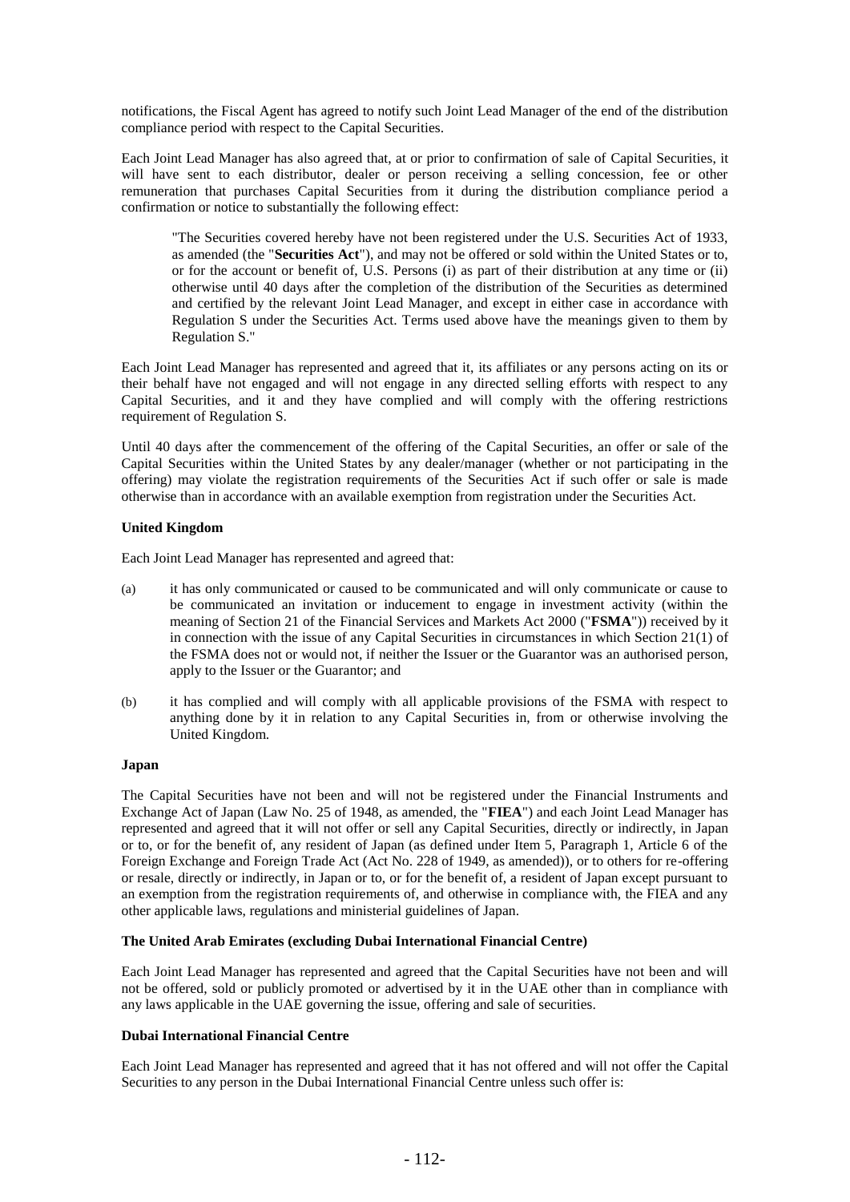notifications, the Fiscal Agent has agreed to notify such Joint Lead Manager of the end of the distribution compliance period with respect to the Capital Securities.

Each Joint Lead Manager has also agreed that, at or prior to confirmation of sale of Capital Securities, it will have sent to each distributor, dealer or person receiving a selling concession, fee or other remuneration that purchases Capital Securities from it during the distribution compliance period a confirmation or notice to substantially the following effect:

> "The Securities covered hereby have not been registered under the U.S. Securities Act of 1933, as amended (the "**Securities Act**"), and may not be offered or sold within the United States or to, or for the account or benefit of, U.S. Persons (i) as part of their distribution at any time or (ii) otherwise until 40 days after the completion of the distribution of the Securities as determined and certified by the relevant Joint Lead Manager, and except in either case in accordance with Regulation S under the Securities Act. Terms used above have the meanings given to them by Regulation S."

Each Joint Lead Manager has represented and agreed that it, its affiliates or any persons acting on its or their behalf have not engaged and will not engage in any directed selling efforts with respect to any Capital Securities, and it and they have complied and will comply with the offering restrictions requirement of Regulation S.

Until 40 days after the commencement of the offering of the Capital Securities, an offer or sale of the Capital Securities within the United States by any dealer/manager (whether or not participating in the offering) may violate the registration requirements of the Securities Act if such offer or sale is made otherwise than in accordance with an available exemption from registration under the Securities Act.

**United Kingdom**

Each Joint Lead Manager has represented and agreed that:

(a) it has only communicated or caused to be communicated and will only communicate or cause to be communicated an invitation or inducement to engage in investment activity (within the meaning of Section 21 of the Financial Services and Markets Act 2000 ("**FSMA**")) received by it in connection with the issue of any Capital Securities in circumstances in which Section 21(1) of the FSMA does not or would not, if neither the Issuer or the Guarantor was an authorised person, apply to the Issuer or the Guarantor; and

(b) it has complied and will comply with all applicable provisions of the FSMA with respect to anything done by it in relation to any Capital Securities in, from or otherwise involving the United Kingdom.

**Japan**

The Capital Securities have not been and will not be registered under the Financial Instruments and Exchange Act of Japan (Law No. 25 of 1948, as amended, the "**FIEA**") and each Joint Lead Manager has represented and agreed that it will not offer or sell any Capital Securities, directly or indirectly, in Japan or to, or for the benefit of, any resident of Japan (as defined under Item 5, Paragraph 1, Article 6 of the Foreign Exchange and Foreign Trade Act (Act No. 228 of 1949, as amended)), or to others for re-offering or resale, directly or indirectly, in Japan or to, or for the benefit of, a resident of Japan except pursuant to an exemption from the registration requirements of, and otherwise in compliance with, the FIEA and any other applicable laws, regulations and ministerial guidelines of Japan.

**The United Arab Emirates (excluding Dubai International Financial Centre)**

Each Joint Lead Manager has represented and agreed that the Capital Securities have not been and will not be offered, sold or publicly promoted or advertised by it in the UAE other than in compliance with any laws applicable in the UAE governing the issue, offering and sale of securities.

**Dubai International Financial Centre**

Each Joint Lead Manager has represented and agreed that it has not offered and will not offer the Capital Securities to any person in the Dubai International Financial Centre unless such offer is: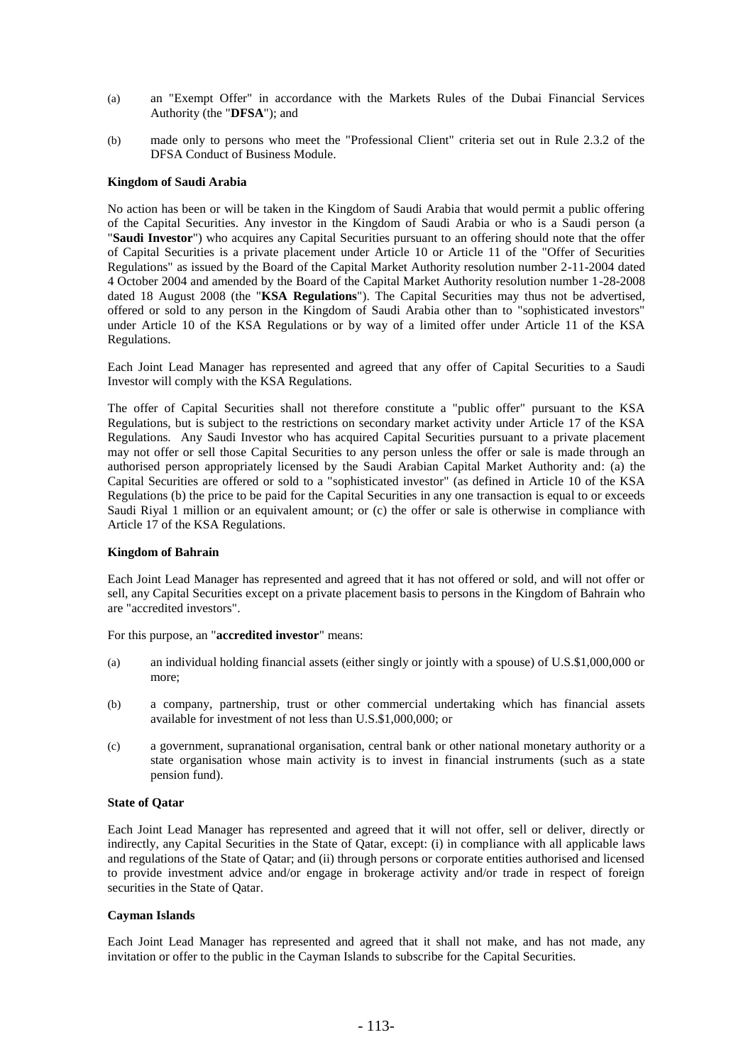(a) an "Exempt Offer" in accordance with the Markets Rules of the Dubai Financial Services Authority (the "**DFSA**"); and

(b) made only to persons who meet the "Professional Client" criteria set out in Rule 2.3.2 of the DFSA Conduct of Business Module.

**Kingdom of Saudi Arabia**

No action has been or will be taken in the Kingdom of Saudi Arabia that would permit a public offering of the Capital Securities. Any investor in the Kingdom of Saudi Arabia or who is a Saudi person (a "**Saudi Investor**") who acquires any Capital Securities pursuant to an offering should note that the offer of Capital Securities is a private placement under Article 10 or Article 11 of the "Offer of Securities Regulations" as issued by the Board of the Capital Market Authority resolution number 2-11-2004 dated 4 October 2004 and amended by the Board of the Capital Market Authority resolution number 1-28-2008 dated 18 August 2008 (the "**KSA Regulations**"). The Capital Securities may thus not be advertised, offered or sold to any person in the Kingdom of Saudi Arabia other than to "sophisticated investors" under Article 10 of the KSA Regulations or by way of a limited offer under Article 11 of the KSA Regulations.

Each Joint Lead Manager has represented and agreed that any offer of Capital Securities to a Saudi Investor will comply with the KSA Regulations.

The offer of Capital Securities shall not therefore constitute a "public offer" pursuant to the KSA Regulations, but is subject to the restrictions on secondary market activity under Article 17 of the KSA Regulations. Any Saudi Investor who has acquired Capital Securities pursuant to a private placement may not offer or sell those Capital Securities to any person unless the offer or sale is made through an authorised person appropriately licensed by the Saudi Arabian Capital Market Authority and: (a) the Capital Securities are offered or sold to a "sophisticated investor" (as defined in Article 10 of the KSA Regulations (b) the price to be paid for the Capital Securities in any one transaction is equal to or exceeds Saudi Riyal 1 million or an equivalent amount; or (c) the offer or sale is otherwise in compliance with Article 17 of the KSA Regulations.

**Kingdom of Bahrain**

Each Joint Lead Manager has represented and agreed that it has not offered or sold, and will not offer or sell, any Capital Securities except on a private placement basis to persons in the Kingdom of Bahrain who are "accredited investors".

For this purpose, an "**accredited investor**" means:

(a) an individual holding financial assets (either singly or jointly with a spouse) of U.S.$1,000,000 or more;

(b) a company, partnership, trust or other commercial undertaking which has financial assets available for investment of not less than U.S.$1,000,000; or

(c) a government, supranational organisation, central bank or other national monetary authority or a state organisation whose main activity is to invest in financial instruments (such as a state pension fund).

**State of Qatar**

Each Joint Lead Manager has represented and agreed that it will not offer, sell or deliver, directly or indirectly, any Capital Securities in the State of Qatar, except: (i) in compliance with all applicable laws and regulations of the State of Qatar; and (ii) through persons or corporate entities authorised and licensed to provide investment advice and/or engage in brokerage activity and/or trade in respect of foreign securities in the State of Qatar.

**Cayman Islands**

Each Joint Lead Manager has represented and agreed that it shall not make, and has not made, any invitation or offer to the public in the Cayman Islands to subscribe for the Capital Securities.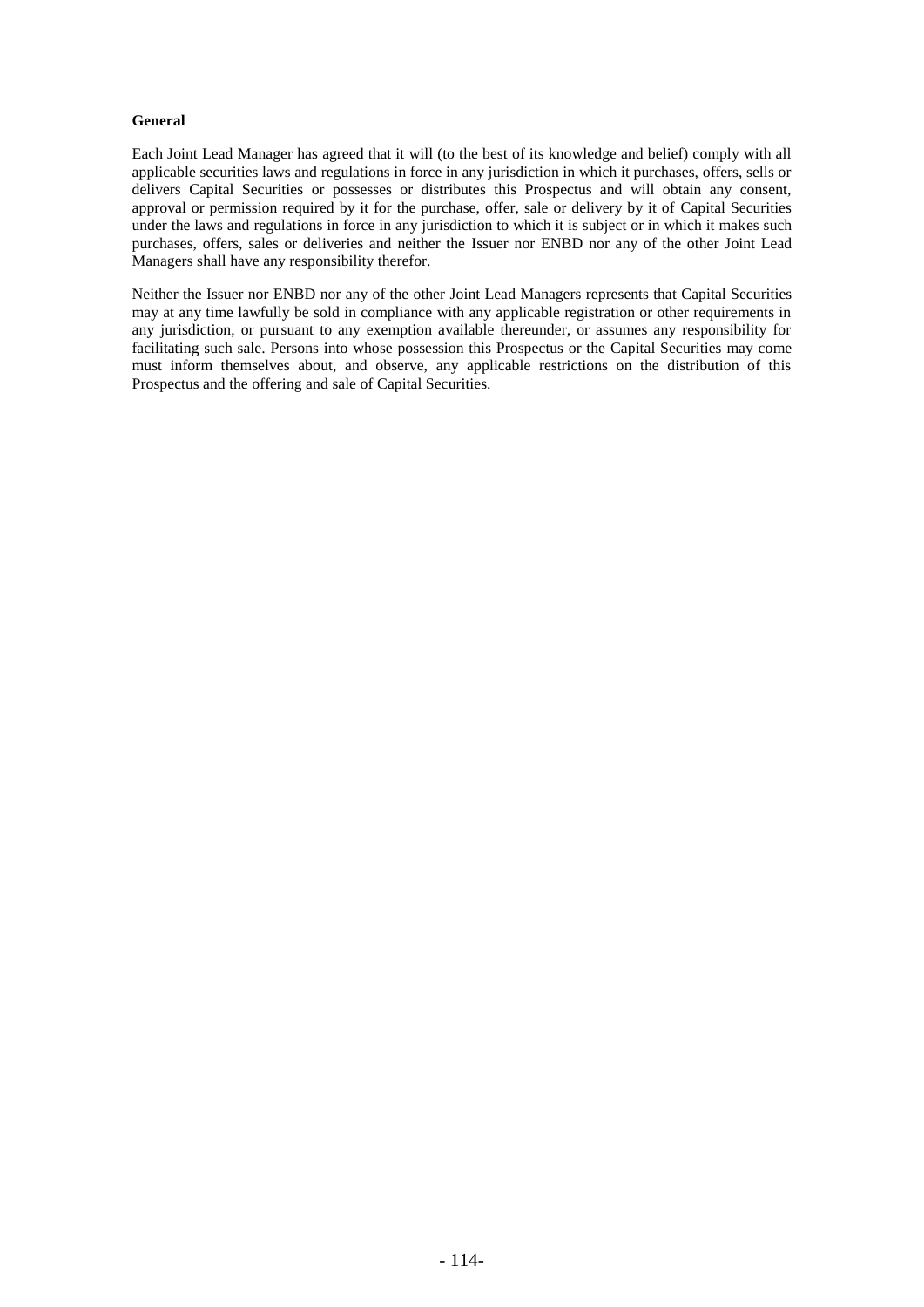**General**

Each Joint Lead Manager has agreed that it will (to the best of its knowledge and belief) comply with all applicable securities laws and regulations in force in any jurisdiction in which it purchases, offers, sells or delivers Capital Securities or possesses or distributes this Prospectus and will obtain any consent, approval or permission required by it for the purchase, offer, sale or delivery by it of Capital Securities under the laws and regulations in force in any jurisdiction to which it is subject or in which it makes such purchases, offers, sales or deliveries and neither the Issuer nor ENBD nor any of the other Joint Lead Managers shall have any responsibility therefor.

Neither the Issuer nor ENBD nor any of the other Joint Lead Managers represents that Capital Securities may at any time lawfully be sold in compliance with any applicable registration or other requirements in any jurisdiction, or pursuant to any exemption available thereunder, or assumes any responsibility for facilitating such sale. Persons into whose possession this Prospectus or the Capital Securities may come must inform themselves about, and observe, any applicable restrictions on the distribution of this Prospectus and the offering and sale of Capital Securities.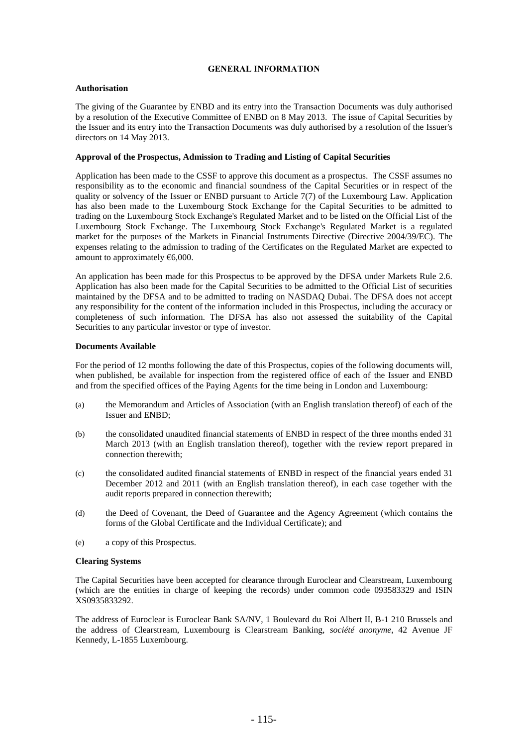# GENERAL INFORMATION

### Authorisation

The giving of the Guarantee by ENBD and its entry into the Transaction Documents was duly authorised by a resolution of the Executive Committee of ENBD on 8 May 2013. The issue of Capital Securities by the Issuer and its entry into the Transaction Documents was duly authorised by a resolution of the Issuer's directors on 14 May 2013.

### Approval of the Prospectus, Admission to Trading and Listing of Capital Securities

Application has been made to the CSSF to approve this document as a prospectus. The CSSF assumes no responsibility as to the economic and financial soundness of the Capital Securities or in respect of the quality or solvency of the Issuer or ENBD pursuant to Article 7(7) of the Luxembourg Law. Application has also been made to the Luxembourg Stock Exchange for the Capital Securities to be admitted to trading on the Luxembourg Stock Exchange's Regulated Market and to be listed on the Official List of the Luxembourg Stock Exchange. The Luxembourg Stock Exchange's Regulated Market is a regulated market for the purposes of the Markets in Financial Instruments Directive (Directive 2004/39/EC). The expenses relating to the admission to trading of the Certificates on the Regulated Market are expected to amount to approximately €6,000.

An application has been made for this Prospectus to be approved by the DFSA under Markets Rule 2.6. Application has also been made for the Capital Securities to be admitted to the Official List of securities maintained by the DFSA and to be admitted to trading on NASDAQ Dubai. The DFSA does not accept any responsibility for the content of the information included in this Prospectus, including the accuracy or completeness of such information. The DFSA has also not assessed the suitability of the Capital Securities to any particular investor or type of investor.

### Documents Available

For the period of 12 months following the date of this Prospectus, copies of the following documents will, when published, be available for inspection from the registered office of each of the Issuer and ENBD and from the specified offices of the Paying Agents for the time being in London and Luxembourg:

(a) the Memorandum and Articles of Association (with an English translation thereof) of each of the Issuer and ENBD;

(b) the consolidated unaudited financial statements of ENBD in respect of the three months ended 31 March 2013 (with an English translation thereof), together with the review report prepared in connection therewith;

(c) the consolidated audited financial statements of ENBD in respect of the financial years ended 31 December 2012 and 2011 (with an English translation thereof), in each case together with the audit reports prepared in connection therewith;

(d) the Deed of Covenant, the Deed of Guarantee and the Agency Agreement (which contains the forms of the Global Certificate and the Individual Certificate); and

(e) a copy of this Prospectus.

### Clearing Systems

The Capital Securities have been accepted for clearance through Euroclear and Clearstream, Luxembourg (which are the entities in charge of keeping the records) under common code 093583329 and ISIN XS0935833292.

The address of Euroclear is Euroclear Bank SA/NV, 1 Boulevard du Roi Albert II, B-1 210 Brussels and the address of Clearstream, Luxembourg is Clearstream Banking, *société anonyme*, 42 Avenue JF Kennedy, L-1855 Luxembourg.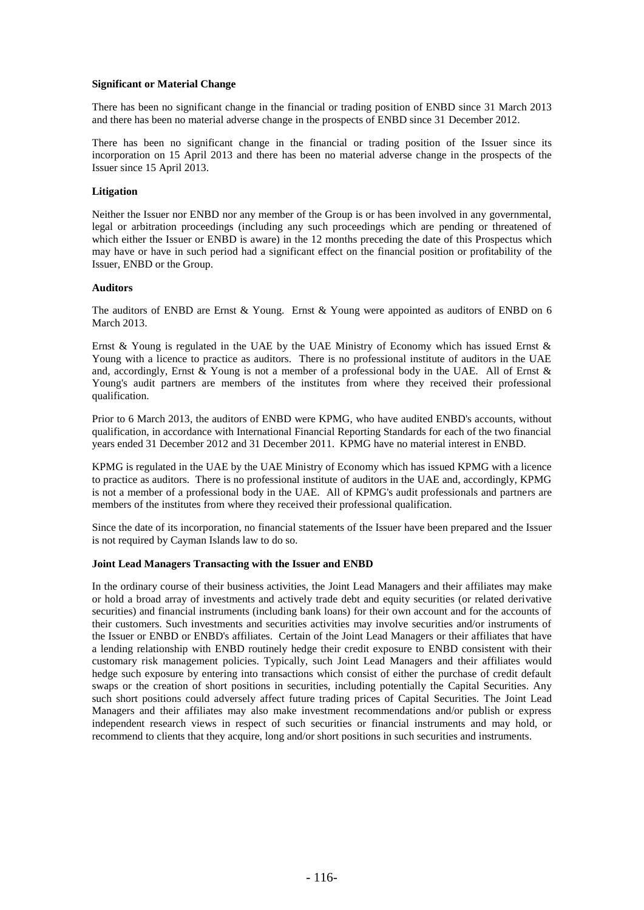**Significant or Material Change**

There has been no significant change in the financial or trading position of ENBD since 31 March 2013 and there has been no material adverse change in the prospects of ENBD since 31 December 2012.

There has been no significant change in the financial or trading position of the Issuer since its incorporation on 15 April 2013 and there has been no material adverse change in the prospects of the Issuer since 15 April 2013.

**Litigation**

Neither the Issuer nor ENBD nor any member of the Group is or has been involved in any governmental, legal or arbitration proceedings (including any such proceedings which are pending or threatened of which either the Issuer or ENBD is aware) in the 12 months preceding the date of this Prospectus which may have or have in such period had a significant effect on the financial position or profitability of the Issuer, ENBD or the Group.

**Auditors**

The auditors of ENBD are Ernst & Young. Ernst & Young were appointed as auditors of ENBD on 6 March 2013.

Ernst & Young is regulated in the UAE by the UAE Ministry of Economy which has issued Ernst & Young with a licence to practice as auditors. There is no professional institute of auditors in the UAE and, accordingly, Ernst & Young is not a member of a professional body in the UAE. All of Ernst & Young's audit partners are members of the institutes from where they received their professional qualification.

Prior to 6 March 2013, the auditors of ENBD were KPMG, who have audited ENBD's accounts, without qualification, in accordance with International Financial Reporting Standards for each of the two financial years ended 31 December 2012 and 31 December 2011. KPMG have no material interest in ENBD.

KPMG is regulated in the UAE by the UAE Ministry of Economy which has issued KPMG with a licence to practice as auditors. There is no professional institute of auditors in the UAE and, accordingly, KPMG is not a member of a professional body in the UAE. All of KPMG's audit professionals and partners are members of the institutes from where they received their professional qualification.

Since the date of its incorporation, no financial statements of the Issuer have been prepared and the Issuer is not required by Cayman Islands law to do so.

**Joint Lead Managers Transacting with the Issuer and ENBD**

In the ordinary course of their business activities, the Joint Lead Managers and their affiliates may make or hold a broad array of investments and actively trade debt and equity securities (or related derivative securities) and financial instruments (including bank loans) for their own account and for the accounts of their customers. Such investments and securities activities may involve securities and/or instruments of the Issuer or ENBD or ENBD's affiliates. Certain of the Joint Lead Managers or their affiliates that have a lending relationship with ENBD routinely hedge their credit exposure to ENBD consistent with their customary risk management policies. Typically, such Joint Lead Managers and their affiliates would hedge such exposure by entering into transactions which consist of either the purchase of credit default swaps or the creation of short positions in securities, including potentially the Capital Securities. Any such short positions could adversely affect future trading prices of Capital Securities. The Joint Lead Managers and their affiliates may also make investment recommendations and/or publish or express independent research views in respect of such securities or financial instruments and may hold, or recommend to clients that they acquire, long and/or short positions in such securities and instruments.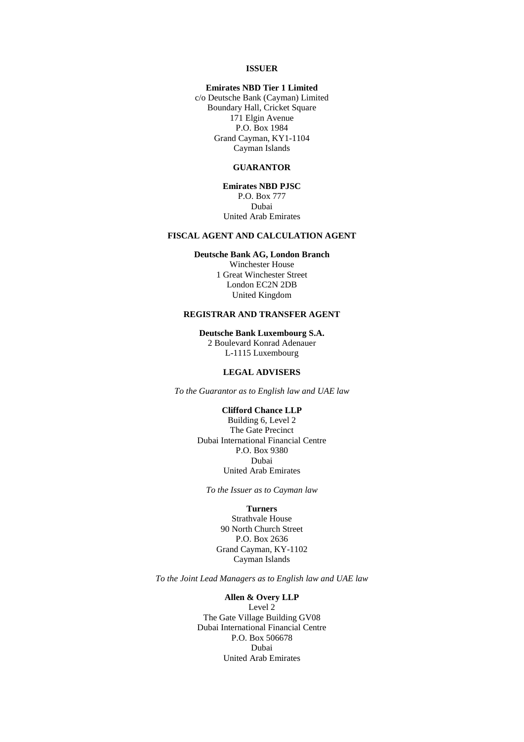**ISSUER**

**Emirates NBD Tier 1 Limited**
c/o Deutsche Bank (Cayman) Limited
Boundary Hall, Cricket Square
171 Elgin Avenue
P.O. Box 1984
Grand Cayman, KY1-1104
Cayman Islands

**GUARANTOR**

**Emirates NBD PJSC**
P.O. Box 777
Dubai
United Arab Emirates

**FISCAL AGENT AND CALCULATION AGENT**

**Deutsche Bank AG, London Branch**
Winchester House
1 Great Winchester Street
London EC2N 2DB
United Kingdom

**REGISTRAR AND TRANSFER AGENT**

**Deutsche Bank Luxembourg S.A.**
2 Boulevard Konrad Adenauer
L-1115 Luxembourg

**LEGAL ADVISERS**

*To the Guarantor as to English law and UAE law*

**Clifford Chance LLP**
Building 6, Level 2
The Gate Precinct
Dubai International Financial Centre
P.O. Box 9380
Dubai
United Arab Emirates

*To the Issuer as to Cayman law*

**Turners**
Strathvale House
90 North Church Street
P.O. Box 2636
Grand Cayman, KY-1102
Cayman Islands

*To the Joint Lead Managers as to English law and UAE law*

**Allen & Overy LLP**
Level 2
The Gate Village Building GV08
Dubai International Financial Centre
P.O. Box 506678
Dubai
United Arab Emirates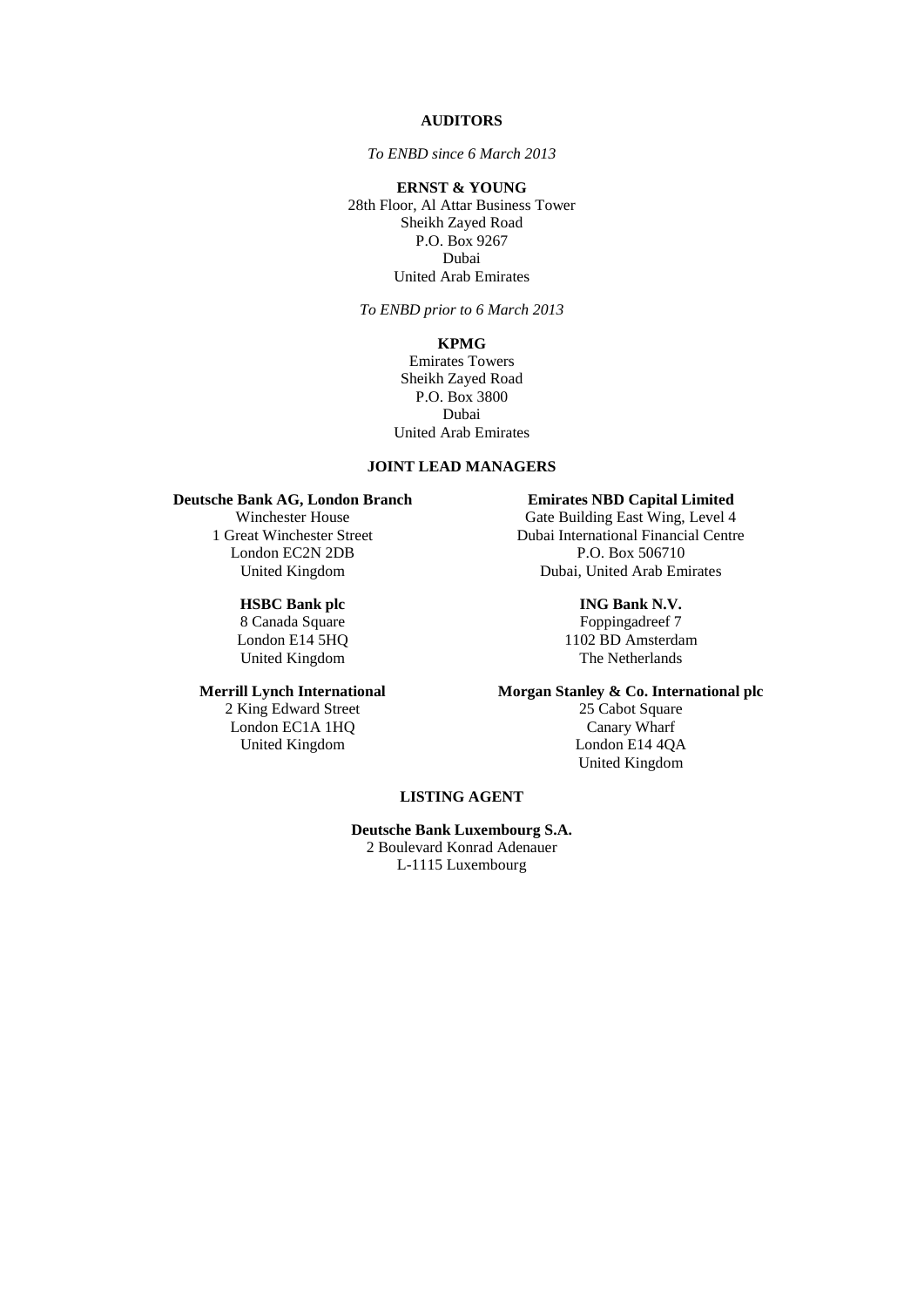## AUDITORS

*To ENBD since 6 March 2013*

**ERNST & YOUNG**
28th Floor, Al Attar Business Tower
Sheikh Zayed Road
P.O. Box 9267
Dubai
United Arab Emirates

*To ENBD prior to 6 March 2013*

**KPMG**
Emirates Towers
Sheikh Zayed Road
P.O. Box 3800
Dubai
United Arab Emirates

## JOINT LEAD MANAGERS

**Deutsche Bank AG, London Branch**
Winchester House
1 Great Winchester Street
London EC2N 2DB
United Kingdom

**Emirates NBD Capital Limited**
Gate Building East Wing, Level 4
Dubai International Financial Centre
P.O. Box 506710
Dubai, United Arab Emirates

**HSBC Bank plc**
8 Canada Square
London E14 5HQ
United Kingdom

**ING Bank N.V.**
Foppingadreef 7
1102 BD Amsterdam
The Netherlands

**Merrill Lynch International**
2 King Edward Street
London EC1A 1HQ
United Kingdom

**Morgan Stanley & Co. International plc**
25 Cabot Square
Canary Wharf
London E14 4QA
United Kingdom

## LISTING AGENT

**Deutsche Bank Luxembourg S.A.**
2 Boulevard Konrad Adenauer
L-1115 Luxembourg